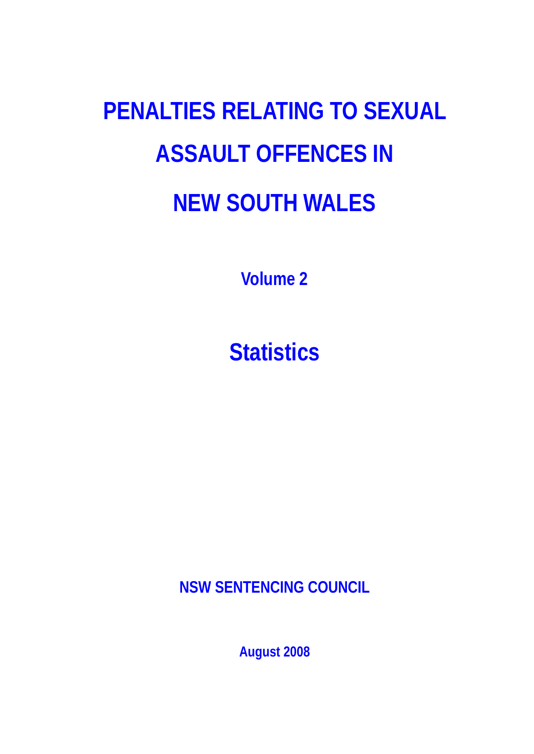# PENALTIES RELATING TO SEXUAL ASSAULT OFFENCES IN NEW SOUTH WALES

## Volume 2

## Statistics

**NSW SENTENCING COUNCIL**

**August 2008**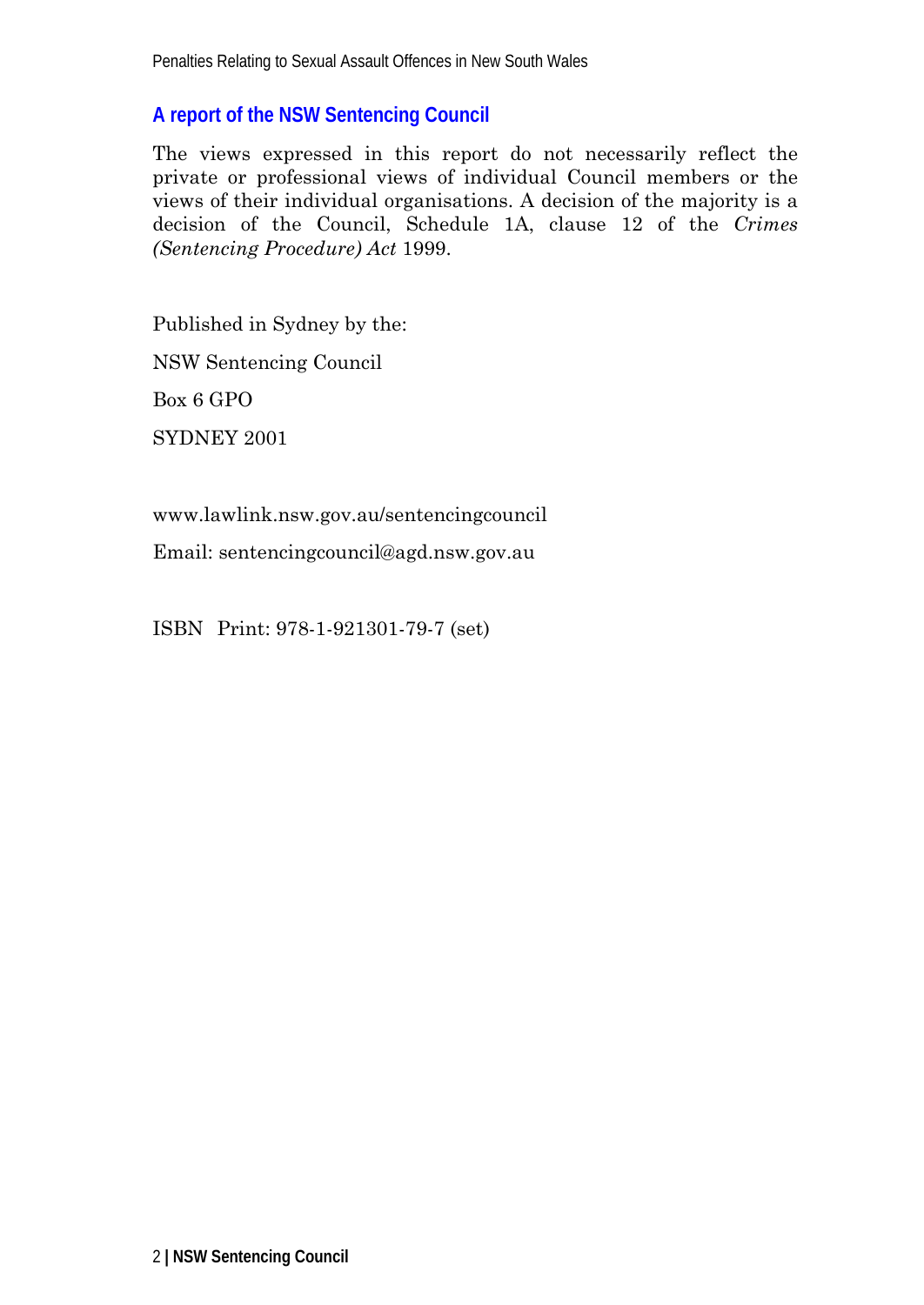## A report of the NSW Sentencing Council

The views expressed in this report do not necessarily reflect the private or professional views of individual Council members or the views of their individual organisations. A decision of the majority is a decision of the Council, Schedule 1A, clause 12 of the *Crimes (Sentencing Procedure) Act* 1999.

Published in Sydney by the:

NSW Sentencing Council

Box 6 GPO

SYDNEY 2001

www.lawlink.nsw.gov.au/sentencingcouncil

Email: sentencingcouncil@agd.nsw.gov.au

ISBN Print: 978-1-921301-79-7 (set)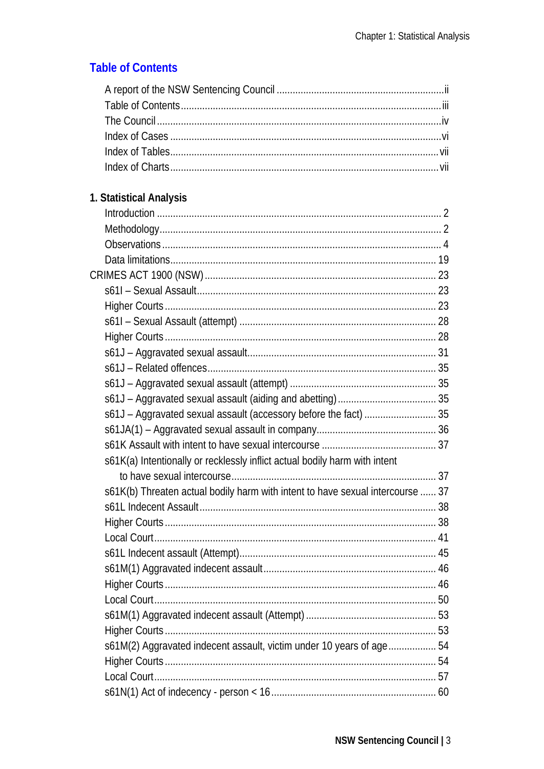## Table of Contents

A report of the NSW Sentencing Council ..... ii
Table of Contents ..... iii
The Council ..... iv
Index of Cases ..... vi
Index of Tables ..... vii
Index of Charts ..... vii

**1. Statistical Analysis**

Introduction ..... 2
Methodology ..... 2
Observations ..... 4
Data limitations ..... 19

CRIMES ACT 1900 (NSW) ..... 23

s61I – Sexual Assault ..... 23
Higher Courts ..... 23
s61I – Sexual Assault (attempt) ..... 28
Higher Courts ..... 28
s61J – Aggravated sexual assault ..... 31
s61J – Related offences ..... 35
s61J – Aggravated sexual assault (attempt) ..... 35
s61J – Aggravated sexual assault (aiding and abetting) ..... 35
s61J – Aggravated sexual assault (accessory before the fact) ..... 35
s61JA(1) – Aggravated sexual assault in company ..... 36
s61K Assault with intent to have sexual intercourse ..... 37
s61K(a) Intentionally or recklessly inflict actual bodily harm with intent to have sexual intercourse ..... 37
s61K(b) Threaten actual bodily harm with intent to have sexual intercourse ..... 37
s61L Indecent Assault ..... 38
Higher Courts ..... 38
Local Court ..... 41
s61L Indecent assault (Attempt) ..... 45
s61M(1) Aggravated indecent assault ..... 46
Higher Courts ..... 46
Local Court ..... 50
s61M(1) Aggravated indecent assault (Attempt) ..... 53
Higher Courts ..... 53
s61M(2) Aggravated indecent assault, victim under 10 years of age ..... 54
Higher Courts ..... 54
Local Court ..... 57
s61N(1) Act of indecency - person < 16 ..... 60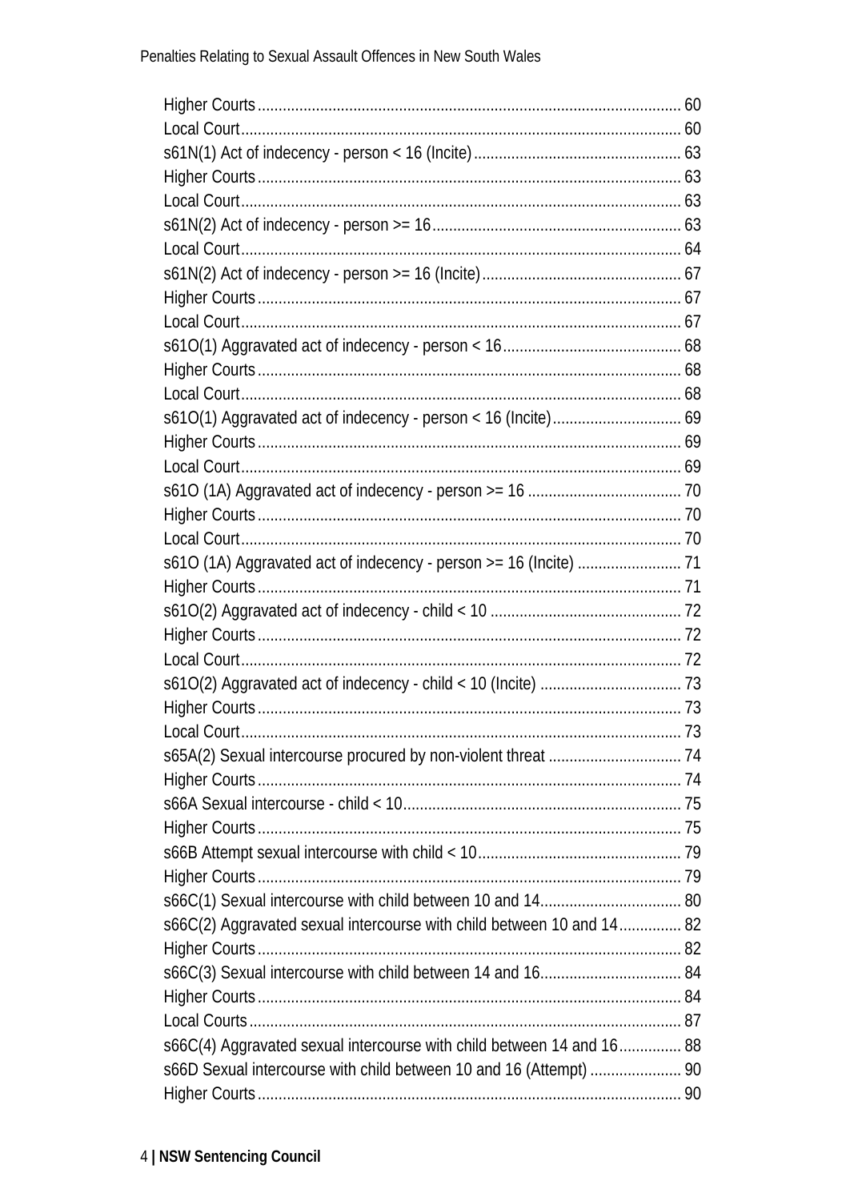Higher Courts ..................................................................................................... 60
Local Court ......................................................................................................... 60
s61N(1) Act of indecency - person < 16 (Incite) .................................................. 63
Higher Courts ..................................................................................................... 63
Local Court ......................................................................................................... 63
s61N(2) Act of indecency - person >= 16 ............................................................ 63
Local Court ......................................................................................................... 64
s61N(2) Act of indecency - person >= 16 (Incite) ................................................ 67
Higher Courts ..................................................................................................... 67
Local Court ......................................................................................................... 67
s61O(1) Aggravated act of indecency - person < 16 ........................................... 68
Higher Courts ..................................................................................................... 68
Local Court ......................................................................................................... 68
s61O(1) Aggravated act of indecency - person < 16 (Incite) ............................... 69
Higher Courts ..................................................................................................... 69
Local Court ......................................................................................................... 69
s61O (1A) Aggravated act of indecency - person >= 16 ..................................... 70
Higher Courts ..................................................................................................... 70
Local Court ......................................................................................................... 70
s61O (1A) Aggravated act of indecency - person >= 16 (Incite) ......................... 71
Higher Courts ..................................................................................................... 71
s61O(2) Aggravated act of indecency - child < 10 .............................................. 72
Higher Courts ..................................................................................................... 72
Local Court ......................................................................................................... 72
s61O(2) Aggravated act of indecency - child < 10 (Incite) .................................. 73
Higher Courts ..................................................................................................... 73
Local Court ......................................................................................................... 73
s65A(2) Sexual intercourse procured by non-violent threat ................................ 74
Higher Courts ..................................................................................................... 74
s66A Sexual intercourse - child < 10 ................................................................... 75
Higher Courts ..................................................................................................... 75
s66B Attempt sexual intercourse with child < 10 ................................................. 79
Higher Courts ..................................................................................................... 79
s66C(1) Sexual intercourse with child between 10 and 14 .................................. 80
s66C(2) Aggravated sexual intercourse with child between 10 and 14 ............... 82
Higher Courts ..................................................................................................... 82
s66C(3) Sexual intercourse with child between 14 and 16 .................................. 84
Higher Courts ..................................................................................................... 84
Local Courts ....................................................................................................... 87
s66C(4) Aggravated sexual intercourse with child between 14 and 16 ............... 88
s66D Sexual intercourse with child between 10 and 16 (Attempt) ...................... 90
Higher Courts ..................................................................................................... 90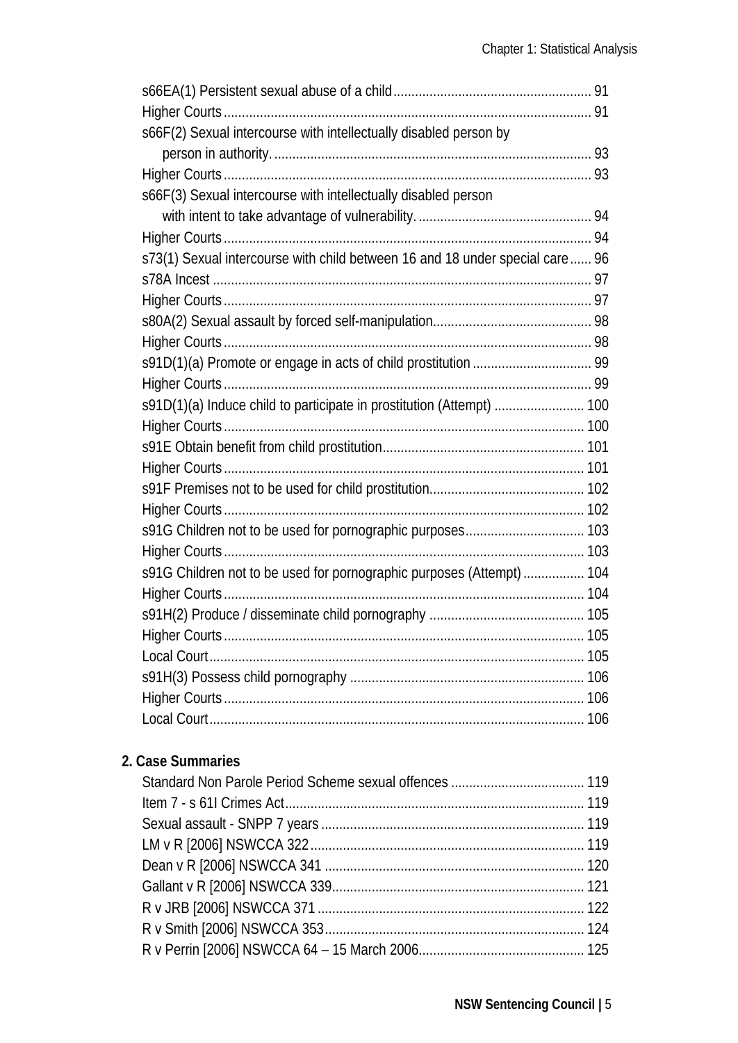s66EA(1) Persistent sexual abuse of a child ....... 91
Higher Courts ....... 91
s66F(2) Sexual intercourse with intellectually disabled person by person in authority. ....... 93
Higher Courts ....... 93
s66F(3) Sexual intercourse with intellectually disabled person with intent to take advantage of vulnerability. ....... 94
Higher Courts ....... 94
s73(1) Sexual intercourse with child between 16 and 18 under special care ....... 96
s78A Incest ....... 97
Higher Courts ....... 97
s80A(2) Sexual assault by forced self-manipulation ....... 98
Higher Courts ....... 98
s91D(1)(a) Promote or engage in acts of child prostitution ....... 99
Higher Courts ....... 99
s91D(1)(a) Induce child to participate in prostitution (Attempt) ....... 100
Higher Courts ....... 100
s91E Obtain benefit from child prostitution ....... 101
Higher Courts ....... 101
s91F Premises not to be used for child prostitution ....... 102
Higher Courts ....... 102
s91G Children not to be used for pornographic purposes ....... 103
Higher Courts ....... 103
s91G Children not to be used for pornographic purposes (Attempt) ....... 104
Higher Courts ....... 104
s91H(2) Produce / disseminate child pornography ....... 105
Higher Courts ....... 105
Local Court ....... 105
s91H(3) Possess child pornography ....... 106
Higher Courts ....... 106
Local Court ....... 106

**2. Case Summaries**

Standard Non Parole Period Scheme sexual offences ....... 119
Item 7 - s 61I Crimes Act ....... 119
Sexual assault - SNPP 7 years ....... 119
LM v R [2006] NSWCCA 322 ....... 119
Dean v R [2006] NSWCCA 341 ....... 120
Gallant v R [2006] NSWCCA 339 ....... 121
R v JRB [2006] NSWCCA 371 ....... 122
R v Smith [2006] NSWCCA 353 ....... 124
R v Perrin [2006] NSWCCA 64 – 15 March 2006 ....... 125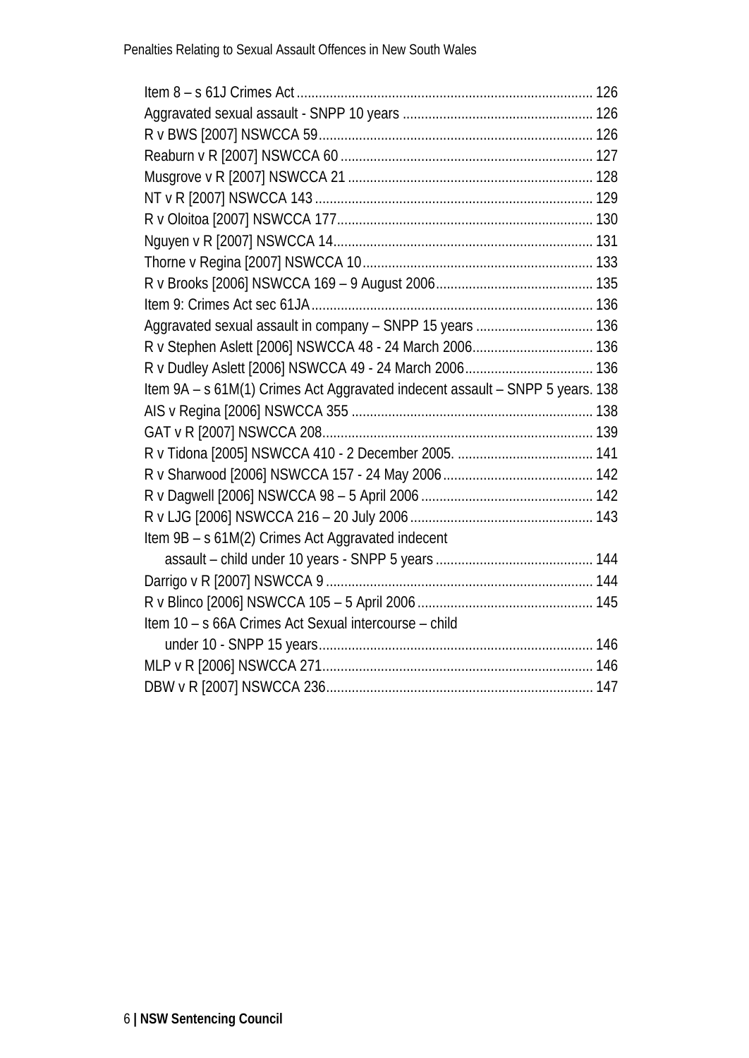Item 8 – s 61J Crimes Act ................................................................................ 126
Aggravated sexual assault - SNPP 10 years .................................................... 126
R v BWS [2007] NSWCCA 59.......................................................................... 126
Reaburn v R [2007] NSWCCA 60 .................................................................... 127
Musgrove v R [2007] NSWCCA 21 .................................................................. 128
NT v R [2007] NSWCCA 143 ........................................................................... 129
R v Oloitoa [2007] NSWCCA 177..................................................................... 130
Nguyen v R [2007] NSWCCA 14...................................................................... 131
Thorne v Regina [2007] NSWCCA 10.............................................................. 133
R v Brooks [2006] NSWCCA 169 – 9 August 2006........................................... 135
Item 9: Crimes Act sec 61JA............................................................................ 136
Aggravated sexual assault in company – SNPP 15 years ................................ 136
R v Stephen Aslett [2006] NSWCCA 48 - 24 March 2006................................. 136
R v Dudley Aslett [2006] NSWCCA 49 - 24 March 2006................................... 136
Item 9A – s 61M(1) Crimes Act Aggravated indecent assault – SNPP 5 years. 138
AIS v Regina [2006] NSWCCA 355 ................................................................. 138
GAT v R [2007] NSWCCA 208......................................................................... 139
R v Tidona [2005] NSWCCA 410 - 2 December 2005. ..................................... 141
R v Sharwood [2006] NSWCCA 157 - 24 May 2006......................................... 142
R v Dagwell [2006] NSWCCA 98 – 5 April 2006 ............................................... 142
R v LJG [2006] NSWCCA 216 – 20 July 2006 .................................................. 143
Item 9B – s 61M(2) Crimes Act Aggravated indecent
    assault – child under 10 years - SNPP 5 years ........................................... 144
Darrigo v R [2007] NSWCCA 9 ........................................................................ 144
R v Blinco [2006] NSWCCA 105 – 5 April 2006 ................................................ 145
Item 10 – s 66A Crimes Act Sexual intercourse – child
    under 10 - SNPP 15 years........................................................................... 146
MLP v R [2006] NSWCCA 271......................................................................... 146
DBW v R [2007] NSWCCA 236........................................................................ 147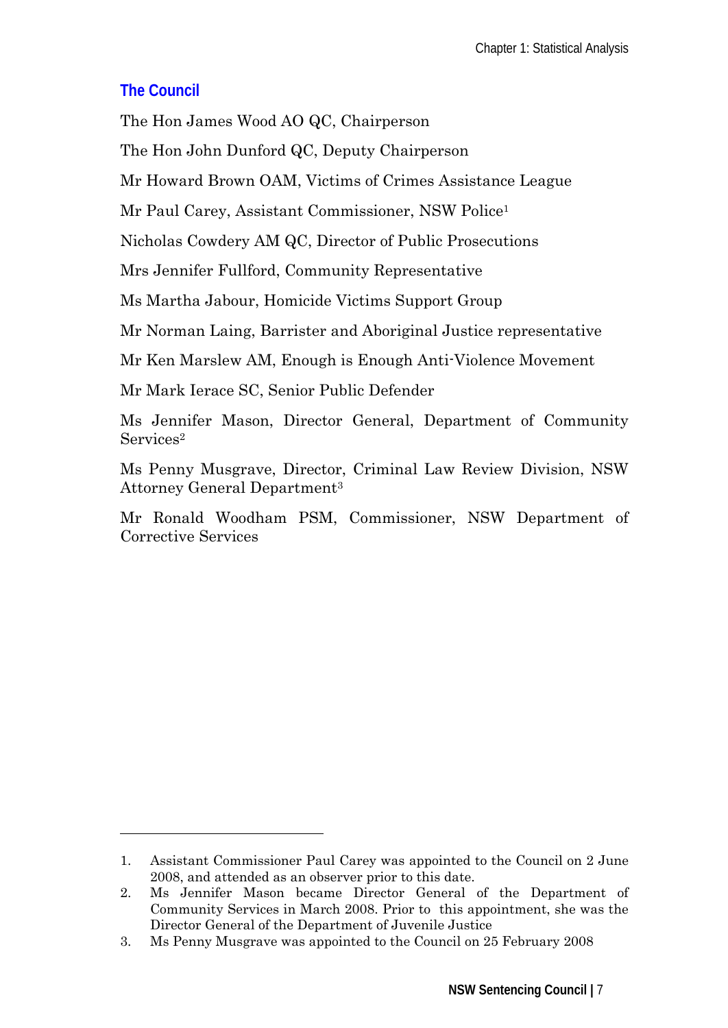## The Council

The Hon James Wood AO QC, Chairperson

The Hon John Dunford QC, Deputy Chairperson

Mr Howard Brown OAM, Victims of Crimes Assistance League

Mr Paul Carey, Assistant Commissioner, NSW Police[1]

Nicholas Cowdery AM QC, Director of Public Prosecutions

Mrs Jennifer Fullford, Community Representative

Ms Martha Jabour, Homicide Victims Support Group

Mr Norman Laing, Barrister and Aboriginal Justice representative

Mr Ken Marslew AM, Enough is Enough Anti-Violence Movement

Mr Mark Ierace SC, Senior Public Defender

Ms Jennifer Mason, Director General, Department of Community Services[2]

Ms Penny Musgrave, Director, Criminal Law Review Division, NSW Attorney General Department[3]

Mr Ronald Woodham PSM, Commissioner, NSW Department of Corrective Services

---

1. Assistant Commissioner Paul Carey was appointed to the Council on 2 June 2008, and attended as an observer prior to this date.
2. Ms Jennifer Mason became Director General of the Department of Community Services in March 2008. Prior to this appointment, she was the Director General of the Department of Juvenile Justice
3. Ms Penny Musgrave was appointed to the Council on 25 February 2008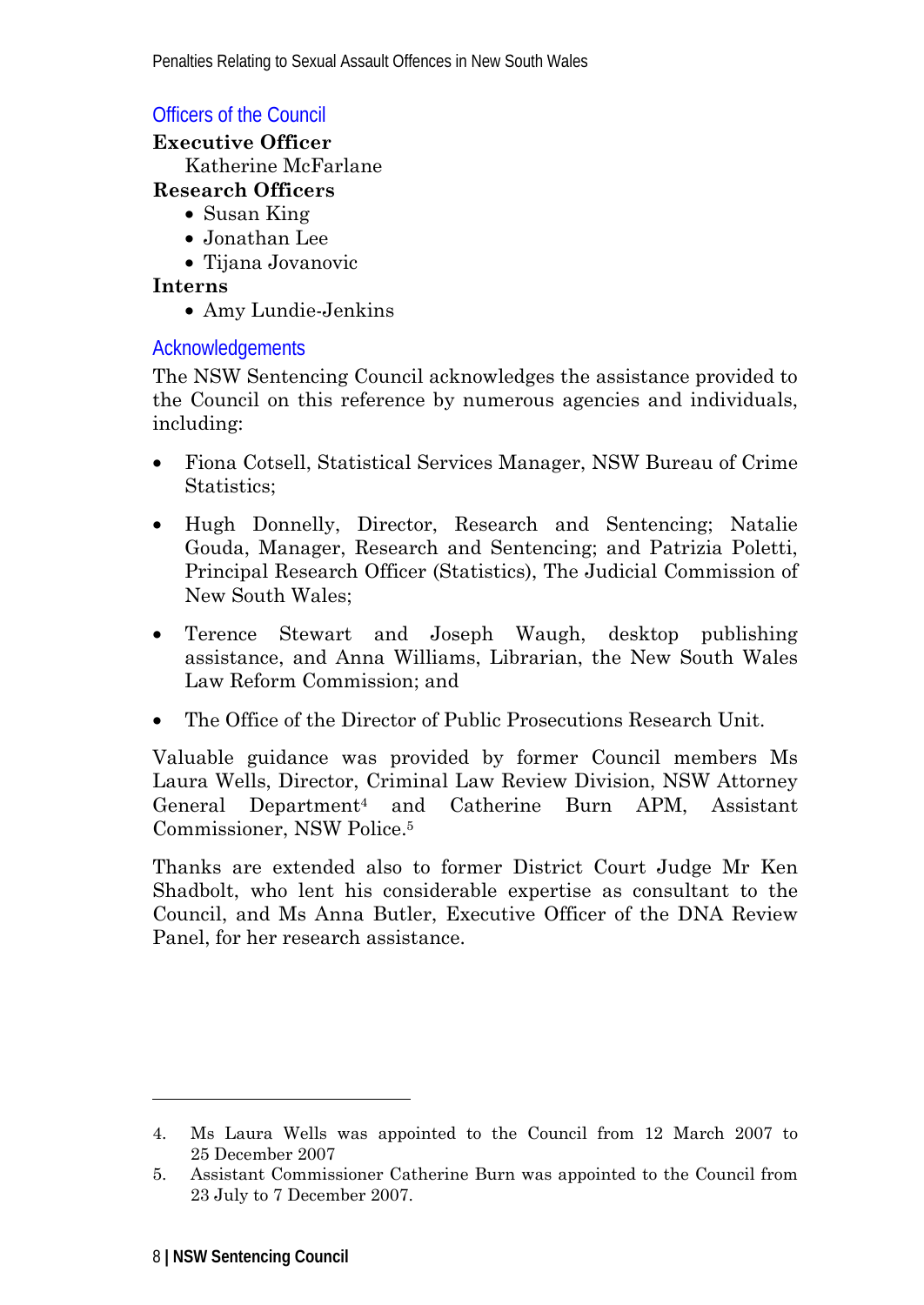## Officers of the Council

**Executive Officer**

Katherine McFarlane

**Research Officers**

- Susan King
- Jonathan Lee
- Tijana Jovanovic

**Interns**

- Amy Lundie-Jenkins

## Acknowledgements

The NSW Sentencing Council acknowledges the assistance provided to the Council on this reference by numerous agencies and individuals, including:

- Fiona Cotsell, Statistical Services Manager, NSW Bureau of Crime Statistics;
- Hugh Donnelly, Director, Research and Sentencing; Natalie Gouda, Manager, Research and Sentencing; and Patrizia Poletti, Principal Research Officer (Statistics), The Judicial Commission of New South Wales;
- Terence Stewart and Joseph Waugh, desktop publishing assistance, and Anna Williams, Librarian, the New South Wales Law Reform Commission; and
- The Office of the Director of Public Prosecutions Research Unit.

Valuable guidance was provided by former Council members Ms Laura Wells, Director, Criminal Law Review Division, NSW Attorney General Department[4] and Catherine Burn APM, Assistant Commissioner, NSW Police.[5]

Thanks are extended also to former District Court Judge Mr Ken Shadbolt, who lent his considerable expertise as consultant to the Council, and Ms Anna Butler, Executive Officer of the DNA Review Panel, for her research assistance.

---

4. Ms Laura Wells was appointed to the Council from 12 March 2007 to 25 December 2007
5. Assistant Commissioner Catherine Burn was appointed to the Council from 23 July to 7 December 2007.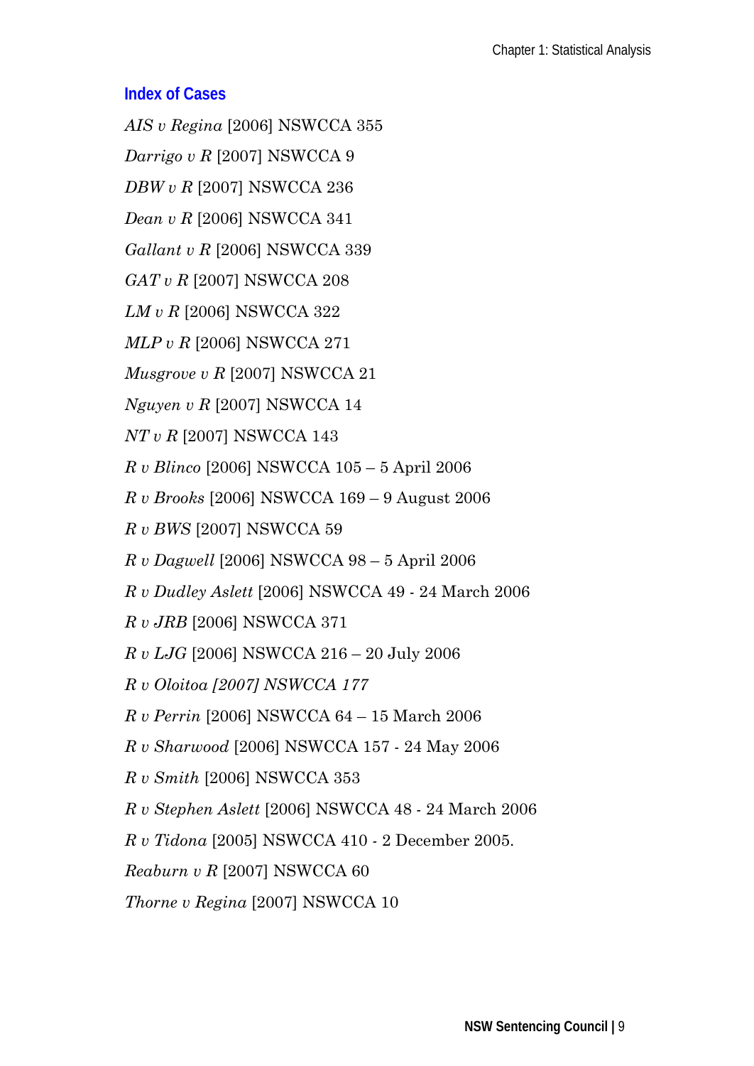## Index of Cases

*AIS v Regina* [2006] NSWCCA 355

*Darrigo v R* [2007] NSWCCA 9

*DBW v R* [2007] NSWCCA 236

*Dean v R* [2006] NSWCCA 341

*Gallant v R* [2006] NSWCCA 339

*GAT v R* [2007] NSWCCA 208

*LM v R* [2006] NSWCCA 322

*MLP v R* [2006] NSWCCA 271

*Musgrove v R* [2007] NSWCCA 21

*Nguyen v R* [2007] NSWCCA 14

*NT v R* [2007] NSWCCA 143

*R v Blinco* [2006] NSWCCA 105 – 5 April 2006

*R v Brooks* [2006] NSWCCA 169 – 9 August 2006

*R v BWS* [2007] NSWCCA 59

*R v Dagwell* [2006] NSWCCA 98 – 5 April 2006

*R v Dudley Aslett* [2006] NSWCCA 49 - 24 March 2006

*R v JRB* [2006] NSWCCA 371

*R v LJG* [2006] NSWCCA 216 – 20 July 2006

*R v Oloitoa [2007] NSWCCA 177*

*R v Perrin* [2006] NSWCCA 64 – 15 March 2006

*R v Sharwood* [2006] NSWCCA 157 - 24 May 2006

*R v Smith* [2006] NSWCCA 353

*R v Stephen Aslett* [2006] NSWCCA 48 - 24 March 2006

*R v Tidona* [2005] NSWCCA 410 - 2 December 2005.

*Reaburn v R* [2007] NSWCCA 60

*Thorne v Regina* [2007] NSWCCA 10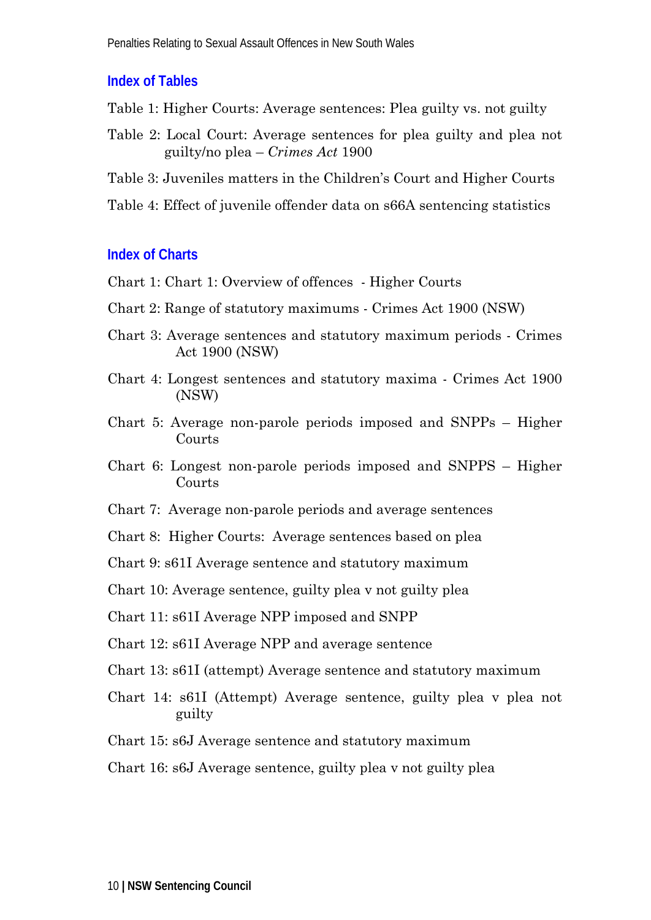## Index of Tables

Table 1: Higher Courts: Average sentences: Plea guilty vs. not guilty

Table 2: Local Court: Average sentences for plea guilty and plea not guilty/no plea – *Crimes Act* 1900

Table 3: Juveniles matters in the Children's Court and Higher Courts

Table 4: Effect of juvenile offender data on s66A sentencing statistics

## Index of Charts

Chart 1: Chart 1: Overview of offences - Higher Courts

Chart 2: Range of statutory maximums - Crimes Act 1900 (NSW)

Chart 3: Average sentences and statutory maximum periods - Crimes Act 1900 (NSW)

Chart 4: Longest sentences and statutory maxima - Crimes Act 1900 (NSW)

Chart 5: Average non-parole periods imposed and SNPPs – Higher Courts

Chart 6: Longest non-parole periods imposed and SNPPS – Higher Courts

Chart 7: Average non-parole periods and average sentences

Chart 8: Higher Courts: Average sentences based on plea

Chart 9: s61I Average sentence and statutory maximum

Chart 10: Average sentence, guilty plea v not guilty plea

Chart 11: s61I Average NPP imposed and SNPP

Chart 12: s61I Average NPP and average sentence

Chart 13: s61I (attempt) Average sentence and statutory maximum

Chart 14: s61I (Attempt) Average sentence, guilty plea v plea not guilty

Chart 15: s6J Average sentence and statutory maximum

Chart 16: s6J Average sentence, guilty plea v not guilty plea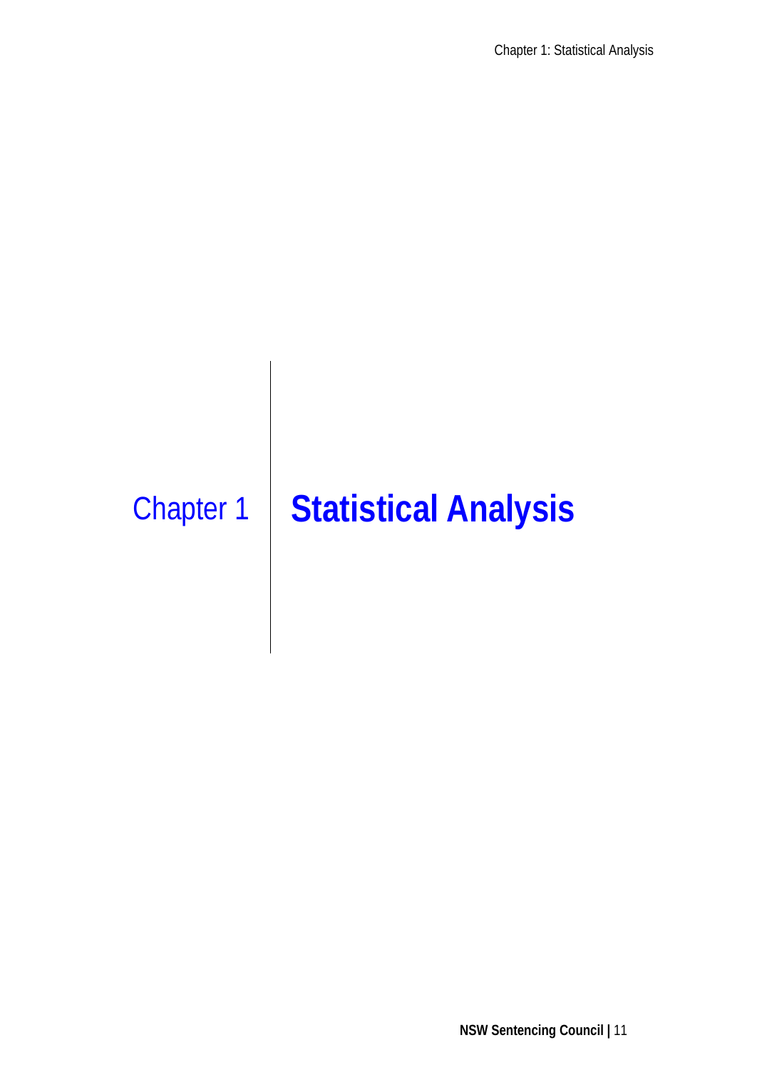# Chapter 1 Statistical Analysis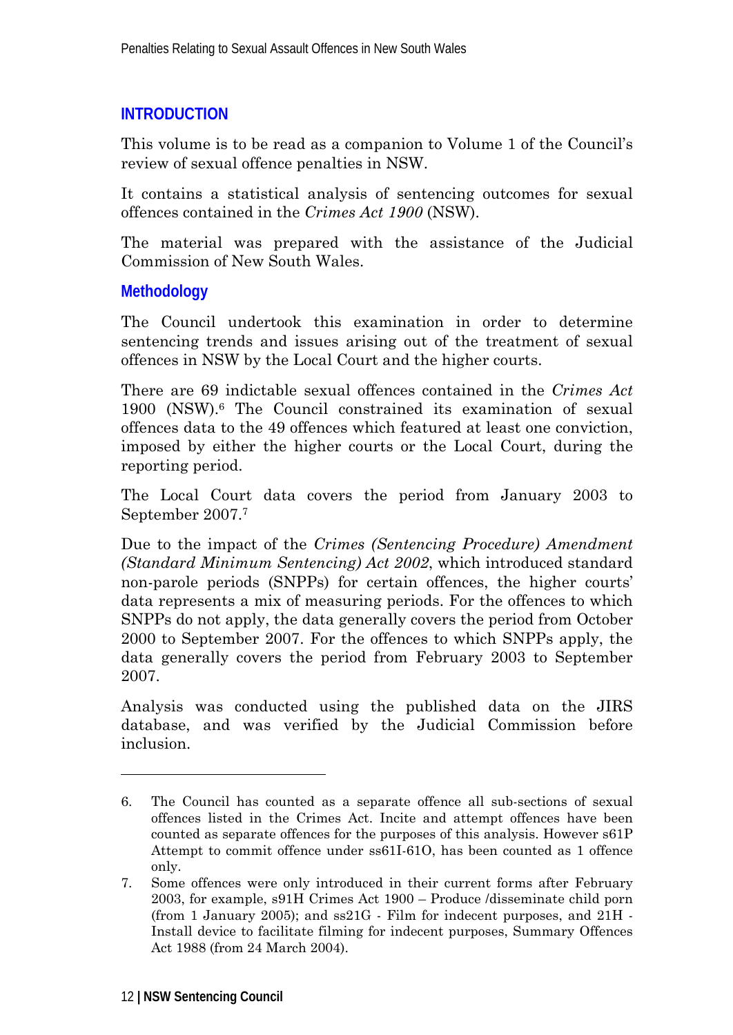## INTRODUCTION

This volume is to be read as a companion to Volume 1 of the Council's review of sexual offence penalties in NSW.

It contains a statistical analysis of sentencing outcomes for sexual offences contained in the *Crimes Act 1900* (NSW).

The material was prepared with the assistance of the Judicial Commission of New South Wales.

### Methodology

The Council undertook this examination in order to determine sentencing trends and issues arising out of the treatment of sexual offences in NSW by the Local Court and the higher courts.

There are 69 indictable sexual offences contained in the *Crimes Act* 1900 (NSW).[6] The Council constrained its examination of sexual offences data to the 49 offences which featured at least one conviction, imposed by either the higher courts or the Local Court, during the reporting period.

The Local Court data covers the period from January 2003 to September 2007.[7]

Due to the impact of the *Crimes (Sentencing Procedure) Amendment (Standard Minimum Sentencing) Act 2002*, which introduced standard non-parole periods (SNPPs) for certain offences, the higher courts' data represents a mix of measuring periods. For the offences to which SNPPs do not apply, the data generally covers the period from October 2000 to September 2007. For the offences to which SNPPs apply, the data generally covers the period from February 2003 to September 2007.

Analysis was conducted using the published data on the JIRS database, and was verified by the Judicial Commission before inclusion.

---

6. The Council has counted as a separate offence all sub-sections of sexual offences listed in the Crimes Act. Incite and attempt offences have been counted as separate offences for the purposes of this analysis. However s61P Attempt to commit offence under ss61I-61O, has been counted as 1 offence only.

7. Some offences were only introduced in their current forms after February 2003, for example, s91H Crimes Act 1900 – Produce /disseminate child porn (from 1 January 2005); and ss21G - Film for indecent purposes, and 21H - Install device to facilitate filming for indecent purposes, Summary Offences Act 1988 (from 24 March 2004).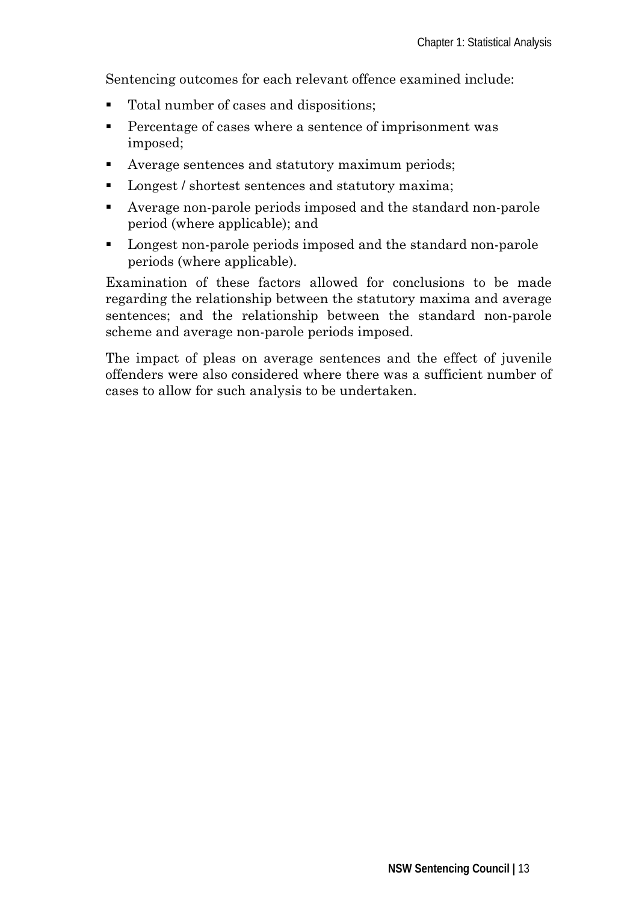Sentencing outcomes for each relevant offence examined include:

- Total number of cases and dispositions;
- Percentage of cases where a sentence of imprisonment was imposed;
- Average sentences and statutory maximum periods;
- Longest / shortest sentences and statutory maxima;
- Average non-parole periods imposed and the standard non-parole period (where applicable); and
- Longest non-parole periods imposed and the standard non-parole periods (where applicable).

Examination of these factors allowed for conclusions to be made regarding the relationship between the statutory maxima and average sentences; and the relationship between the standard non-parole scheme and average non-parole periods imposed.

The impact of pleas on average sentences and the effect of juvenile offenders were also considered where there was a sufficient number of cases to allow for such analysis to be undertaken.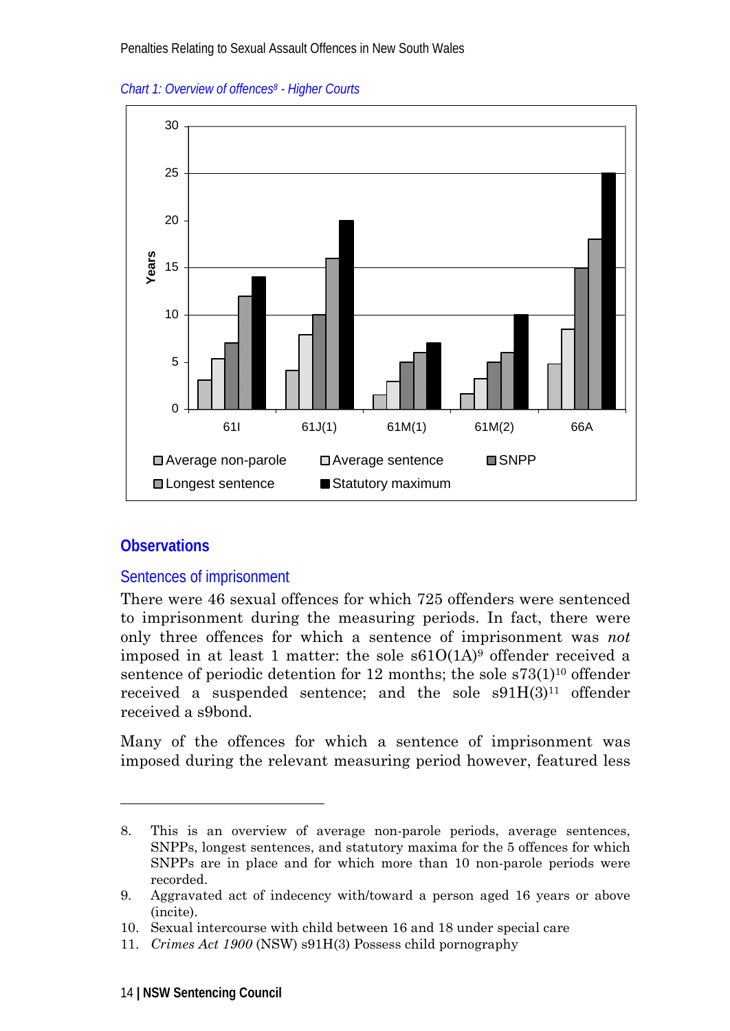*Chart 1: Overview of offences[8] - Higher Courts*

## Observations

### Sentences of imprisonment

There were 46 sexual offences for which 725 offenders were sentenced to imprisonment during the measuring periods. In fact, there were only three offences for which a sentence of imprisonment was *not* imposed in at least 1 matter: the sole s61O(1A)[9] offender received a sentence of periodic detention for 12 months; the sole s73(1)[10] offender received a suspended sentence; and the sole s91H(3)[11] offender received a s9bond.

Many of the offences for which a sentence of imprisonment was imposed during the relevant measuring period however, featured less

---

8. This is an overview of average non-parole periods, average sentences, SNPPs, longest sentences, and statutory maxima for the 5 offences for which SNPPs are in place and for which more than 10 non-parole periods were recorded.
9. Aggravated act of indecency with/toward a person aged 16 years or above (incite).
10. Sexual intercourse with child between 16 and 18 under special care
11. *Crimes Act 1900* (NSW) s91H(3) Possess child pornography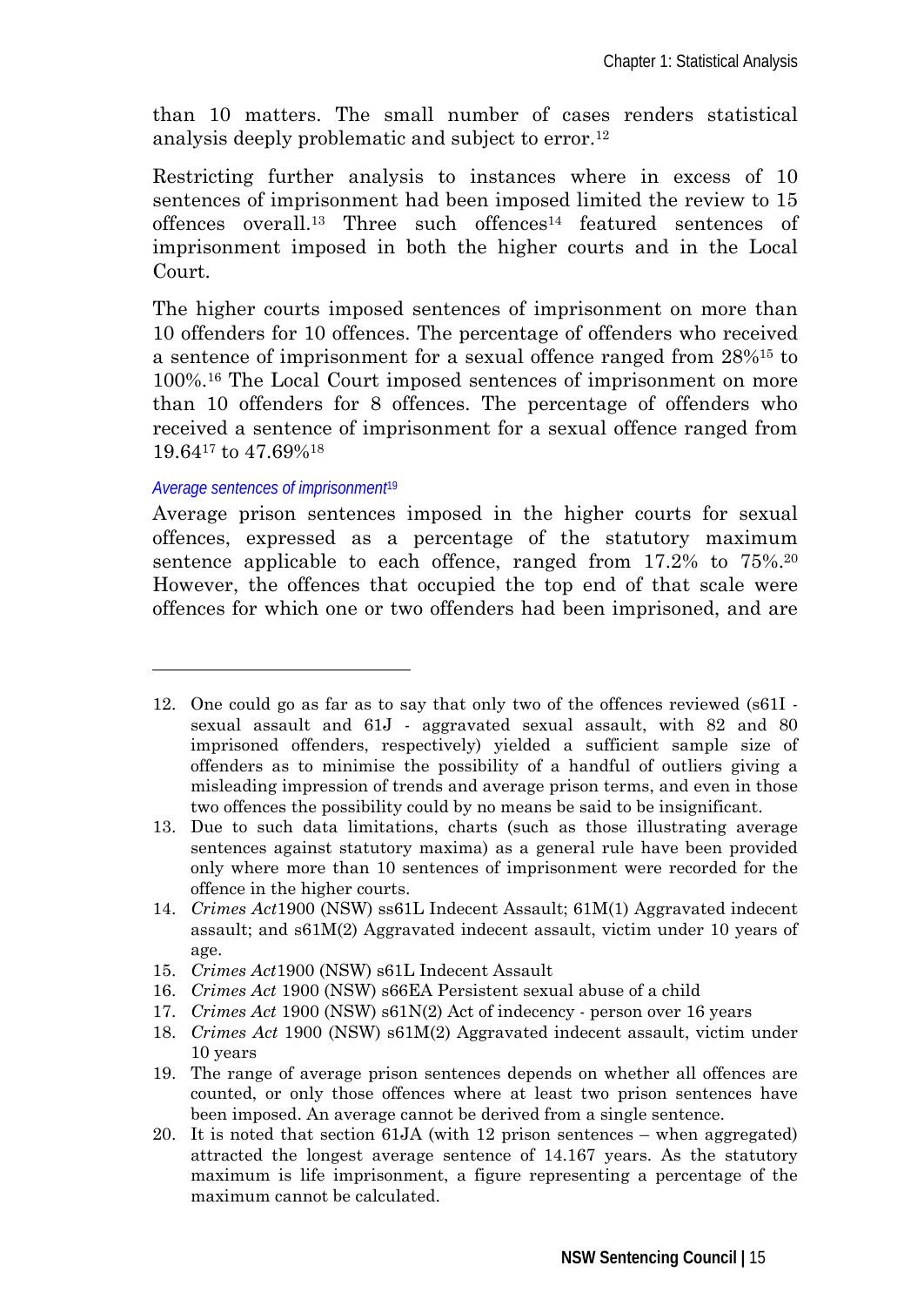than 10 matters. The small number of cases renders statistical analysis deeply problematic and subject to error.[12]

Restricting further analysis to instances where in excess of 10 sentences of imprisonment had been imposed limited the review to 15 offences overall.[13] Three such offences[14] featured sentences of imprisonment imposed in both the higher courts and in the Local Court.

The higher courts imposed sentences of imprisonment on more than 10 offenders for 10 offences. The percentage of offenders who received a sentence of imprisonment for a sexual offence ranged from 28%[15] to 100%.[16] The Local Court imposed sentences of imprisonment on more than 10 offenders for 8 offences. The percentage of offenders who received a sentence of imprisonment for a sexual offence ranged from 19.64[17] to 47.69%[18]

#### *Average sentences of imprisonment*[19]

Average prison sentences imposed in the higher courts for sexual offences, expressed as a percentage of the statutory maximum sentence applicable to each offence, ranged from 17.2% to 75%.[20] However, the offences that occupied the top end of that scale were offences for which one or two offenders had been imprisoned, and are

---

12. One could go as far as to say that only two of the offences reviewed (s61I - sexual assault and 61J - aggravated sexual assault, with 82 and 80 imprisoned offenders, respectively) yielded a sufficient sample size of offenders as to minimise the possibility of a handful of outliers giving a misleading impression of trends and average prison terms, and even in those two offences the possibility could by no means be said to be insignificant.
13. Due to such data limitations, charts (such as those illustrating average sentences against statutory maxima) as a general rule have been provided only where more than 10 sentences of imprisonment were recorded for the offence in the higher courts.
14. *Crimes Act*1900 (NSW) ss61L Indecent Assault; 61M(1) Aggravated indecent assault; and s61M(2) Aggravated indecent assault, victim under 10 years of age.
15. *Crimes Act*1900 (NSW) s61L Indecent Assault
16. *Crimes Act* 1900 (NSW) s66EA Persistent sexual abuse of a child
17. *Crimes Act* 1900 (NSW) s61N(2) Act of indecency - person over 16 years
18. *Crimes Act* 1900 (NSW) s61M(2) Aggravated indecent assault, victim under 10 years
19. The range of average prison sentences depends on whether all offences are counted, or only those offences where at least two prison sentences have been imposed. An average cannot be derived from a single sentence.
20. It is noted that section 61JA (with 12 prison sentences – when aggregated) attracted the longest average sentence of 14.167 years. As the statutory maximum is life imprisonment, a figure representing a percentage of the maximum cannot be calculated.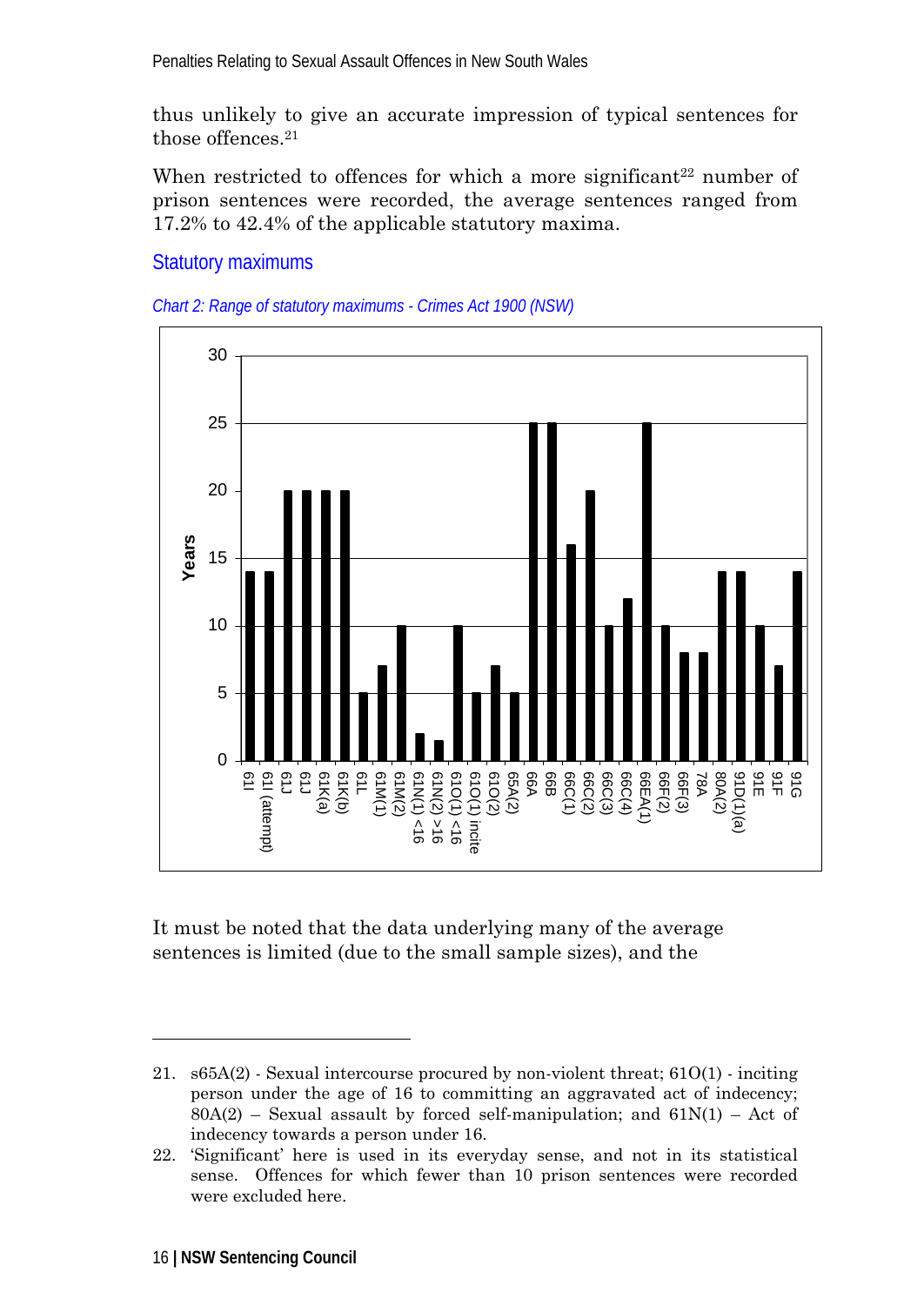thus unlikely to give an accurate impression of typical sentences for those offences.[21]

When restricted to offences for which a more significant[22] number of prison sentences were recorded, the average sentences ranged from 17.2% to 42.4% of the applicable statutory maxima.

## Statutory maximums

*Chart 2: Range of statutory maximums - Crimes Act 1900 (NSW)*

| Offence | Years |
|---|---|
| 61I | 14 |
| 61I (attempt) | 14 |
| 61J | 20 |
| 61J | 20 |
| 61K(a) | 20 |
| 61K(b) | 20 |
| 61L | 5 |
| 61M(1) | 7 |
| 61M(2) | 10 |
| 61N(1) <16 | 2 |
| 61N(2) >16 | 1.5 |
| 61O(1) <16 | 10 |
| 61O(1) incite | 5 |
| 61O(2) | 7 |
| 65A(2) | 5 |
| 66A | 25 |
| 66B | 25 |
| 66C(1) | 16 |
| 66C(2) | 20 |
| 66C(3) | 10 |
| 66C(4) | 12 |
| 66EA(1) | 25 |
| 66F(2) | 10 |
| 66F(3) | 8 |
| 78A | 8 |
| 80A(2) | 14 |
| 91D(1)(a) | 14 |
| 91E | 10 |
| 91F | 7 |
| 91G | 14 |

It must be noted that the data underlying many of the average sentences is limited (due to the small sample sizes), and the

---

21. s65A(2) - Sexual intercourse procured by non-violent threat; 61O(1) - inciting person under the age of 16 to committing an aggravated act of indecency; 80A(2) – Sexual assault by forced self-manipulation; and 61N(1) – Act of indecency towards a person under 16.

22. 'Significant' here is used in its everyday sense, and not in its statistical sense. Offences for which fewer than 10 prison sentences were recorded were excluded here.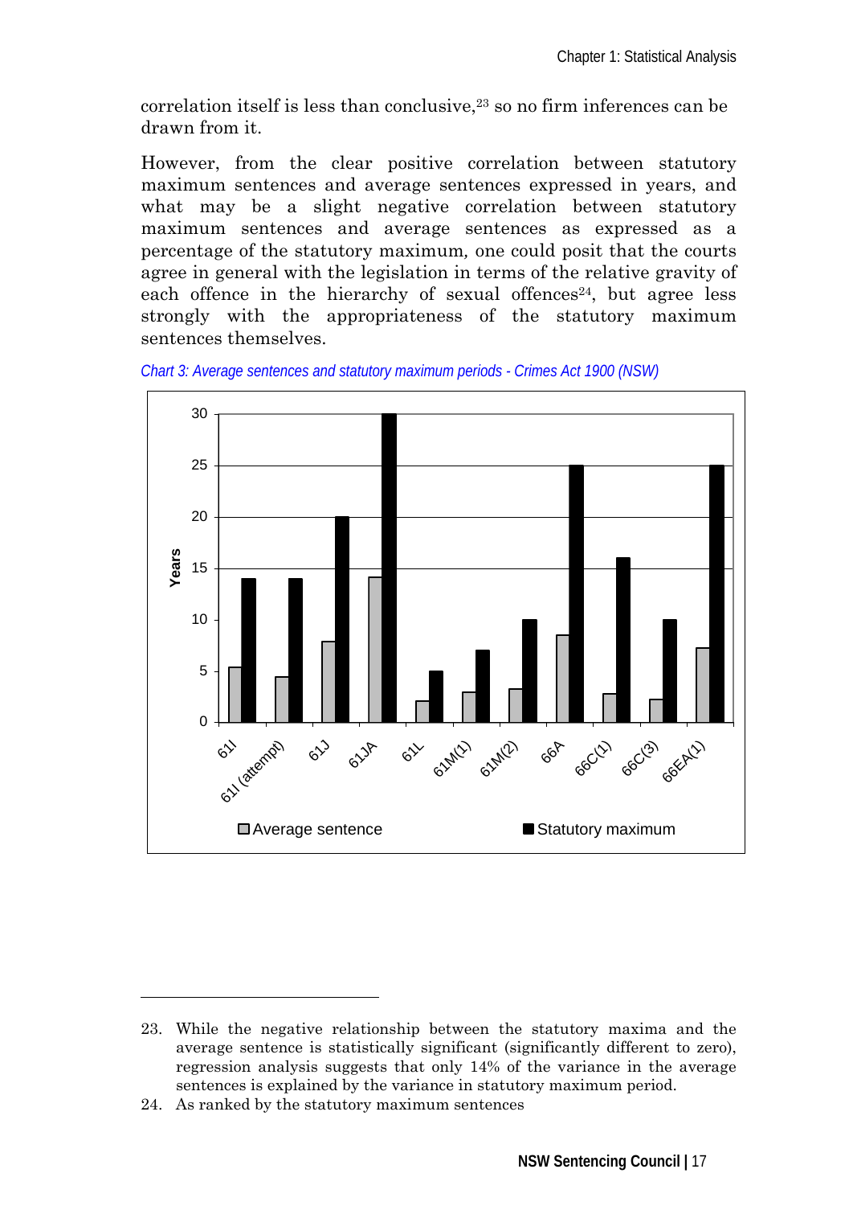correlation itself is less than conclusive,[23] so no firm inferences can be drawn from it.

However, from the clear positive correlation between statutory maximum sentences and average sentences expressed in years, and what may be a slight negative correlation between statutory maximum sentences and average sentences as expressed as a percentage of the statutory maximum, one could posit that the courts agree in general with the legislation in terms of the relative gravity of each offence in the hierarchy of sexual offences[24], but agree less strongly with the appropriateness of the statutory maximum sentences themselves.

*Chart 3: Average sentences and statutory maximum periods - Crimes Act 1900 (NSW)*

---

23. While the negative relationship between the statutory maxima and the average sentence is statistically significant (significantly different to zero), regression analysis suggests that only 14% of the variance in the average sentences is explained by the variance in statutory maximum period.
24. As ranked by the statutory maximum sentences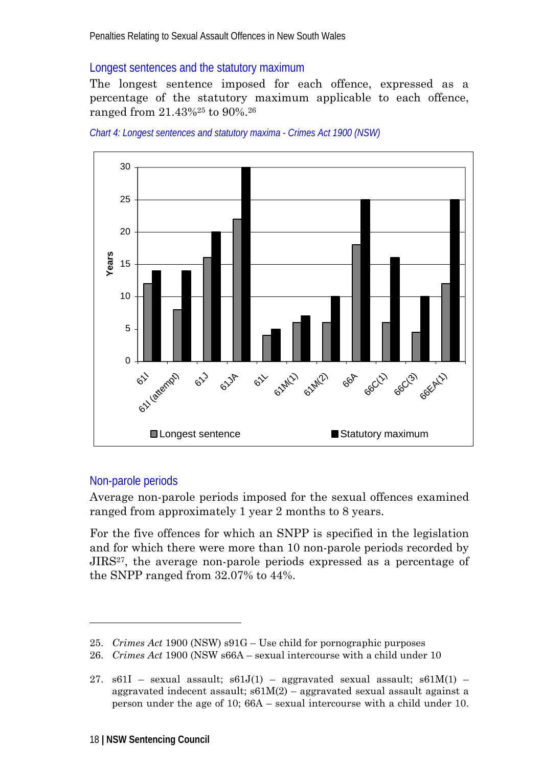### Longest sentences and the statutory maximum

The longest sentence imposed for each offence, expressed as a percentage of the statutory maximum applicable to each offence, ranged from 21.43%[25] to 90%.[26]

*Chart 4: Longest sentences and statutory maxima - Crimes Act 1900 (NSW)*

| Offence | Longest sentence (Years) | Statutory maximum (Years) |
|---|---|---|
| 61I | 12 | 14 |
| 61I (attempt) | 8 | 14 |
| 61J | 16 | 20 |
| 61JA | 22 | 30 |
| 61L | 4 | 5 |
| 61M(1) | 6 | 7 |
| 61M(2) | 6 | 10 |
| 66A | 18 | 25 |
| 66C(1) | 6 | 16 |
| 66C(3) | 4.5 | 10 |
| 66EA(1) | 12 | 25 |

### Non-parole periods

Average non-parole periods imposed for the sexual offences examined ranged from approximately 1 year 2 months to 8 years.

For the five offences for which an SNPP is specified in the legislation and for which there were more than 10 non-parole periods recorded by JIRS[27], the average non-parole periods expressed as a percentage of the SNPP ranged from 32.07% to 44%.

---

25. *Crimes Act* 1900 (NSW) s91G – Use child for pornographic purposes
26. *Crimes Act* 1900 (NSW s66A – sexual intercourse with a child under 10
27. s61I – sexual assault; s61J(1) – aggravated sexual assault; s61M(1) – aggravated indecent assault; s61M(2) – aggravated sexual assault against a person under the age of 10; 66A – sexual intercourse with a child under 10.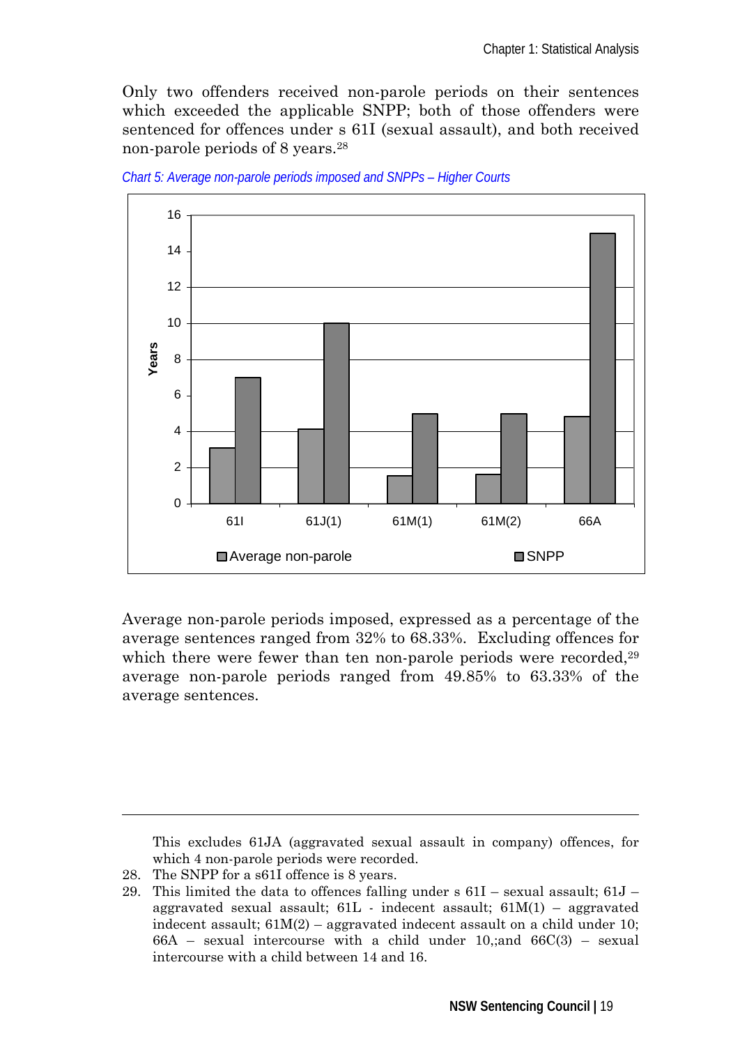Only two offenders received non-parole periods on their sentences which exceeded the applicable SNPP; both of those offenders were sentenced for offences under s 61I (sexual assault), and both received non-parole periods of 8 years.[28]

*Chart 5: Average non-parole periods imposed and SNPPs – Higher Courts*

Average non-parole periods imposed, expressed as a percentage of the average sentences ranged from 32% to 68.33%. Excluding offences for which there were fewer than ten non-parole periods were recorded,[29] average non-parole periods ranged from 49.85% to 63.33% of the average sentences.

---

This excludes 61JA (aggravated sexual assault in company) offences, for which 4 non-parole periods were recorded.

28. The SNPP for a s61I offence is 8 years.
29. This limited the data to offences falling under s 61I – sexual assault; 61J – aggravated sexual assault; 61L - indecent assault; 61M(1) – aggravated indecent assault; 61M(2) – aggravated indecent assault on a child under 10; 66A – sexual intercourse with a child under 10,;and 66C(3) – sexual intercourse with a child between 14 and 16.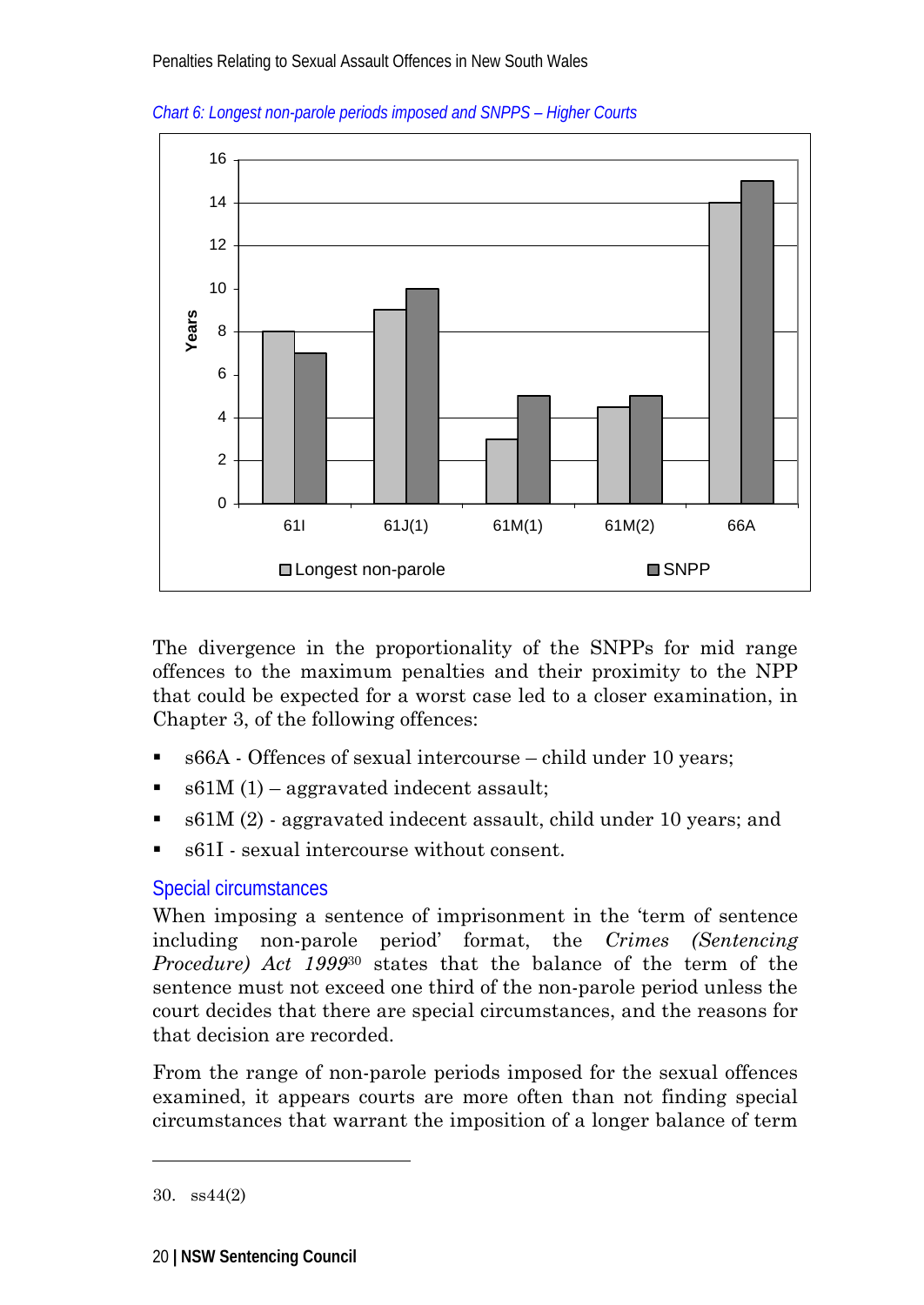*Chart 6: Longest non-parole periods imposed and SNPPS – Higher Courts*

| Offence | Longest non-parole (Years) | SNPP (Years) |
| --- | --- | --- |
| 61I | 8 | 7 |
| 61J(1) | 9 | 10 |
| 61M(1) | 3 | 5 |
| 61M(2) | 4.5 | 5 |
| 66A | 14 | 15 |

The divergence in the proportionality of the SNPPs for mid range offences to the maximum penalties and their proximity to the NPP that could be expected for a worst case led to a closer examination, in Chapter 3, of the following offences:

- s66A - Offences of sexual intercourse – child under 10 years;
- s61M (1) – aggravated indecent assault;
- s61M (2) - aggravated indecent assault, child under 10 years; and
- s61I - sexual intercourse without consent.

## Special circumstances

When imposing a sentence of imprisonment in the 'term of sentence including non-parole period' format, the *Crimes (Sentencing Procedure) Act 1999*[30] states that the balance of the term of the sentence must not exceed one third of the non-parole period unless the court decides that there are special circumstances, and the reasons for that decision are recorded.

From the range of non-parole periods imposed for the sexual offences examined, it appears courts are more often than not finding special circumstances that warrant the imposition of a longer balance of term

30. ss44(2)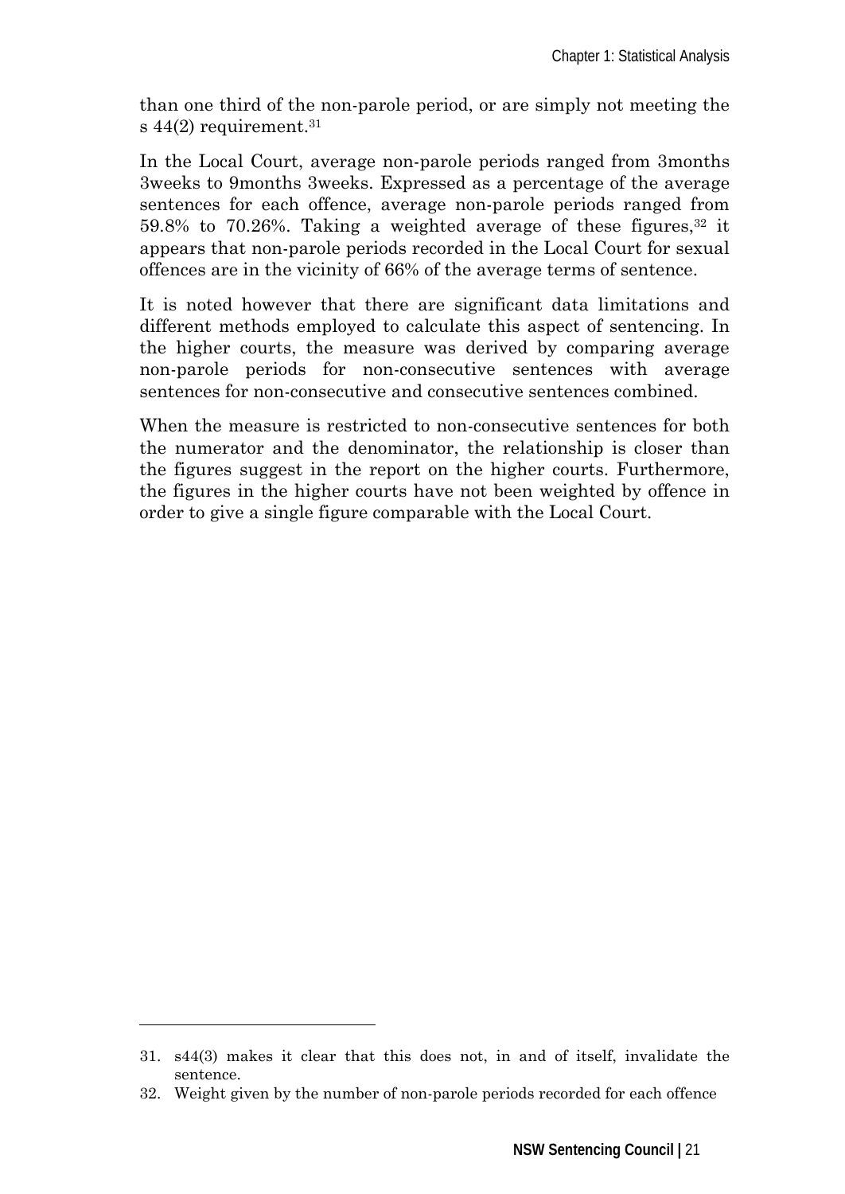than one third of the non-parole period, or are simply not meeting the s 44(2) requirement.[31]

In the Local Court, average non-parole periods ranged from 3months 3weeks to 9months 3weeks. Expressed as a percentage of the average sentences for each offence, average non-parole periods ranged from 59.8% to 70.26%. Taking a weighted average of these figures,[32] it appears that non-parole periods recorded in the Local Court for sexual offences are in the vicinity of 66% of the average terms of sentence.

It is noted however that there are significant data limitations and different methods employed to calculate this aspect of sentencing. In the higher courts, the measure was derived by comparing average non-parole periods for non-consecutive sentences with average sentences for non-consecutive and consecutive sentences combined.

When the measure is restricted to non-consecutive sentences for both the numerator and the denominator, the relationship is closer than the figures suggest in the report on the higher courts. Furthermore, the figures in the higher courts have not been weighted by offence in order to give a single figure comparable with the Local Court.

---

31. s44(3) makes it clear that this does not, in and of itself, invalidate the sentence.
32. Weight given by the number of non-parole periods recorded for each offence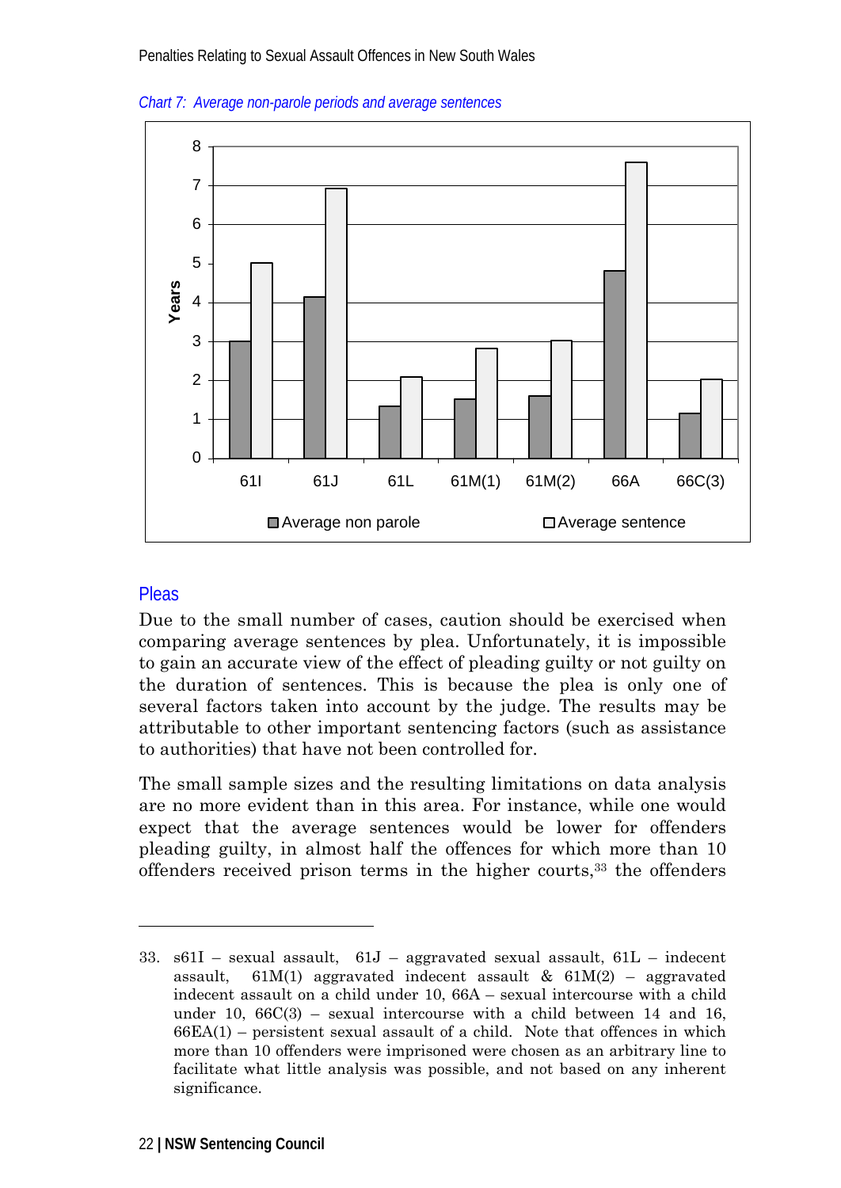*Chart 7: Average non-parole periods and average sentences*

## Pleas

Due to the small number of cases, caution should be exercised when comparing average sentences by plea. Unfortunately, it is impossible to gain an accurate view of the effect of pleading guilty or not guilty on the duration of sentences. This is because the plea is only one of several factors taken into account by the judge. The results may be attributable to other important sentencing factors (such as assistance to authorities) that have not been controlled for.

The small sample sizes and the resulting limitations on data analysis are no more evident than in this area. For instance, while one would expect that the average sentences would be lower for offenders pleading guilty, in almost half the offences for which more than 10 offenders received prison terms in the higher courts,[33] the offenders

---

33. s61I – sexual assault, 61J – aggravated sexual assault, 61L – indecent assault, 61M(1) aggravated indecent assault & 61M(2) – aggravated indecent assault on a child under 10, 66A – sexual intercourse with a child under 10, 66C(3) – sexual intercourse with a child between 14 and 16, 66EA(1) – persistent sexual assault of a child. Note that offences in which more than 10 offenders were imprisoned were chosen as an arbitrary line to facilitate what little analysis was possible, and not based on any inherent significance.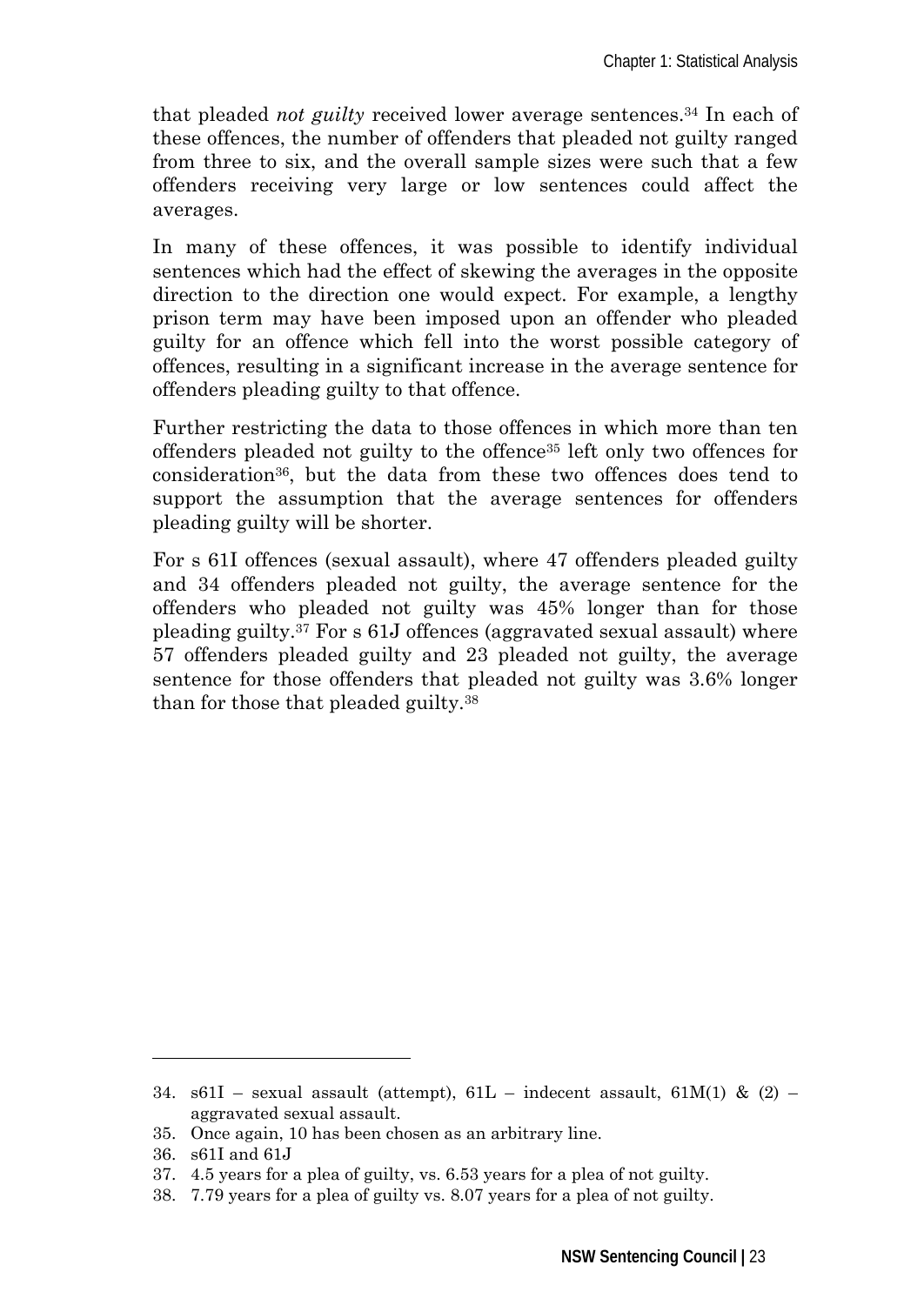that pleaded *not guilty* received lower average sentences.[34] In each of these offences, the number of offenders that pleaded not guilty ranged from three to six, and the overall sample sizes were such that a few offenders receiving very large or low sentences could affect the averages.

In many of these offences, it was possible to identify individual sentences which had the effect of skewing the averages in the opposite direction to the direction one would expect. For example, a lengthy prison term may have been imposed upon an offender who pleaded guilty for an offence which fell into the worst possible category of offences, resulting in a significant increase in the average sentence for offenders pleading guilty to that offence.

Further restricting the data to those offences in which more than ten offenders pleaded not guilty to the offence[35] left only two offences for consideration[36], but the data from these two offences does tend to support the assumption that the average sentences for offenders pleading guilty will be shorter.

For s 61I offences (sexual assault), where 47 offenders pleaded guilty and 34 offenders pleaded not guilty, the average sentence for the offenders who pleaded not guilty was 45% longer than for those pleading guilty.[37] For s 61J offences (aggravated sexual assault) where 57 offenders pleaded guilty and 23 pleaded not guilty, the average sentence for those offenders that pleaded not guilty was 3.6% longer than for those that pleaded guilty.[38]

---

34. s61I – sexual assault (attempt), 61L – indecent assault, 61M(1) & (2) – aggravated sexual assault.
35. Once again, 10 has been chosen as an arbitrary line.
36. s61I and 61J
37. 4.5 years for a plea of guilty, vs. 6.53 years for a plea of not guilty.
38. 7.79 years for a plea of guilty vs. 8.07 years for a plea of not guilty.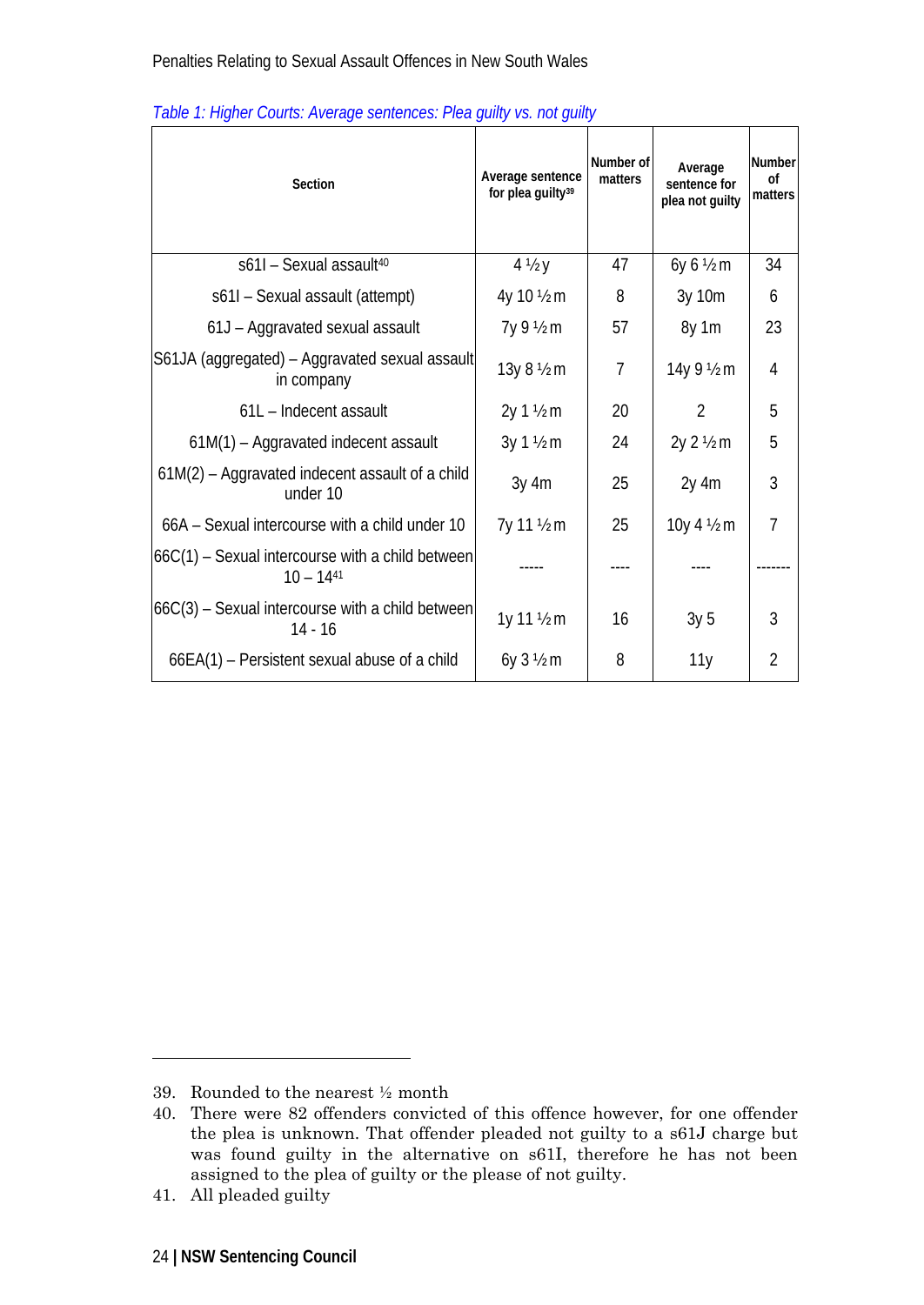*Table 1: Higher Courts: Average sentences: Plea guilty vs. not guilty*

| Section | Average sentence for plea guilty[39] | Number of matters | Average sentence for plea not guilty | Number of matters |
|---|---|---|---|---|
| s61I – Sexual assault[40] | 4 ½ y | 47 | 6y 6 ½ m | 34 |
| s61I – Sexual assault (attempt) | 4y 10 ½ m | 8 | 3y 10m | 6 |
| 61J – Aggravated sexual assault | 7y 9 ½ m | 57 | 8y 1m | 23 |
| S61JA (aggregated) – Aggravated sexual assault in company | 13y 8 ½ m | 7 | 14y 9 ½ m | 4 |
| 61L – Indecent assault | 2y 1 ½ m | 20 | 2 | 5 |
| 61M(1) – Aggravated indecent assault | 3y 1 ½ m | 24 | 2y 2 ½ m | 5 |
| 61M(2) – Aggravated indecent assault of a child under 10 | 3y 4m | 25 | 2y 4m | 3 |
| 66A – Sexual intercourse with a child under 10 | 7y 11 ½ m | 25 | 10y 4 ½ m | 7 |
| 66C(1) – Sexual intercourse with a child between 10 – 14[41] | ----- | ---- | ---- | ------- |
| 66C(3) – Sexual intercourse with a child between 14 - 16 | 1y 11 ½ m | 16 | 3y 5 | 3 |
| 66EA(1) – Persistent sexual abuse of a child | 6y 3 ½ m | 8 | 11y | 2 |

39. Rounded to the nearest ½ month
40. There were 82 offenders convicted of this offence however, for one offender the plea is unknown. That offender pleaded not guilty to a s61J charge but was found guilty in the alternative on s61I, therefore he has not been assigned to the plea of guilty or the please of not guilty.
41. All pleaded guilty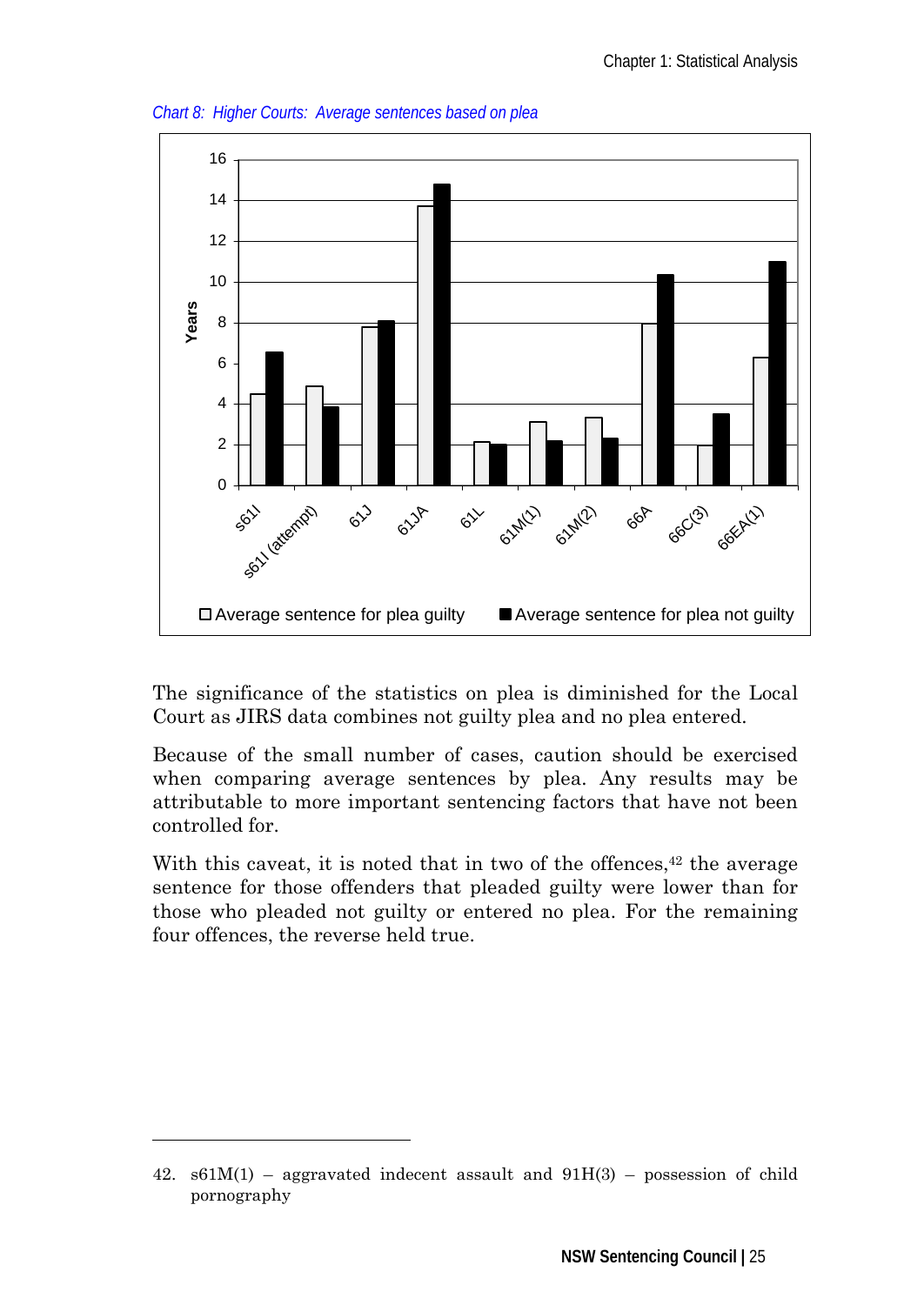*Chart 8: Higher Courts: Average sentences based on plea*

The significance of the statistics on plea is diminished for the Local Court as JIRS data combines not guilty plea and no plea entered.

Because of the small number of cases, caution should be exercised when comparing average sentences by plea. Any results may be attributable to more important sentencing factors that have not been controlled for.

With this caveat, it is noted that in two of the offences,[42] the average sentence for those offenders that pleaded guilty were lower than for those who pleaded not guilty or entered no plea. For the remaining four offences, the reverse held true.

42. s61M(1) – aggravated indecent assault and 91H(3) – possession of child pornography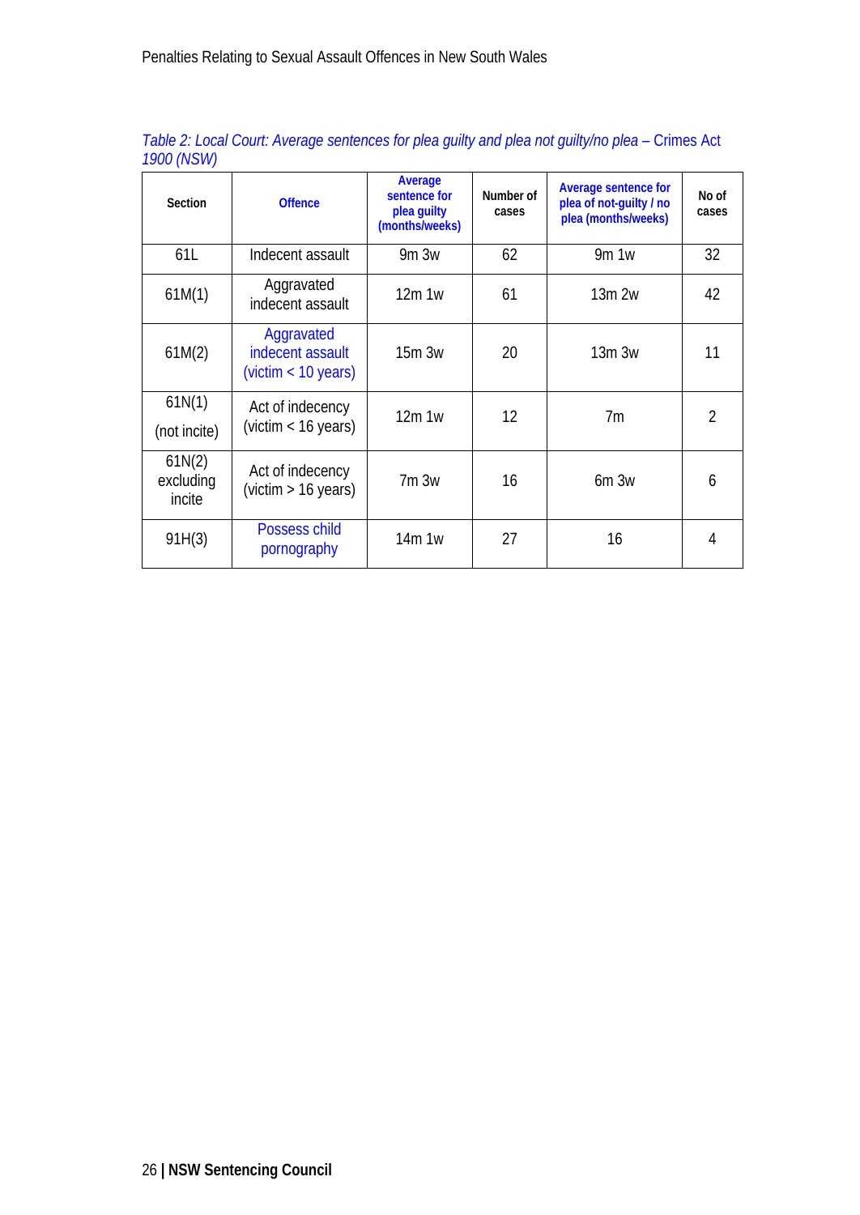*Table 2: Local Court: Average sentences for plea guilty and plea not guilty/no plea – Crimes Act 1900 (NSW)*

| Section | Offence | Average sentence for plea guilty (months/weeks) | Number of cases | Average sentence for plea of not-guilty / no plea (months/weeks) | No of cases |
|---|---|---|---|---|---|
| 61L | Indecent assault | 9m 3w | 62 | 9m 1w | 32 |
| 61M(1) | Aggravated indecent assault | 12m 1w | 61 | 13m 2w | 42 |
| 61M(2) | Aggravated indecent assault (victim < 10 years) | 15m 3w | 20 | 13m 3w | 11 |
| 61N(1) (not incite) | Act of indecency (victim < 16 years) | 12m 1w | 12 | 7m | 2 |
| 61N(2) excluding incite | Act of indecency (victim > 16 years) | 7m 3w | 16 | 6m 3w | 6 |
| 91H(3) | Possess child pornography | 14m 1w | 27 | 16 | 4 |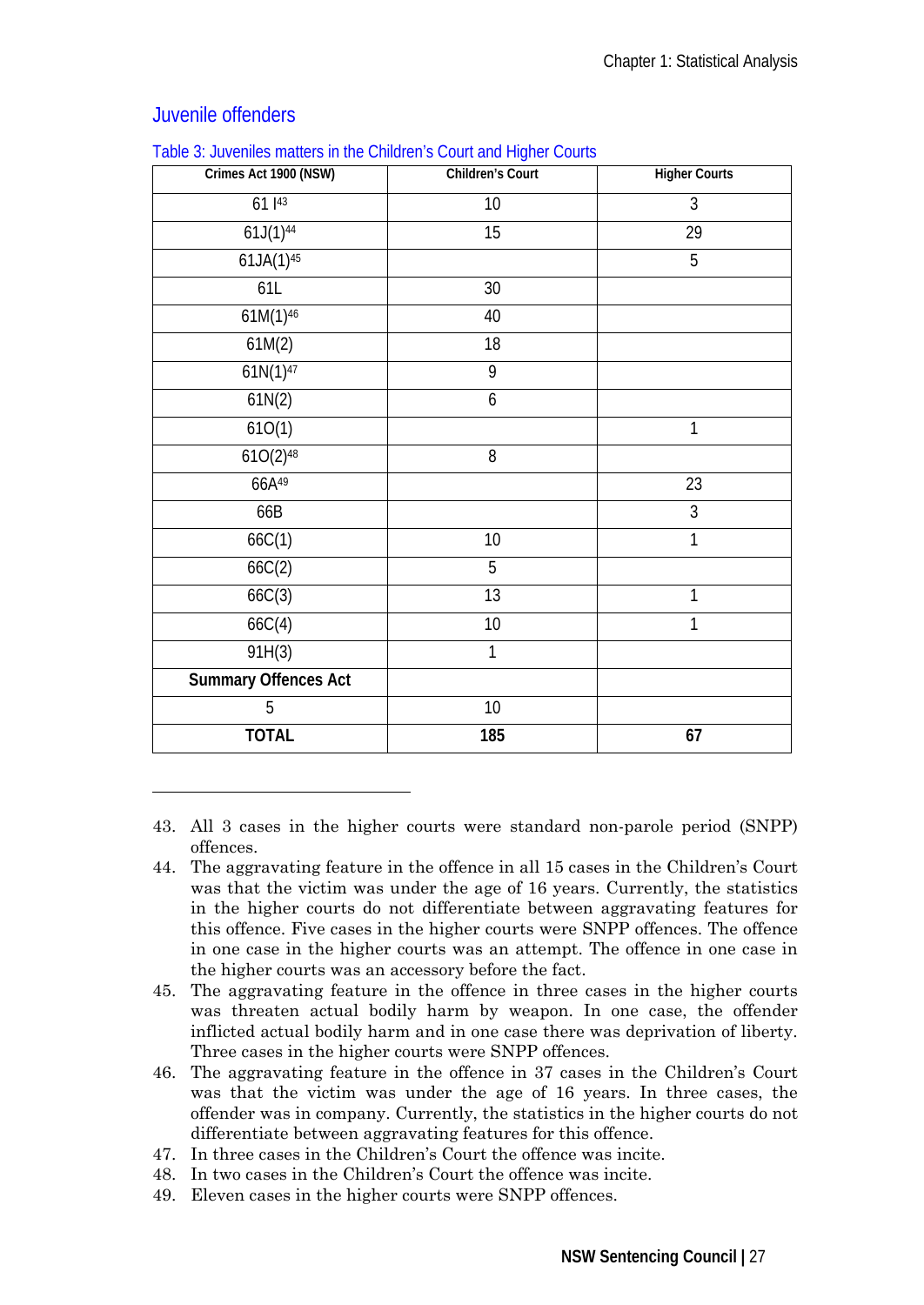## Juvenile offenders

Table 3: Juveniles matters in the Children's Court and Higher Courts

| Crimes Act 1900 (NSW) | Children's Court | Higher Courts |
|---|---|---|
| 61 I[43] | 10 | 3 |
| 61J(1)[44] | 15 | 29 |
| 61JA(1)[45] | | 5 |
| 61L | 30 | |
| 61M(1)[46] | 40 | |
| 61M(2) | 18 | |
| 61N(1)[47] | 9 | |
| 61N(2) | 6 | |
| 61O(1) | | 1 |
| 61O(2)[48] | 8 | |
| 66A[49] | | 23 |
| 66B | | 3 |
| 66C(1) | 10 | 1 |
| 66C(2) | 5 | |
| 66C(3) | 13 | 1 |
| 66C(4) | 10 | 1 |
| 91H(3) | 1 | |
| **Summary Offences Act** | | |
| 5 | 10 | |
| **TOTAL** | **185** | **67** |

43. All 3 cases in the higher courts were standard non-parole period (SNPP) offences.
44. The aggravating feature in the offence in all 15 cases in the Children's Court was that the victim was under the age of 16 years. Currently, the statistics in the higher courts do not differentiate between aggravating features for this offence. Five cases in the higher courts were SNPP offences. The offence in one case in the higher courts was an attempt. The offence in one case in the higher courts was an accessory before the fact.
45. The aggravating feature in the offence in three cases in the higher courts was threaten actual bodily harm by weapon. In one case, the offender inflicted actual bodily harm and in one case there was deprivation of liberty. Three cases in the higher courts were SNPP offences.
46. The aggravating feature in the offence in 37 cases in the Children's Court was that the victim was under the age of 16 years. In three cases, the offender was in company. Currently, the statistics in the higher courts do not differentiate between aggravating features for this offence.
47. In three cases in the Children's Court the offence was incite.
48. In two cases in the Children's Court the offence was incite.
49. Eleven cases in the higher courts were SNPP offences.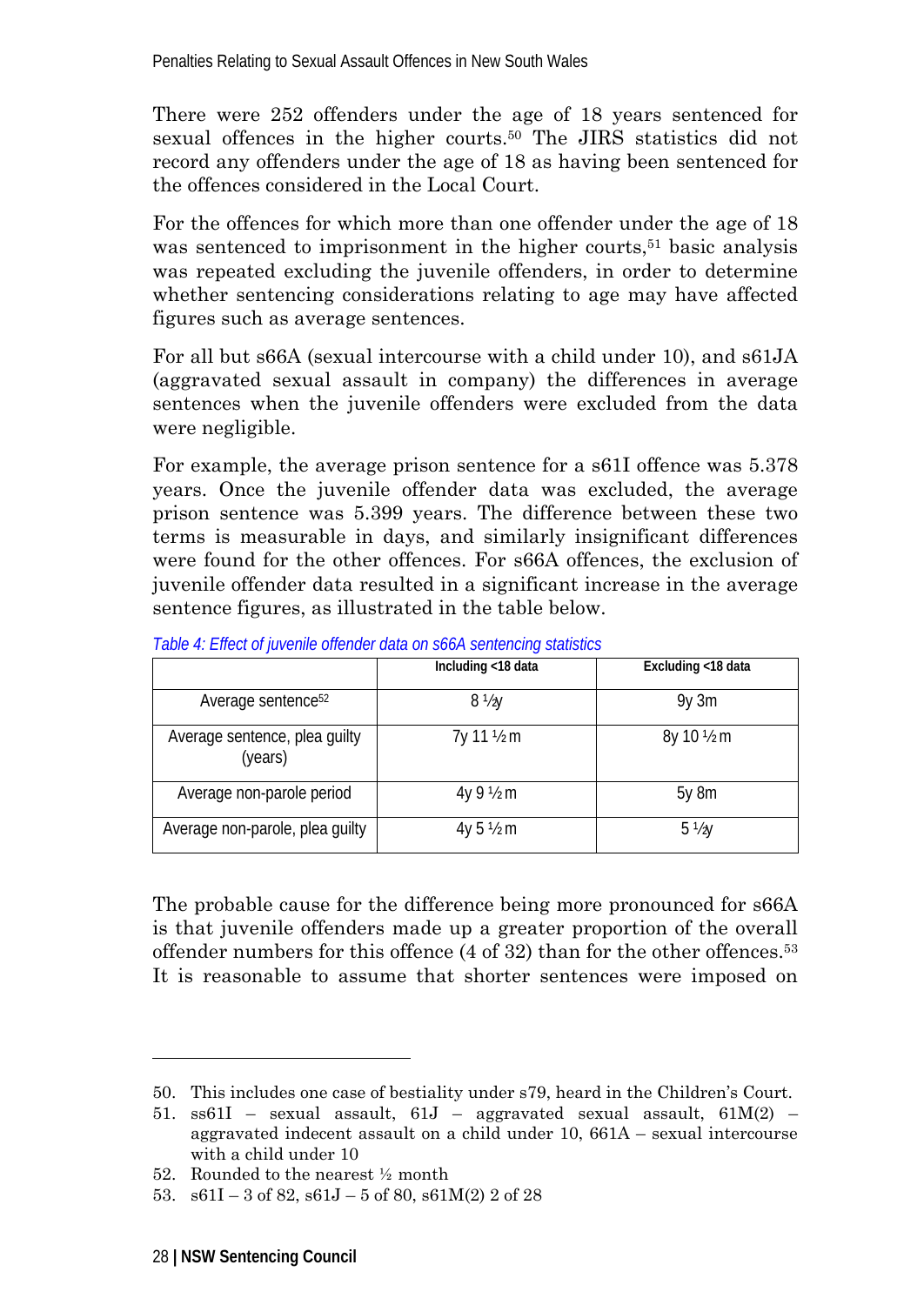There were 252 offenders under the age of 18 years sentenced for sexual offences in the higher courts.[50] The JIRS statistics did not record any offenders under the age of 18 as having been sentenced for the offences considered in the Local Court.

For the offences for which more than one offender under the age of 18 was sentenced to imprisonment in the higher courts,[51] basic analysis was repeated excluding the juvenile offenders, in order to determine whether sentencing considerations relating to age may have affected figures such as average sentences.

For all but s66A (sexual intercourse with a child under 10), and s61JA (aggravated sexual assault in company) the differences in average sentences when the juvenile offenders were excluded from the data were negligible.

For example, the average prison sentence for a s61I offence was 5.378 years. Once the juvenile offender data was excluded, the average prison sentence was 5.399 years. The difference between these two terms is measurable in days, and similarly insignificant differences were found for the other offences. For s66A offences, the exclusion of juvenile offender data resulted in a significant increase in the average sentence figures, as illustrated in the table below.

*Table 4: Effect of juvenile offender data on s66A sentencing statistics*

| | Including <18 data | Excluding <18 data |
|---|---|---|
| Average sentence[52] | 8 ½y | 9y 3m |
| Average sentence, plea guilty (years) | 7y 11 ½ m | 8y 10 ½ m |
| Average non-parole period | 4y 9 ½ m | 5y 8m |
| Average non-parole, plea guilty | 4y 5 ½ m | 5 ½y |

The probable cause for the difference being more pronounced for s66A is that juvenile offenders made up a greater proportion of the overall offender numbers for this offence (4 of 32) than for the other offences.[53] It is reasonable to assume that shorter sentences were imposed on

---

50. This includes one case of bestiality under s79, heard in the Children's Court.
51. ss61I – sexual assault, 61J – aggravated sexual assault, 61M(2) – aggravated indecent assault on a child under 10, 661A – sexual intercourse with a child under 10
52. Rounded to the nearest ½ month
53. s61I – 3 of 82, s61J – 5 of 80, s61M(2) 2 of 28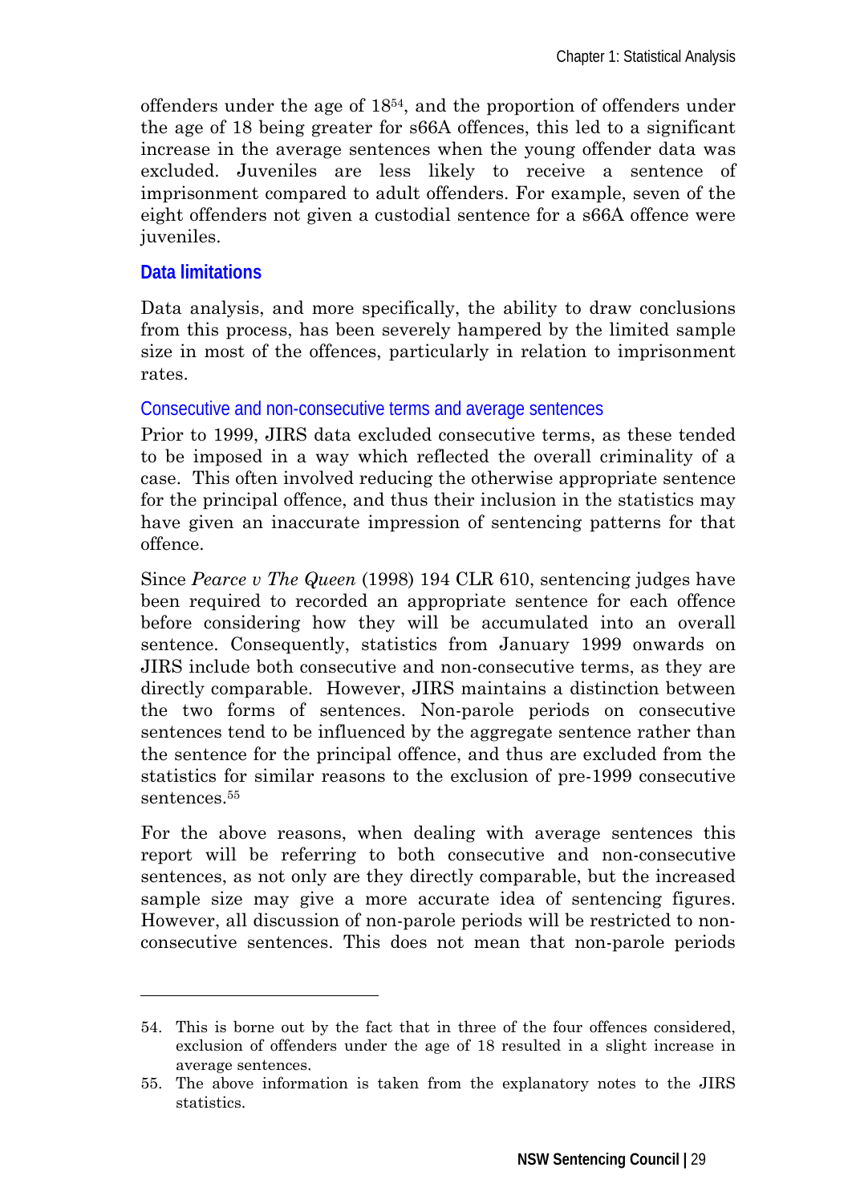offenders under the age of 18[54], and the proportion of offenders under the age of 18 being greater for s66A offences, this led to a significant increase in the average sentences when the young offender data was excluded. Juveniles are less likely to receive a sentence of imprisonment compared to adult offenders. For example, seven of the eight offenders not given a custodial sentence for a s66A offence were juveniles.

## Data limitations

Data analysis, and more specifically, the ability to draw conclusions from this process, has been severely hampered by the limited sample size in most of the offences, particularly in relation to imprisonment rates.

### Consecutive and non-consecutive terms and average sentences

Prior to 1999, JIRS data excluded consecutive terms, as these tended to be imposed in a way which reflected the overall criminality of a case. This often involved reducing the otherwise appropriate sentence for the principal offence, and thus their inclusion in the statistics may have given an inaccurate impression of sentencing patterns for that offence.

Since *Pearce v The Queen* (1998) 194 CLR 610, sentencing judges have been required to recorded an appropriate sentence for each offence before considering how they will be accumulated into an overall sentence. Consequently, statistics from January 1999 onwards on JIRS include both consecutive and non-consecutive terms, as they are directly comparable. However, JIRS maintains a distinction between the two forms of sentences. Non-parole periods on consecutive sentences tend to be influenced by the aggregate sentence rather than the sentence for the principal offence, and thus are excluded from the statistics for similar reasons to the exclusion of pre-1999 consecutive sentences.[55]

For the above reasons, when dealing with average sentences this report will be referring to both consecutive and non-consecutive sentences, as not only are they directly comparable, but the increased sample size may give a more accurate idea of sentencing figures. However, all discussion of non-parole periods will be restricted to non-consecutive sentences. This does not mean that non-parole periods

---

54. This is borne out by the fact that in three of the four offences considered, exclusion of offenders under the age of 18 resulted in a slight increase in average sentences.
55. The above information is taken from the explanatory notes to the JIRS statistics.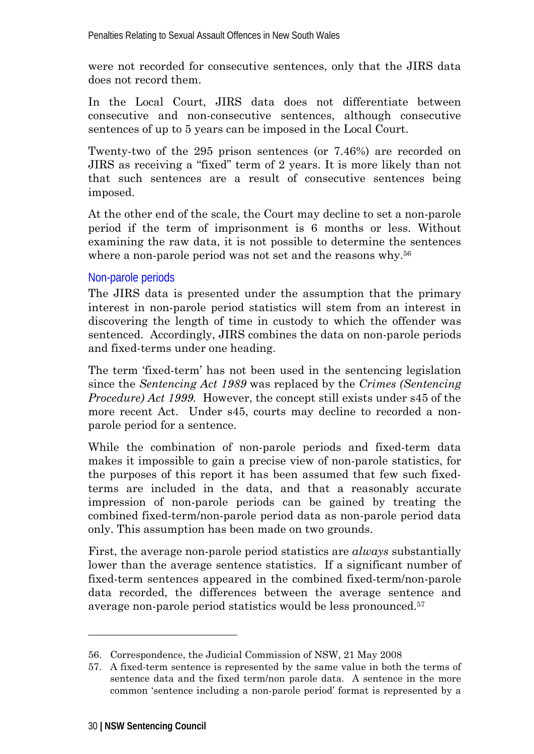were not recorded for consecutive sentences, only that the JIRS data does not record them.

In the Local Court, JIRS data does not differentiate between consecutive and non-consecutive sentences, although consecutive sentences of up to 5 years can be imposed in the Local Court.

Twenty-two of the 295 prison sentences (or 7.46%) are recorded on JIRS as receiving a "fixed" term of 2 years. It is more likely than not that such sentences are a result of consecutive sentences being imposed.

At the other end of the scale, the Court may decline to set a non-parole period if the term of imprisonment is 6 months or less. Without examining the raw data, it is not possible to determine the sentences where a non-parole period was not set and the reasons why.[56]

### Non-parole periods

The JIRS data is presented under the assumption that the primary interest in non-parole period statistics will stem from an interest in discovering the length of time in custody to which the offender was sentenced. Accordingly, JIRS combines the data on non-parole periods and fixed-terms under one heading.

The term 'fixed-term' has not been used in the sentencing legislation since the *Sentencing Act 1989* was replaced by the *Crimes (Sentencing Procedure) Act 1999*. However, the concept still exists under s45 of the more recent Act. Under s45, courts may decline to recorded a non-parole period for a sentence.

While the combination of non-parole periods and fixed-term data makes it impossible to gain a precise view of non-parole statistics, for the purposes of this report it has been assumed that few such fixed-terms are included in the data, and that a reasonably accurate impression of non-parole periods can be gained by treating the combined fixed-term/non-parole period data as non-parole period data only. This assumption has been made on two grounds.

First, the average non-parole period statistics are *always* substantially lower than the average sentence statistics. If a significant number of fixed-term sentences appeared in the combined fixed-term/non-parole data recorded, the differences between the average sentence and average non-parole period statistics would be less pronounced.[57]

---

56. Correspondence, the Judicial Commission of NSW, 21 May 2008

57. A fixed-term sentence is represented by the same value in both the terms of sentence data and the fixed term/non parole data. A sentence in the more common 'sentence including a non-parole period' format is represented by a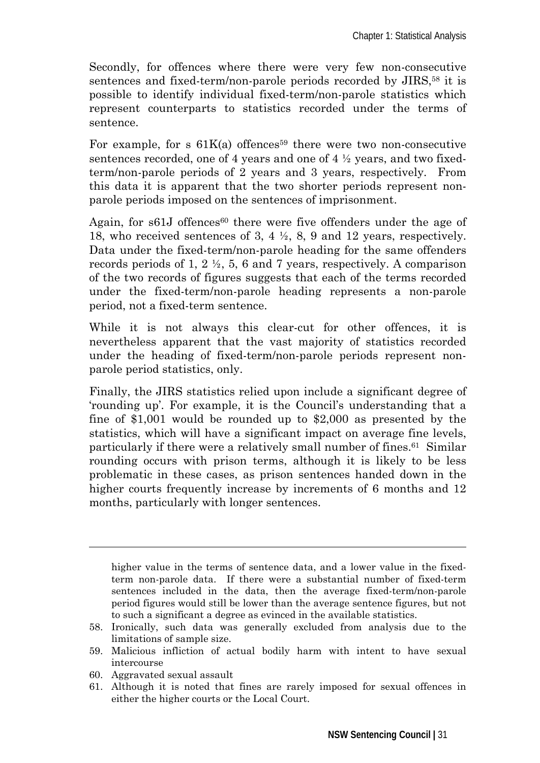Secondly, for offences where there were very few non-consecutive sentences and fixed-term/non-parole periods recorded by JIRS,[58] it is possible to identify individual fixed-term/non-parole statistics which represent counterparts to statistics recorded under the terms of sentence.

For example, for s 61K(a) offences[59] there were two non-consecutive sentences recorded, one of 4 years and one of 4 ½ years, and two fixed-term/non-parole periods of 2 years and 3 years, respectively. From this data it is apparent that the two shorter periods represent non-parole periods imposed on the sentences of imprisonment.

Again, for s61J offences[60] there were five offenders under the age of 18, who received sentences of 3, 4 ½, 8, 9 and 12 years, respectively. Data under the fixed-term/non-parole heading for the same offenders records periods of 1, 2 ½, 5, 6 and 7 years, respectively. A comparison of the two records of figures suggests that each of the terms recorded under the fixed-term/non-parole heading represents a non-parole period, not a fixed-term sentence.

While it is not always this clear-cut for other offences, it is nevertheless apparent that the vast majority of statistics recorded under the heading of fixed-term/non-parole periods represent non-parole period statistics, only.

Finally, the JIRS statistics relied upon include a significant degree of 'rounding up'. For example, it is the Council's understanding that a fine of $1,001 would be rounded up to $2,000 as presented by the statistics, which will have a significant impact on average fine levels, particularly if there were a relatively small number of fines.[61] Similar rounding occurs with prison terms, although it is likely to be less problematic in these cases, as prison sentences handed down in the higher courts frequently increase by increments of 6 months and 12 months, particularly with longer sentences.

---

higher value in the terms of sentence data, and a lower value in the fixed-term non-parole data. If there were a substantial number of fixed-term sentences included in the data, then the average fixed-term/non-parole period figures would still be lower than the average sentence figures, but not to such a significant a degree as evinced in the available statistics.

58. Ironically, such data was generally excluded from analysis due to the limitations of sample size.
59. Malicious infliction of actual bodily harm with intent to have sexual intercourse
60. Aggravated sexual assault
61. Although it is noted that fines are rarely imposed for sexual offences in either the higher courts or the Local Court.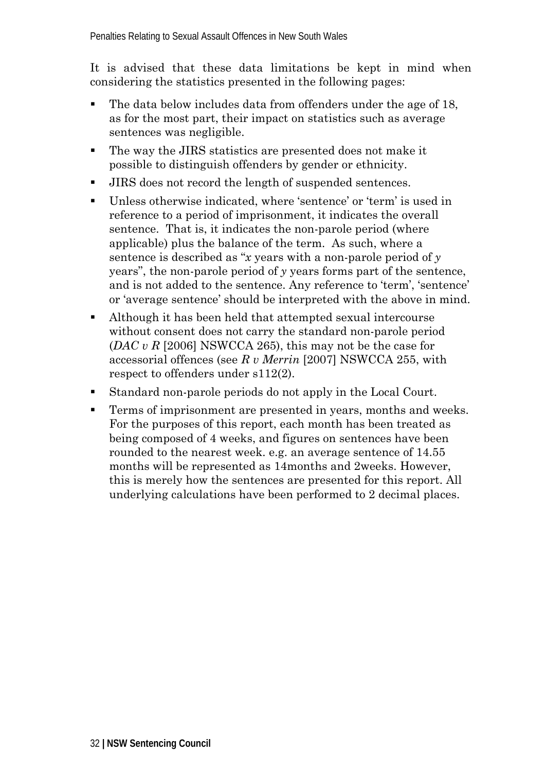It is advised that these data limitations be kept in mind when considering the statistics presented in the following pages:

- The data below includes data from offenders under the age of 18, as for the most part, their impact on statistics such as average sentences was negligible.
- The way the JIRS statistics are presented does not make it possible to distinguish offenders by gender or ethnicity.
- JIRS does not record the length of suspended sentences.
- Unless otherwise indicated, where 'sentence' or 'term' is used in reference to a period of imprisonment, it indicates the overall sentence. That is, it indicates the non-parole period (where applicable) plus the balance of the term. As such, where a sentence is described as "*x* years with a non-parole period of *y* years", the non-parole period of *y* years forms part of the sentence, and is not added to the sentence. Any reference to 'term', 'sentence' or 'average sentence' should be interpreted with the above in mind.
- Although it has been held that attempted sexual intercourse without consent does not carry the standard non-parole period (*DAC v R* [2006] NSWCCA 265), this may not be the case for accessorial offences (see *R v Merrin* [2007] NSWCCA 255, with respect to offenders under s112(2).
- Standard non-parole periods do not apply in the Local Court.
- Terms of imprisonment are presented in years, months and weeks. For the purposes of this report, each month has been treated as being composed of 4 weeks, and figures on sentences have been rounded to the nearest week. e.g. an average sentence of 14.55 months will be represented as 14months and 2weeks. However, this is merely how the sentences are presented for this report. All underlying calculations have been performed to 2 decimal places.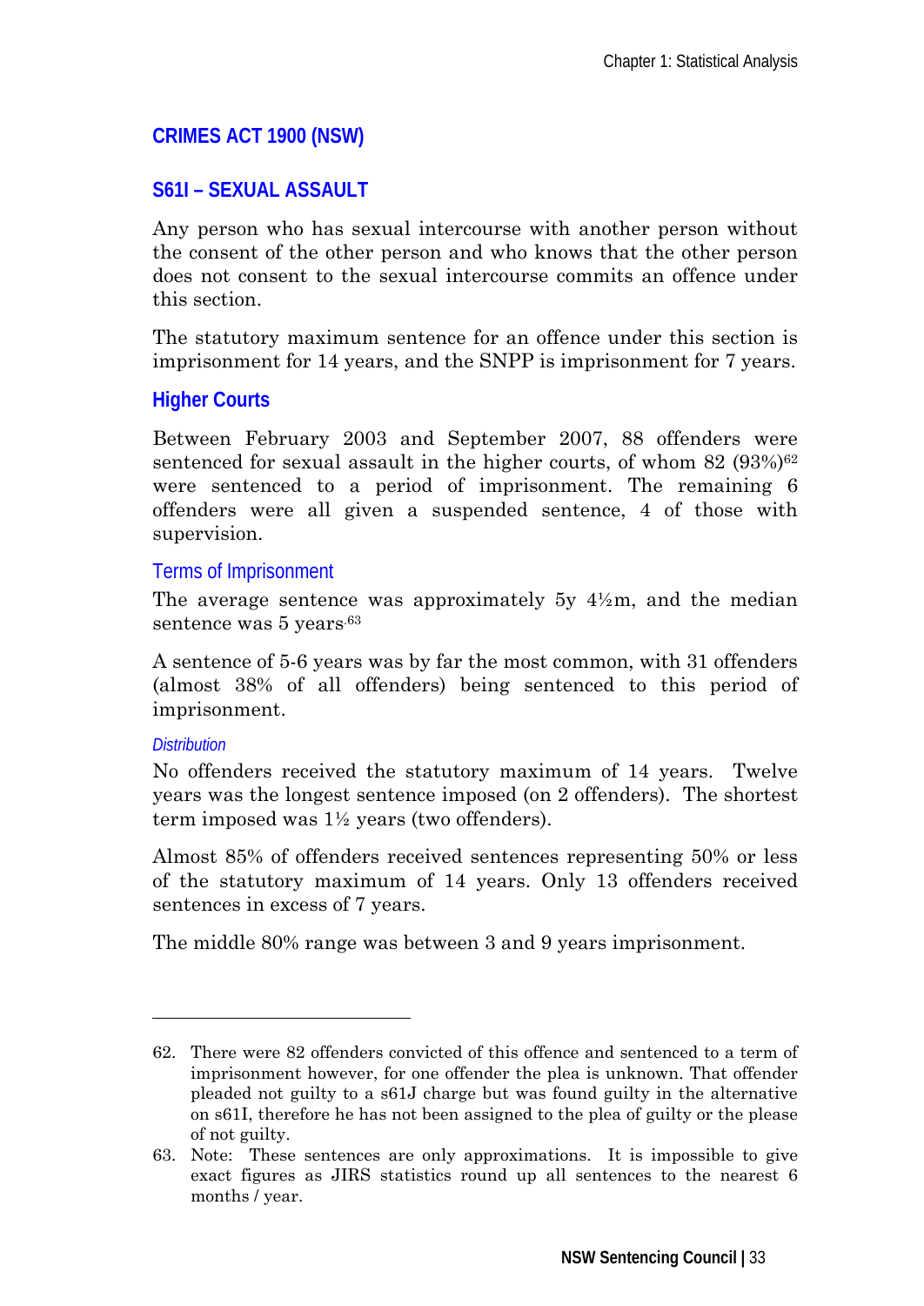## CRIMES ACT 1900 (NSW)

## S61I – SEXUAL ASSAULT

Any person who has sexual intercourse with another person without the consent of the other person and who knows that the other person does not consent to the sexual intercourse commits an offence under this section.

The statutory maximum sentence for an offence under this section is imprisonment for 14 years, and the SNPP is imprisonment for 7 years.

### Higher Courts

Between February 2003 and September 2007, 88 offenders were sentenced for sexual assault in the higher courts, of whom 82 (93%)[62] were sentenced to a period of imprisonment. The remaining 6 offenders were all given a suspended sentence, 4 of those with supervision.

#### Terms of Imprisonment

The average sentence was approximately 5y 4½m, and the median sentence was 5 years.[63]

A sentence of 5-6 years was by far the most common, with 31 offenders (almost 38% of all offenders) being sentenced to this period of imprisonment.

##### *Distribution*

No offenders received the statutory maximum of 14 years. Twelve years was the longest sentence imposed (on 2 offenders). The shortest term imposed was 1½ years (two offenders).

Almost 85% of offenders received sentences representing 50% or less of the statutory maximum of 14 years. Only 13 offenders received sentences in excess of 7 years.

The middle 80% range was between 3 and 9 years imprisonment.

---

62. There were 82 offenders convicted of this offence and sentenced to a term of imprisonment however, for one offender the plea is unknown. That offender pleaded not guilty to a s61J charge but was found guilty in the alternative on s61I, therefore he has not been assigned to the plea of guilty or the please of not guilty.

63. Note: These sentences are only approximations. It is impossible to give exact figures as JIRS statistics round up all sentences to the nearest 6 months / year.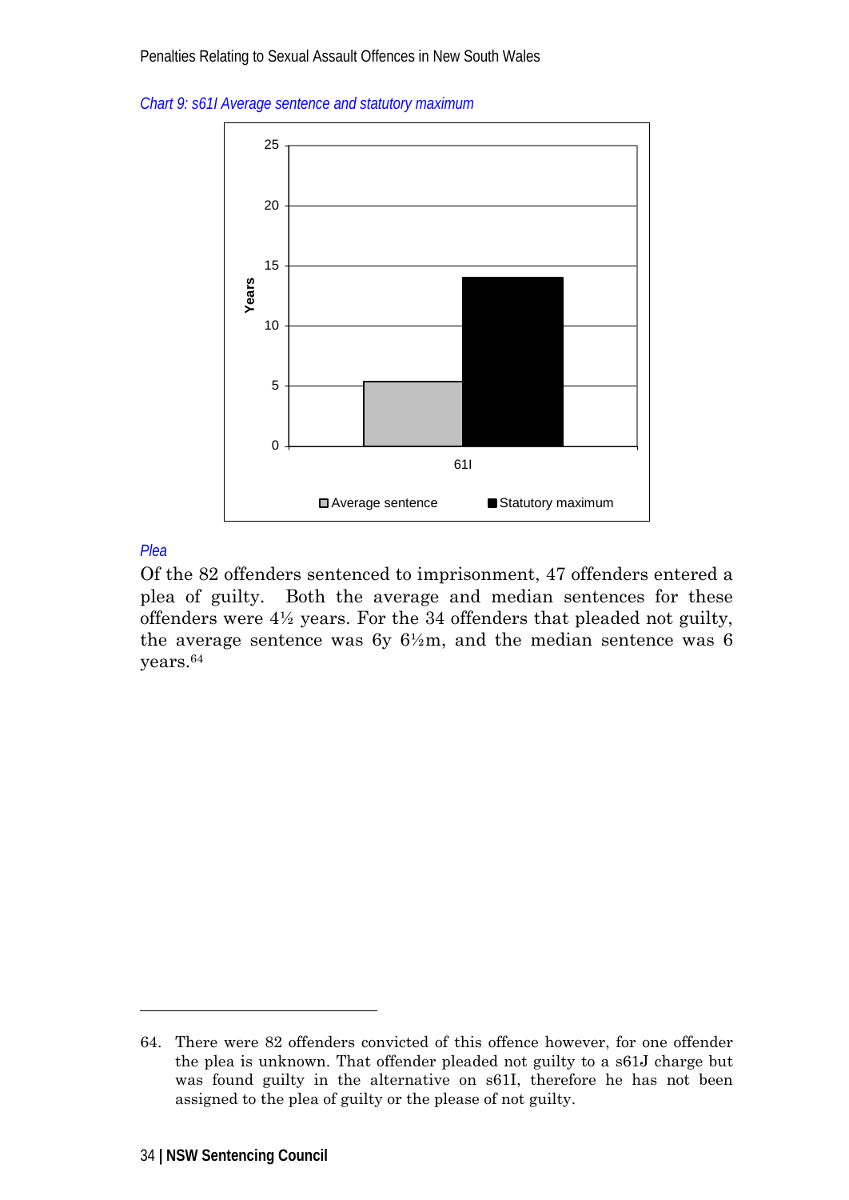*Chart 9: s61I Average sentence and statutory maximum*

*Plea*

Of the 82 offenders sentenced to imprisonment, 47 offenders entered a plea of guilty. Both the average and median sentences for these offenders were 4½ years. For the 34 offenders that pleaded not guilty, the average sentence was 6y 6½m, and the median sentence was 6 years.[64]

---

64. There were 82 offenders convicted of this offence however, for one offender the plea is unknown. That offender pleaded not guilty to a s61J charge but was found guilty in the alternative on s61I, therefore he has not been assigned to the plea of guilty or the please of not guilty.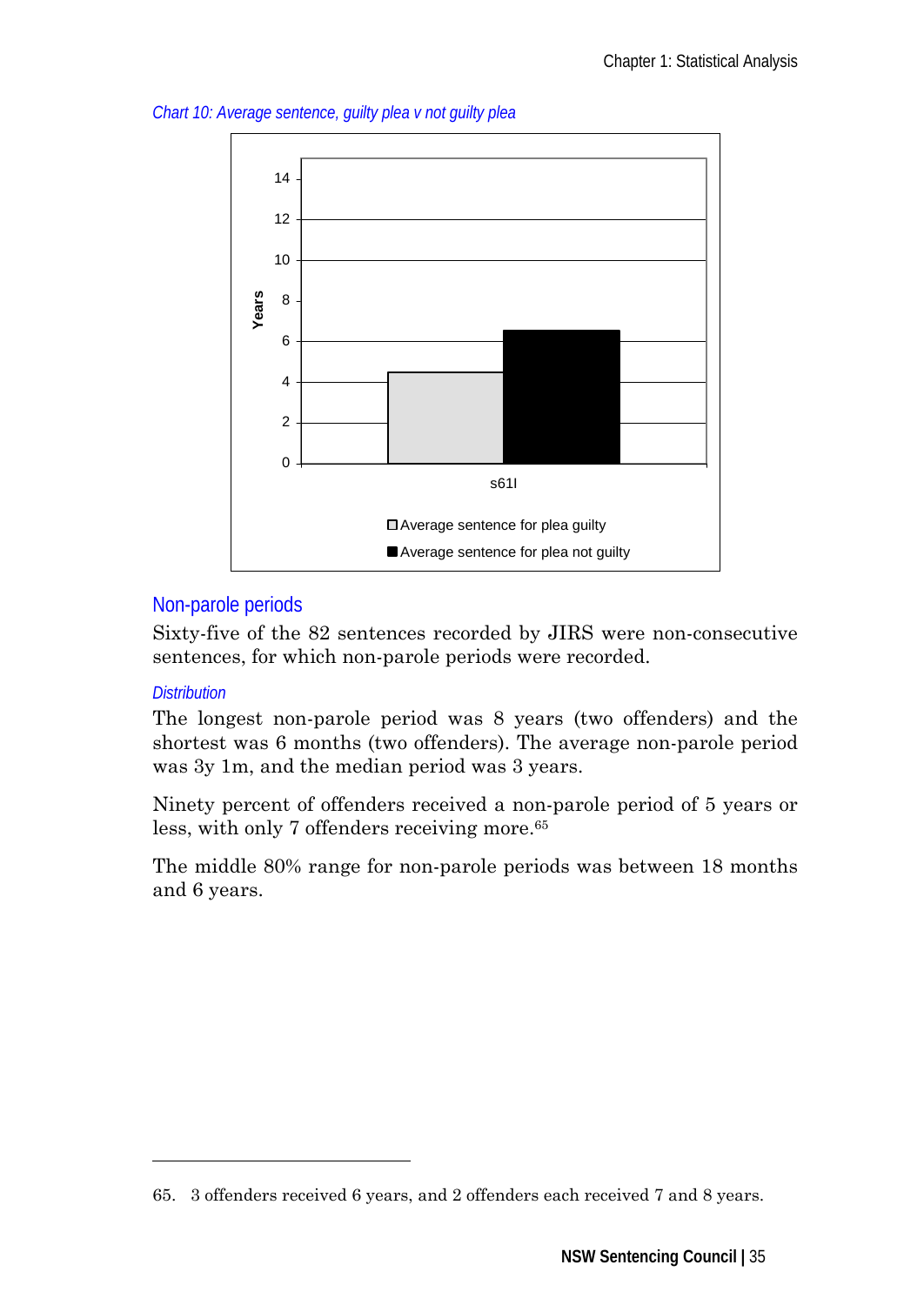*Chart 10: Average sentence, guilty plea v not guilty plea*

## Non-parole periods

Sixty-five of the 82 sentences recorded by JIRS were non-consecutive sentences, for which non-parole periods were recorded.

### *Distribution*

The longest non-parole period was 8 years (two offenders) and the shortest was 6 months (two offenders). The average non-parole period was 3y 1m, and the median period was 3 years.

Ninety percent of offenders received a non-parole period of 5 years or less, with only 7 offenders receiving more.[65]

The middle 80% range for non-parole periods was between 18 months and 6 years.

---

65. 3 offenders received 6 years, and 2 offenders each received 7 and 8 years.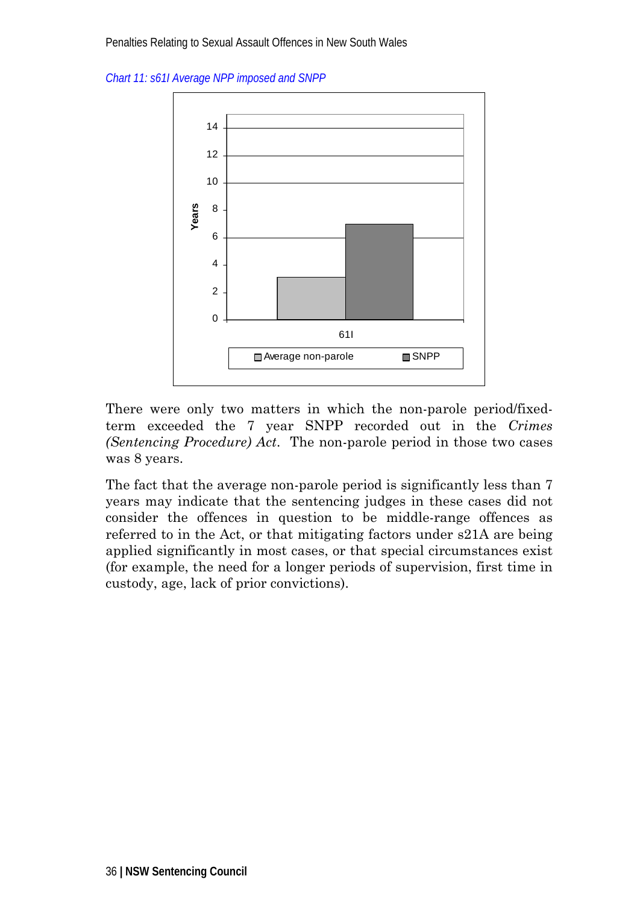*Chart 11: s61I Average NPP imposed and SNPP*

There were only two matters in which the non-parole period/fixed-term exceeded the 7 year SNPP recorded out in the *Crimes (Sentencing Procedure) Act*. The non-parole period in those two cases was 8 years.

The fact that the average non-parole period is significantly less than 7 years may indicate that the sentencing judges in these cases did not consider the offences in question to be middle-range offences as referred to in the Act, or that mitigating factors under s21A are being applied significantly in most cases, or that special circumstances exist (for example, the need for a longer periods of supervision, first time in custody, age, lack of prior convictions).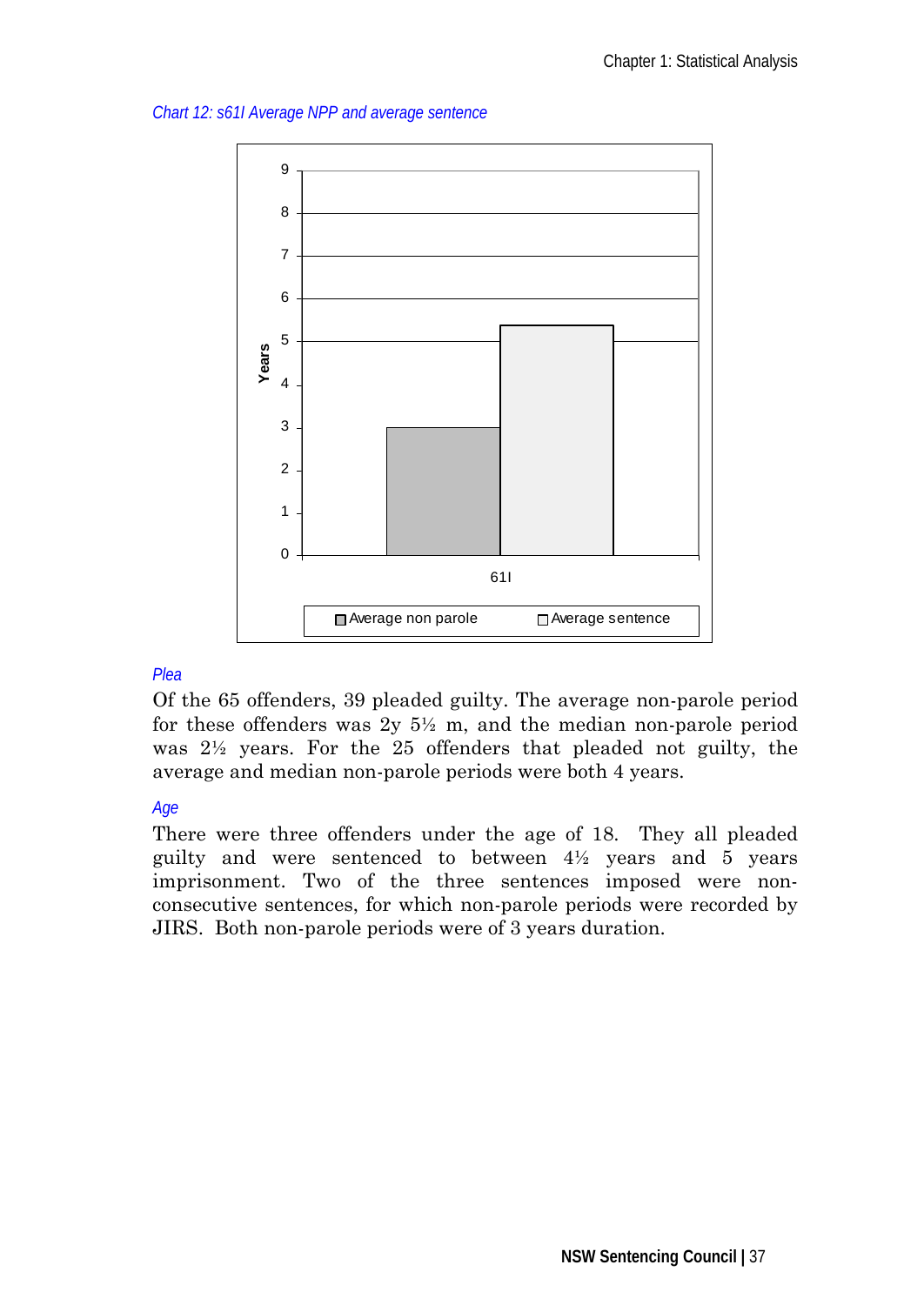*Chart 12: s61I Average NPP and average sentence*

*Plea*

Of the 65 offenders, 39 pleaded guilty. The average non-parole period for these offenders was 2y 5½ m, and the median non-parole period was 2½ years. For the 25 offenders that pleaded not guilty, the average and median non-parole periods were both 4 years.

*Age*

There were three offenders under the age of 18. They all pleaded guilty and were sentenced to between 4½ years and 5 years imprisonment. Two of the three sentences imposed were non-consecutive sentences, for which non-parole periods were recorded by JIRS. Both non-parole periods were of 3 years duration.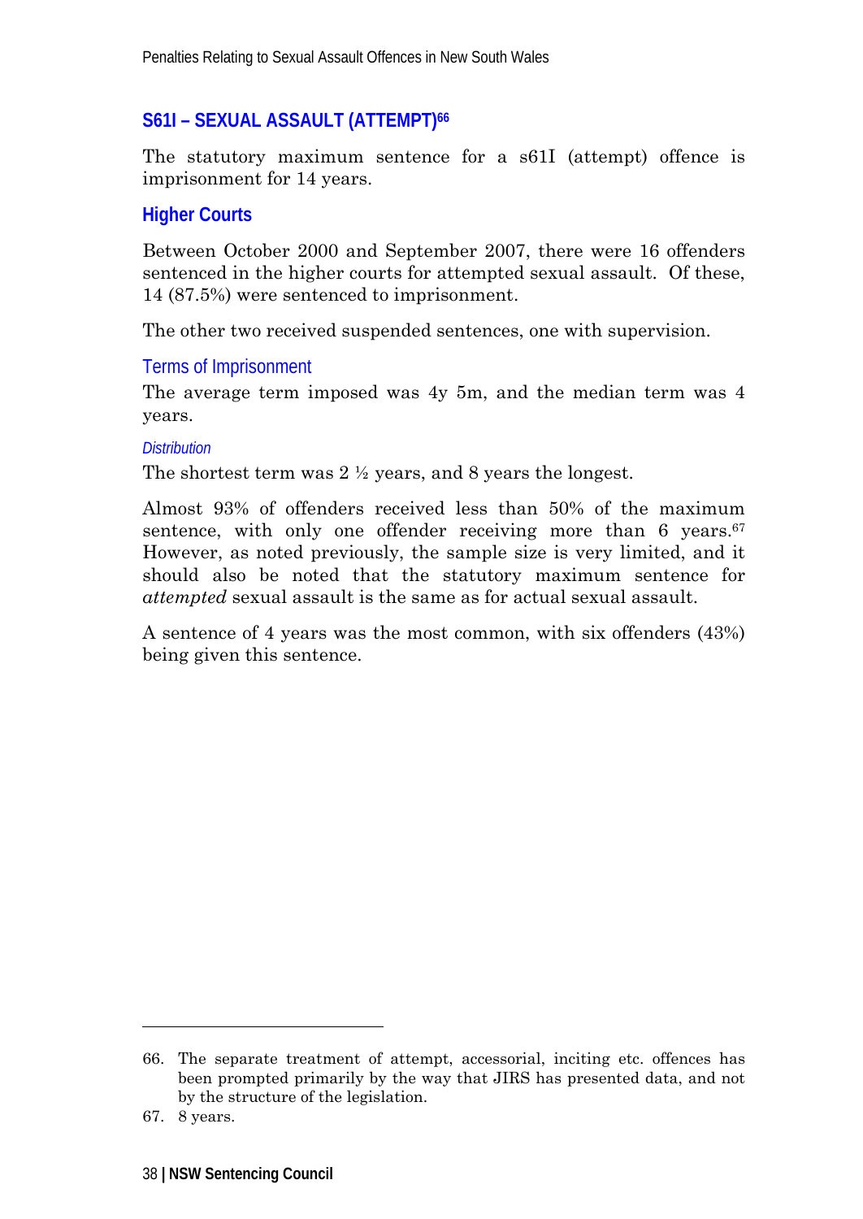## S61I – SEXUAL ASSAULT (ATTEMPT)[66]

The statutory maximum sentence for a s61I (attempt) offence is imprisonment for 14 years.

### Higher Courts

Between October 2000 and September 2007, there were 16 offenders sentenced in the higher courts for attempted sexual assault. Of these, 14 (87.5%) were sentenced to imprisonment.

The other two received suspended sentences, one with supervision.

#### Terms of Imprisonment

The average term imposed was 4y 5m, and the median term was 4 years.

##### *Distribution*

The shortest term was 2 ½ years, and 8 years the longest.

Almost 93% of offenders received less than 50% of the maximum sentence, with only one offender receiving more than 6 years.[67] However, as noted previously, the sample size is very limited, and it should also be noted that the statutory maximum sentence for *attempted* sexual assault is the same as for actual sexual assault.

A sentence of 4 years was the most common, with six offenders (43%) being given this sentence.

---

66. The separate treatment of attempt, accessorial, inciting etc. offences has been prompted primarily by the way that JIRS has presented data, and not by the structure of the legislation.

67. 8 years.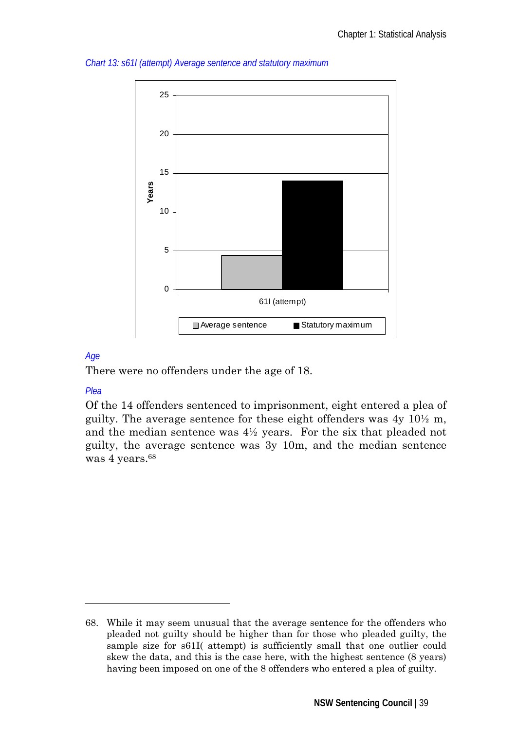*Chart 13: s61I (attempt) Average sentence and statutory maximum*

### *Age*

There were no offenders under the age of 18.

### *Plea*

Of the 14 offenders sentenced to imprisonment, eight entered a plea of guilty. The average sentence for these eight offenders was 4y 10½ m, and the median sentence was 4½ years. For the six that pleaded not guilty, the average sentence was 3y 10m, and the median sentence was 4 years.[68]

---

68. While it may seem unusual that the average sentence for the offenders who pleaded not guilty should be higher than for those who pleaded guilty, the sample size for s61I( attempt) is sufficiently small that one outlier could skew the data, and this is the case here, with the highest sentence (8 years) having been imposed on one of the 8 offenders who entered a plea of guilty.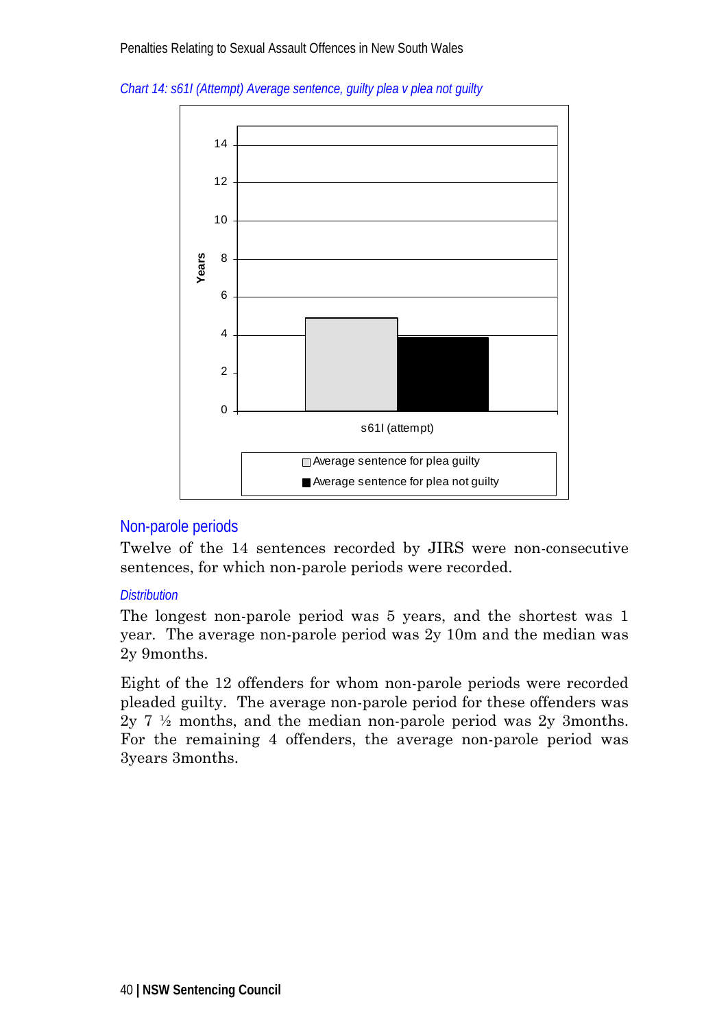*Chart 14: s61I (Attempt) Average sentence, guilty plea v plea not guilty*

## Non-parole periods

Twelve of the 14 sentences recorded by JIRS were non-consecutive sentences, for which non-parole periods were recorded.

### *Distribution*

The longest non-parole period was 5 years, and the shortest was 1 year. The average non-parole period was 2y 10m and the median was 2y 9months.

Eight of the 12 offenders for whom non-parole periods were recorded pleaded guilty. The average non-parole period for these offenders was 2y 7 ½ months, and the median non-parole period was 2y 3months. For the remaining 4 offenders, the average non-parole period was 3years 3months.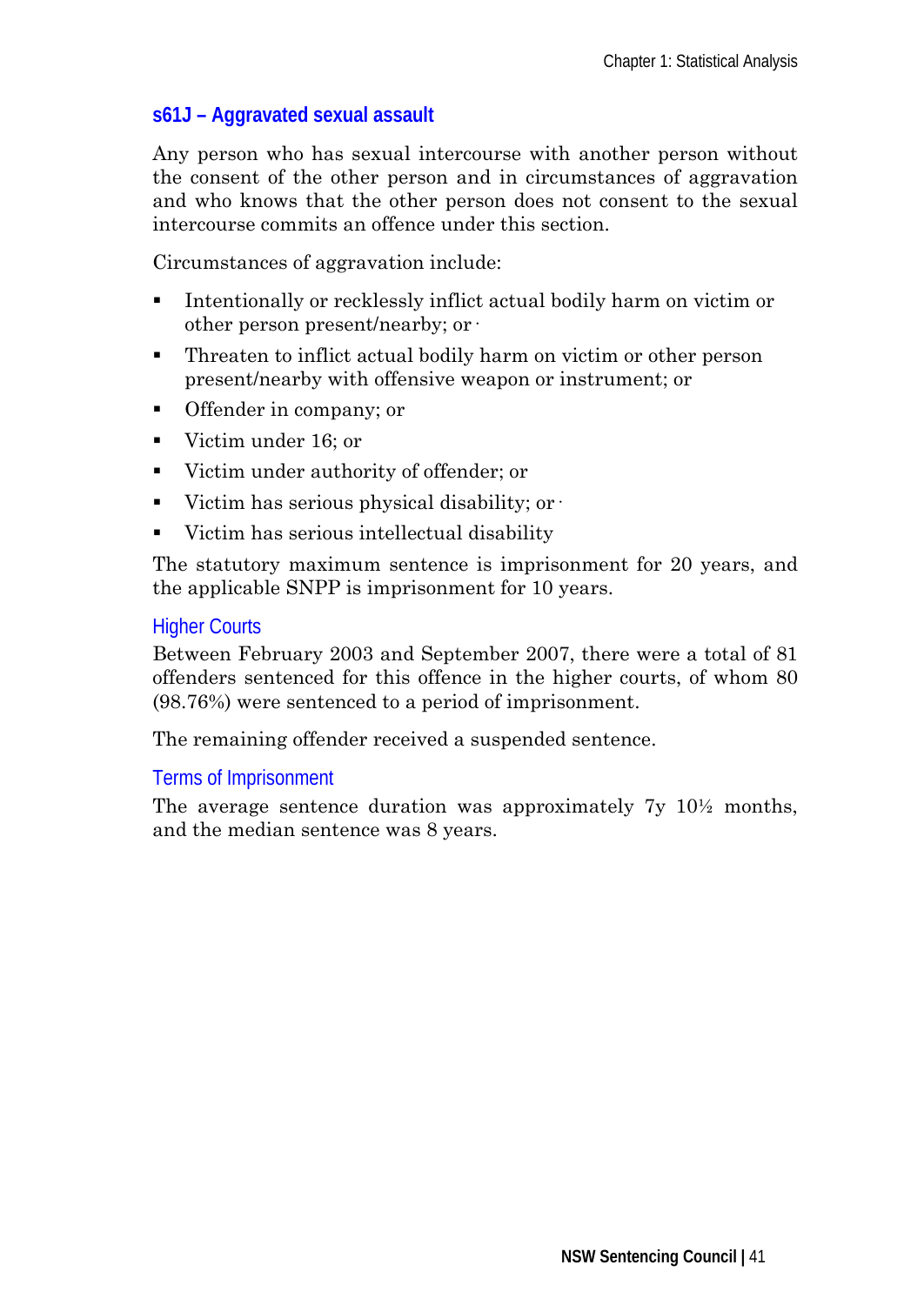### s61J – Aggravated sexual assault

Any person who has sexual intercourse with another person without the consent of the other person and in circumstances of aggravation and who knows that the other person does not consent to the sexual intercourse commits an offence under this section.

Circumstances of aggravation include:

- Intentionally or recklessly inflict actual bodily harm on victim or other person present/nearby; or
- Threaten to inflict actual bodily harm on victim or other person present/nearby with offensive weapon or instrument; or
- Offender in company; or
- Victim under 16; or
- Victim under authority of offender; or
- Victim has serious physical disability; or
- Victim has serious intellectual disability

The statutory maximum sentence is imprisonment for 20 years, and the applicable SNPP is imprisonment for 10 years.

#### Higher Courts

Between February 2003 and September 2007, there were a total of 81 offenders sentenced for this offence in the higher courts, of whom 80 (98.76%) were sentenced to a period of imprisonment.

The remaining offender received a suspended sentence.

#### Terms of Imprisonment

The average sentence duration was approximately 7y 10½ months, and the median sentence was 8 years.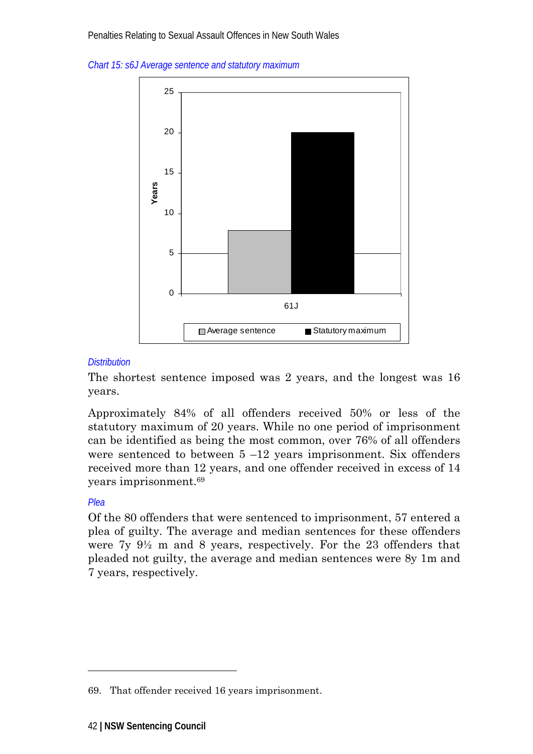*Chart 15: s6J Average sentence and statutory maximum*

*Distribution*

The shortest sentence imposed was 2 years, and the longest was 16 years.

Approximately 84% of all offenders received 50% or less of the statutory maximum of 20 years. While no one period of imprisonment can be identified as being the most common, over 76% of all offenders were sentenced to between 5 –12 years imprisonment. Six offenders received more than 12 years, and one offender received in excess of 14 years imprisonment.[69]

*Plea*

Of the 80 offenders that were sentenced to imprisonment, 57 entered a plea of guilty. The average and median sentences for these offenders were 7y 9½ m and 8 years, respectively. For the 23 offenders that pleaded not guilty, the average and median sentences were 8y 1m and 7 years, respectively.

---

69. That offender received 16 years imprisonment.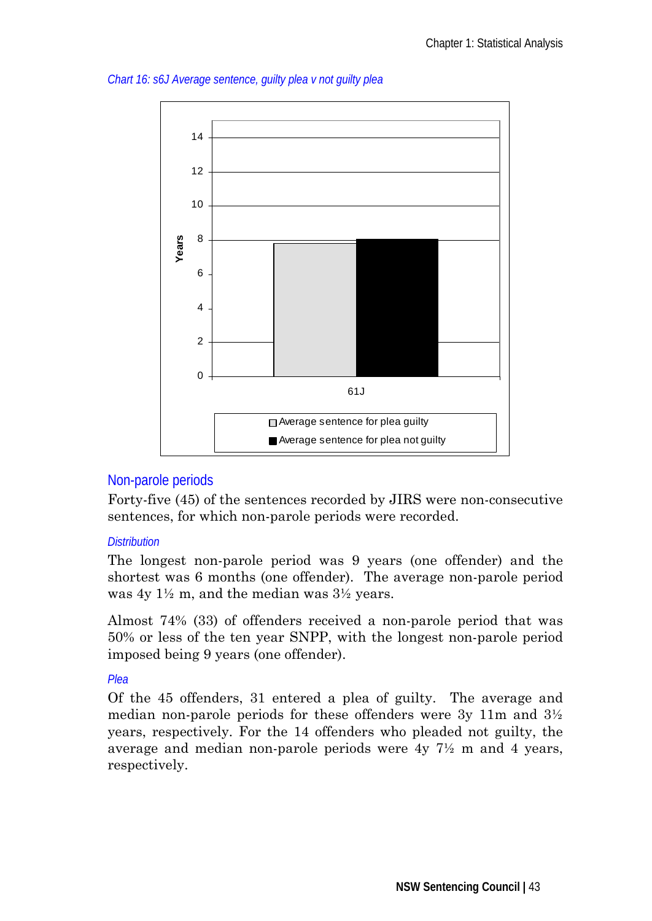*Chart 16: s6J Average sentence, guilty plea v not guilty plea*

## Non-parole periods

Forty-five (45) of the sentences recorded by JIRS were non-consecutive sentences, for which non-parole periods were recorded.

### *Distribution*

The longest non-parole period was 9 years (one offender) and the shortest was 6 months (one offender). The average non-parole period was 4y 1½ m, and the median was 3½ years.

Almost 74% (33) of offenders received a non-parole period that was 50% or less of the ten year SNPP, with the longest non-parole period imposed being 9 years (one offender).

### *Plea*

Of the 45 offenders, 31 entered a plea of guilty. The average and median non-parole periods for these offenders were 3y 11m and 3½ years, respectively. For the 14 offenders who pleaded not guilty, the average and median non-parole periods were 4y 7½ m and 4 years, respectively.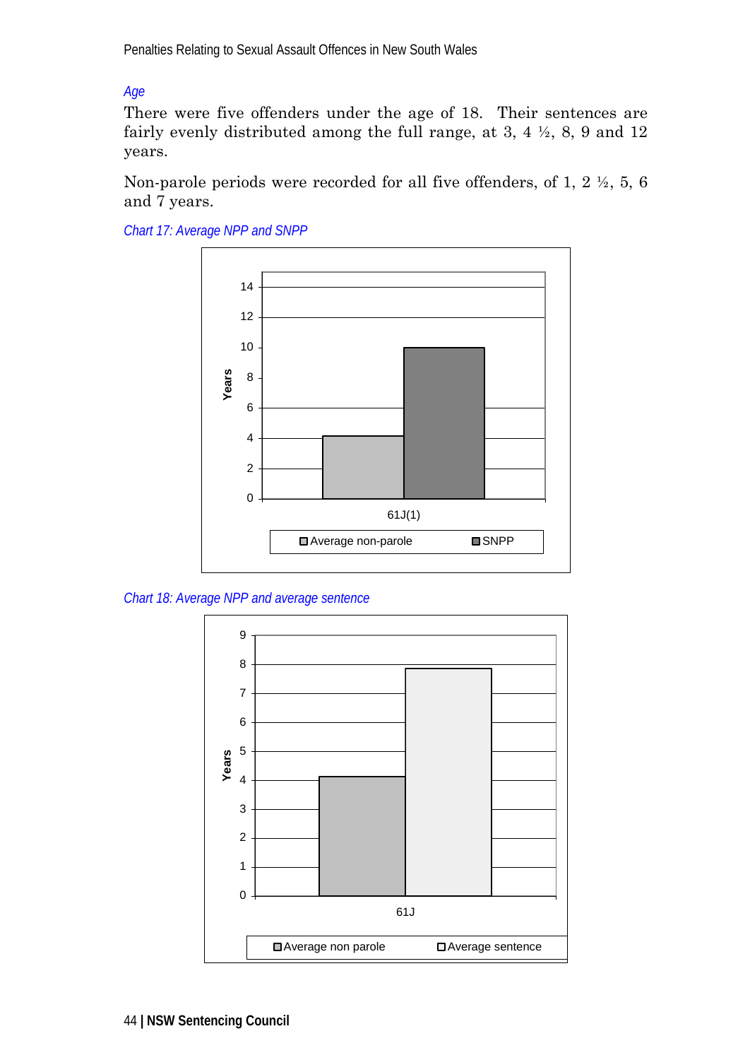### *Age*

There were five offenders under the age of 18. Their sentences are fairly evenly distributed among the full range, at 3, 4 ½, 8, 9 and 12 years.

Non-parole periods were recorded for all five offenders, of 1, 2 ½, 5, 6 and 7 years.

*Chart 17: Average NPP and SNPP*

*Chart 18: Average NPP and average sentence*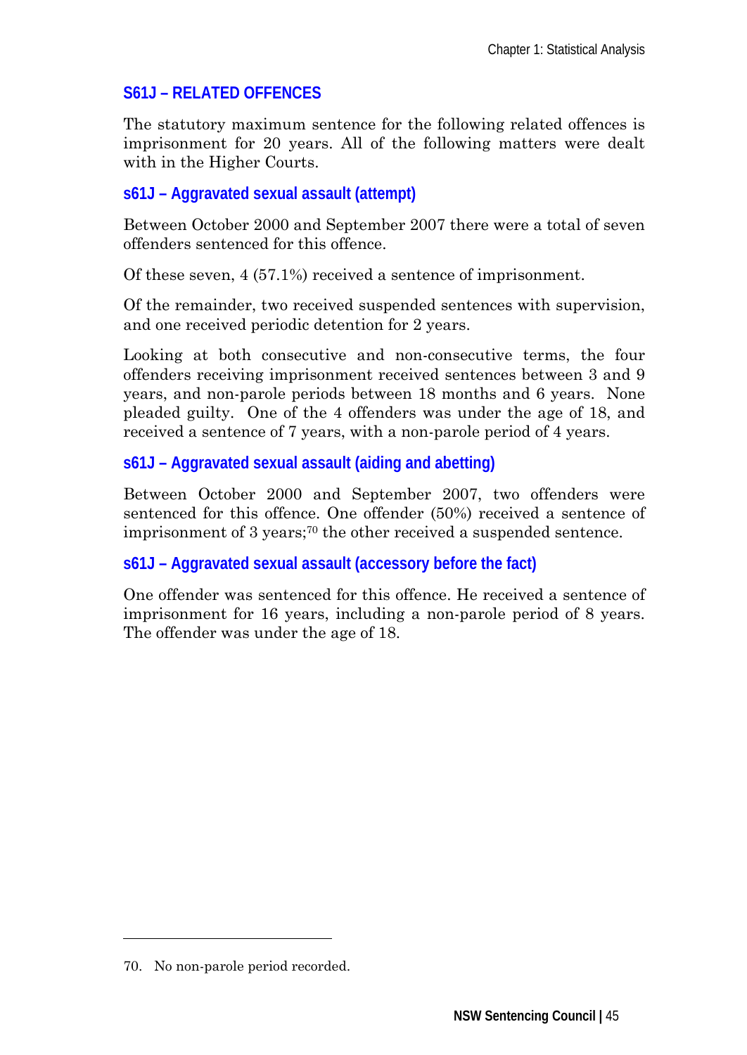## S61J – RELATED OFFENCES

The statutory maximum sentence for the following related offences is imprisonment for 20 years. All of the following matters were dealt with in the Higher Courts.

### s61J – Aggravated sexual assault (attempt)

Between October 2000 and September 2007 there were a total of seven offenders sentenced for this offence.

Of these seven, 4 (57.1%) received a sentence of imprisonment.

Of the remainder, two received suspended sentences with supervision, and one received periodic detention for 2 years.

Looking at both consecutive and non-consecutive terms, the four offenders receiving imprisonment received sentences between 3 and 9 years, and non-parole periods between 18 months and 6 years. None pleaded guilty. One of the 4 offenders was under the age of 18, and received a sentence of 7 years, with a non-parole period of 4 years.

### s61J – Aggravated sexual assault (aiding and abetting)

Between October 2000 and September 2007, two offenders were sentenced for this offence. One offender (50%) received a sentence of imprisonment of 3 years;[70] the other received a suspended sentence.

### s61J – Aggravated sexual assault (accessory before the fact)

One offender was sentenced for this offence. He received a sentence of imprisonment for 16 years, including a non-parole period of 8 years. The offender was under the age of 18.

---

70. No non-parole period recorded.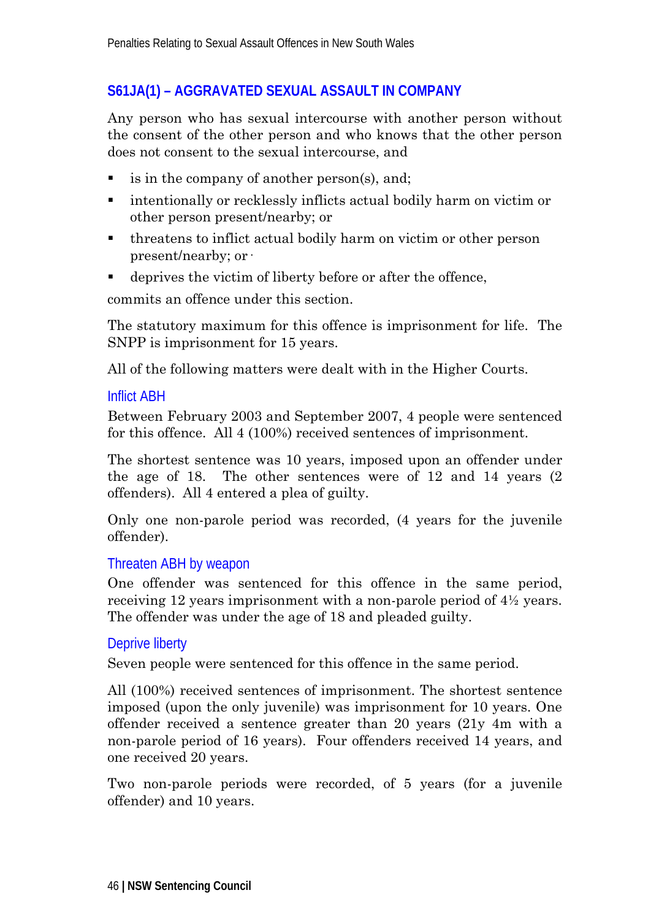## S61JA(1) – AGGRAVATED SEXUAL ASSAULT IN COMPANY

Any person who has sexual intercourse with another person without the consent of the other person and who knows that the other person does not consent to the sexual intercourse, and

- is in the company of another person(s), and;
- intentionally or recklessly inflicts actual bodily harm on victim or other person present/nearby; or
- threatens to inflict actual bodily harm on victim or other person present/nearby; or
- deprives the victim of liberty before or after the offence,

commits an offence under this section.

The statutory maximum for this offence is imprisonment for life. The SNPP is imprisonment for 15 years.

All of the following matters were dealt with in the Higher Courts.

### Inflict ABH

Between February 2003 and September 2007, 4 people were sentenced for this offence. All 4 (100%) received sentences of imprisonment.

The shortest sentence was 10 years, imposed upon an offender under the age of 18. The other sentences were of 12 and 14 years (2 offenders). All 4 entered a plea of guilty.

Only one non-parole period was recorded, (4 years for the juvenile offender).

### Threaten ABH by weapon

One offender was sentenced for this offence in the same period, receiving 12 years imprisonment with a non-parole period of 4½ years. The offender was under the age of 18 and pleaded guilty.

### Deprive liberty

Seven people were sentenced for this offence in the same period.

All (100%) received sentences of imprisonment. The shortest sentence imposed (upon the only juvenile) was imprisonment for 10 years. One offender received a sentence greater than 20 years (21y 4m with a non-parole period of 16 years). Four offenders received 14 years, and one received 20 years.

Two non-parole periods were recorded, of 5 years (for a juvenile offender) and 10 years.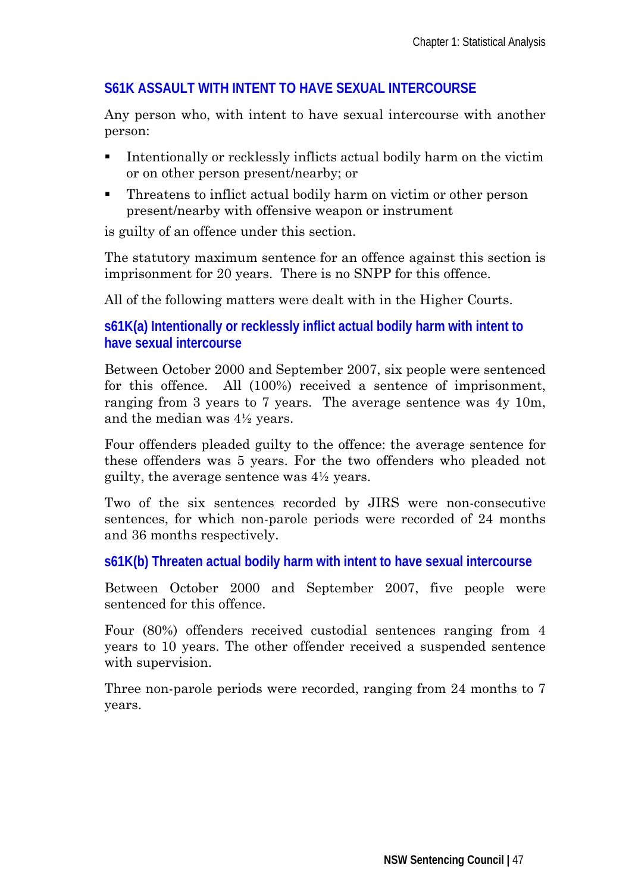## S61K ASSAULT WITH INTENT TO HAVE SEXUAL INTERCOURSE

Any person who, with intent to have sexual intercourse with another person:

- Intentionally or recklessly inflicts actual bodily harm on the victim or on other person present/nearby; or
- Threatens to inflict actual bodily harm on victim or other person present/nearby with offensive weapon or instrument

is guilty of an offence under this section.

The statutory maximum sentence for an offence against this section is imprisonment for 20 years. There is no SNPP for this offence.

All of the following matters were dealt with in the Higher Courts.

### s61K(a) Intentionally or recklessly inflict actual bodily harm with intent to have sexual intercourse

Between October 2000 and September 2007, six people were sentenced for this offence. All (100%) received a sentence of imprisonment, ranging from 3 years to 7 years. The average sentence was 4y 10m, and the median was 4½ years.

Four offenders pleaded guilty to the offence: the average sentence for these offenders was 5 years. For the two offenders who pleaded not guilty, the average sentence was 4½ years.

Two of the six sentences recorded by JIRS were non-consecutive sentences, for which non-parole periods were recorded of 24 months and 36 months respectively.

### s61K(b) Threaten actual bodily harm with intent to have sexual intercourse

Between October 2000 and September 2007, five people were sentenced for this offence.

Four (80%) offenders received custodial sentences ranging from 4 years to 10 years. The other offender received a suspended sentence with supervision.

Three non-parole periods were recorded, ranging from 24 months to 7 years.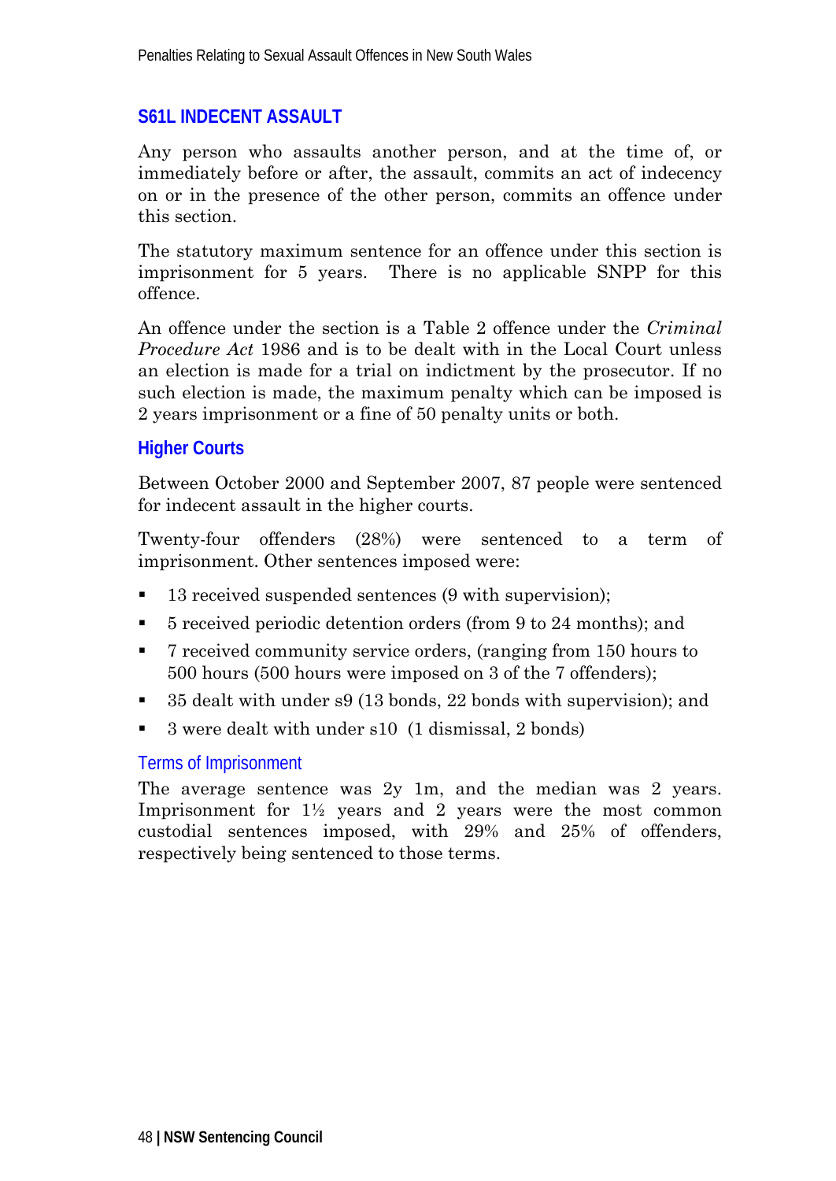## S61L INDECENT ASSAULT

Any person who assaults another person, and at the time of, or immediately before or after, the assault, commits an act of indecency on or in the presence of the other person, commits an offence under this section.

The statutory maximum sentence for an offence under this section is imprisonment for 5 years. There is no applicable SNPP for this offence.

An offence under the section is a Table 2 offence under the *Criminal Procedure Act* 1986 and is to be dealt with in the Local Court unless an election is made for a trial on indictment by the prosecutor. If no such election is made, the maximum penalty which can be imposed is 2 years imprisonment or a fine of 50 penalty units or both.

### Higher Courts

Between October 2000 and September 2007, 87 people were sentenced for indecent assault in the higher courts.

Twenty-four offenders (28%) were sentenced to a term of imprisonment. Other sentences imposed were:

- 13 received suspended sentences (9 with supervision);
- 5 received periodic detention orders (from 9 to 24 months); and
- 7 received community service orders, (ranging from 150 hours to 500 hours (500 hours were imposed on 3 of the 7 offenders);
- 35 dealt with under s9 (13 bonds, 22 bonds with supervision); and
- 3 were dealt with under s10 (1 dismissal, 2 bonds)

#### Terms of Imprisonment

The average sentence was 2y 1m, and the median was 2 years. Imprisonment for 1½ years and 2 years were the most common custodial sentences imposed, with 29% and 25% of offenders, respectively being sentenced to those terms.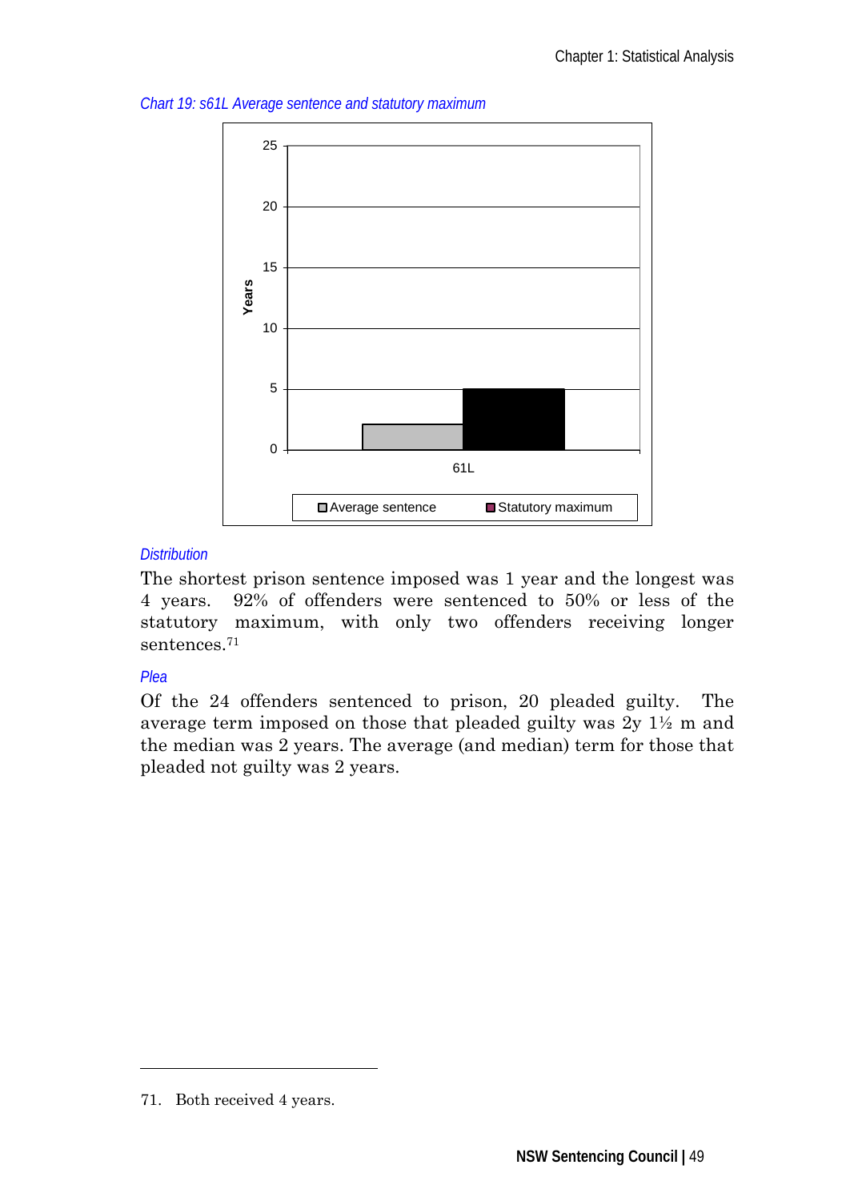*Chart 19: s61L Average sentence and statutory maximum*

### *Distribution*

The shortest prison sentence imposed was 1 year and the longest was 4 years. 92% of offenders were sentenced to 50% or less of the statutory maximum, with only two offenders receiving longer sentences.[71]

### *Plea*

Of the 24 offenders sentenced to prison, 20 pleaded guilty. The average term imposed on those that pleaded guilty was 2y 1½ m and the median was 2 years. The average (and median) term for those that pleaded not guilty was 2 years.

---

71. Both received 4 years.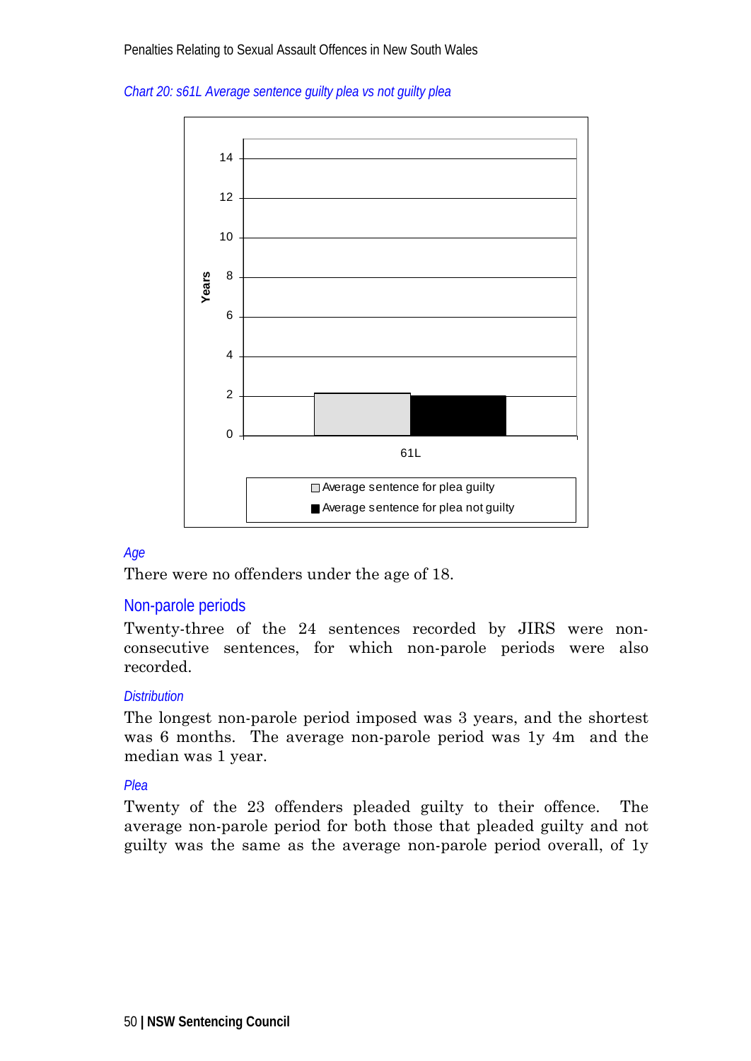*Chart 20: s61L Average sentence guilty plea vs not guilty plea*

*Age*

There were no offenders under the age of 18.

## Non-parole periods

Twenty-three of the 24 sentences recorded by JIRS were non-consecutive sentences, for which non-parole periods were also recorded.

*Distribution*

The longest non-parole period imposed was 3 years, and the shortest was 6 months. The average non-parole period was 1y 4m and the median was 1 year.

*Plea*

Twenty of the 23 offenders pleaded guilty to their offence. The average non-parole period for both those that pleaded guilty and not guilty was the same as the average non-parole period overall, of 1y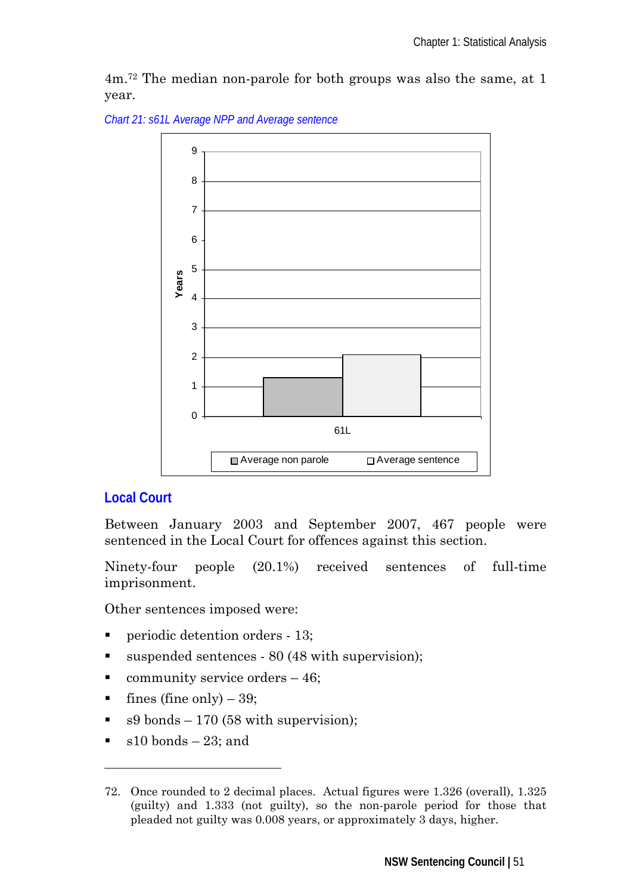4m.[72] The median non-parole for both groups was also the same, at 1 year.

*Chart 21: s61L Average NPP and Average sentence*

## Local Court

Between January 2003 and September 2007, 467 people were sentenced in the Local Court for offences against this section.

Ninety-four people (20.1%) received sentences of full-time imprisonment.

Other sentences imposed were:

- periodic detention orders - 13;
- suspended sentences - 80 (48 with supervision);
- community service orders – 46;
- fines (fine only) – 39;
- s9 bonds – 170 (58 with supervision);
- s10 bonds – 23; and

---

72. Once rounded to 2 decimal places. Actual figures were 1.326 (overall), 1.325 (guilty) and 1.333 (not guilty), so the non-parole period for those that pleaded not guilty was 0.008 years, or approximately 3 days, higher.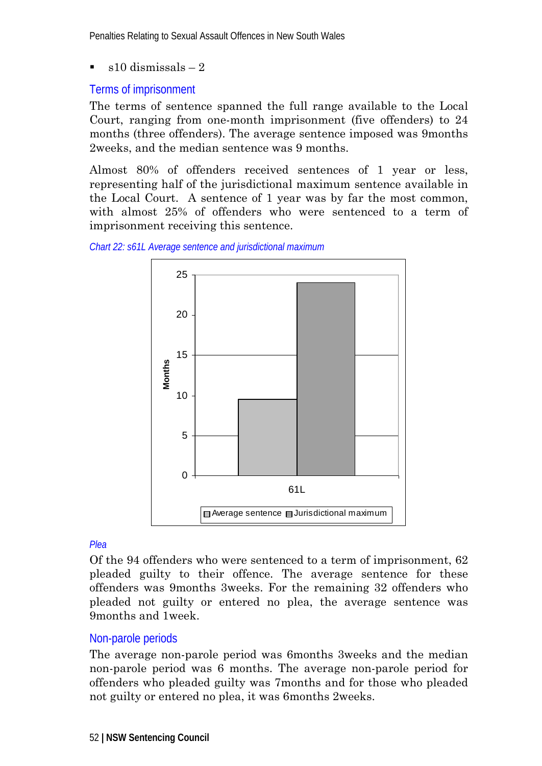- s10 dismissals – 2

### Terms of imprisonment

The terms of sentence spanned the full range available to the Local Court, ranging from one-month imprisonment (five offenders) to 24 months (three offenders). The average sentence imposed was 9months 2weeks, and the median sentence was 9 months.

Almost 80% of offenders received sentences of 1 year or less, representing half of the jurisdictional maximum sentence available in the Local Court. A sentence of 1 year was by far the most common, with almost 25% of offenders who were sentenced to a term of imprisonment receiving this sentence.

*Chart 22: s61L Average sentence and jurisdictional maximum*

#### *Plea*

Of the 94 offenders who were sentenced to a term of imprisonment, 62 pleaded guilty to their offence. The average sentence for these offenders was 9months 3weeks. For the remaining 32 offenders who pleaded not guilty or entered no plea, the average sentence was 9months and 1week.

### Non-parole periods

The average non-parole period was 6months 3weeks and the median non-parole period was 6 months. The average non-parole period for offenders who pleaded guilty was 7months and for those who pleaded not guilty or entered no plea, it was 6months 2weeks.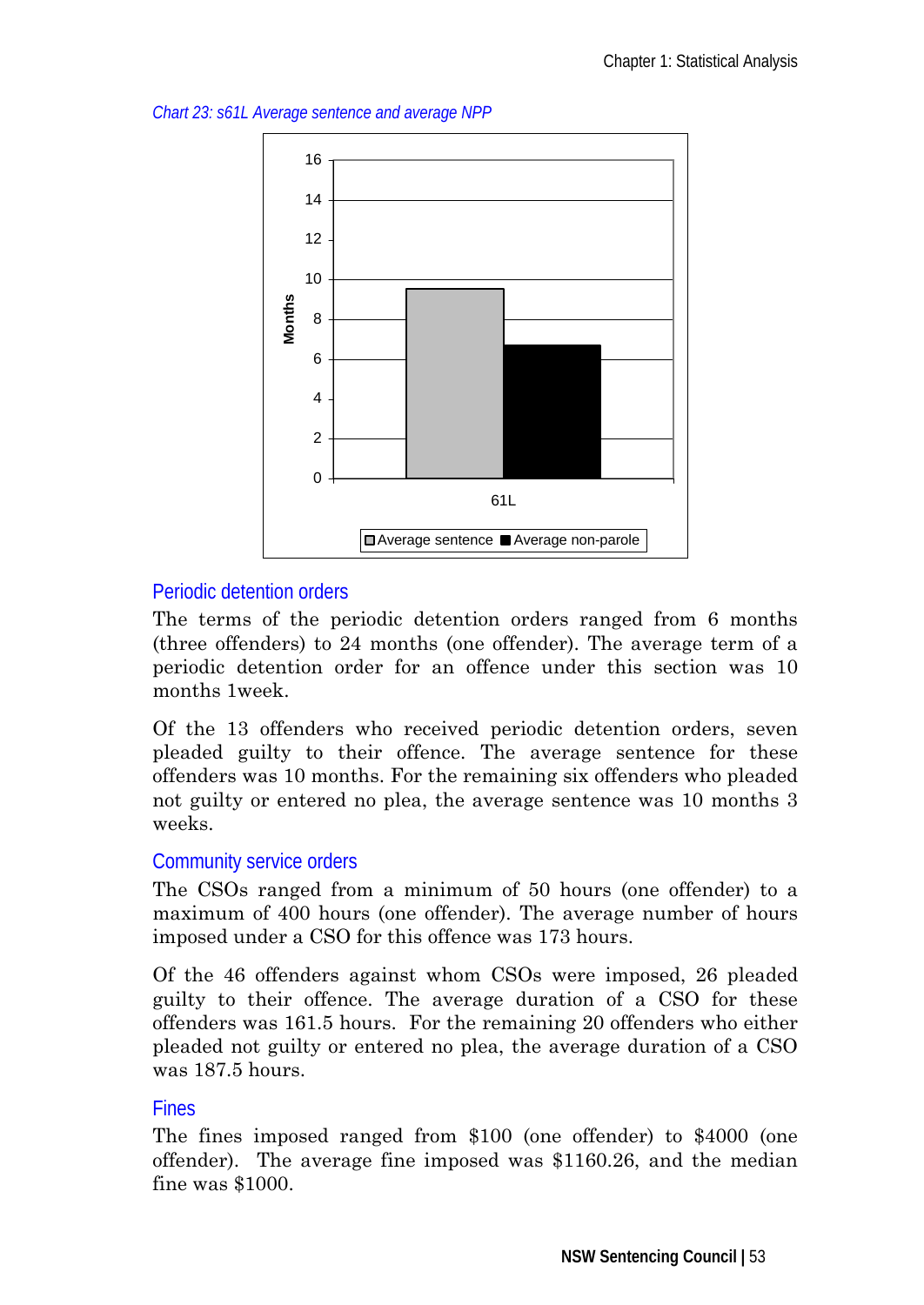*Chart 23: s61L Average sentence and average NPP*

### Periodic detention orders

The terms of the periodic detention orders ranged from 6 months (three offenders) to 24 months (one offender). The average term of a periodic detention order for an offence under this section was 10 months 1week.

Of the 13 offenders who received periodic detention orders, seven pleaded guilty to their offence. The average sentence for these offenders was 10 months. For the remaining six offenders who pleaded not guilty or entered no plea, the average sentence was 10 months 3 weeks.

### Community service orders

The CSOs ranged from a minimum of 50 hours (one offender) to a maximum of 400 hours (one offender). The average number of hours imposed under a CSO for this offence was 173 hours.

Of the 46 offenders against whom CSOs were imposed, 26 pleaded guilty to their offence. The average duration of a CSO for these offenders was 161.5 hours. For the remaining 20 offenders who either pleaded not guilty or entered no plea, the average duration of a CSO was 187.5 hours.

### Fines

The fines imposed ranged from $100 (one offender) to $4000 (one offender). The average fine imposed was $1160.26, and the median fine was $1000.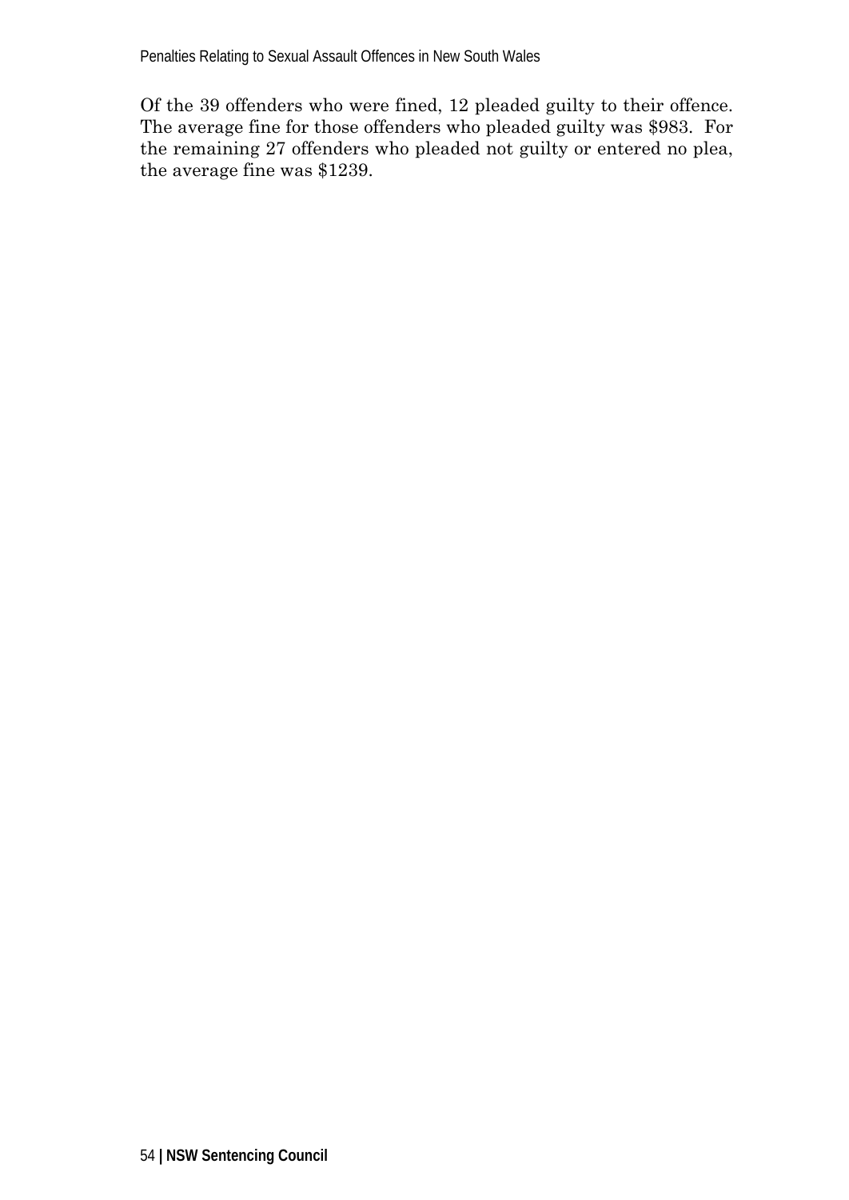Of the 39 offenders who were fined, 12 pleaded guilty to their offence. The average fine for those offenders who pleaded guilty was $983. For the remaining 27 offenders who pleaded not guilty or entered no plea, the average fine was $1239.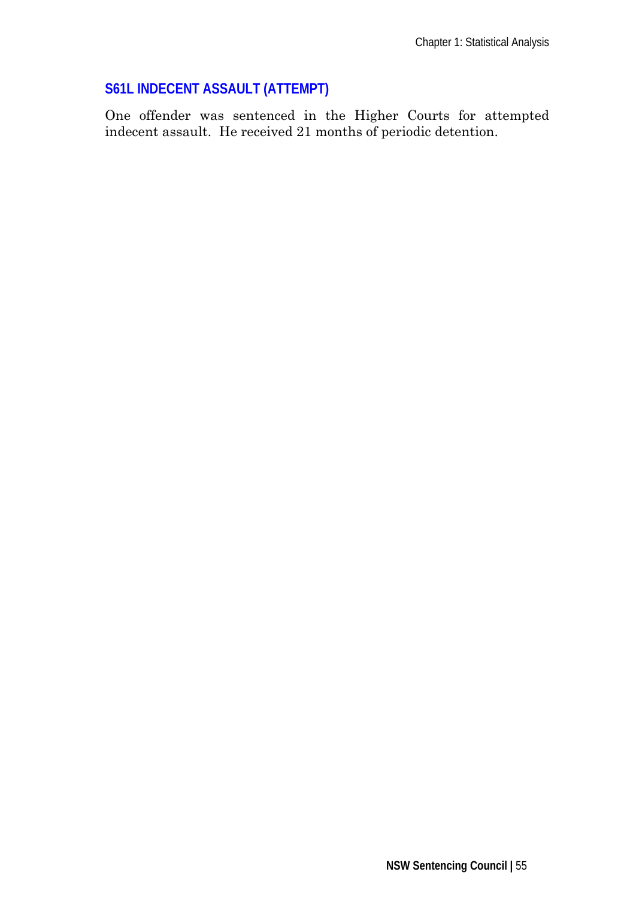## S61L INDECENT ASSAULT (ATTEMPT)

One offender was sentenced in the Higher Courts for attempted indecent assault. He received 21 months of periodic detention.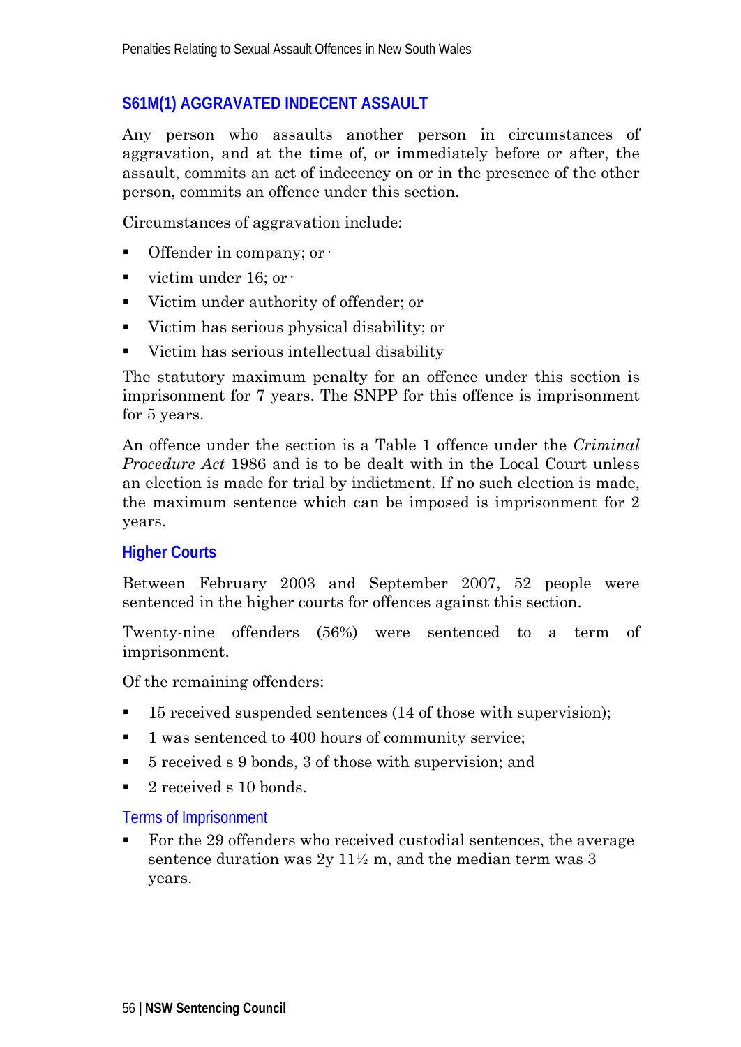## S61M(1) AGGRAVATED INDECENT ASSAULT

Any person who assaults another person in circumstances of aggravation, and at the time of, or immediately before or after, the assault, commits an act of indecency on or in the presence of the other person, commits an offence under this section.

Circumstances of aggravation include:

- Offender in company; or
- victim under 16; or
- Victim under authority of offender; or
- Victim has serious physical disability; or
- Victim has serious intellectual disability

The statutory maximum penalty for an offence under this section is imprisonment for 7 years. The SNPP for this offence is imprisonment for 5 years.

An offence under the section is a Table 1 offence under the *Criminal Procedure Act* 1986 and is to be dealt with in the Local Court unless an election is made for trial by indictment. If no such election is made, the maximum sentence which can be imposed is imprisonment for 2 years.

### Higher Courts

Between February 2003 and September 2007, 52 people were sentenced in the higher courts for offences against this section.

Twenty-nine offenders (56%) were sentenced to a term of imprisonment.

Of the remaining offenders:

- 15 received suspended sentences (14 of those with supervision);
- 1 was sentenced to 400 hours of community service;
- 5 received s 9 bonds, 3 of those with supervision; and
- 2 received s 10 bonds.

#### Terms of Imprisonment

- For the 29 offenders who received custodial sentences, the average sentence duration was 2y 11½ m, and the median term was 3 years.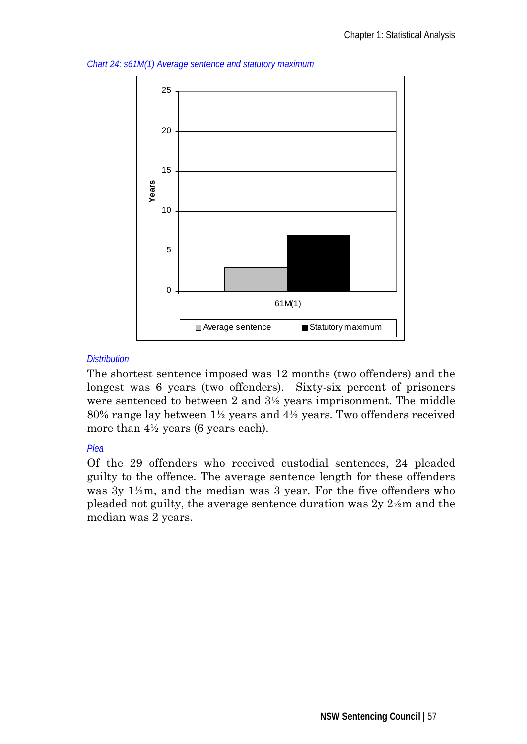*Chart 24: s61M(1) Average sentence and statutory maximum*

*Distribution*

The shortest sentence imposed was 12 months (two offenders) and the longest was 6 years (two offenders). Sixty-six percent of prisoners were sentenced to between 2 and 3½ years imprisonment. The middle 80% range lay between 1½ years and 4½ years. Two offenders received more than 4½ years (6 years each).

*Plea*

Of the 29 offenders who received custodial sentences, 24 pleaded guilty to the offence. The average sentence length for these offenders was 3y 1½m, and the median was 3 year. For the five offenders who pleaded not guilty, the average sentence duration was 2y 2½m and the median was 2 years.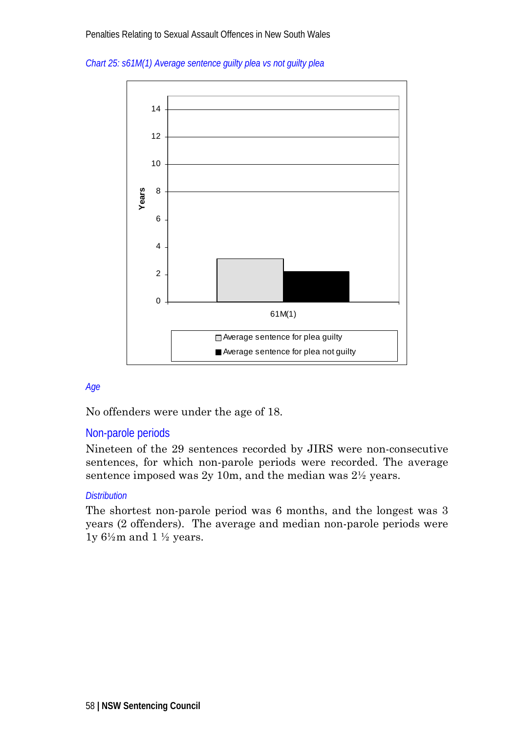*Chart 25: s61M(1) Average sentence guilty plea vs not guilty plea*

*Age*

No offenders were under the age of 18.

## Non-parole periods

Nineteen of the 29 sentences recorded by JIRS were non-consecutive sentences, for which non-parole periods were recorded. The average sentence imposed was 2y 10m, and the median was 2½ years.

*Distribution*

The shortest non-parole period was 6 months, and the longest was 3 years (2 offenders). The average and median non-parole periods were 1y 6½m and 1 ½ years.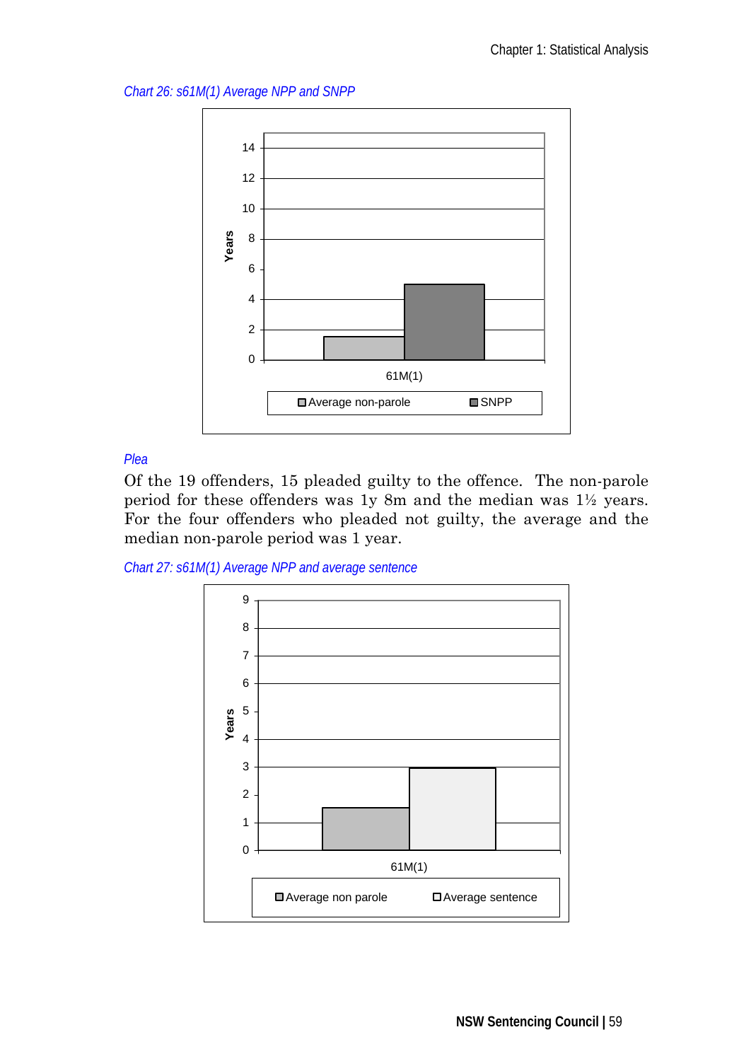*Chart 26: s61M(1) Average NPP and SNPP*

*Plea*

Of the 19 offenders, 15 pleaded guilty to the offence. The non-parole period for these offenders was 1y 8m and the median was 1½ years. For the four offenders who pleaded not guilty, the average and the median non-parole period was 1 year.

*Chart 27: s61M(1) Average NPP and average sentence*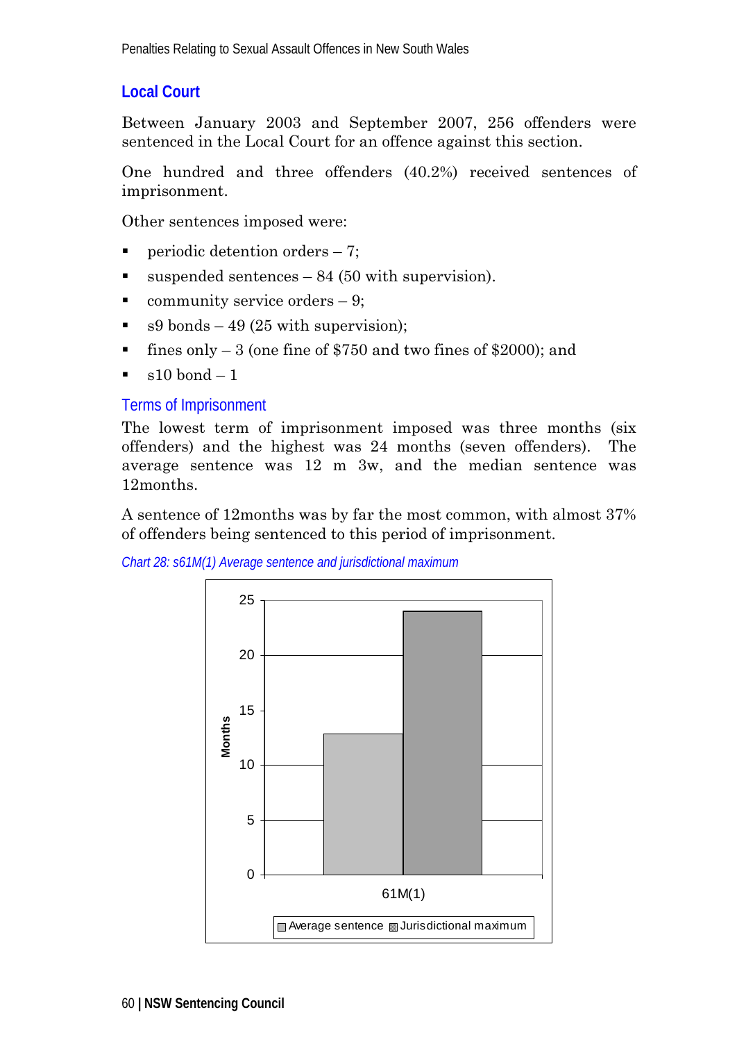## Local Court

Between January 2003 and September 2007, 256 offenders were sentenced in the Local Court for an offence against this section.

One hundred and three offenders (40.2%) received sentences of imprisonment.

Other sentences imposed were:

- periodic detention orders – 7;
- suspended sentences – 84 (50 with supervision).
- community service orders – 9;
- s9 bonds – 49 (25 with supervision);
- fines only – 3 (one fine of $750 and two fines of $2000); and
- s10 bond – 1

### Terms of Imprisonment

The lowest term of imprisonment imposed was three months (six offenders) and the highest was 24 months (seven offenders). The average sentence was 12 m 3w, and the median sentence was 12months.

A sentence of 12months was by far the most common, with almost 37% of offenders being sentenced to this period of imprisonment.

*Chart 28: s61M(1) Average sentence and jurisdictional maximum*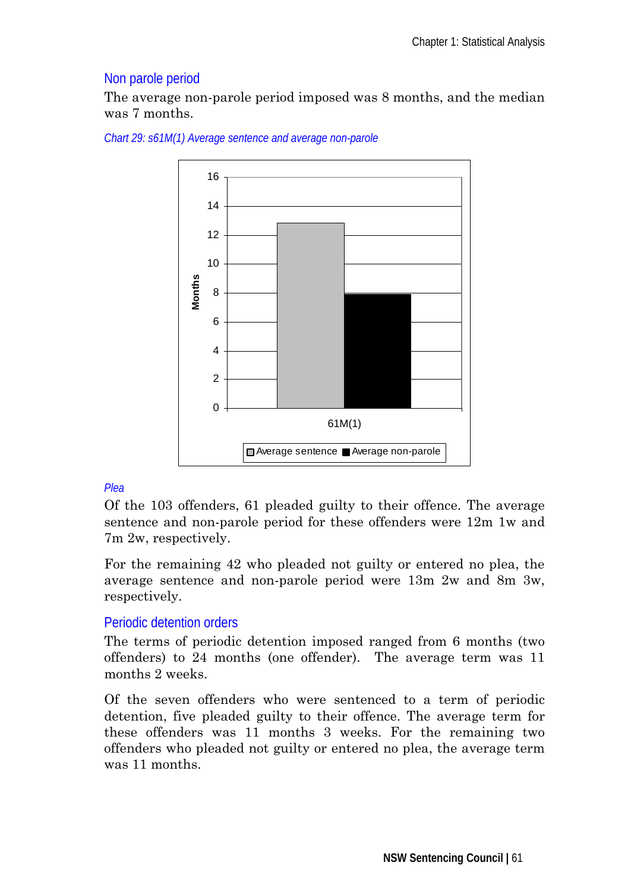## Non parole period

The average non-parole period imposed was 8 months, and the median was 7 months.

*Chart 29: s61M(1) Average sentence and average non-parole*

*Plea*

Of the 103 offenders, 61 pleaded guilty to their offence. The average sentence and non-parole period for these offenders were 12m 1w and 7m 2w, respectively.

For the remaining 42 who pleaded not guilty or entered no plea, the average sentence and non-parole period were 13m 2w and 8m 3w, respectively.

## Periodic detention orders

The terms of periodic detention imposed ranged from 6 months (two offenders) to 24 months (one offender). The average term was 11 months 2 weeks.

Of the seven offenders who were sentenced to a term of periodic detention, five pleaded guilty to their offence. The average term for these offenders was 11 months 3 weeks. For the remaining two offenders who pleaded not guilty or entered no plea, the average term was 11 months.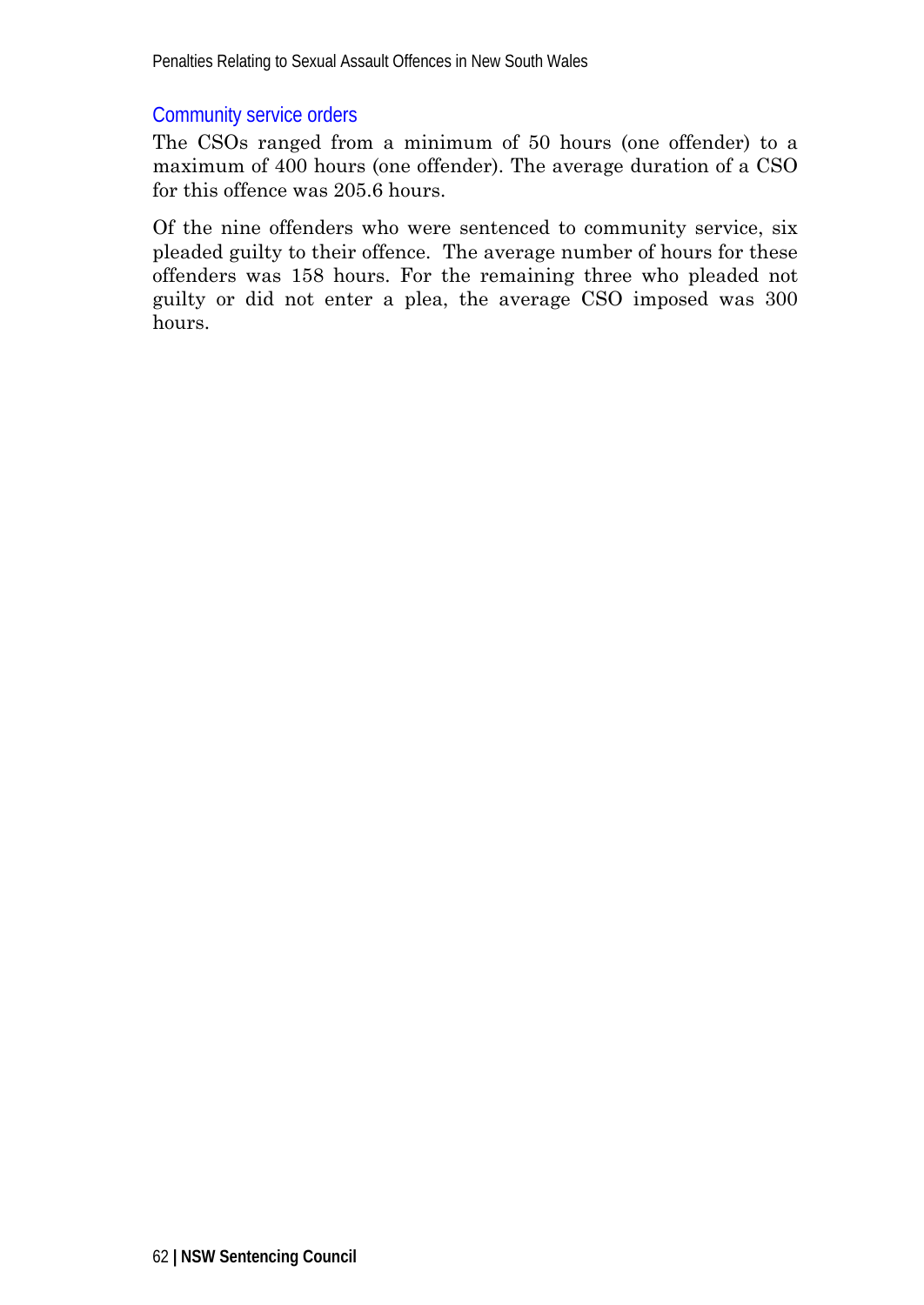### Community service orders

The CSOs ranged from a minimum of 50 hours (one offender) to a maximum of 400 hours (one offender). The average duration of a CSO for this offence was 205.6 hours.

Of the nine offenders who were sentenced to community service, six pleaded guilty to their offence. The average number of hours for these offenders was 158 hours. For the remaining three who pleaded not guilty or did not enter a plea, the average CSO imposed was 300 hours.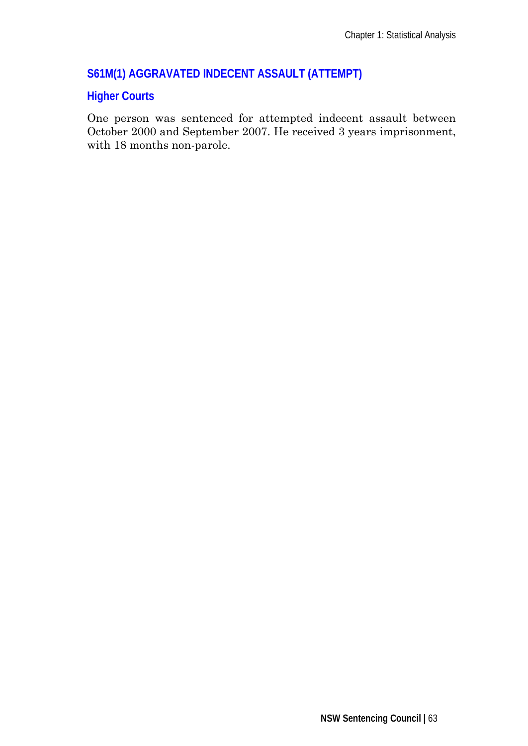## S61M(1) AGGRAVATED INDECENT ASSAULT (ATTEMPT)

### Higher Courts

One person was sentenced for attempted indecent assault between October 2000 and September 2007. He received 3 years imprisonment, with 18 months non-parole.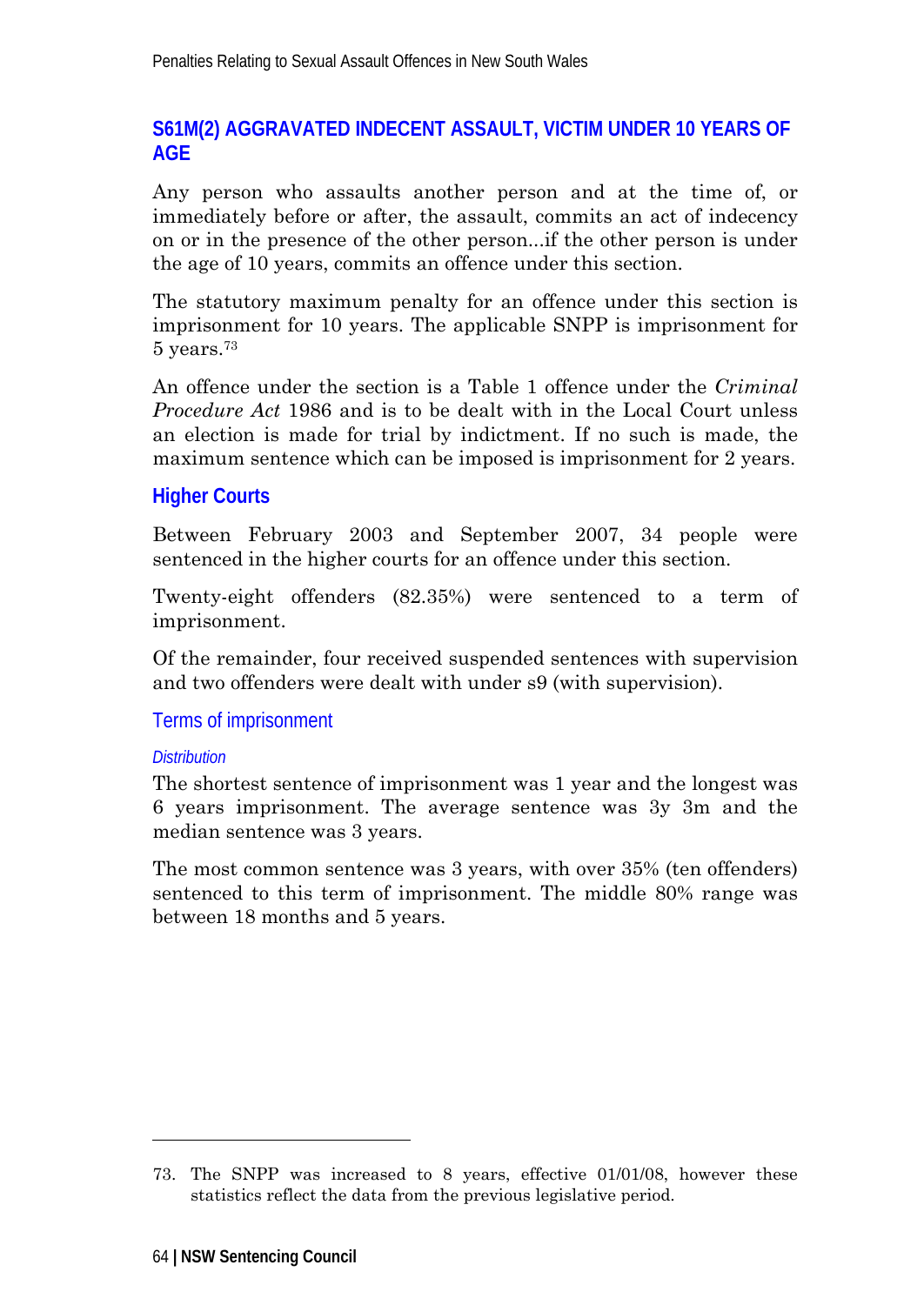## S61M(2) AGGRAVATED INDECENT ASSAULT, VICTIM UNDER 10 YEARS OF AGE

Any person who assaults another person and at the time of, or immediately before or after, the assault, commits an act of indecency on or in the presence of the other person...if the other person is under the age of 10 years, commits an offence under this section.

The statutory maximum penalty for an offence under this section is imprisonment for 10 years. The applicable SNPP is imprisonment for 5 years.[73]

An offence under the section is a Table 1 offence under the *Criminal Procedure Act* 1986 and is to be dealt with in the Local Court unless an election is made for trial by indictment. If no such is made, the maximum sentence which can be imposed is imprisonment for 2 years.

### Higher Courts

Between February 2003 and September 2007, 34 people were sentenced in the higher courts for an offence under this section.

Twenty-eight offenders (82.35%) were sentenced to a term of imprisonment.

Of the remainder, four received suspended sentences with supervision and two offenders were dealt with under s9 (with supervision).

#### Terms of imprisonment

##### *Distribution*

The shortest sentence of imprisonment was 1 year and the longest was 6 years imprisonment. The average sentence was 3y 3m and the median sentence was 3 years.

The most common sentence was 3 years, with over 35% (ten offenders) sentenced to this term of imprisonment. The middle 80% range was between 18 months and 5 years.

---

73. The SNPP was increased to 8 years, effective 01/01/08, however these statistics reflect the data from the previous legislative period.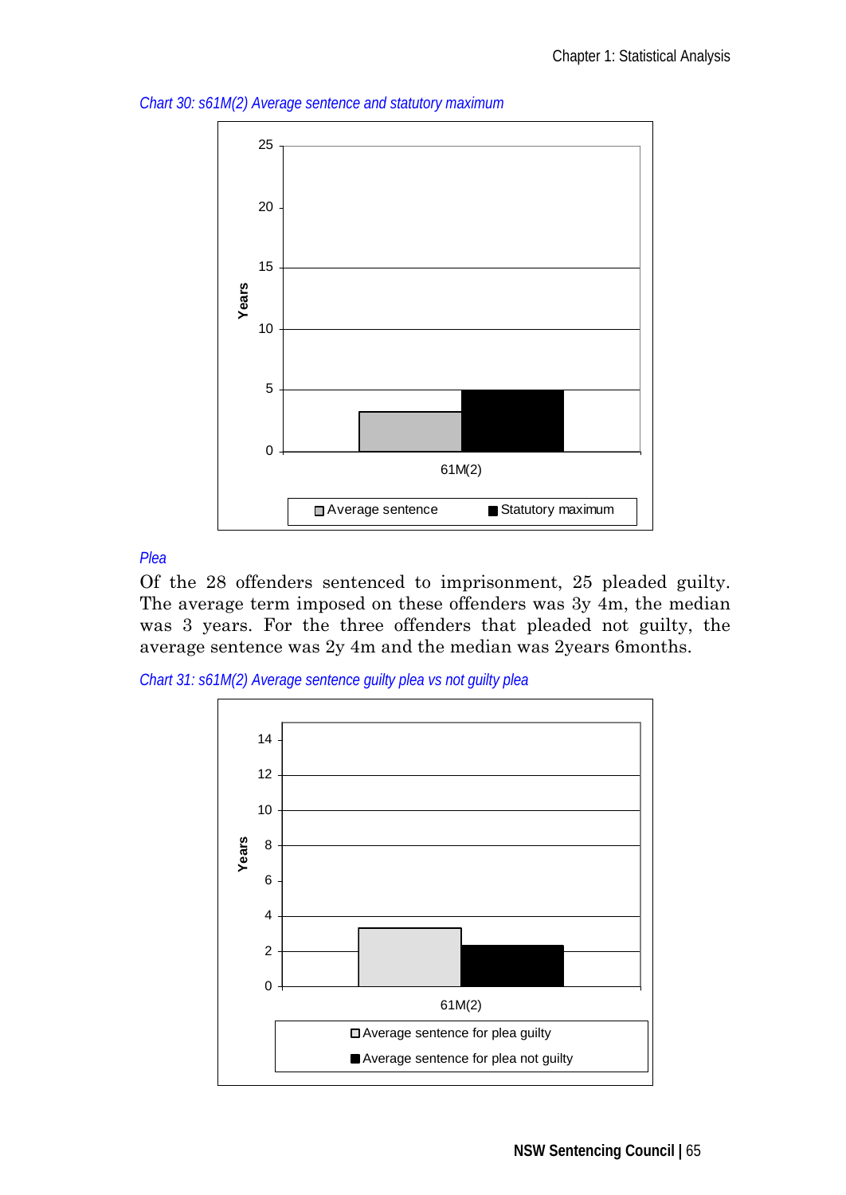*Chart 30: s61M(2) Average sentence and statutory maximum*

*Plea*

Of the 28 offenders sentenced to imprisonment, 25 pleaded guilty. The average term imposed on these offenders was 3y 4m, the median was 3 years. For the three offenders that pleaded not guilty, the average sentence was 2y 4m and the median was 2years 6months.

*Chart 31: s61M(2) Average sentence guilty plea vs not guilty plea*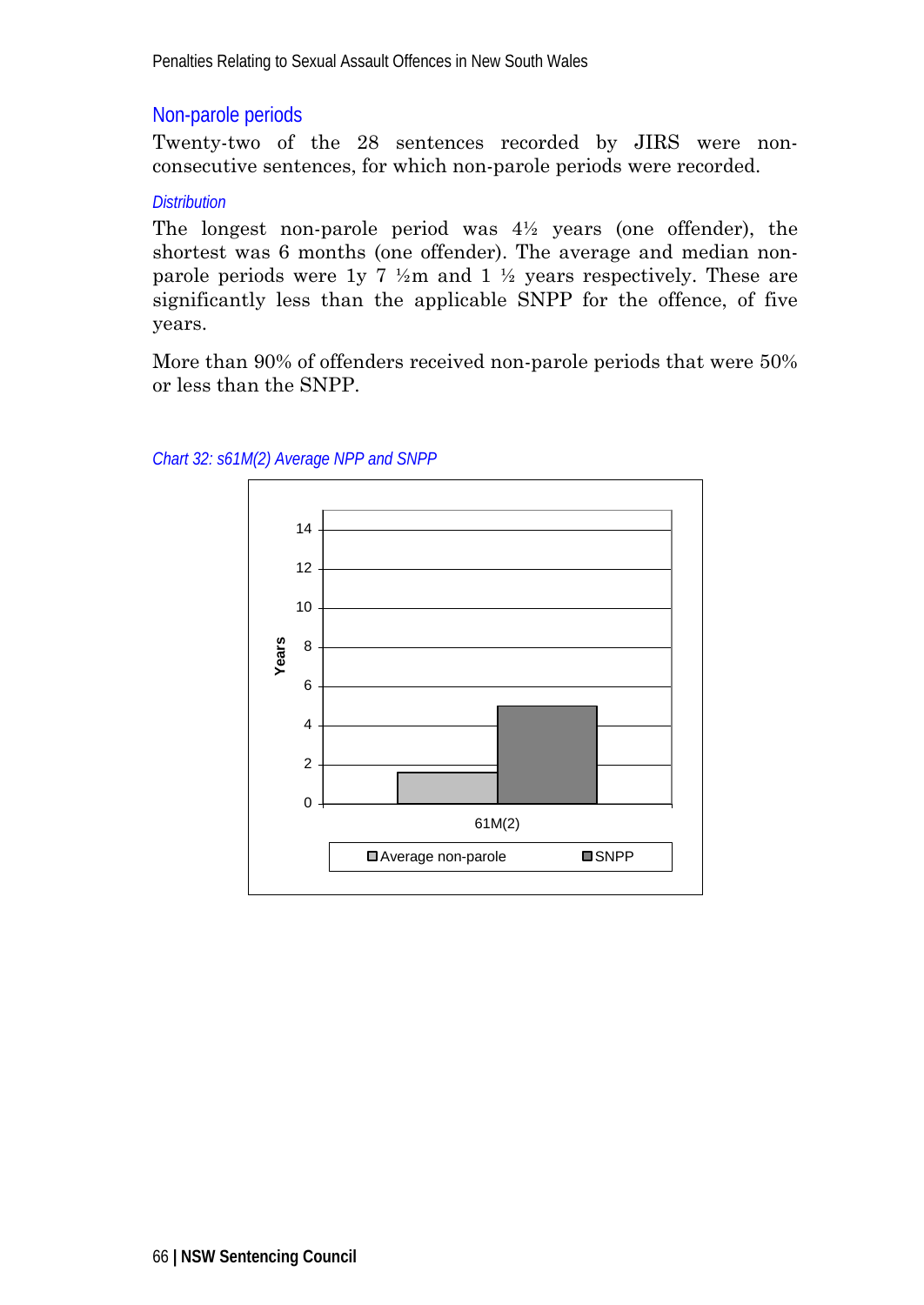## Non-parole periods

Twenty-two of the 28 sentences recorded by JIRS were non-consecutive sentences, for which non-parole periods were recorded.

### *Distribution*

The longest non-parole period was 4½ years (one offender), the shortest was 6 months (one offender). The average and median non-parole periods were 1y 7 ½m and 1 ½ years respectively. These are significantly less than the applicable SNPP for the offence, of five years.

More than 90% of offenders received non-parole periods that were 50% or less than the SNPP.

*Chart 32: s61M(2) Average NPP and SNPP*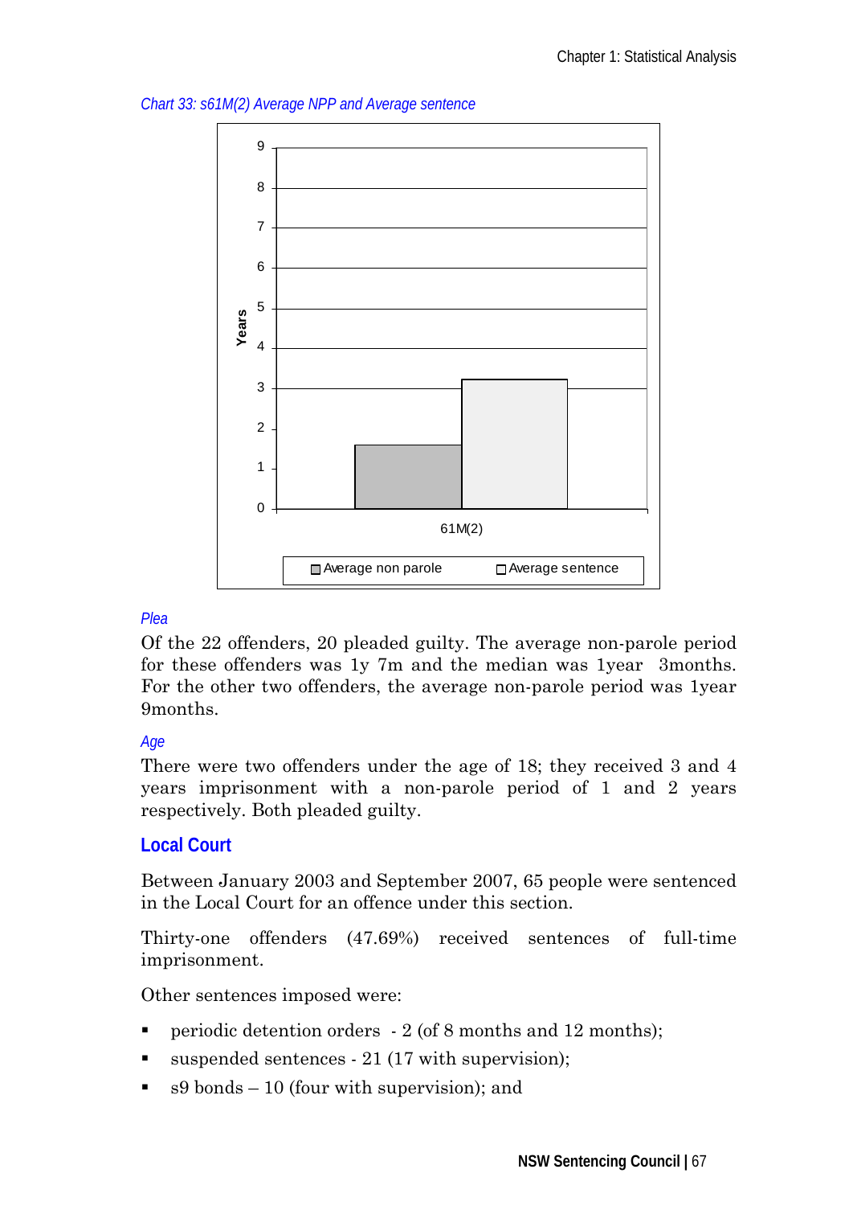*Chart 33: s61M(2) Average NPP and Average sentence*

*Plea*

Of the 22 offenders, 20 pleaded guilty. The average non-parole period for these offenders was 1y 7m and the median was 1year 3months. For the other two offenders, the average non-parole period was 1year 9months.

*Age*

There were two offenders under the age of 18; they received 3 and 4 years imprisonment with a non-parole period of 1 and 2 years respectively. Both pleaded guilty.

## Local Court

Between January 2003 and September 2007, 65 people were sentenced in the Local Court for an offence under this section.

Thirty-one offenders (47.69%) received sentences of full-time imprisonment.

Other sentences imposed were:

- periodic detention orders - 2 (of 8 months and 12 months);
- suspended sentences - 21 (17 with supervision);
- s9 bonds – 10 (four with supervision); and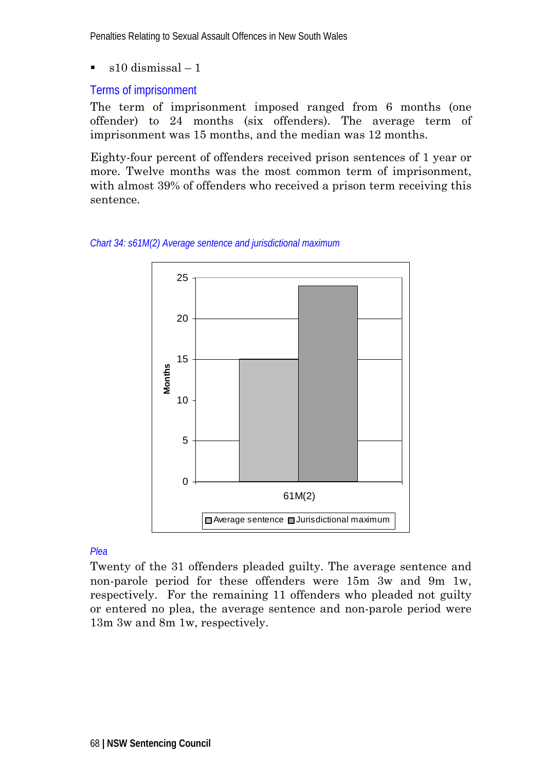- s10 dismissal – 1

### Terms of imprisonment

The term of imprisonment imposed ranged from 6 months (one offender) to 24 months (six offenders). The average term of imprisonment was 15 months, and the median was 12 months.

Eighty-four percent of offenders received prison sentences of 1 year or more. Twelve months was the most common term of imprisonment, with almost 39% of offenders who received a prison term receiving this sentence.

*Chart 34: s61M(2) Average sentence and jurisdictional maximum*

#### *Plea*

Twenty of the 31 offenders pleaded guilty. The average sentence and non-parole period for these offenders were 15m 3w and 9m 1w, respectively. For the remaining 11 offenders who pleaded not guilty or entered no plea, the average sentence and non-parole period were 13m 3w and 8m 1w, respectively.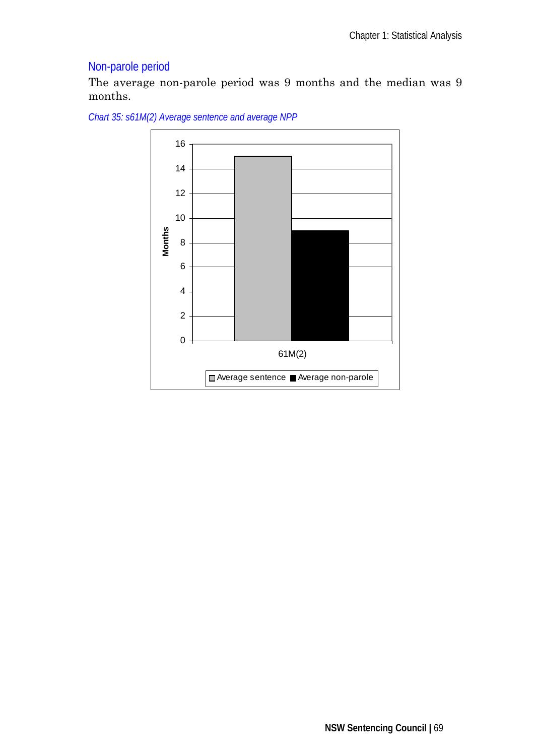## Non-parole period

The average non-parole period was 9 months and the median was 9 months.

*Chart 35: s61M(2) Average sentence and average NPP*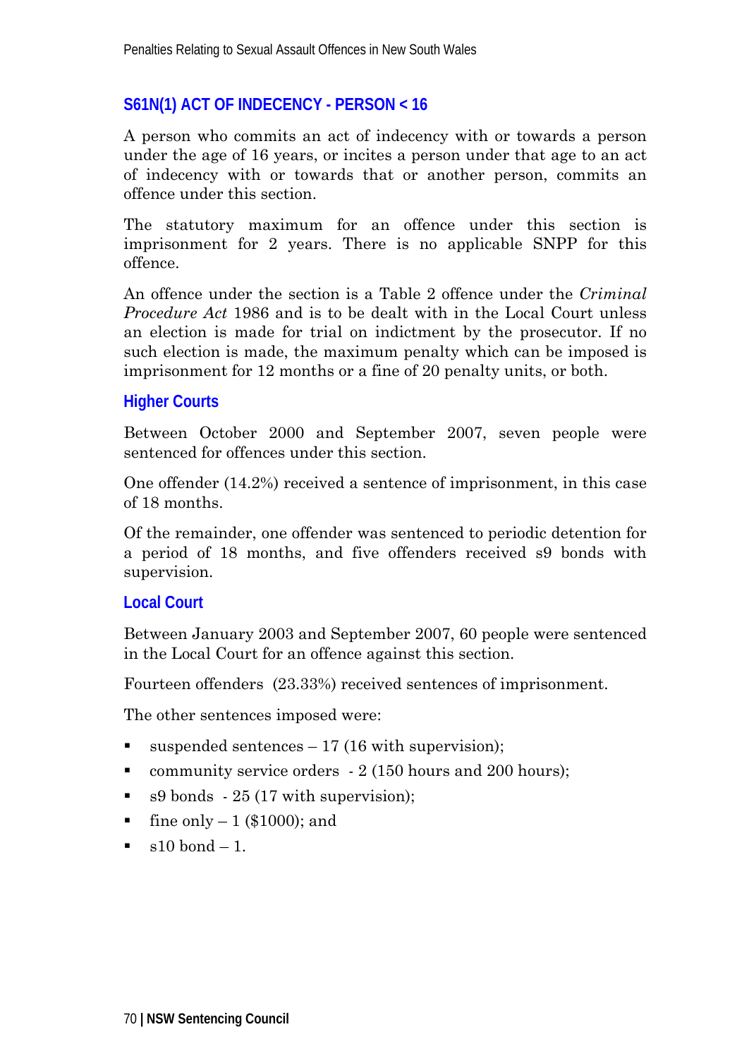## S61N(1) ACT OF INDECENCY - PERSON < 16

A person who commits an act of indecency with or towards a person under the age of 16 years, or incites a person under that age to an act of indecency with or towards that or another person, commits an offence under this section.

The statutory maximum for an offence under this section is imprisonment for 2 years. There is no applicable SNPP for this offence.

An offence under the section is a Table 2 offence under the *Criminal Procedure Act* 1986 and is to be dealt with in the Local Court unless an election is made for trial on indictment by the prosecutor. If no such election is made, the maximum penalty which can be imposed is imprisonment for 12 months or a fine of 20 penalty units, or both.

### Higher Courts

Between October 2000 and September 2007, seven people were sentenced for offences under this section.

One offender (14.2%) received a sentence of imprisonment, in this case of 18 months.

Of the remainder, one offender was sentenced to periodic detention for a period of 18 months, and five offenders received s9 bonds with supervision.

### Local Court

Between January 2003 and September 2007, 60 people were sentenced in the Local Court for an offence against this section.

Fourteen offenders (23.33%) received sentences of imprisonment.

The other sentences imposed were:

- suspended sentences – 17 (16 with supervision);
- community service orders - 2 (150 hours and 200 hours);
- s9 bonds - 25 (17 with supervision);
- fine only – 1 ($1000); and
- s10 bond – 1.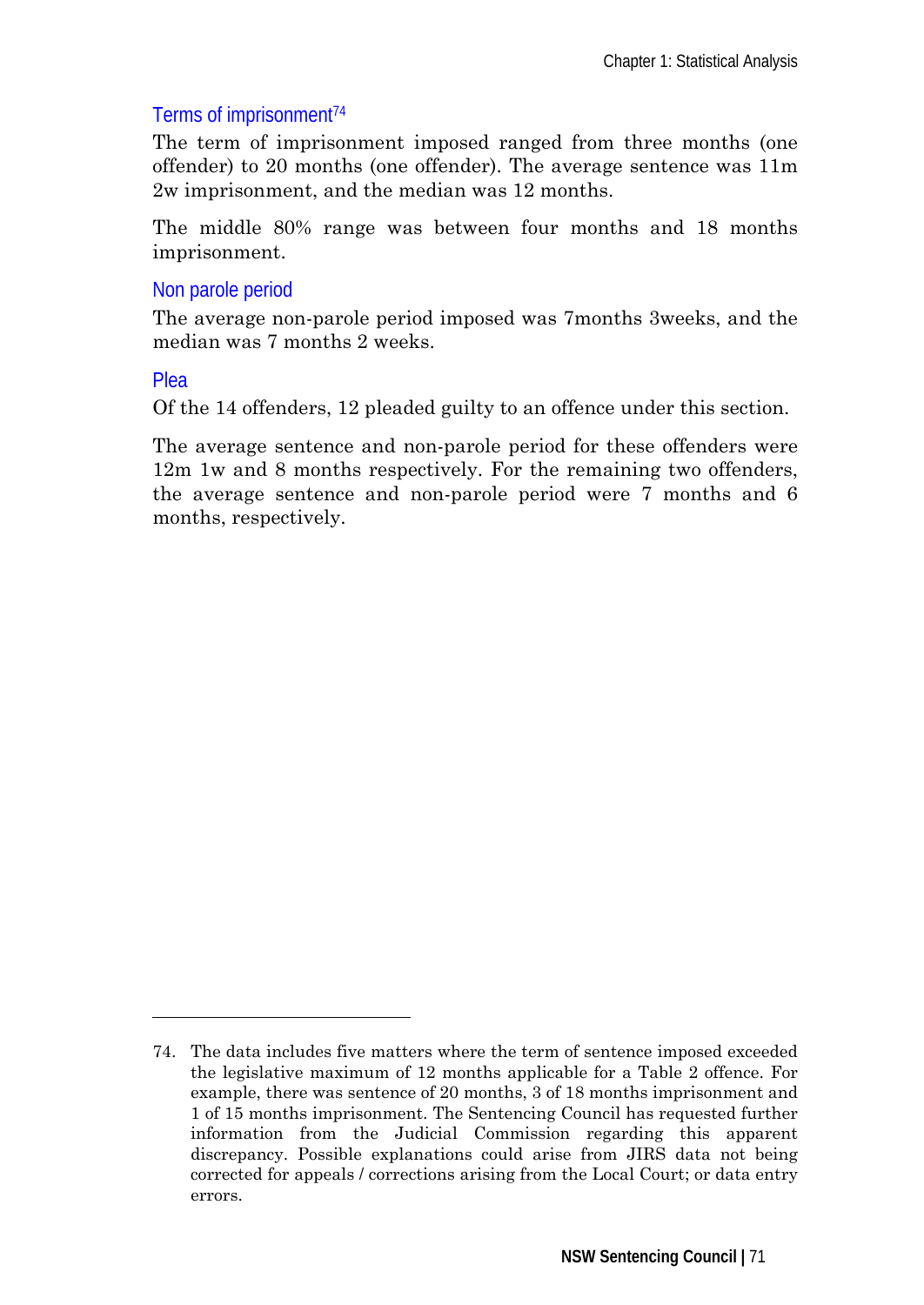### Terms of imprisonment[74]

The term of imprisonment imposed ranged from three months (one offender) to 20 months (one offender). The average sentence was 11m 2w imprisonment, and the median was 12 months.

The middle 80% range was between four months and 18 months imprisonment.

### Non parole period

The average non-parole period imposed was 7months 3weeks, and the median was 7 months 2 weeks.

### Plea

Of the 14 offenders, 12 pleaded guilty to an offence under this section.

The average sentence and non-parole period for these offenders were 12m 1w and 8 months respectively. For the remaining two offenders, the average sentence and non-parole period were 7 months and 6 months, respectively.

---

74. The data includes five matters where the term of sentence imposed exceeded the legislative maximum of 12 months applicable for a Table 2 offence. For example, there was sentence of 20 months, 3 of 18 months imprisonment and 1 of 15 months imprisonment. The Sentencing Council has requested further information from the Judicial Commission regarding this apparent discrepancy. Possible explanations could arise from JIRS data not being corrected for appeals / corrections arising from the Local Court; or data entry errors.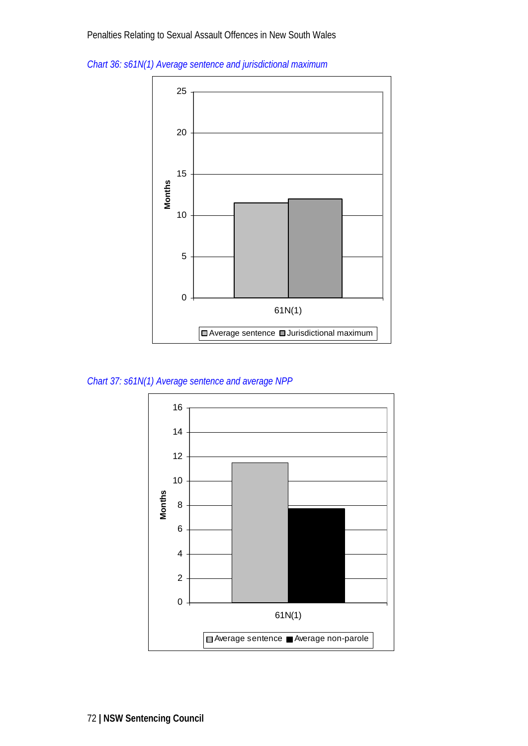*Chart 36: s61N(1) Average sentence and jurisdictional maximum*

Months

25
20
15
10
5
0

61N(1)

Average sentence  Jurisdictional maximum

*Chart 37: s61N(1) Average sentence and average NPP*

Months

16
14
12
10
8
6
4
2
0

61N(1)

Average sentence  Average non-parole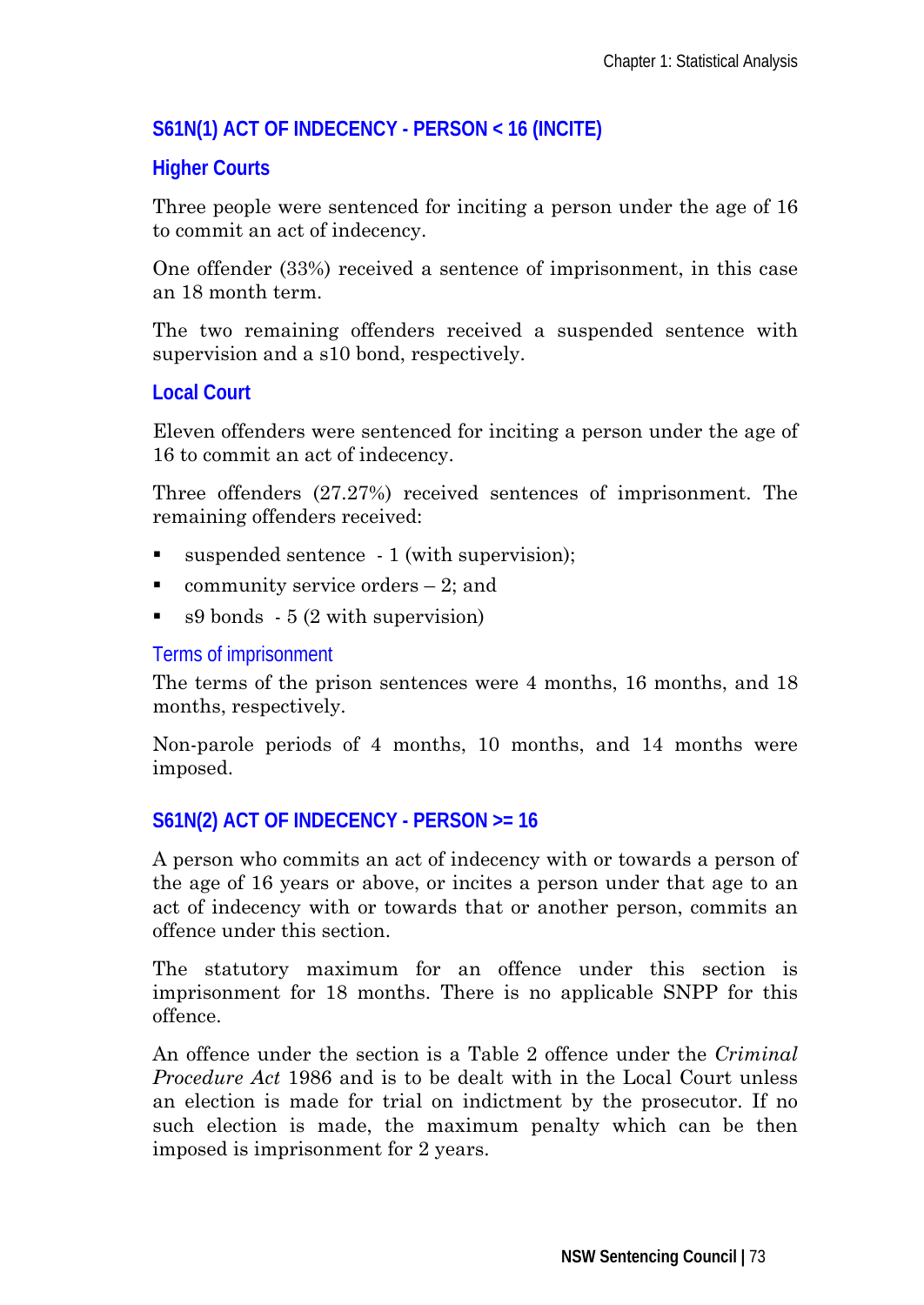## S61N(1) ACT OF INDECENCY - PERSON < 16 (INCITE)

### Higher Courts

Three people were sentenced for inciting a person under the age of 16 to commit an act of indecency.

One offender (33%) received a sentence of imprisonment, in this case an 18 month term.

The two remaining offenders received a suspended sentence with supervision and a s10 bond, respectively.

### Local Court

Eleven offenders were sentenced for inciting a person under the age of 16 to commit an act of indecency.

Three offenders (27.27%) received sentences of imprisonment. The remaining offenders received:

- suspended sentence - 1 (with supervision);
- community service orders – 2; and
- s9 bonds - 5 (2 with supervision)

#### Terms of imprisonment

The terms of the prison sentences were 4 months, 16 months, and 18 months, respectively.

Non-parole periods of 4 months, 10 months, and 14 months were imposed.

## S61N(2) ACT OF INDECENCY - PERSON >= 16

A person who commits an act of indecency with or towards a person of the age of 16 years or above, or incites a person under that age to an act of indecency with or towards that or another person, commits an offence under this section.

The statutory maximum for an offence under this section is imprisonment for 18 months. There is no applicable SNPP for this offence.

An offence under the section is a Table 2 offence under the *Criminal Procedure Act* 1986 and is to be dealt with in the Local Court unless an election is made for trial on indictment by the prosecutor. If no such election is made, the maximum penalty which can be then imposed is imprisonment for 2 years.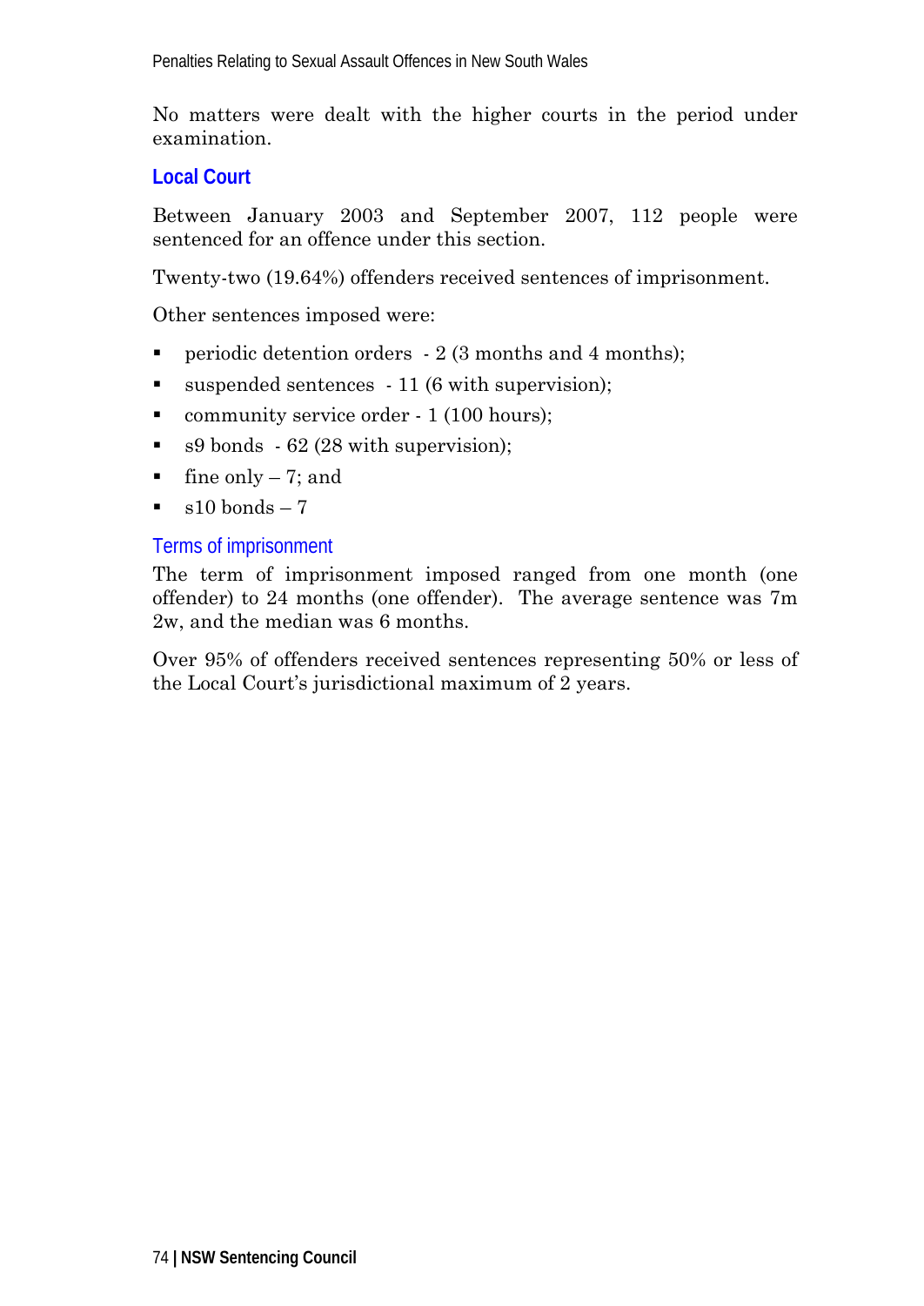No matters were dealt with the higher courts in the period under examination.

### Local Court

Between January 2003 and September 2007, 112 people were sentenced for an offence under this section.

Twenty-two (19.64%) offenders received sentences of imprisonment.

Other sentences imposed were:

- periodic detention orders - 2 (3 months and 4 months);
- suspended sentences - 11 (6 with supervision);
- community service order - 1 (100 hours);
- s9 bonds - 62 (28 with supervision);
- fine only – 7; and
- s10 bonds – 7

#### Terms of imprisonment

The term of imprisonment imposed ranged from one month (one offender) to 24 months (one offender). The average sentence was 7m 2w, and the median was 6 months.

Over 95% of offenders received sentences representing 50% or less of the Local Court's jurisdictional maximum of 2 years.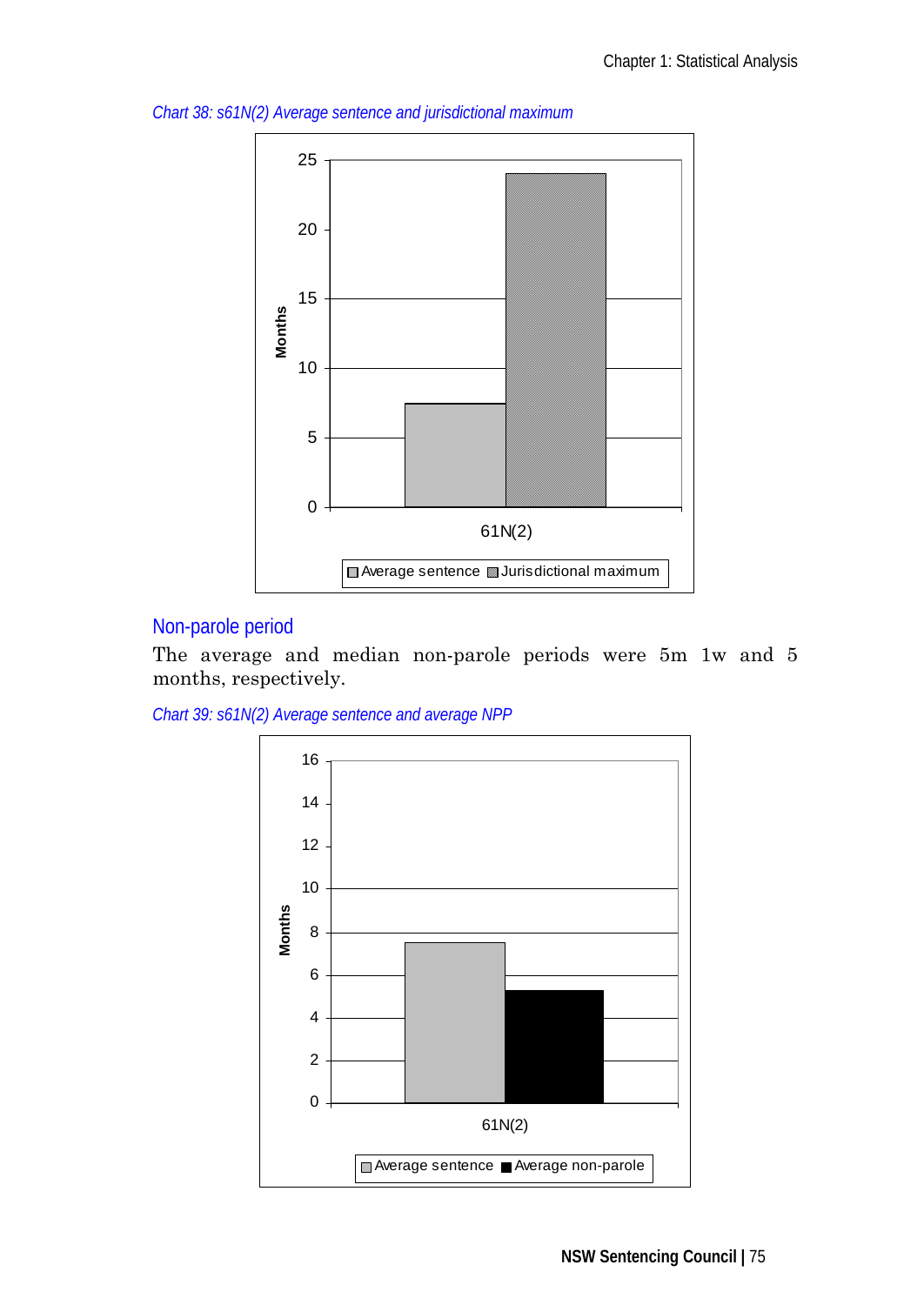*Chart 38: s61N(2) Average sentence and jurisdictional maximum*

## Non-parole period

The average and median non-parole periods were 5m 1w and 5 months, respectively.

*Chart 39: s61N(2) Average sentence and average NPP*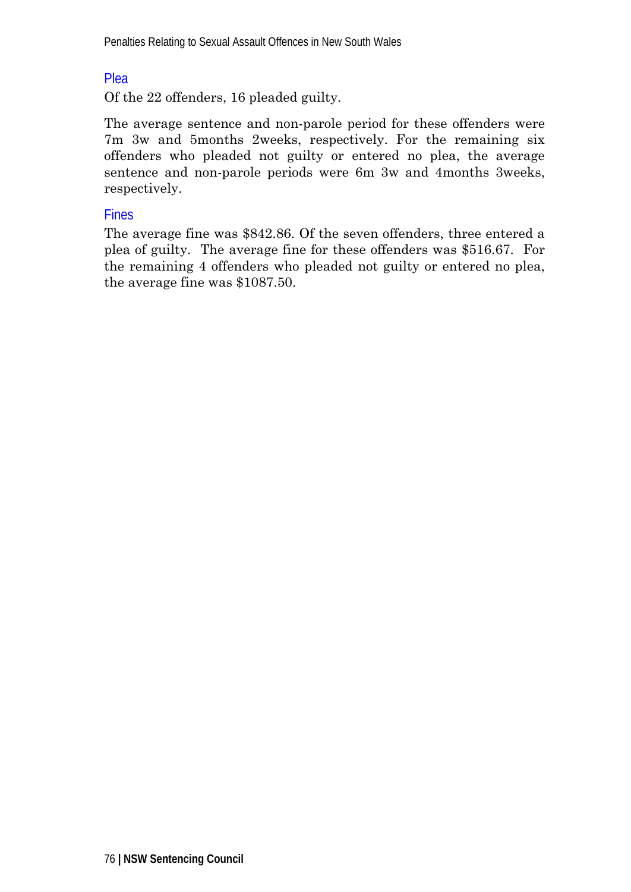### Plea

Of the 22 offenders, 16 pleaded guilty.

The average sentence and non-parole period for these offenders were 7m 3w and 5months 2weeks, respectively. For the remaining six offenders who pleaded not guilty or entered no plea, the average sentence and non-parole periods were 6m 3w and 4months 3weeks, respectively.

### Fines

The average fine was $842.86. Of the seven offenders, three entered a plea of guilty. The average fine for these offenders was $516.67. For the remaining 4 offenders who pleaded not guilty or entered no plea, the average fine was $1087.50.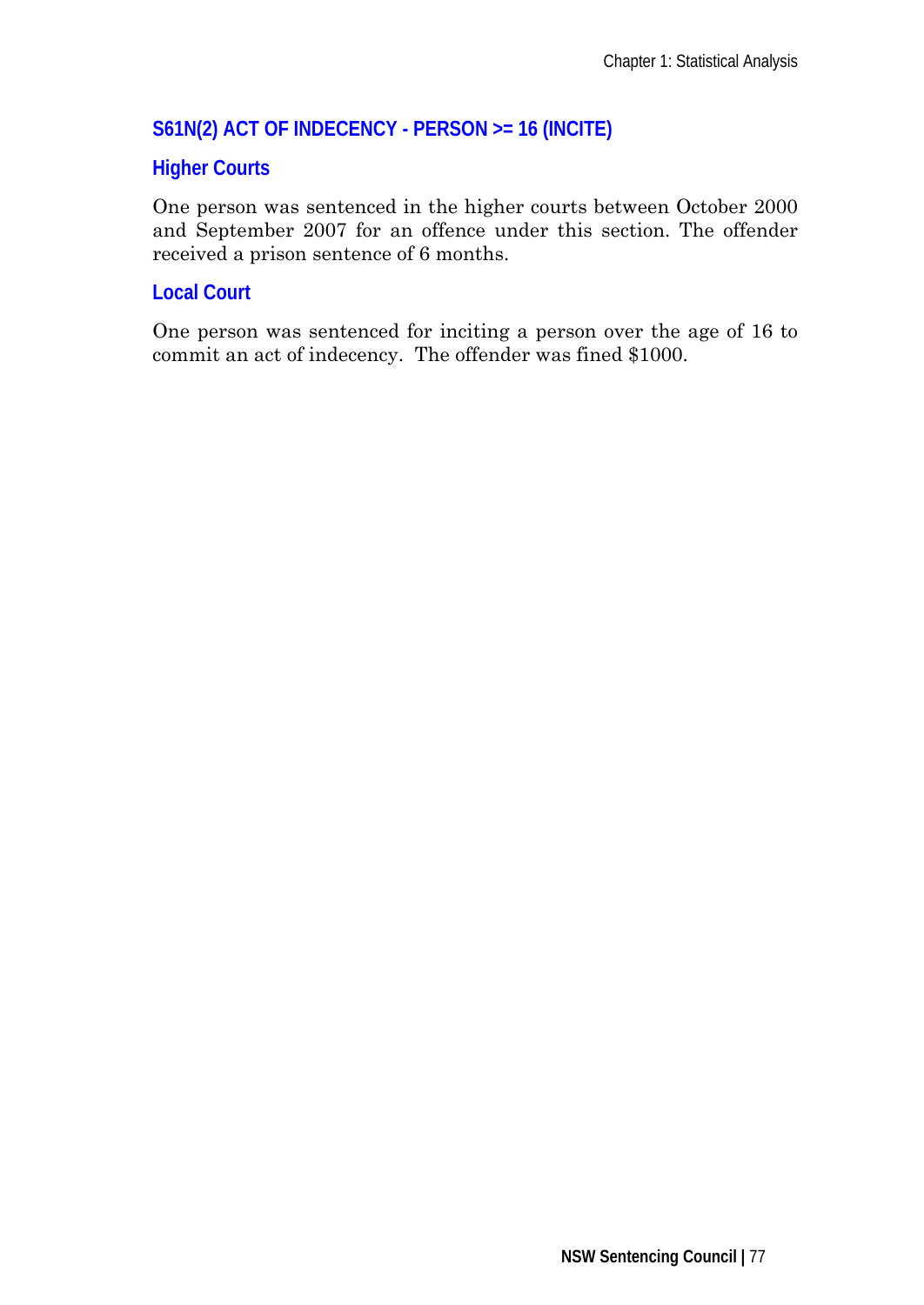## S61N(2) ACT OF INDECENCY - PERSON >= 16 (INCITE)

### Higher Courts

One person was sentenced in the higher courts between October 2000 and September 2007 for an offence under this section. The offender received a prison sentence of 6 months.

### Local Court

One person was sentenced for inciting a person over the age of 16 to commit an act of indecency. The offender was fined $1000.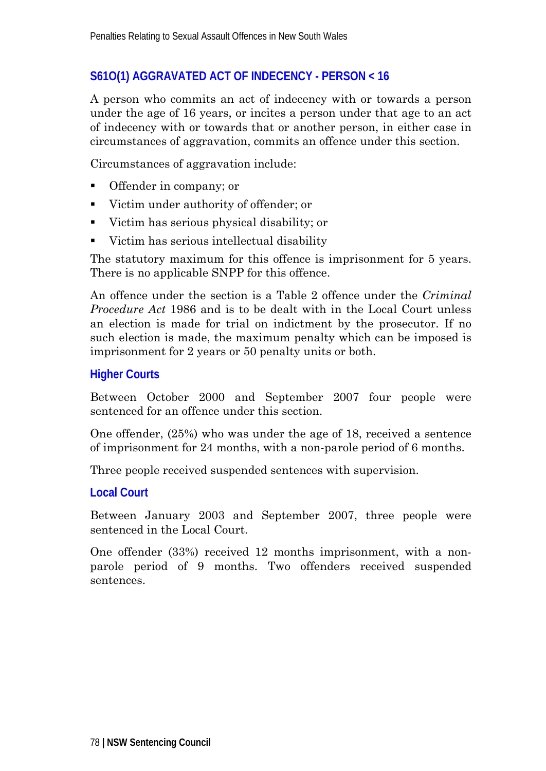## S61O(1) AGGRAVATED ACT OF INDECENCY - PERSON < 16

A person who commits an act of indecency with or towards a person under the age of 16 years, or incites a person under that age to an act of indecency with or towards that or another person, in either case in circumstances of aggravation, commits an offence under this section.

Circumstances of aggravation include:

- Offender in company; or
- Victim under authority of offender; or
- Victim has serious physical disability; or
- Victim has serious intellectual disability

The statutory maximum for this offence is imprisonment for 5 years. There is no applicable SNPP for this offence.

An offence under the section is a Table 2 offence under the *Criminal Procedure Act* 1986 and is to be dealt with in the Local Court unless an election is made for trial on indictment by the prosecutor. If no such election is made, the maximum penalty which can be imposed is imprisonment for 2 years or 50 penalty units or both.

### Higher Courts

Between October 2000 and September 2007 four people were sentenced for an offence under this section.

One offender, (25%) who was under the age of 18, received a sentence of imprisonment for 24 months, with a non-parole period of 6 months.

Three people received suspended sentences with supervision.

### Local Court

Between January 2003 and September 2007, three people were sentenced in the Local Court.

One offender (33%) received 12 months imprisonment, with a non-parole period of 9 months. Two offenders received suspended sentences.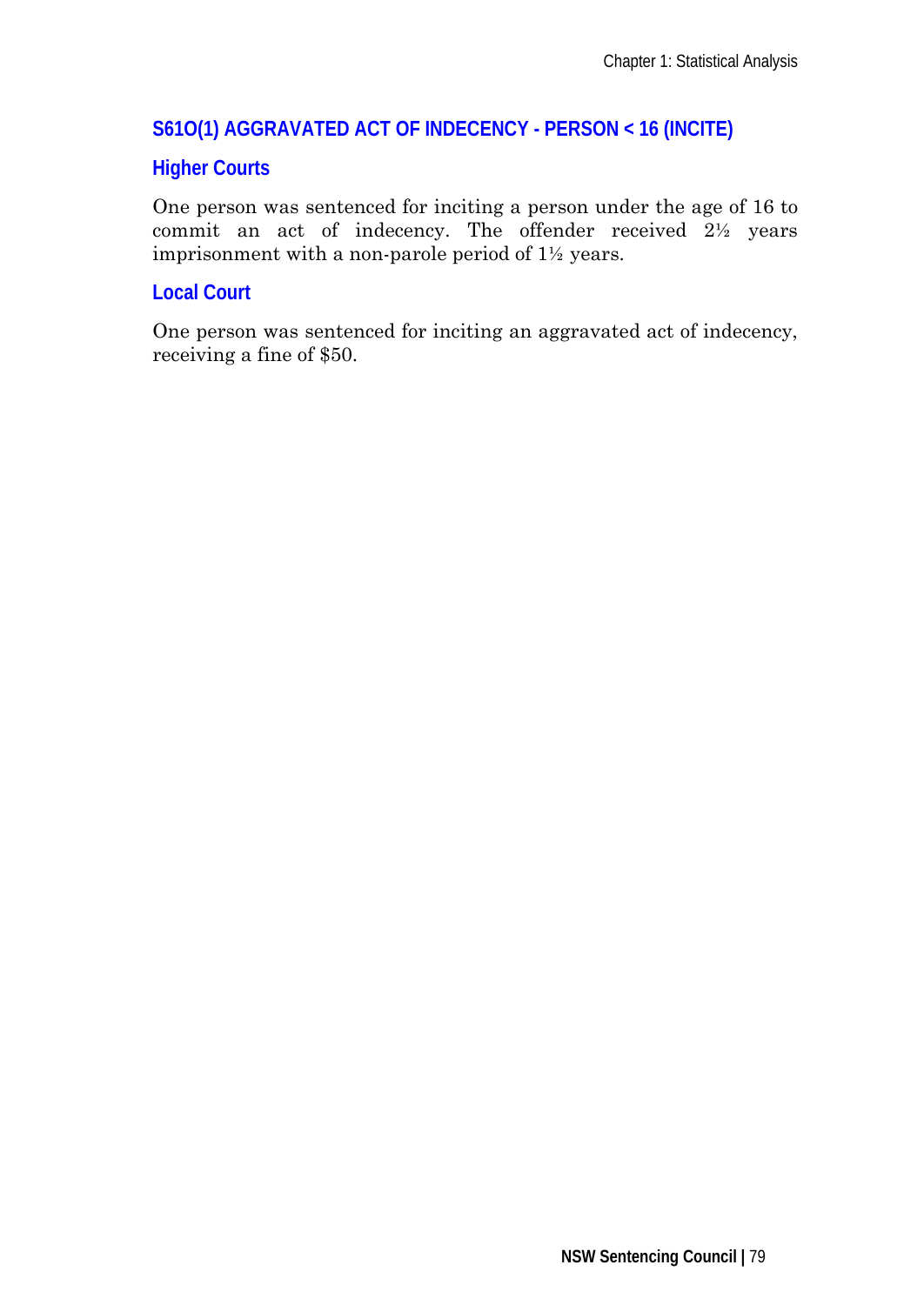## S61O(1) AGGRAVATED ACT OF INDECENCY - PERSON < 16 (INCITE)

### Higher Courts

One person was sentenced for inciting a person under the age of 16 to commit an act of indecency. The offender received 2½ years imprisonment with a non-parole period of 1½ years.

### Local Court

One person was sentenced for inciting an aggravated act of indecency, receiving a fine of $50.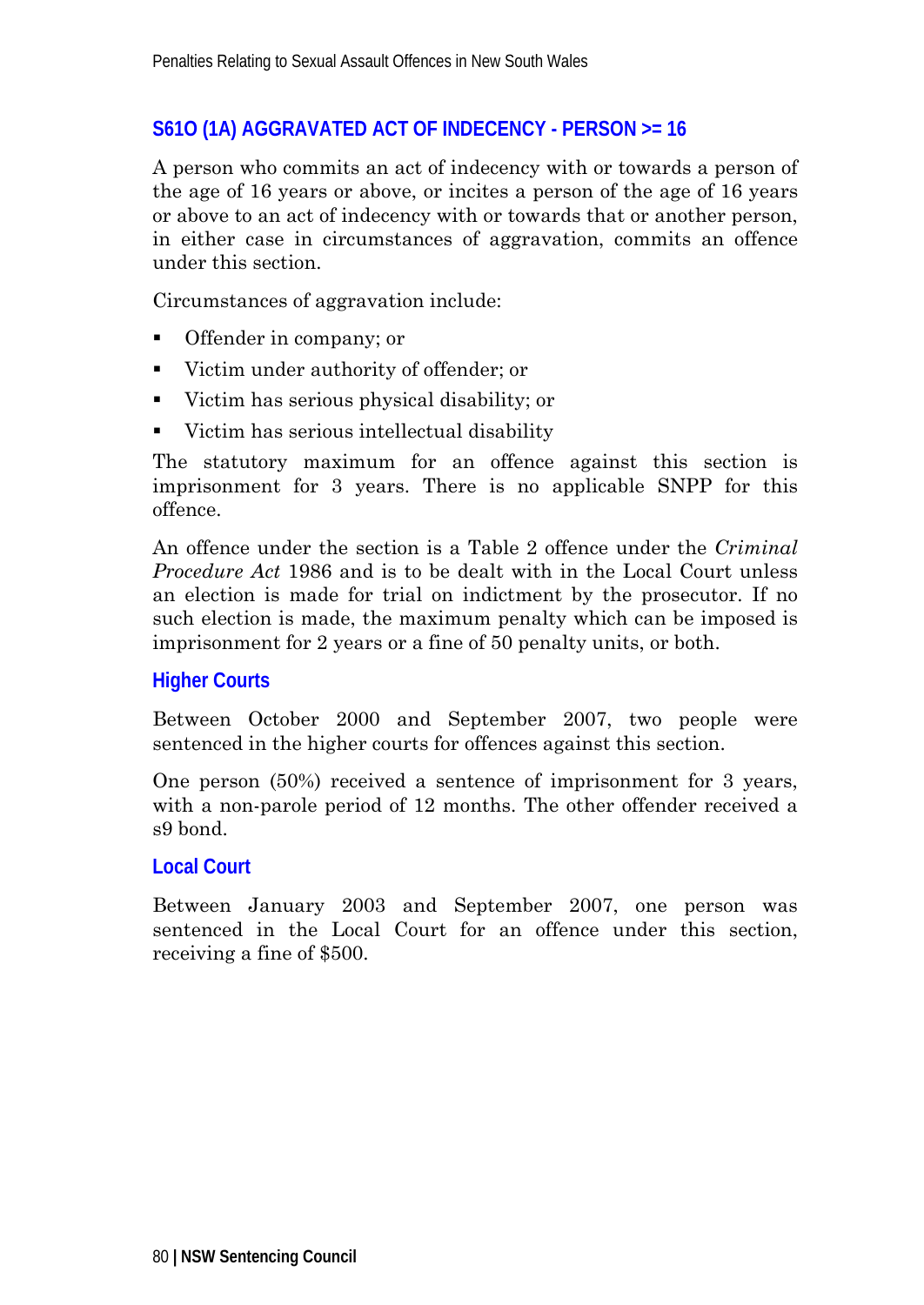## S61O (1A) AGGRAVATED ACT OF INDECENCY - PERSON >= 16

A person who commits an act of indecency with or towards a person of the age of 16 years or above, or incites a person of the age of 16 years or above to an act of indecency with or towards that or another person, in either case in circumstances of aggravation, commits an offence under this section.

Circumstances of aggravation include:

- Offender in company; or
- Victim under authority of offender; or
- Victim has serious physical disability; or
- Victim has serious intellectual disability

The statutory maximum for an offence against this section is imprisonment for 3 years. There is no applicable SNPP for this offence.

An offence under the section is a Table 2 offence under the *Criminal Procedure Act* 1986 and is to be dealt with in the Local Court unless an election is made for trial on indictment by the prosecutor. If no such election is made, the maximum penalty which can be imposed is imprisonment for 2 years or a fine of 50 penalty units, or both.

### Higher Courts

Between October 2000 and September 2007, two people were sentenced in the higher courts for offences against this section.

One person (50%) received a sentence of imprisonment for 3 years, with a non-parole period of 12 months. The other offender received a s9 bond.

### Local Court

Between January 2003 and September 2007, one person was sentenced in the Local Court for an offence under this section, receiving a fine of $500.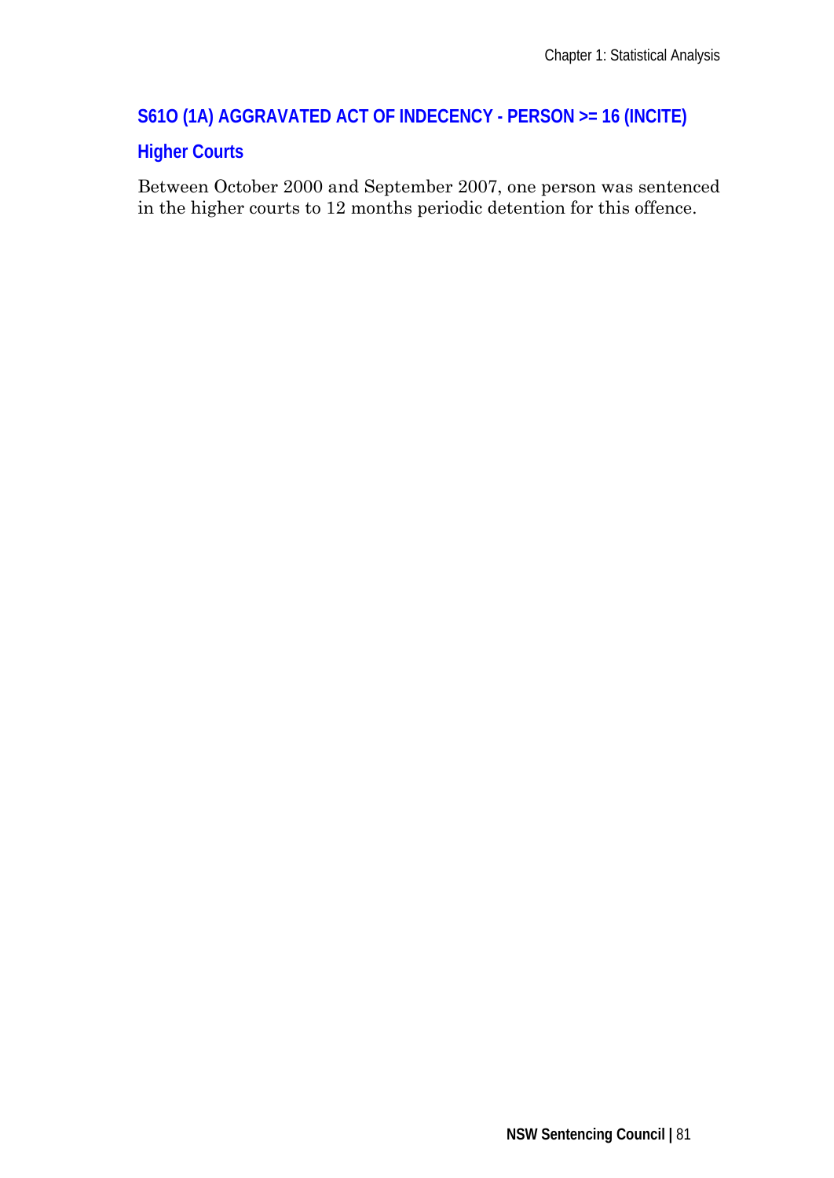## S61O (1A) AGGRAVATED ACT OF INDECENCY - PERSON >= 16 (INCITE)

### Higher Courts

Between October 2000 and September 2007, one person was sentenced in the higher courts to 12 months periodic detention for this offence.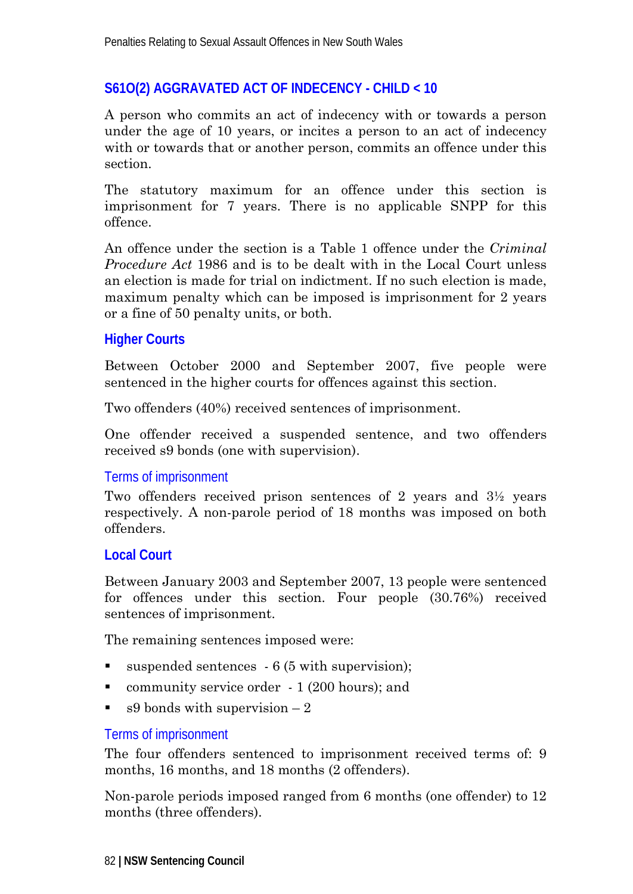## S61O(2) AGGRAVATED ACT OF INDECENCY - CHILD < 10

A person who commits an act of indecency with or towards a person under the age of 10 years, or incites a person to an act of indecency with or towards that or another person, commits an offence under this section.

The statutory maximum for an offence under this section is imprisonment for 7 years. There is no applicable SNPP for this offence.

An offence under the section is a Table 1 offence under the *Criminal Procedure Act* 1986 and is to be dealt with in the Local Court unless an election is made for trial on indictment. If no such election is made, maximum penalty which can be imposed is imprisonment for 2 years or a fine of 50 penalty units, or both.

### Higher Courts

Between October 2000 and September 2007, five people were sentenced in the higher courts for offences against this section.

Two offenders (40%) received sentences of imprisonment.

One offender received a suspended sentence, and two offenders received s9 bonds (one with supervision).

#### Terms of imprisonment

Two offenders received prison sentences of 2 years and 3½ years respectively. A non-parole period of 18 months was imposed on both offenders.

### Local Court

Between January 2003 and September 2007, 13 people were sentenced for offences under this section. Four people (30.76%) received sentences of imprisonment.

The remaining sentences imposed were:

- suspended sentences - 6 (5 with supervision);
- community service order - 1 (200 hours); and
- s9 bonds with supervision – 2

#### Terms of imprisonment

The four offenders sentenced to imprisonment received terms of: 9 months, 16 months, and 18 months (2 offenders).

Non-parole periods imposed ranged from 6 months (one offender) to 12 months (three offenders).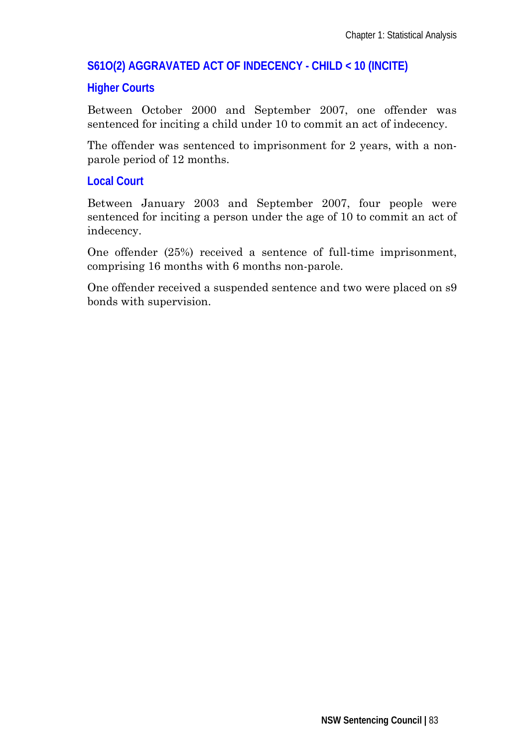## S61O(2) AGGRAVATED ACT OF INDECENCY - CHILD < 10 (INCITE)

### Higher Courts

Between October 2000 and September 2007, one offender was sentenced for inciting a child under 10 to commit an act of indecency.

The offender was sentenced to imprisonment for 2 years, with a non-parole period of 12 months.

### Local Court

Between January 2003 and September 2007, four people were sentenced for inciting a person under the age of 10 to commit an act of indecency.

One offender (25%) received a sentence of full-time imprisonment, comprising 16 months with 6 months non-parole.

One offender received a suspended sentence and two were placed on s9 bonds with supervision.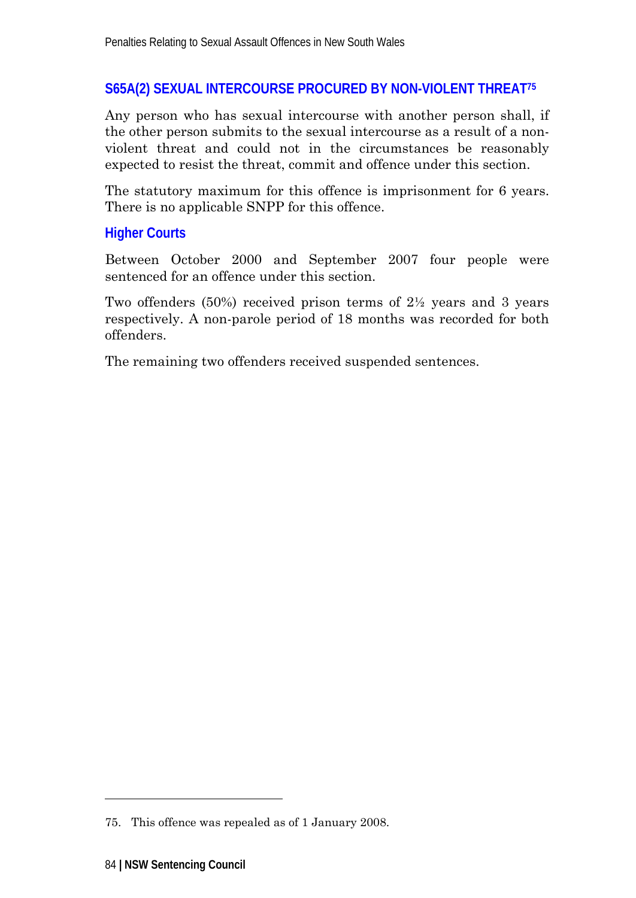## S65A(2) SEXUAL INTERCOURSE PROCURED BY NON-VIOLENT THREAT[75]

Any person who has sexual intercourse with another person shall, if the other person submits to the sexual intercourse as a result of a non-violent threat and could not in the circumstances be reasonably expected to resist the threat, commit and offence under this section.

The statutory maximum for this offence is imprisonment for 6 years. There is no applicable SNPP for this offence.

### Higher Courts

Between October 2000 and September 2007 four people were sentenced for an offence under this section.

Two offenders (50%) received prison terms of 2½ years and 3 years respectively. A non-parole period of 18 months was recorded for both offenders.

The remaining two offenders received suspended sentences.

---

75. This offence was repealed as of 1 January 2008.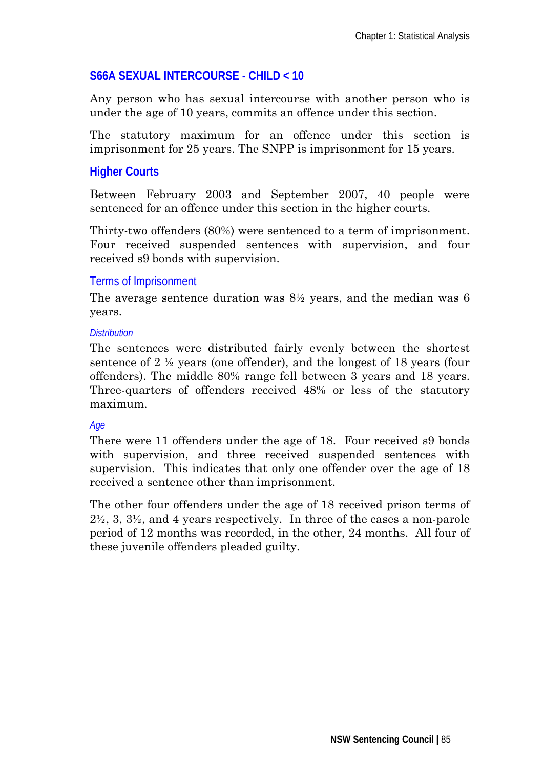## S66A SEXUAL INTERCOURSE - CHILD < 10

Any person who has sexual intercourse with another person who is under the age of 10 years, commits an offence under this section.

The statutory maximum for an offence under this section is imprisonment for 25 years. The SNPP is imprisonment for 15 years.

### Higher Courts

Between February 2003 and September 2007, 40 people were sentenced for an offence under this section in the higher courts.

Thirty-two offenders (80%) were sentenced to a term of imprisonment. Four received suspended sentences with supervision, and four received s9 bonds with supervision.

#### Terms of Imprisonment

The average sentence duration was 8½ years, and the median was 6 years.

##### *Distribution*

The sentences were distributed fairly evenly between the shortest sentence of 2 ½ years (one offender), and the longest of 18 years (four offenders). The middle 80% range fell between 3 years and 18 years. Three-quarters of offenders received 48% or less of the statutory maximum.

##### *Age*

There were 11 offenders under the age of 18. Four received s9 bonds with supervision, and three received suspended sentences with supervision. This indicates that only one offender over the age of 18 received a sentence other than imprisonment.

The other four offenders under the age of 18 received prison terms of 2½, 3, 3½, and 4 years respectively. In three of the cases a non-parole period of 12 months was recorded, in the other, 24 months. All four of these juvenile offenders pleaded guilty.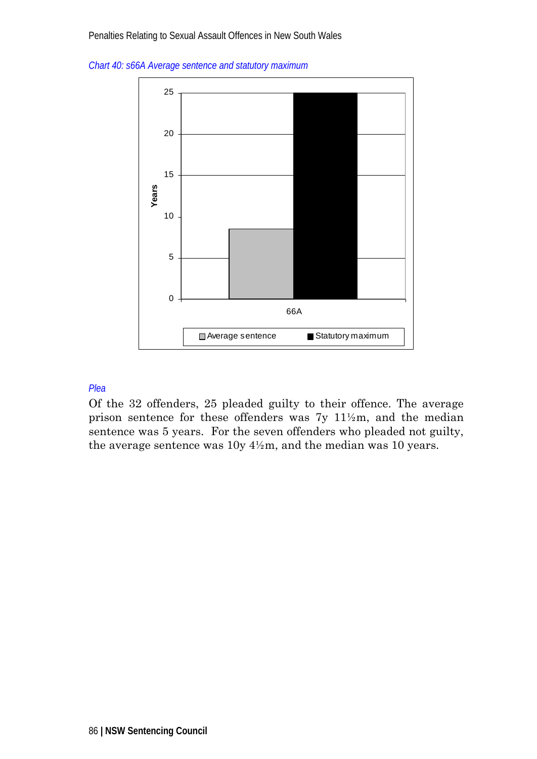*Chart 40: s66A Average sentence and statutory maximum*

*Plea*

Of the 32 offenders, 25 pleaded guilty to their offence. The average prison sentence for these offenders was 7y 11½m, and the median sentence was 5 years. For the seven offenders who pleaded not guilty, the average sentence was 10y 4½m, and the median was 10 years.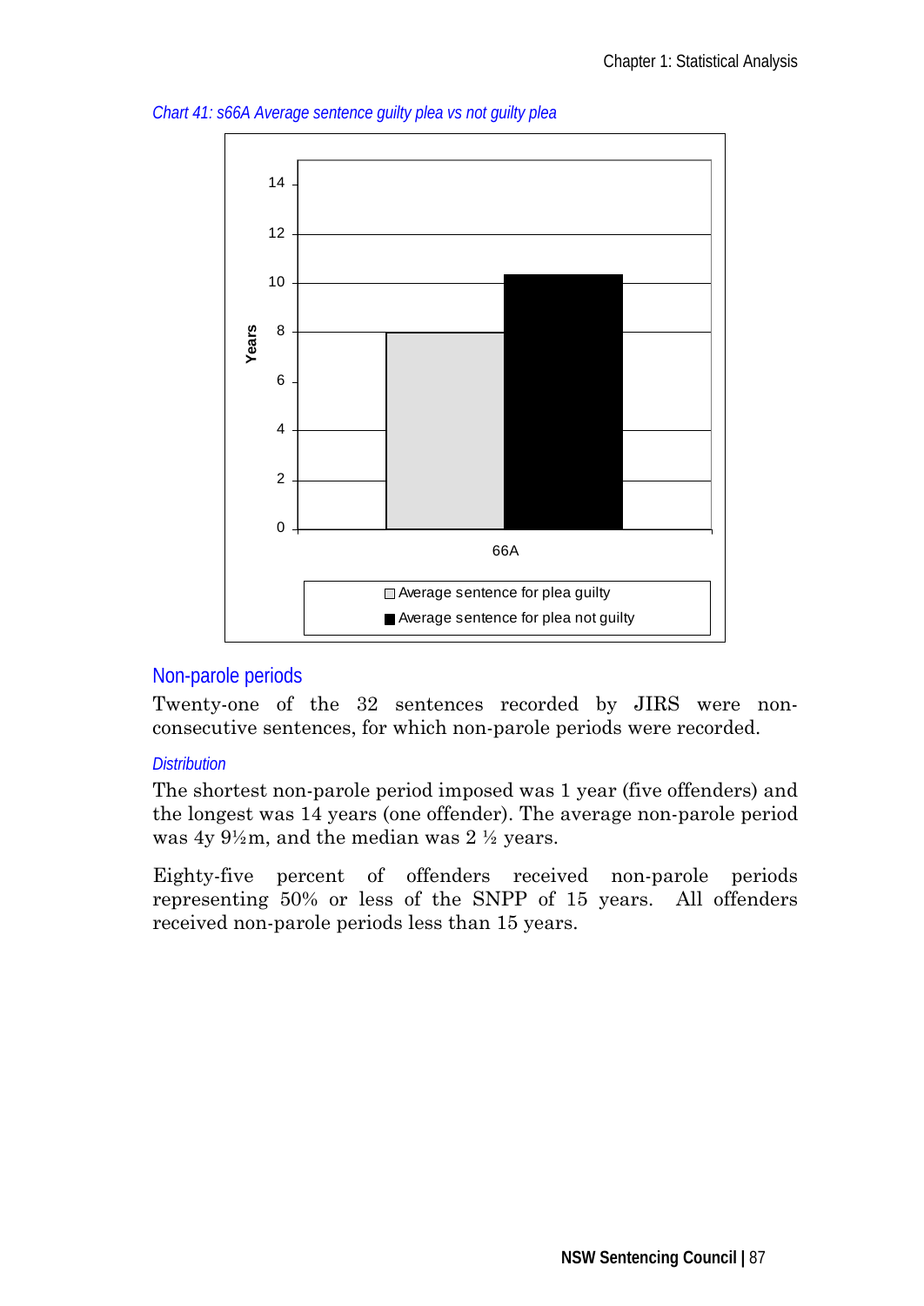*Chart 41: s66A Average sentence guilty plea vs not guilty plea*

## Non-parole periods

Twenty-one of the 32 sentences recorded by JIRS were non-consecutive sentences, for which non-parole periods were recorded.

### *Distribution*

The shortest non-parole period imposed was 1 year (five offenders) and the longest was 14 years (one offender). The average non-parole period was 4y 9½m, and the median was 2 ½ years.

Eighty-five percent of offenders received non-parole periods representing 50% or less of the SNPP of 15 years. All offenders received non-parole periods less than 15 years.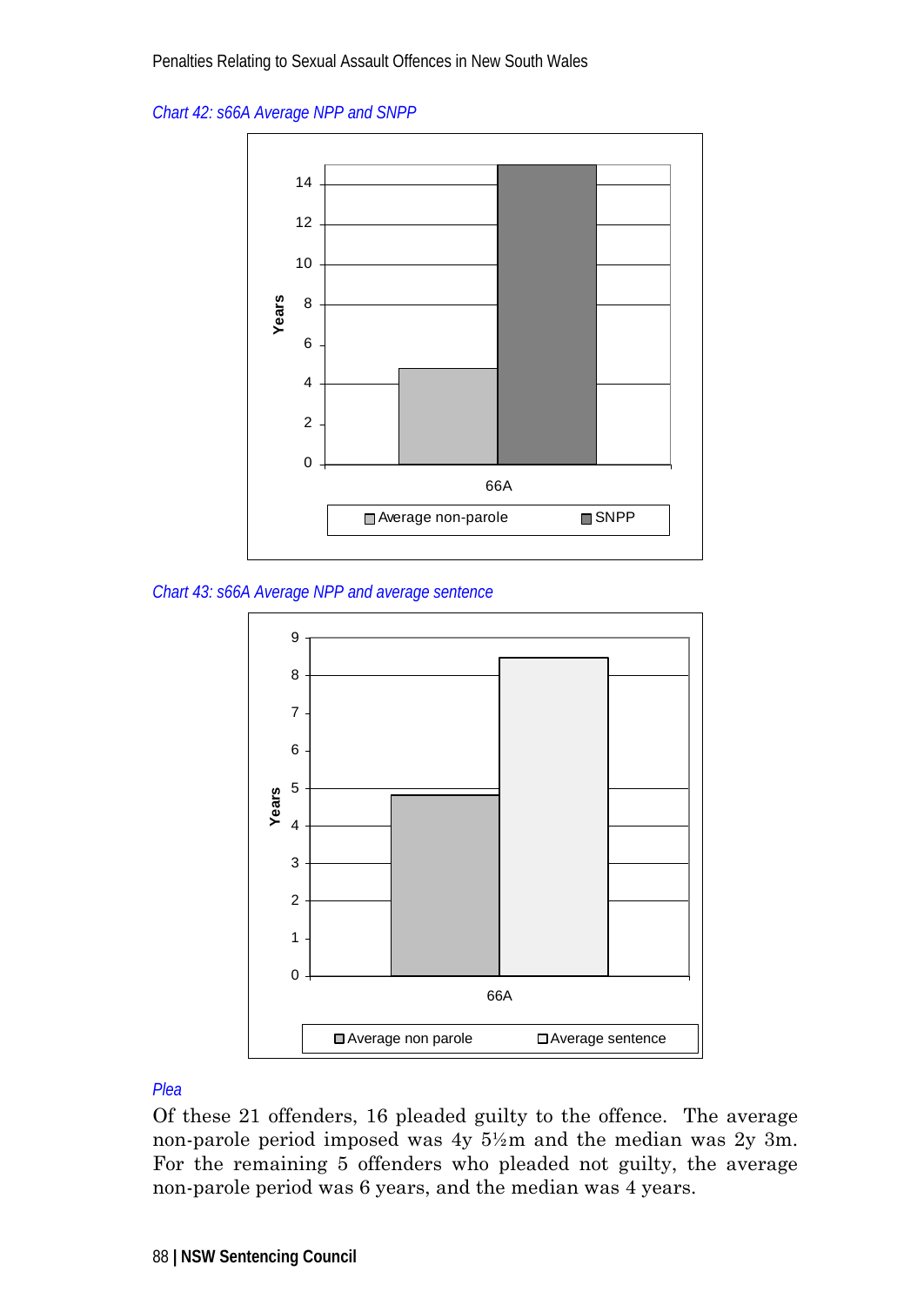*Chart 42: s66A Average NPP and SNPP*

*Chart 43: s66A Average NPP and average sentence*

*Plea*

Of these 21 offenders, 16 pleaded guilty to the offence. The average non-parole period imposed was 4y 5½m and the median was 2y 3m. For the remaining 5 offenders who pleaded not guilty, the average non-parole period was 6 years, and the median was 4 years.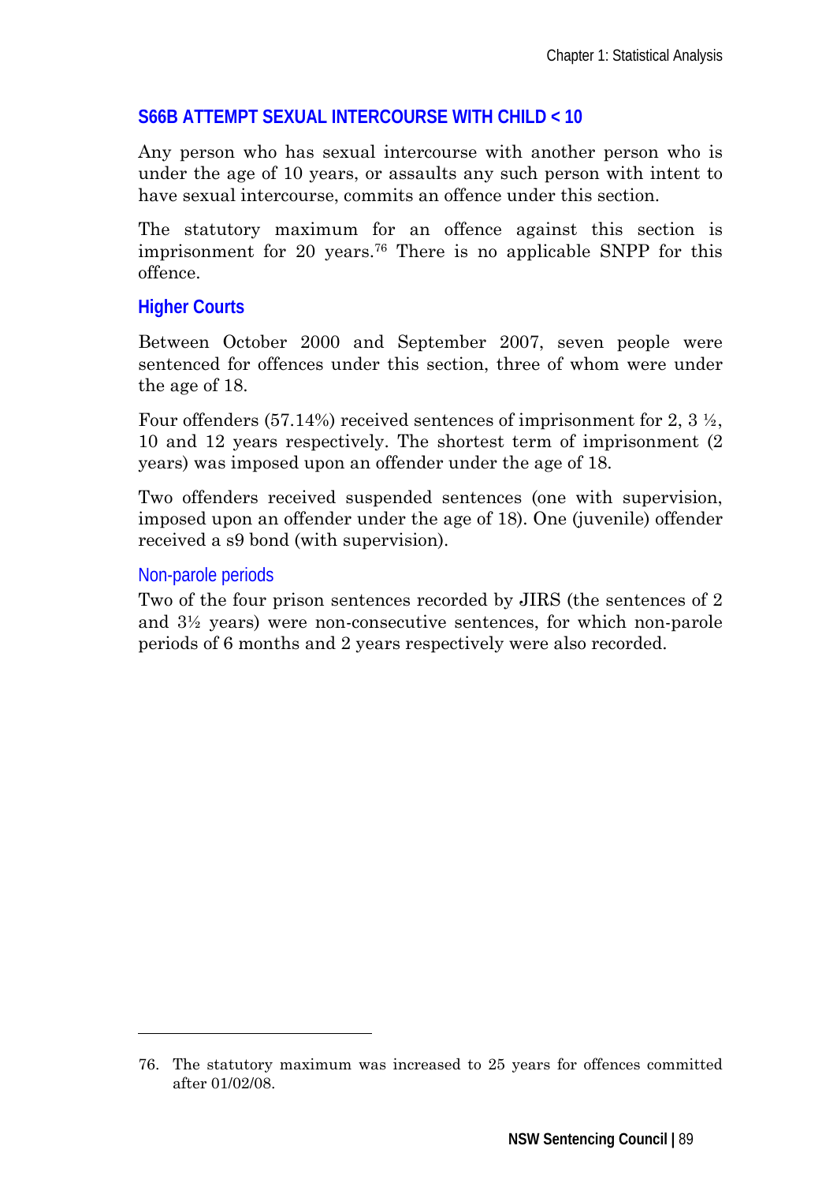### S66B ATTEMPT SEXUAL INTERCOURSE WITH CHILD < 10

Any person who has sexual intercourse with another person who is under the age of 10 years, or assaults any such person with intent to have sexual intercourse, commits an offence under this section.

The statutory maximum for an offence against this section is imprisonment for 20 years.[76] There is no applicable SNPP for this offence.

#### Higher Courts

Between October 2000 and September 2007, seven people were sentenced for offences under this section, three of whom were under the age of 18.

Four offenders (57.14%) received sentences of imprisonment for 2, 3 ½, 10 and 12 years respectively. The shortest term of imprisonment (2 years) was imposed upon an offender under the age of 18.

Two offenders received suspended sentences (one with supervision, imposed upon an offender under the age of 18). One (juvenile) offender received a s9 bond (with supervision).

##### Non-parole periods

Two of the four prison sentences recorded by JIRS (the sentences of 2 and 3½ years) were non-consecutive sentences, for which non-parole periods of 6 months and 2 years respectively were also recorded.

---

76. The statutory maximum was increased to 25 years for offences committed after 01/02/08.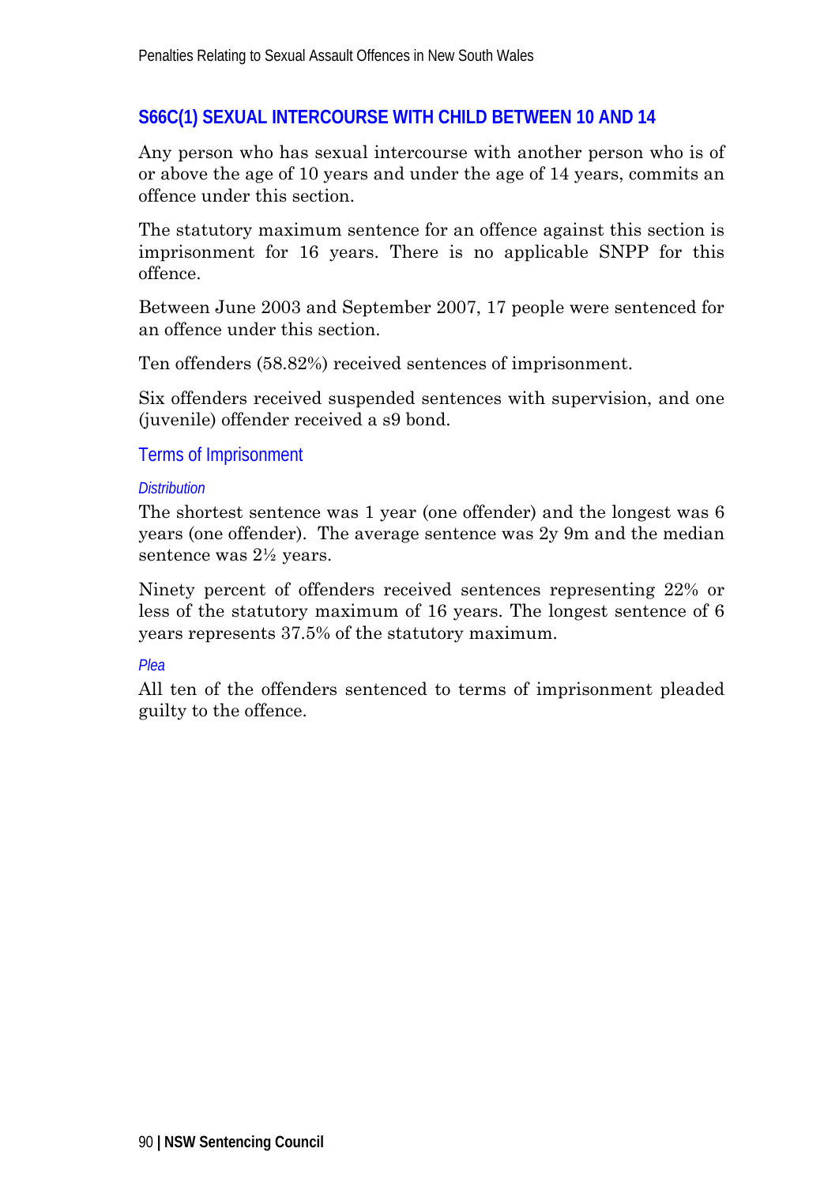## S66C(1) SEXUAL INTERCOURSE WITH CHILD BETWEEN 10 AND 14

Any person who has sexual intercourse with another person who is of or above the age of 10 years and under the age of 14 years, commits an offence under this section.

The statutory maximum sentence for an offence against this section is imprisonment for 16 years. There is no applicable SNPP for this offence.

Between June 2003 and September 2007, 17 people were sentenced for an offence under this section.

Ten offenders (58.82%) received sentences of imprisonment.

Six offenders received suspended sentences with supervision, and one (juvenile) offender received a s9 bond.

### Terms of Imprisonment

#### *Distribution*

The shortest sentence was 1 year (one offender) and the longest was 6 years (one offender). The average sentence was 2y 9m and the median sentence was 2½ years.

Ninety percent of offenders received sentences representing 22% or less of the statutory maximum of 16 years. The longest sentence of 6 years represents 37.5% of the statutory maximum.

#### *Plea*

All ten of the offenders sentenced to terms of imprisonment pleaded guilty to the offence.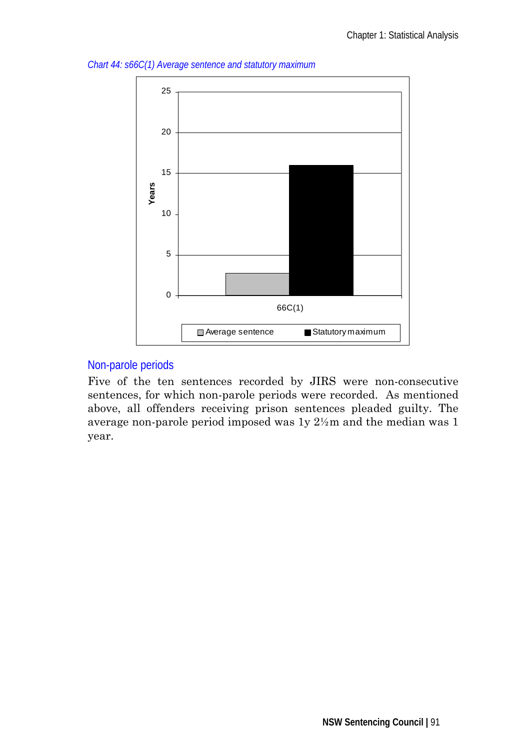*Chart 44: s66C(1) Average sentence and statutory maximum*

### Non-parole periods

Five of the ten sentences recorded by JIRS were non-consecutive sentences, for which non-parole periods were recorded. As mentioned above, all offenders receiving prison sentences pleaded guilty. The average non-parole period imposed was 1y 2½m and the median was 1 year.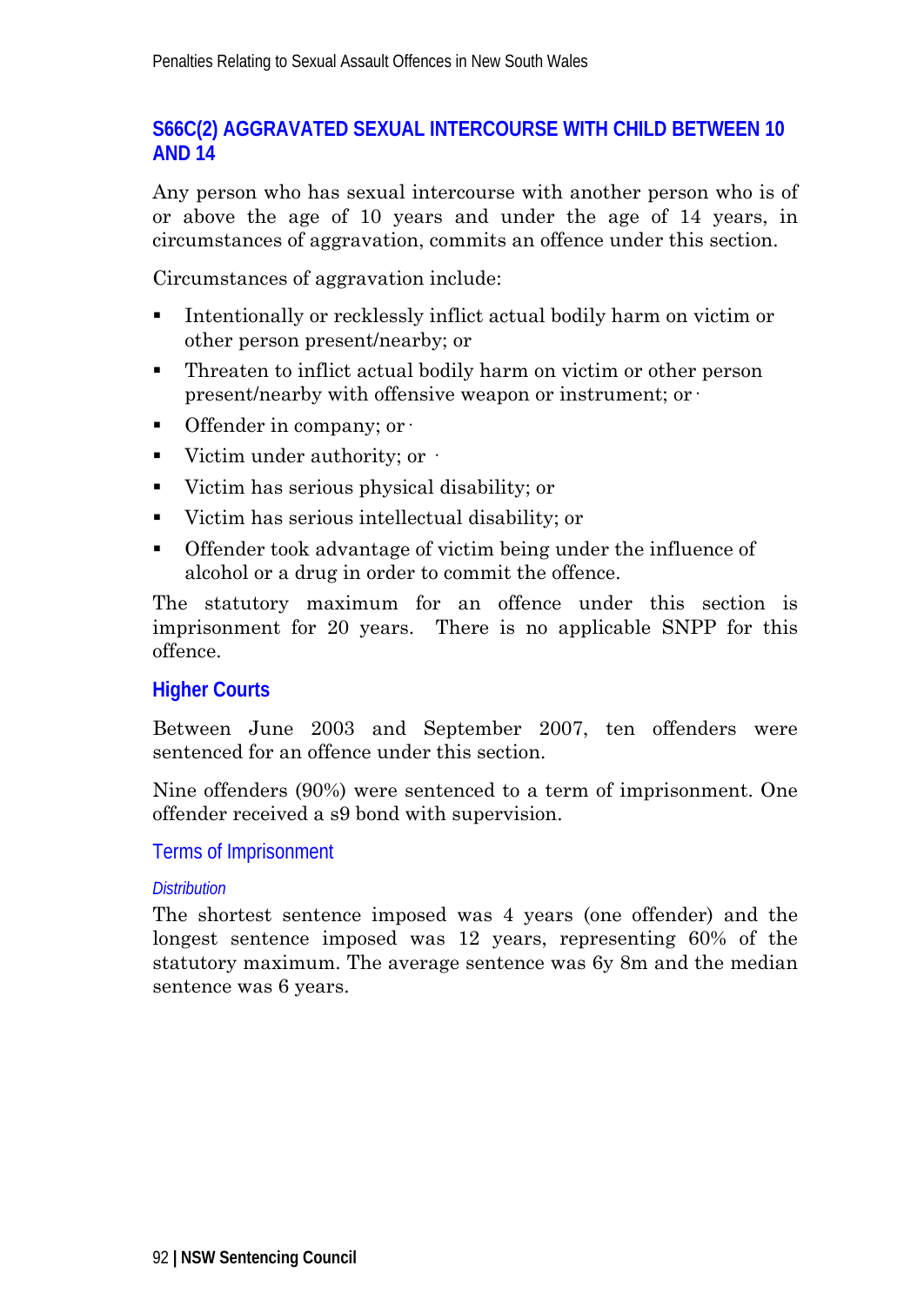## S66C(2) AGGRAVATED SEXUAL INTERCOURSE WITH CHILD BETWEEN 10 AND 14

Any person who has sexual intercourse with another person who is of or above the age of 10 years and under the age of 14 years, in circumstances of aggravation, commits an offence under this section.

Circumstances of aggravation include:

- Intentionally or recklessly inflict actual bodily harm on victim or other person present/nearby; or
- Threaten to inflict actual bodily harm on victim or other person present/nearby with offensive weapon or instrument; or
- Offender in company; or
- Victim under authority; or
- Victim has serious physical disability; or
- Victim has serious intellectual disability; or
- Offender took advantage of victim being under the influence of alcohol or a drug in order to commit the offence.

The statutory maximum for an offence under this section is imprisonment for 20 years. There is no applicable SNPP for this offence.

### Higher Courts

Between June 2003 and September 2007, ten offenders were sentenced for an offence under this section.

Nine offenders (90%) were sentenced to a term of imprisonment. One offender received a s9 bond with supervision.

#### Terms of Imprisonment

##### *Distribution*

The shortest sentence imposed was 4 years (one offender) and the longest sentence imposed was 12 years, representing 60% of the statutory maximum. The average sentence was 6y 8m and the median sentence was 6 years.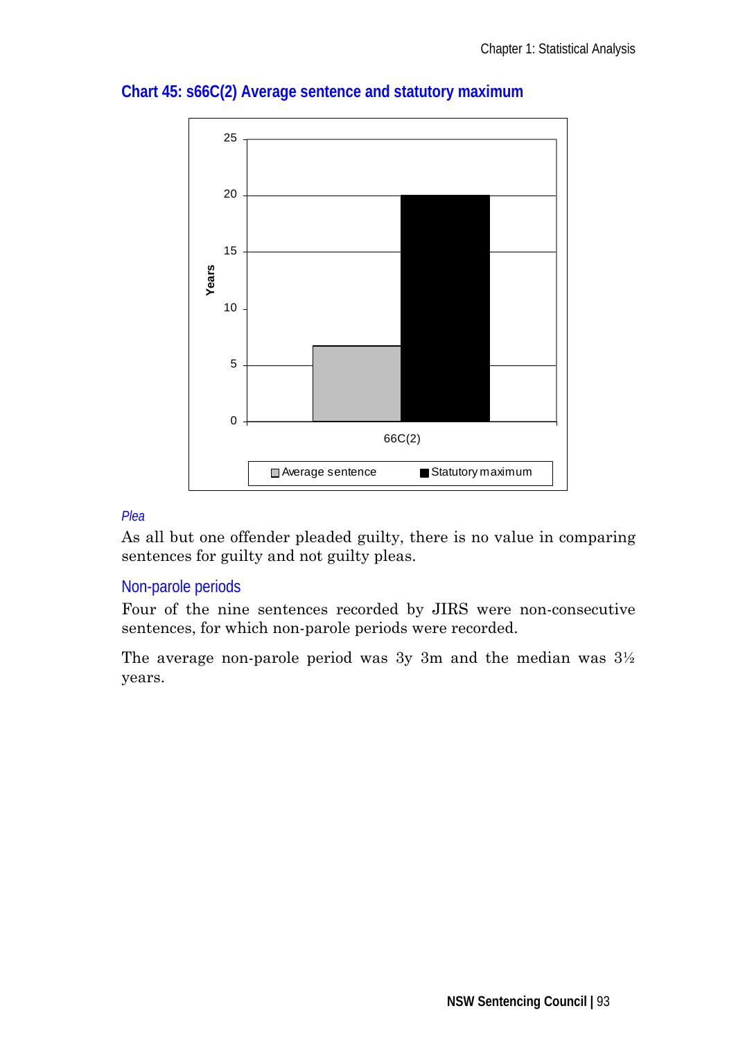### Chart 45: s66C(2) Average sentence and statutory maximum

#### *Plea*

As all but one offender pleaded guilty, there is no value in comparing sentences for guilty and not guilty pleas.

### Non-parole periods

Four of the nine sentences recorded by JIRS were non-consecutive sentences, for which non-parole periods were recorded.

The average non-parole period was 3y 3m and the median was 3½ years.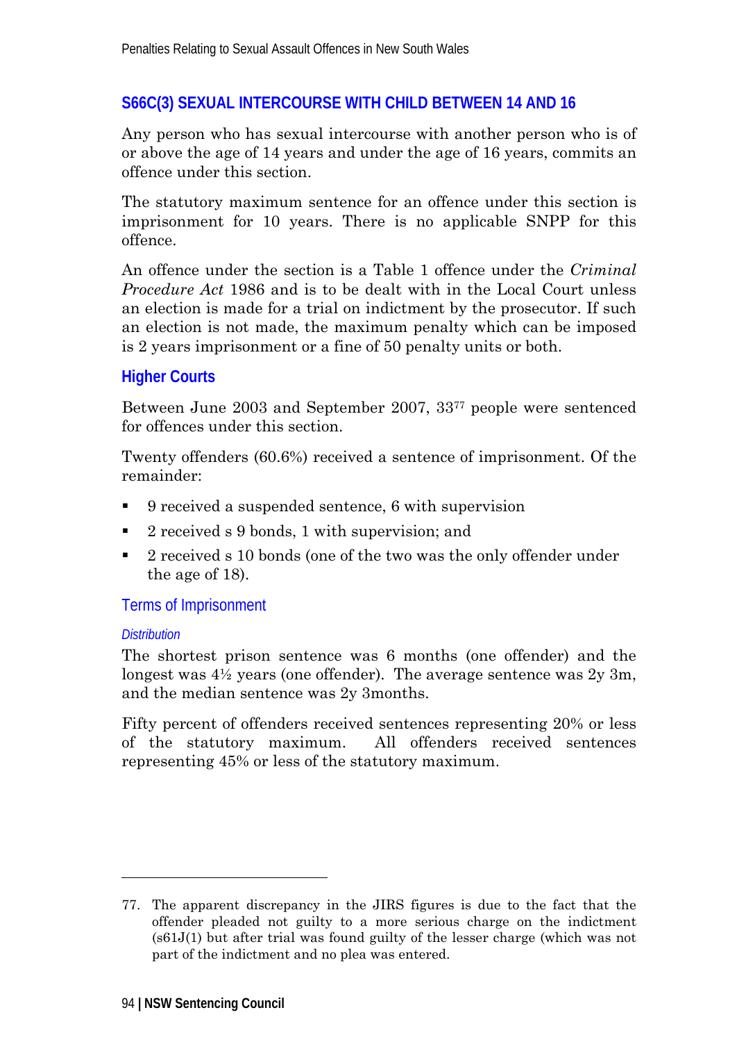## S66C(3) SEXUAL INTERCOURSE WITH CHILD BETWEEN 14 AND 16

Any person who has sexual intercourse with another person who is of or above the age of 14 years and under the age of 16 years, commits an offence under this section.

The statutory maximum sentence for an offence under this section is imprisonment for 10 years. There is no applicable SNPP for this offence.

An offence under the section is a Table 1 offence under the *Criminal Procedure Act* 1986 and is to be dealt with in the Local Court unless an election is made for a trial on indictment by the prosecutor. If such an election is not made, the maximum penalty which can be imposed is 2 years imprisonment or a fine of 50 penalty units or both.

### Higher Courts

Between June 2003 and September 2007, 33[77] people were sentenced for offences under this section.

Twenty offenders (60.6%) received a sentence of imprisonment. Of the remainder:

- 9 received a suspended sentence, 6 with supervision
- 2 received s 9 bonds, 1 with supervision; and
- 2 received s 10 bonds (one of the two was the only offender under the age of 18).

#### Terms of Imprisonment

##### *Distribution*

The shortest prison sentence was 6 months (one offender) and the longest was 4½ years (one offender). The average sentence was 2y 3m, and the median sentence was 2y 3months.

Fifty percent of offenders received sentences representing 20% or less of the statutory maximum. All offenders received sentences representing 45% or less of the statutory maximum.

---

77. The apparent discrepancy in the JIRS figures is due to the fact that the offender pleaded not guilty to a more serious charge on the indictment (s61J(1) but after trial was found guilty of the lesser charge (which was not part of the indictment and no plea was entered.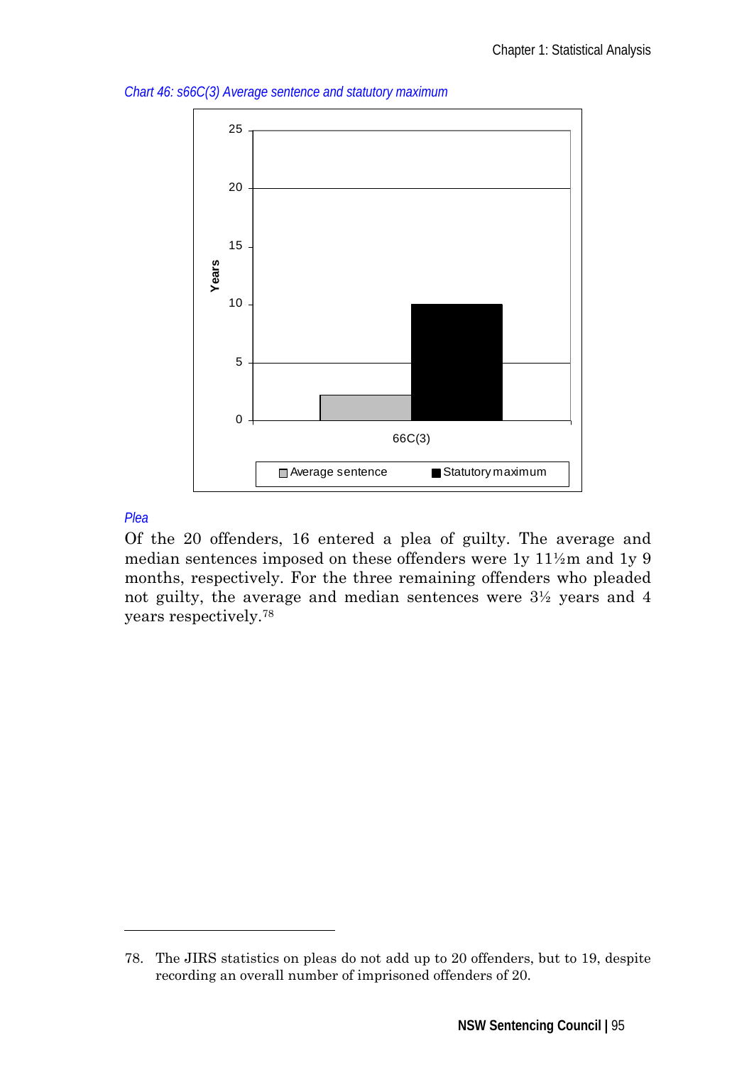*Chart 46: s66C(3) Average sentence and statutory maximum*

*Plea*

Of the 20 offenders, 16 entered a plea of guilty. The average and median sentences imposed on these offenders were 1y 11½m and 1y 9 months, respectively. For the three remaining offenders who pleaded not guilty, the average and median sentences were 3½ years and 4 years respectively.[78]

---

78. The JIRS statistics on pleas do not add up to 20 offenders, but to 19, despite recording an overall number of imprisoned offenders of 20.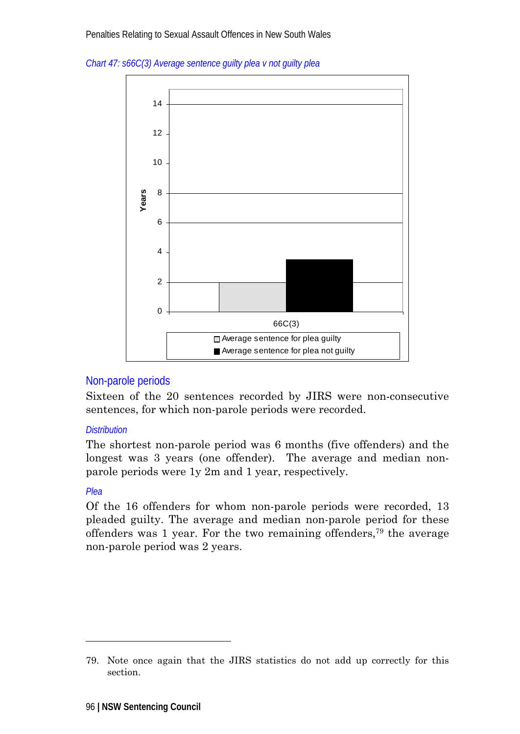*Chart 47: s66C(3) Average sentence guilty plea v not guilty plea*

## Non-parole periods

Sixteen of the 20 sentences recorded by JIRS were non-consecutive sentences, for which non-parole periods were recorded.

### *Distribution*

The shortest non-parole period was 6 months (five offenders) and the longest was 3 years (one offender). The average and median non-parole periods were 1y 2m and 1 year, respectively.

### *Plea*

Of the 16 offenders for whom non-parole periods were recorded, 13 pleaded guilty. The average and median non-parole period for these offenders was 1 year. For the two remaining offenders,[79] the average non-parole period was 2 years.

---

79. Note once again that the JIRS statistics do not add up correctly for this section.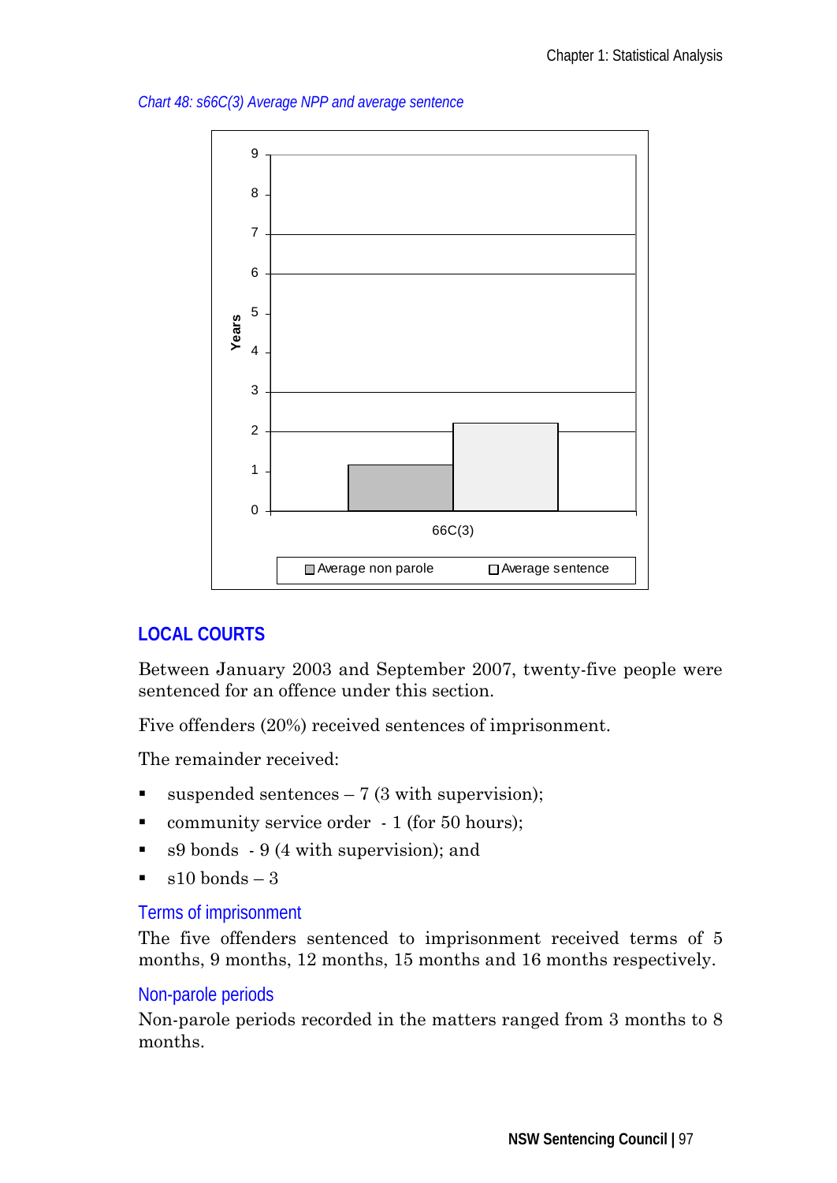*Chart 48: s66C(3) Average NPP and average sentence*

## LOCAL COURTS

Between January 2003 and September 2007, twenty-five people were sentenced for an offence under this section.

Five offenders (20%) received sentences of imprisonment.

The remainder received:

- suspended sentences – 7 (3 with supervision);
- community service order - 1 (for 50 hours);
- s9 bonds - 9 (4 with supervision); and
- s10 bonds – 3

### Terms of imprisonment

The five offenders sentenced to imprisonment received terms of 5 months, 9 months, 12 months, 15 months and 16 months respectively.

### Non-parole periods

Non-parole periods recorded in the matters ranged from 3 months to 8 months.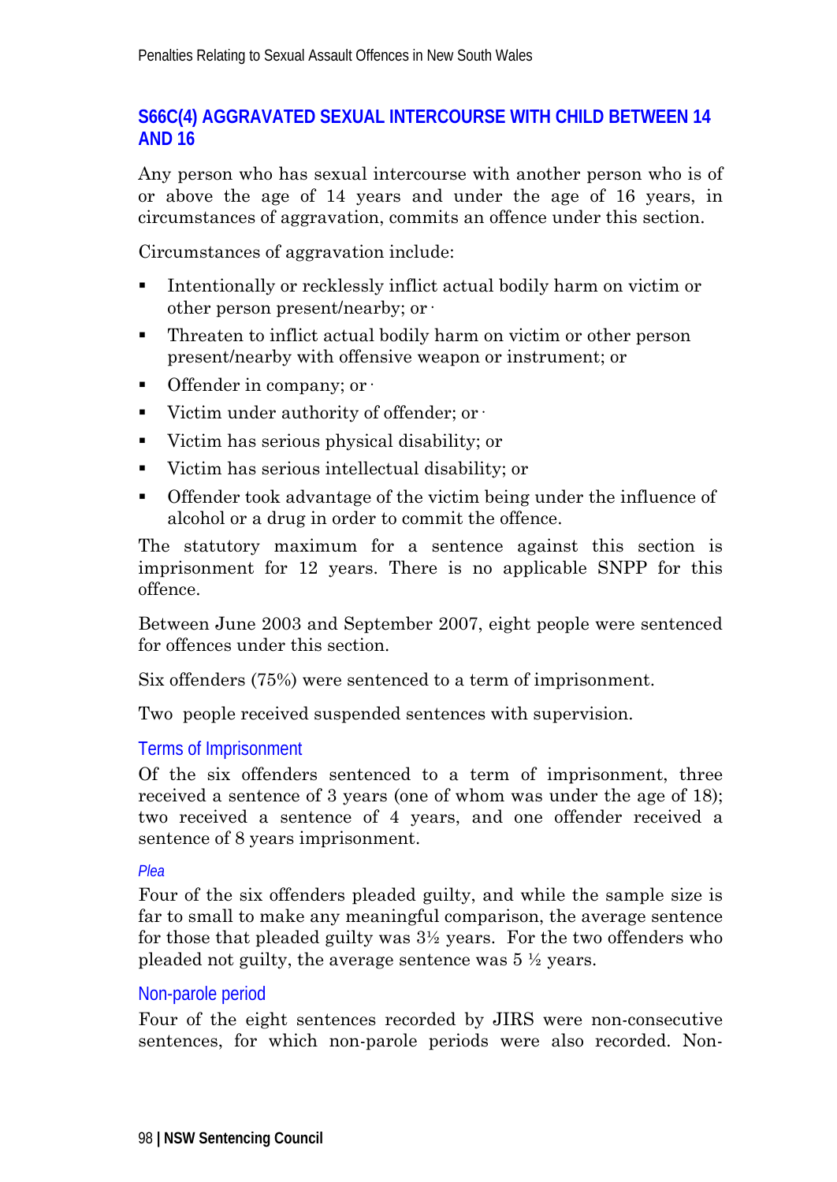## S66C(4) AGGRAVATED SEXUAL INTERCOURSE WITH CHILD BETWEEN 14 AND 16

Any person who has sexual intercourse with another person who is of or above the age of 14 years and under the age of 16 years, in circumstances of aggravation, commits an offence under this section.

Circumstances of aggravation include:

- Intentionally or recklessly inflict actual bodily harm on victim or other person present/nearby; or
- Threaten to inflict actual bodily harm on victim or other person present/nearby with offensive weapon or instrument; or
- Offender in company; or
- Victim under authority of offender; or
- Victim has serious physical disability; or
- Victim has serious intellectual disability; or
- Offender took advantage of the victim being under the influence of alcohol or a drug in order to commit the offence.

The statutory maximum for a sentence against this section is imprisonment for 12 years. There is no applicable SNPP for this offence.

Between June 2003 and September 2007, eight people were sentenced for offences under this section.

Six offenders (75%) were sentenced to a term of imprisonment.

Two people received suspended sentences with supervision.

### Terms of Imprisonment

Of the six offenders sentenced to a term of imprisonment, three received a sentence of 3 years (one of whom was under the age of 18); two received a sentence of 4 years, and one offender received a sentence of 8 years imprisonment.

#### *Plea*

Four of the six offenders pleaded guilty, and while the sample size is far to small to make any meaningful comparison, the average sentence for those that pleaded guilty was 3½ years. For the two offenders who pleaded not guilty, the average sentence was 5 ½ years.

### Non-parole period

Four of the eight sentences recorded by JIRS were non-consecutive sentences, for which non-parole periods were also recorded. Non-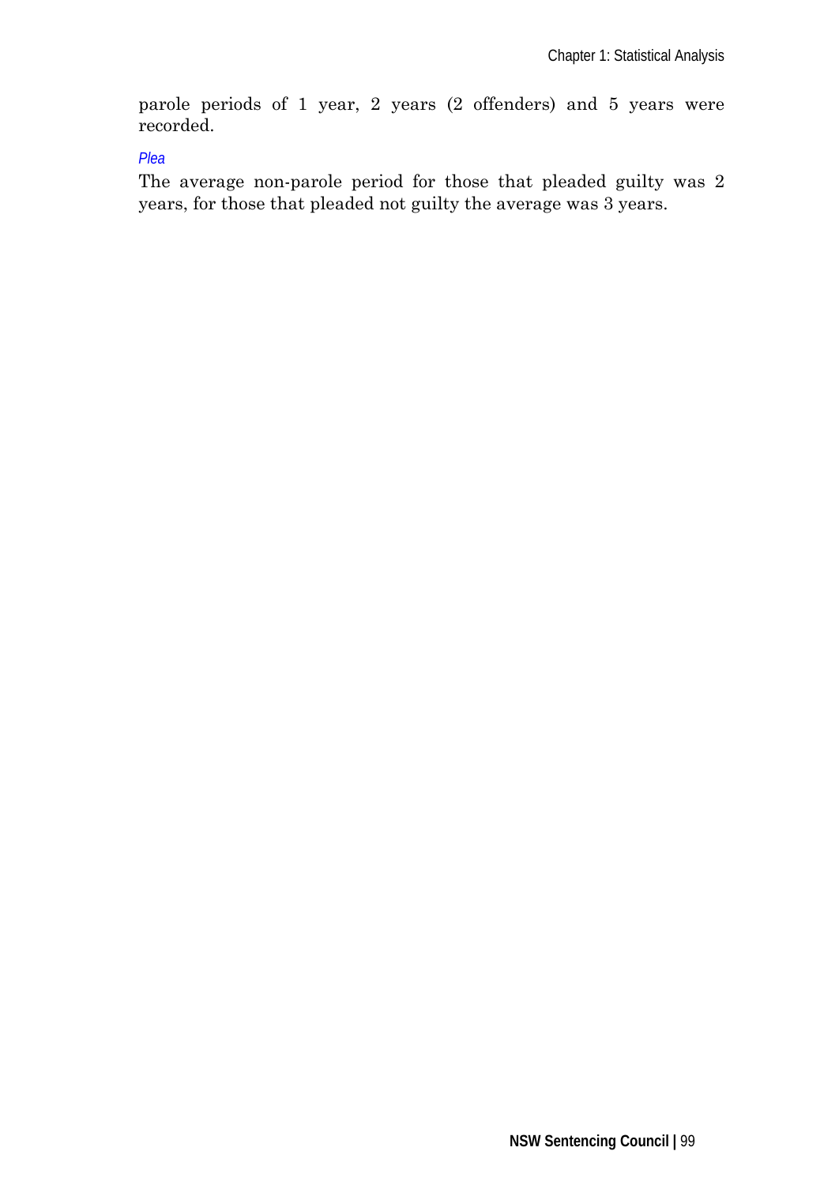parole periods of 1 year, 2 years (2 offenders) and 5 years were recorded.

#### *Plea*

The average non-parole period for those that pleaded guilty was 2 years, for those that pleaded not guilty the average was 3 years.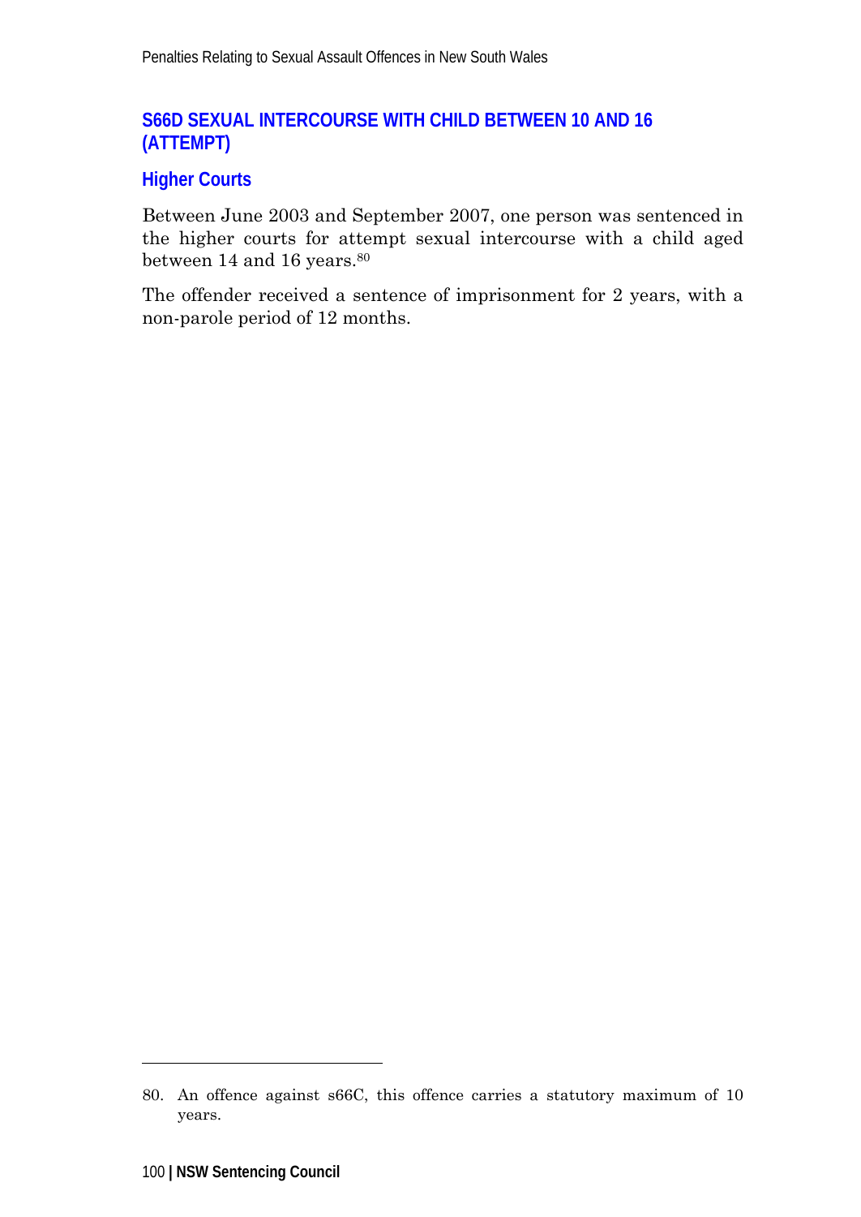## S66D SEXUAL INTERCOURSE WITH CHILD BETWEEN 10 AND 16 (ATTEMPT)

### Higher Courts

Between June 2003 and September 2007, one person was sentenced in the higher courts for attempt sexual intercourse with a child aged between 14 and 16 years.[80]

The offender received a sentence of imprisonment for 2 years, with a non-parole period of 12 months.

---

80. An offence against s66C, this offence carries a statutory maximum of 10 years.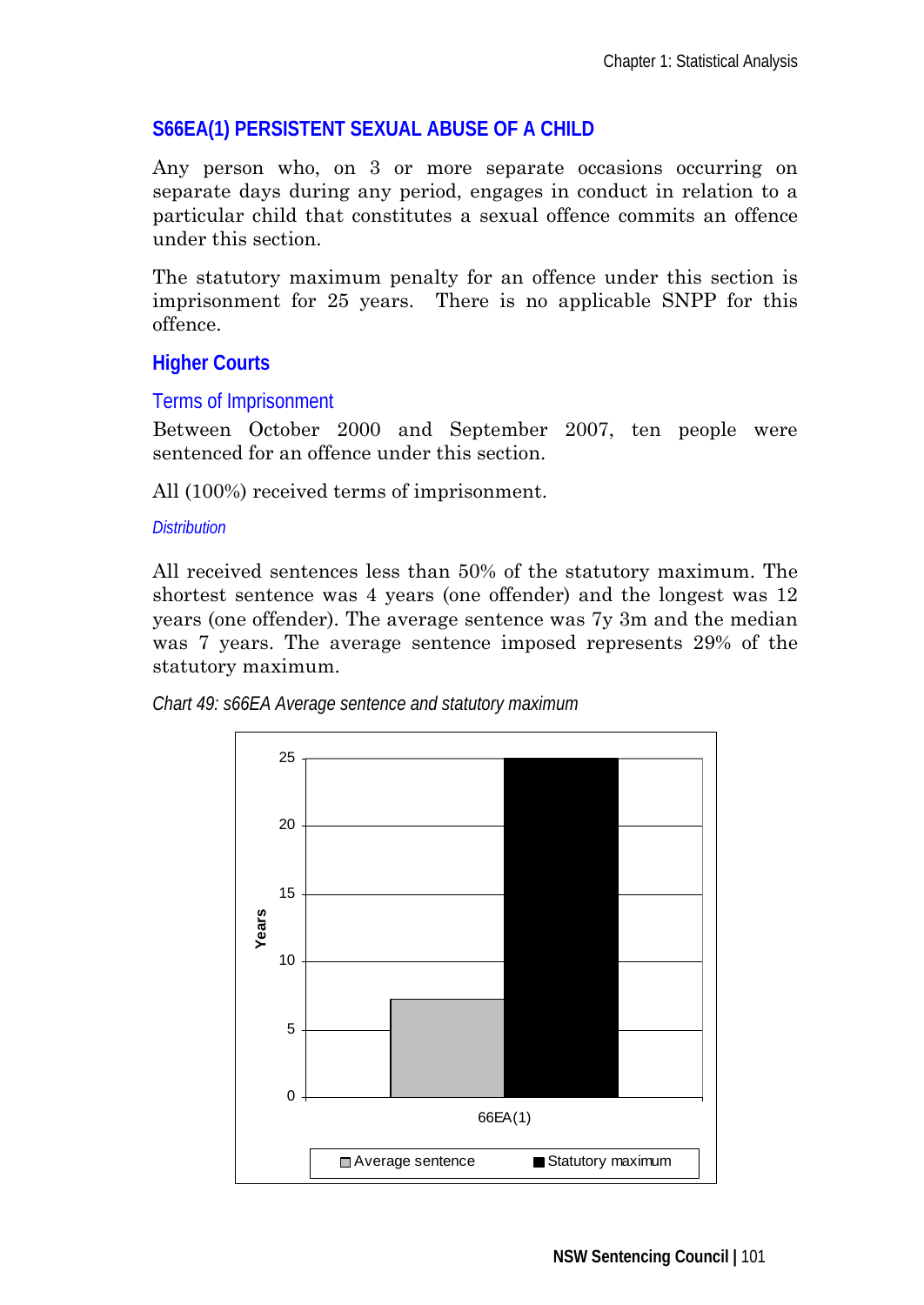## S66EA(1) PERSISTENT SEXUAL ABUSE OF A CHILD

Any person who, on 3 or more separate occasions occurring on separate days during any period, engages in conduct in relation to a particular child that constitutes a sexual offence commits an offence under this section.

The statutory maximum penalty for an offence under this section is imprisonment for 25 years. There is no applicable SNPP for this offence.

### Higher Courts

#### Terms of Imprisonment

Between October 2000 and September 2007, ten people were sentenced for an offence under this section.

All (100%) received terms of imprisonment.

##### *Distribution*

All received sentences less than 50% of the statutory maximum. The shortest sentence was 4 years (one offender) and the longest was 12 years (one offender). The average sentence was 7y 3m and the median was 7 years. The average sentence imposed represents 29% of the statutory maximum.

*Chart 49: s66EA Average sentence and statutory maximum*

| | Average sentence | Statutory maximum |
|---|---|---|
| 66EA(1) | 7.25 | 25 |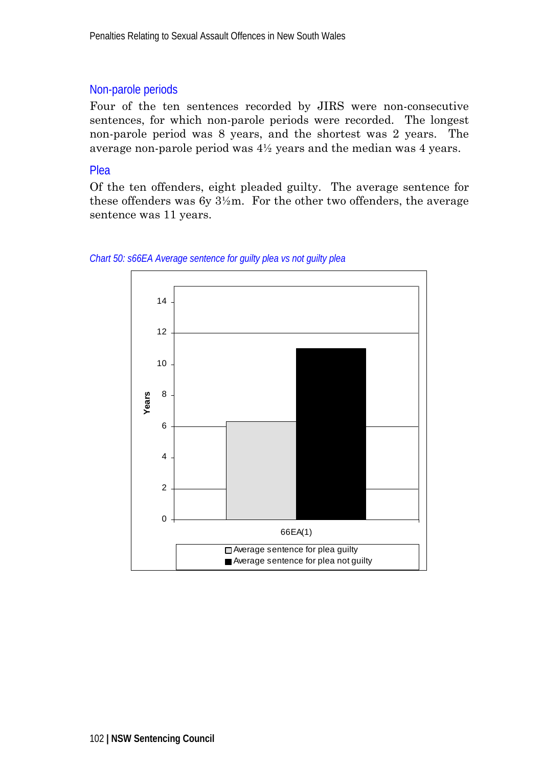## Non-parole periods

Four of the ten sentences recorded by JIRS were non-consecutive sentences, for which non-parole periods were recorded. The longest non-parole period was 8 years, and the shortest was 2 years. The average non-parole period was 4½ years and the median was 4 years.

## Plea

Of the ten offenders, eight pleaded guilty. The average sentence for these offenders was 6y 3½m. For the other two offenders, the average sentence was 11 years.

*Chart 50: s66EA Average sentence for guilty plea vs not guilty plea*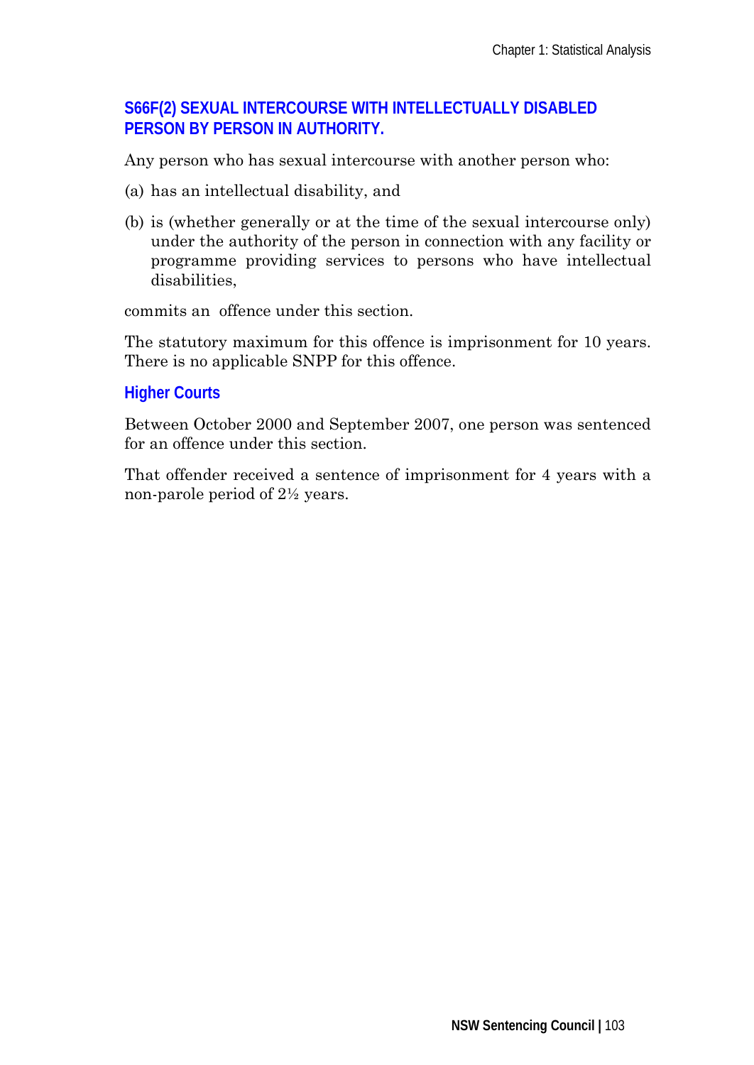## S66F(2) SEXUAL INTERCOURSE WITH INTELLECTUALLY DISABLED PERSON BY PERSON IN AUTHORITY.

Any person who has sexual intercourse with another person who:

(a) has an intellectual disability, and

(b) is (whether generally or at the time of the sexual intercourse only) under the authority of the person in connection with any facility or programme providing services to persons who have intellectual disabilities,

commits an offence under this section.

The statutory maximum for this offence is imprisonment for 10 years. There is no applicable SNPP for this offence.

### Higher Courts

Between October 2000 and September 2007, one person was sentenced for an offence under this section.

That offender received a sentence of imprisonment for 4 years with a non-parole period of 2½ years.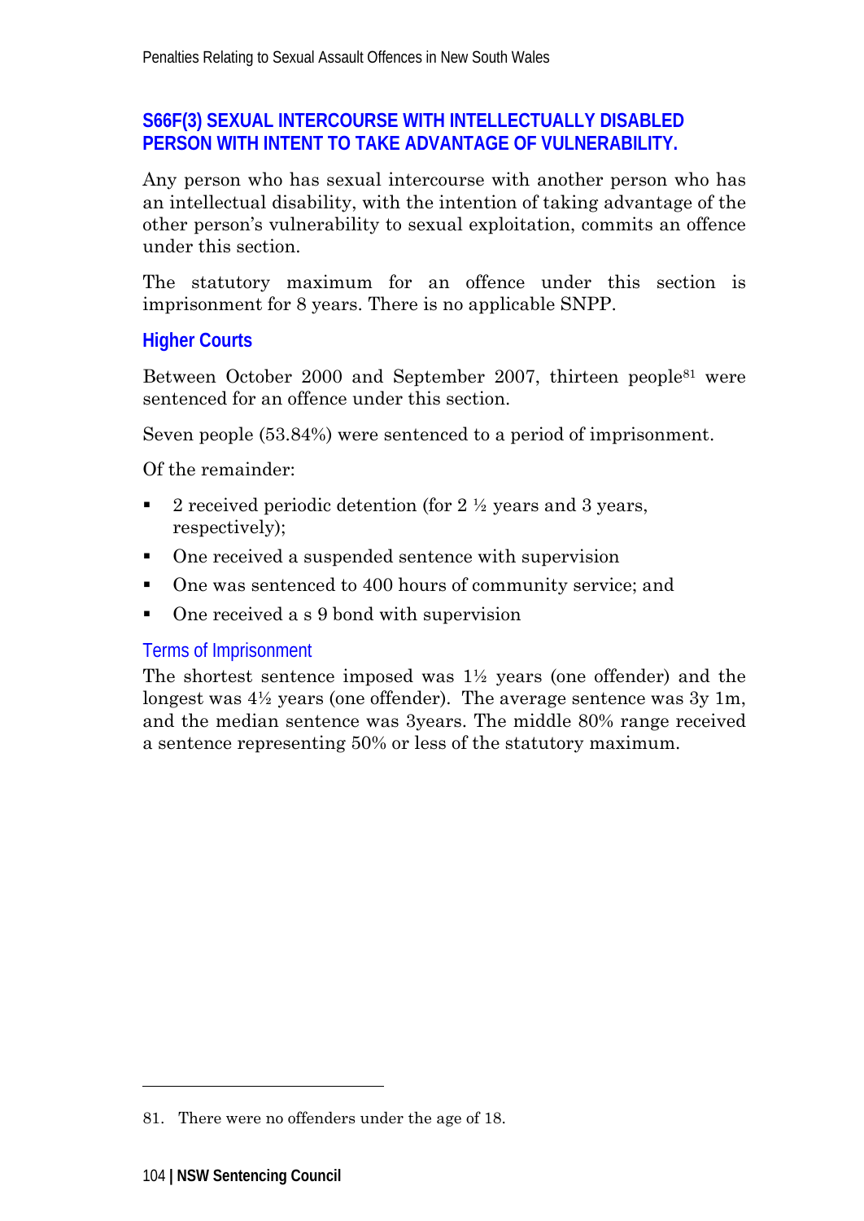## S66F(3) SEXUAL INTERCOURSE WITH INTELLECTUALLY DISABLED PERSON WITH INTENT TO TAKE ADVANTAGE OF VULNERABILITY.

Any person who has sexual intercourse with another person who has an intellectual disability, with the intention of taking advantage of the other person's vulnerability to sexual exploitation, commits an offence under this section.

The statutory maximum for an offence under this section is imprisonment for 8 years. There is no applicable SNPP.

### Higher Courts

Between October 2000 and September 2007, thirteen people[81] were sentenced for an offence under this section.

Seven people (53.84%) were sentenced to a period of imprisonment.

Of the remainder:

- 2 received periodic detention (for 2 ½ years and 3 years, respectively);
- One received a suspended sentence with supervision
- One was sentenced to 400 hours of community service; and
- One received a s 9 bond with supervision

#### Terms of Imprisonment

The shortest sentence imposed was 1½ years (one offender) and the longest was 4½ years (one offender). The average sentence was 3y 1m, and the median sentence was 3years. The middle 80% range received a sentence representing 50% or less of the statutory maximum.

81. There were no offenders under the age of 18.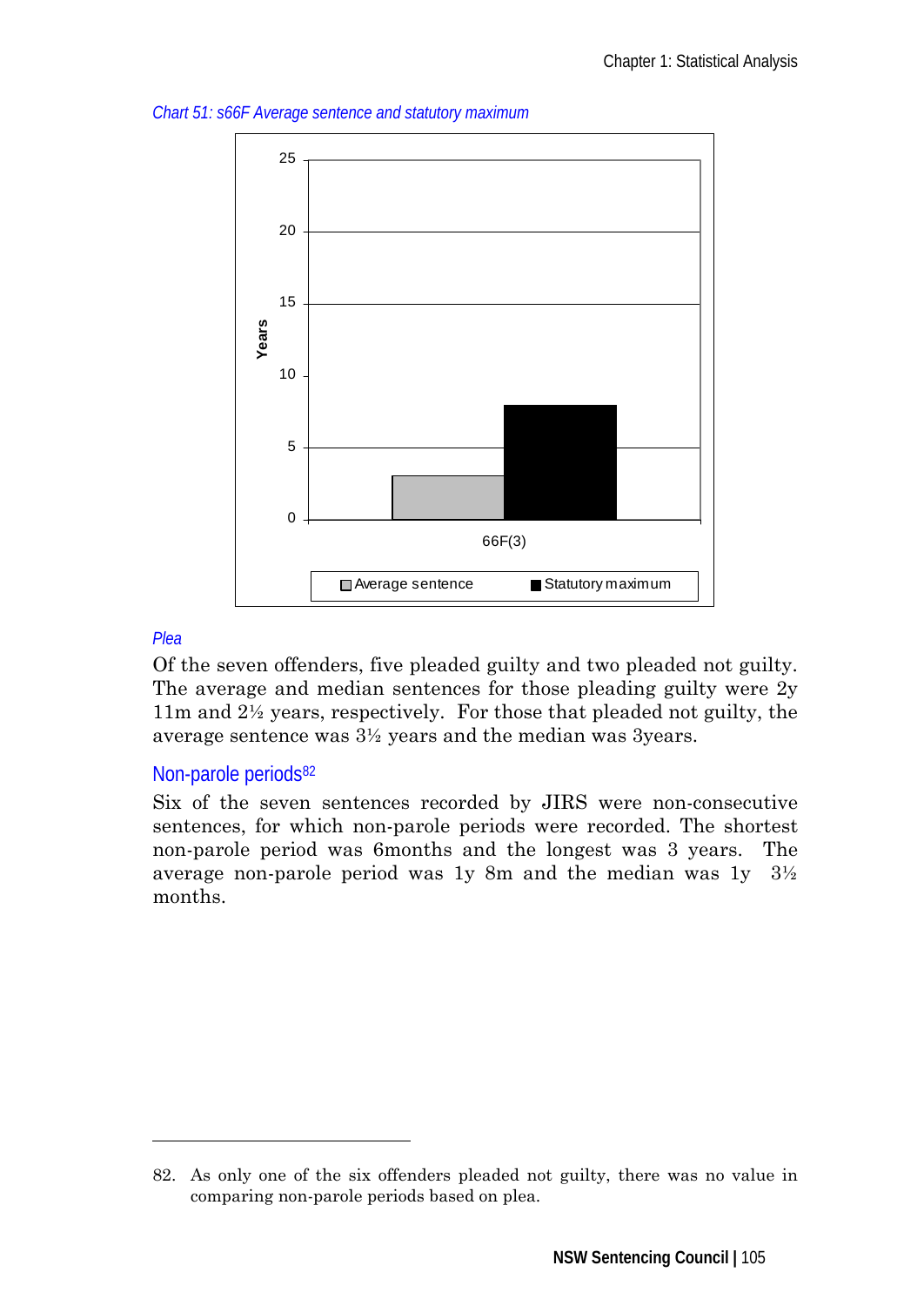*Chart 51: s66F Average sentence and statutory maximum*

*Plea*

Of the seven offenders, five pleaded guilty and two pleaded not guilty. The average and median sentences for those pleading guilty were 2y 11m and 2½ years, respectively. For those that pleaded not guilty, the average sentence was 3½ years and the median was 3years.

## Non-parole periods[82]

Six of the seven sentences recorded by JIRS were non-consecutive sentences, for which non-parole periods were recorded. The shortest non-parole period was 6months and the longest was 3 years. The average non-parole period was 1y 8m and the median was 1y 3½ months.

---

82. As only one of the six offenders pleaded not guilty, there was no value in comparing non-parole periods based on plea.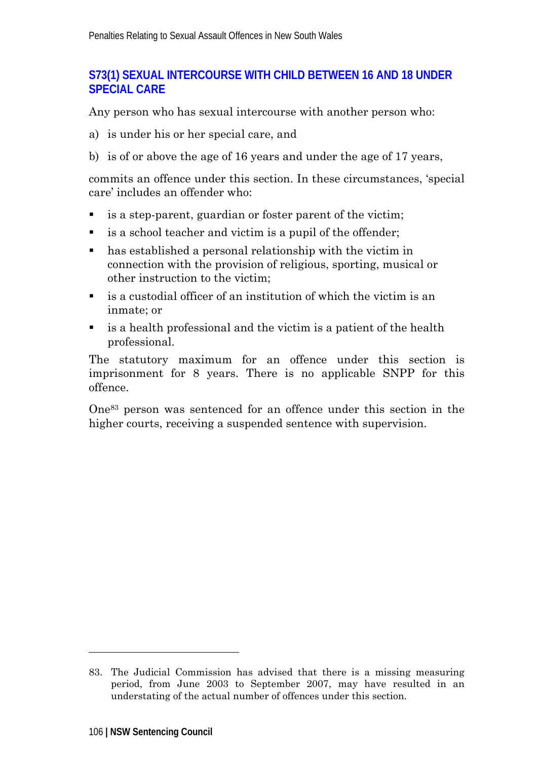## S73(1) SEXUAL INTERCOURSE WITH CHILD BETWEEN 16 AND 18 UNDER SPECIAL CARE

Any person who has sexual intercourse with another person who:

a) is under his or her special care, and

b) is of or above the age of 16 years and under the age of 17 years,

commits an offence under this section. In these circumstances, 'special care' includes an offender who:

- is a step-parent, guardian or foster parent of the victim;
- is a school teacher and victim is a pupil of the offender;
- has established a personal relationship with the victim in connection with the provision of religious, sporting, musical or other instruction to the victim;
- is a custodial officer of an institution of which the victim is an inmate; or
- is a health professional and the victim is a patient of the health professional.

The statutory maximum for an offence under this section is imprisonment for 8 years. There is no applicable SNPP for this offence.

One[83] person was sentenced for an offence under this section in the higher courts, receiving a suspended sentence with supervision.

---

83. The Judicial Commission has advised that there is a missing measuring period, from June 2003 to September 2007, may have resulted in an understating of the actual number of offences under this section.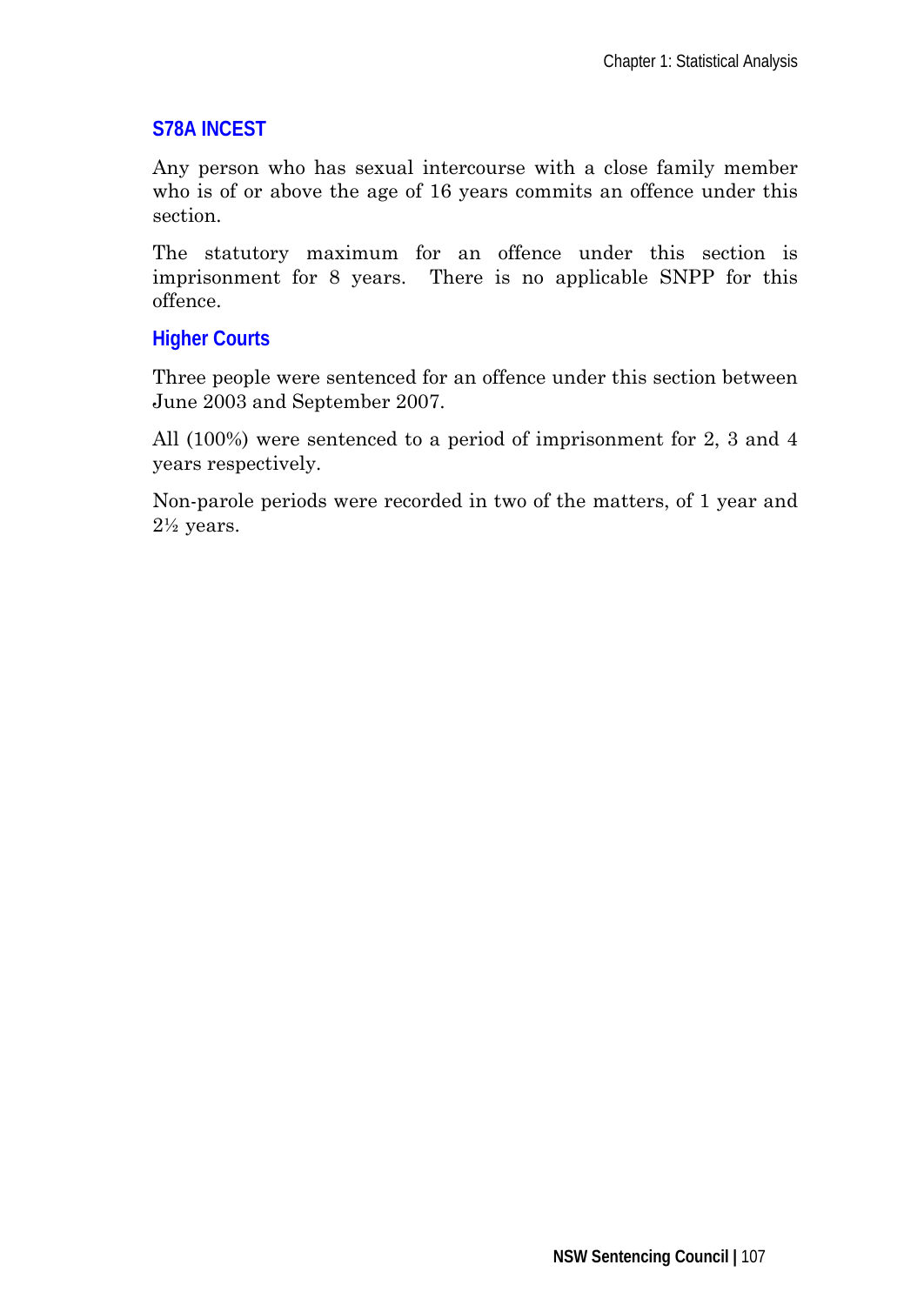## S78A INCEST

Any person who has sexual intercourse with a close family member who is of or above the age of 16 years commits an offence under this section.

The statutory maximum for an offence under this section is imprisonment for 8 years. There is no applicable SNPP for this offence.

### Higher Courts

Three people were sentenced for an offence under this section between June 2003 and September 2007.

All (100%) were sentenced to a period of imprisonment for 2, 3 and 4 years respectively.

Non-parole periods were recorded in two of the matters, of 1 year and 2½ years.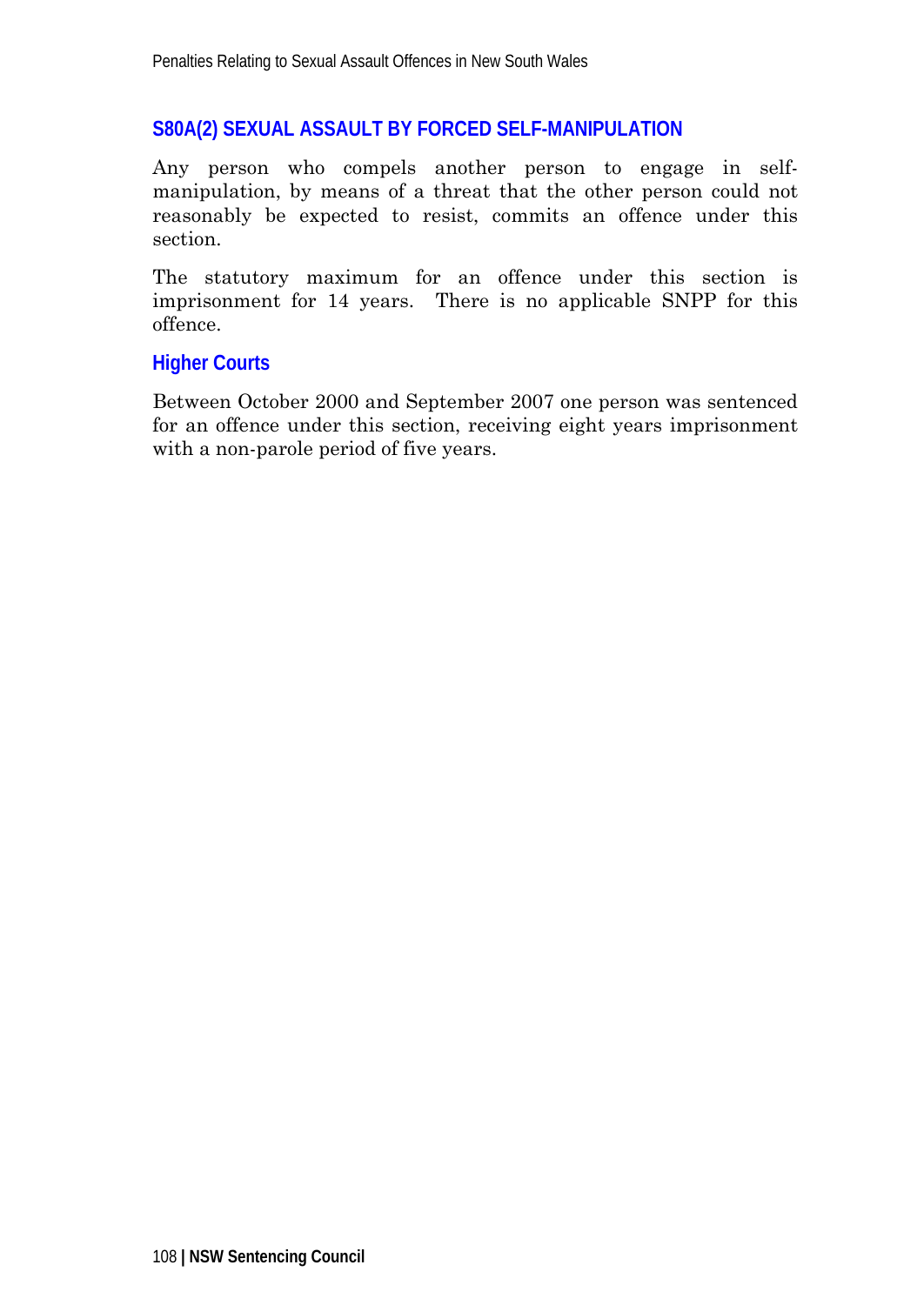## S80A(2) SEXUAL ASSAULT BY FORCED SELF-MANIPULATION

Any person who compels another person to engage in self-manipulation, by means of a threat that the other person could not reasonably be expected to resist, commits an offence under this section.

The statutory maximum for an offence under this section is imprisonment for 14 years. There is no applicable SNPP for this offence.

### Higher Courts

Between October 2000 and September 2007 one person was sentenced for an offence under this section, receiving eight years imprisonment with a non-parole period of five years.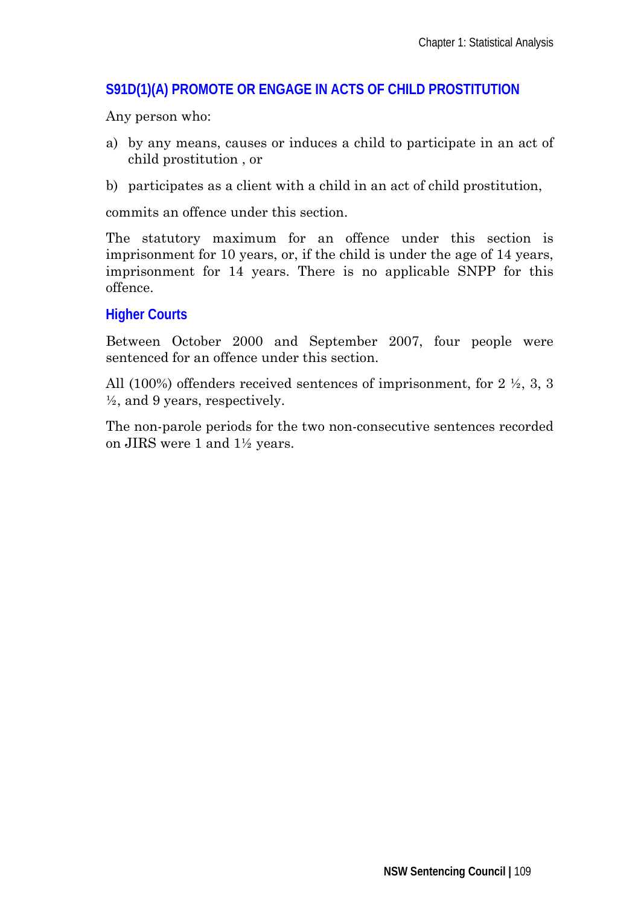## S91D(1)(A) PROMOTE OR ENGAGE IN ACTS OF CHILD PROSTITUTION

Any person who:

a) by any means, causes or induces a child to participate in an act of child prostitution , or

b) participates as a client with a child in an act of child prostitution,

commits an offence under this section.

The statutory maximum for an offence under this section is imprisonment for 10 years, or, if the child is under the age of 14 years, imprisonment for 14 years. There is no applicable SNPP for this offence.

### Higher Courts

Between October 2000 and September 2007, four people were sentenced for an offence under this section.

All (100%) offenders received sentences of imprisonment, for 2 ½, 3, 3 ½, and 9 years, respectively.

The non-parole periods for the two non-consecutive sentences recorded on JIRS were 1 and 1½ years.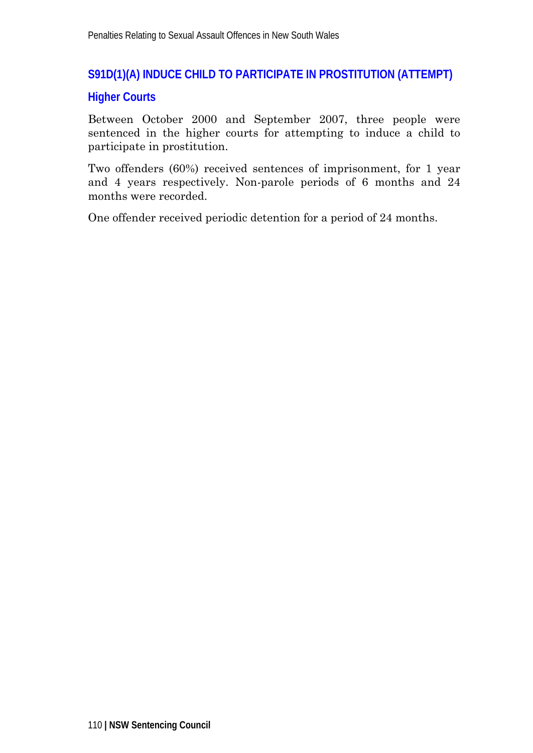## S91D(1)(A) INDUCE CHILD TO PARTICIPATE IN PROSTITUTION (ATTEMPT)

### Higher Courts

Between October 2000 and September 2007, three people were sentenced in the higher courts for attempting to induce a child to participate in prostitution.

Two offenders (60%) received sentences of imprisonment, for 1 year and 4 years respectively. Non-parole periods of 6 months and 24 months were recorded.

One offender received periodic detention for a period of 24 months.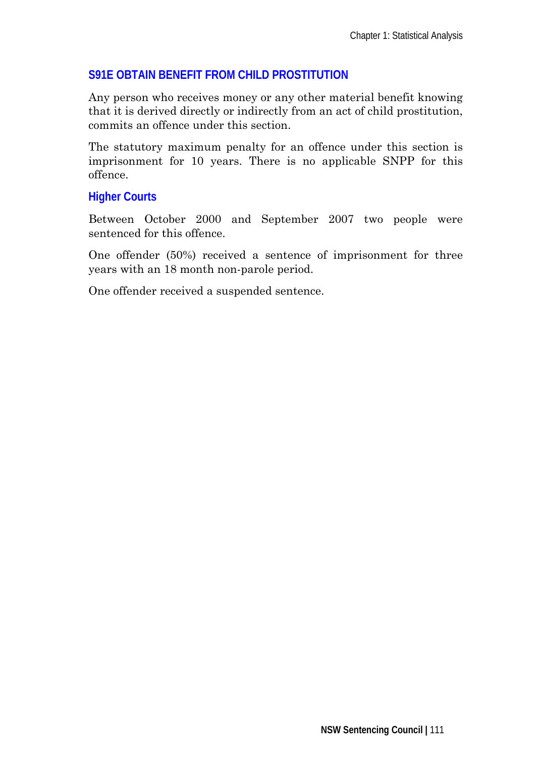## S91E OBTAIN BENEFIT FROM CHILD PROSTITUTION

Any person who receives money or any other material benefit knowing that it is derived directly or indirectly from an act of child prostitution, commits an offence under this section.

The statutory maximum penalty for an offence under this section is imprisonment for 10 years. There is no applicable SNPP for this offence.

### Higher Courts

Between October 2000 and September 2007 two people were sentenced for this offence.

One offender (50%) received a sentence of imprisonment for three years with an 18 month non-parole period.

One offender received a suspended sentence.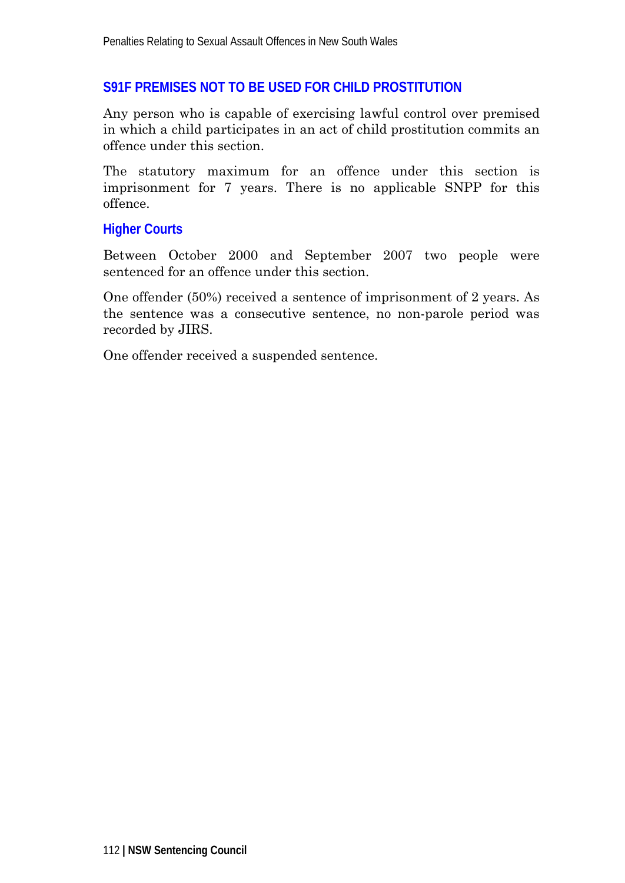## S91F PREMISES NOT TO BE USED FOR CHILD PROSTITUTION

Any person who is capable of exercising lawful control over premised in which a child participates in an act of child prostitution commits an offence under this section.

The statutory maximum for an offence under this section is imprisonment for 7 years. There is no applicable SNPP for this offence.

### Higher Courts

Between October 2000 and September 2007 two people were sentenced for an offence under this section.

One offender (50%) received a sentence of imprisonment of 2 years. As the sentence was a consecutive sentence, no non-parole period was recorded by JIRS.

One offender received a suspended sentence.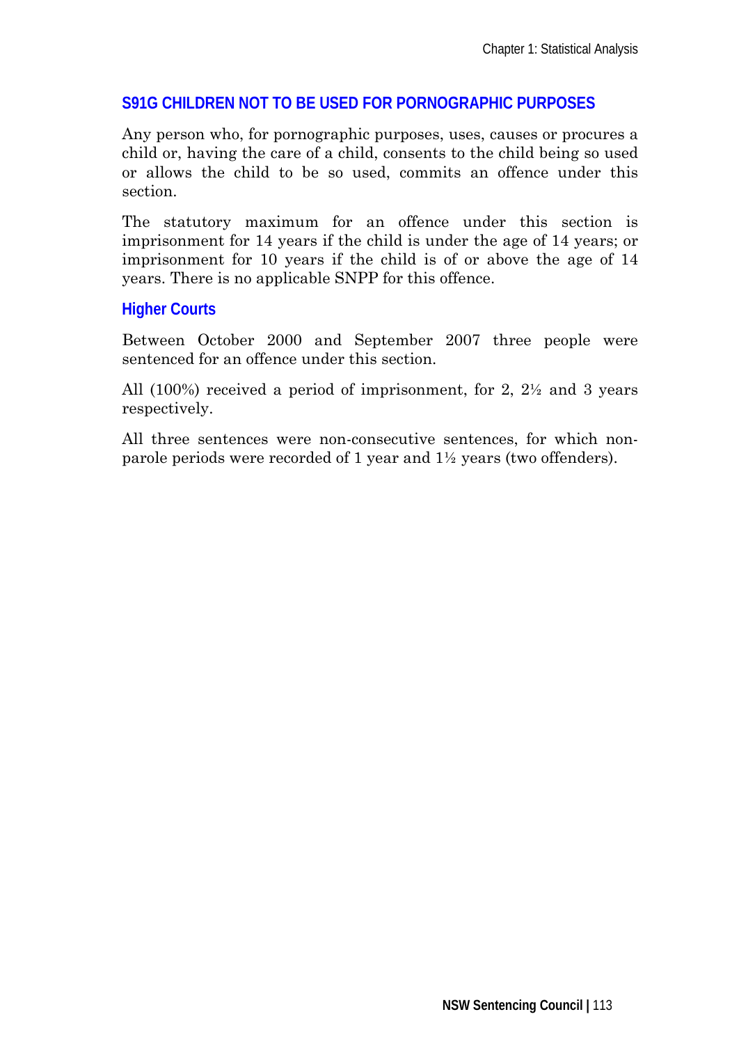## S91G CHILDREN NOT TO BE USED FOR PORNOGRAPHIC PURPOSES

Any person who, for pornographic purposes, uses, causes or procures a child or, having the care of a child, consents to the child being so used or allows the child to be so used, commits an offence under this section.

The statutory maximum for an offence under this section is imprisonment for 14 years if the child is under the age of 14 years; or imprisonment for 10 years if the child is of or above the age of 14 years. There is no applicable SNPP for this offence.

### Higher Courts

Between October 2000 and September 2007 three people were sentenced for an offence under this section.

All (100%) received a period of imprisonment, for 2, 2½ and 3 years respectively.

All three sentences were non-consecutive sentences, for which non-parole periods were recorded of 1 year and 1½ years (two offenders).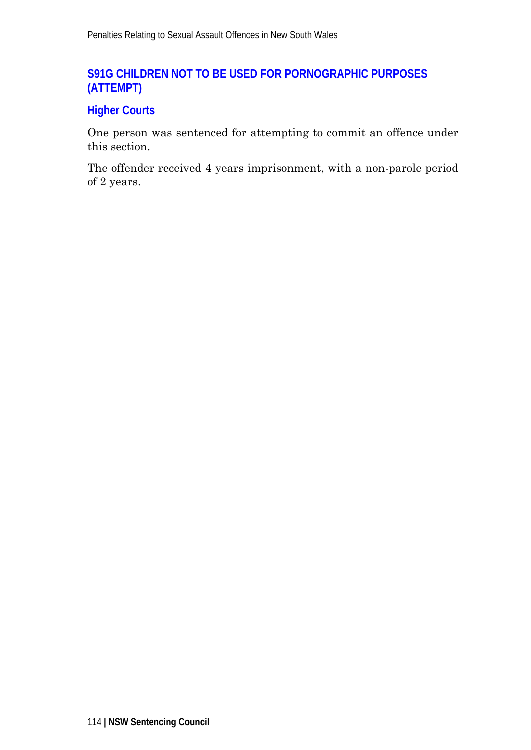## S91G CHILDREN NOT TO BE USED FOR PORNOGRAPHIC PURPOSES (ATTEMPT)

### Higher Courts

One person was sentenced for attempting to commit an offence under this section.

The offender received 4 years imprisonment, with a non-parole period of 2 years.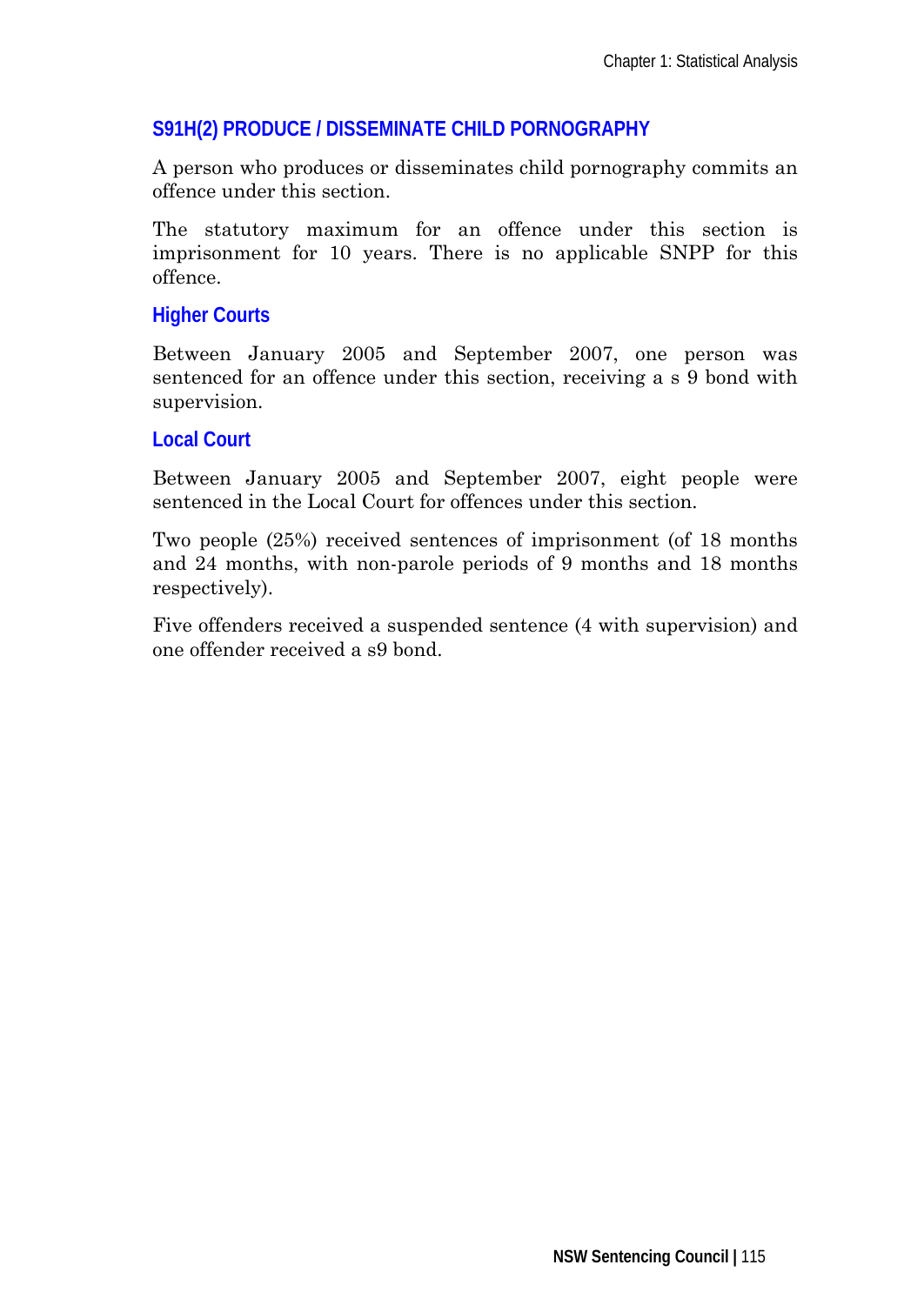## S91H(2) PRODUCE / DISSEMINATE CHILD PORNOGRAPHY

A person who produces or disseminates child pornography commits an offence under this section.

The statutory maximum for an offence under this section is imprisonment for 10 years. There is no applicable SNPP for this offence.

### Higher Courts

Between January 2005 and September 2007, one person was sentenced for an offence under this section, receiving a s 9 bond with supervision.

### Local Court

Between January 2005 and September 2007, eight people were sentenced in the Local Court for offences under this section.

Two people (25%) received sentences of imprisonment (of 18 months and 24 months, with non-parole periods of 9 months and 18 months respectively).

Five offenders received a suspended sentence (4 with supervision) and one offender received a s9 bond.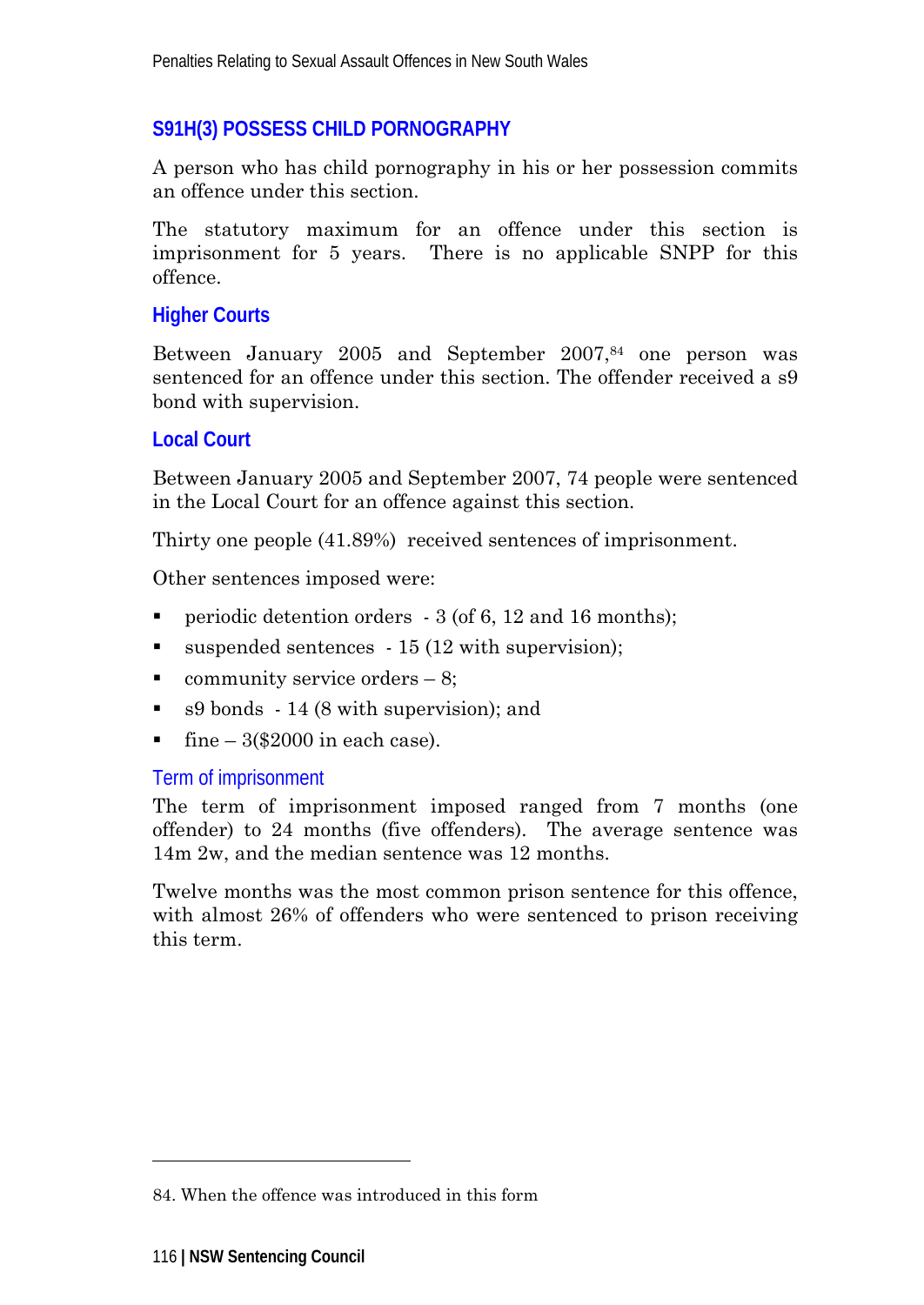## S91H(3) POSSESS CHILD PORNOGRAPHY

A person who has child pornography in his or her possession commits an offence under this section.

The statutory maximum for an offence under this section is imprisonment for 5 years. There is no applicable SNPP for this offence.

### Higher Courts

Between January 2005 and September 2007,[84] one person was sentenced for an offence under this section. The offender received a s9 bond with supervision.

### Local Court

Between January 2005 and September 2007, 74 people were sentenced in the Local Court for an offence against this section.

Thirty one people (41.89%) received sentences of imprisonment.

Other sentences imposed were:

- periodic detention orders - 3 (of 6, 12 and 16 months);
- suspended sentences - 15 (12 with supervision);
- community service orders – 8;
- s9 bonds - 14 (8 with supervision); and
- fine – 3($2000 in each case).

#### Term of imprisonment

The term of imprisonment imposed ranged from 7 months (one offender) to 24 months (five offenders). The average sentence was 14m 2w, and the median sentence was 12 months.

Twelve months was the most common prison sentence for this offence, with almost 26% of offenders who were sentenced to prison receiving this term.

---

84. When the offence was introduced in this form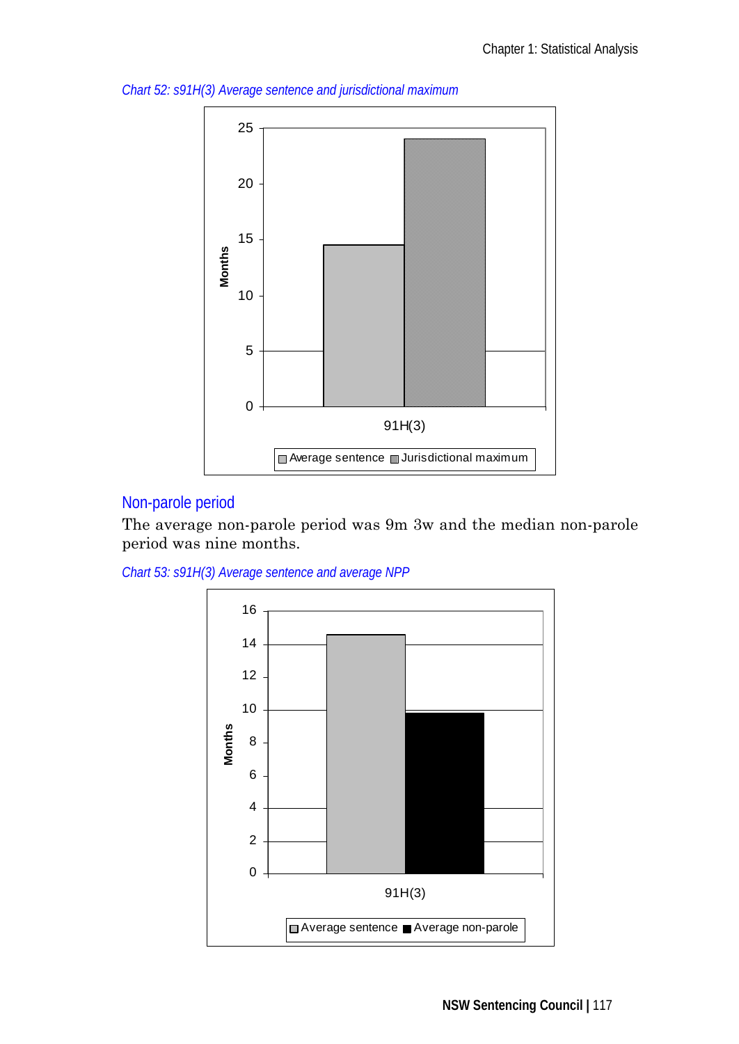*Chart 52: s91H(3) Average sentence and jurisdictional maximum*

## Non-parole period

The average non-parole period was 9m 3w and the median non-parole period was nine months.

*Chart 53: s91H(3) Average sentence and average NPP*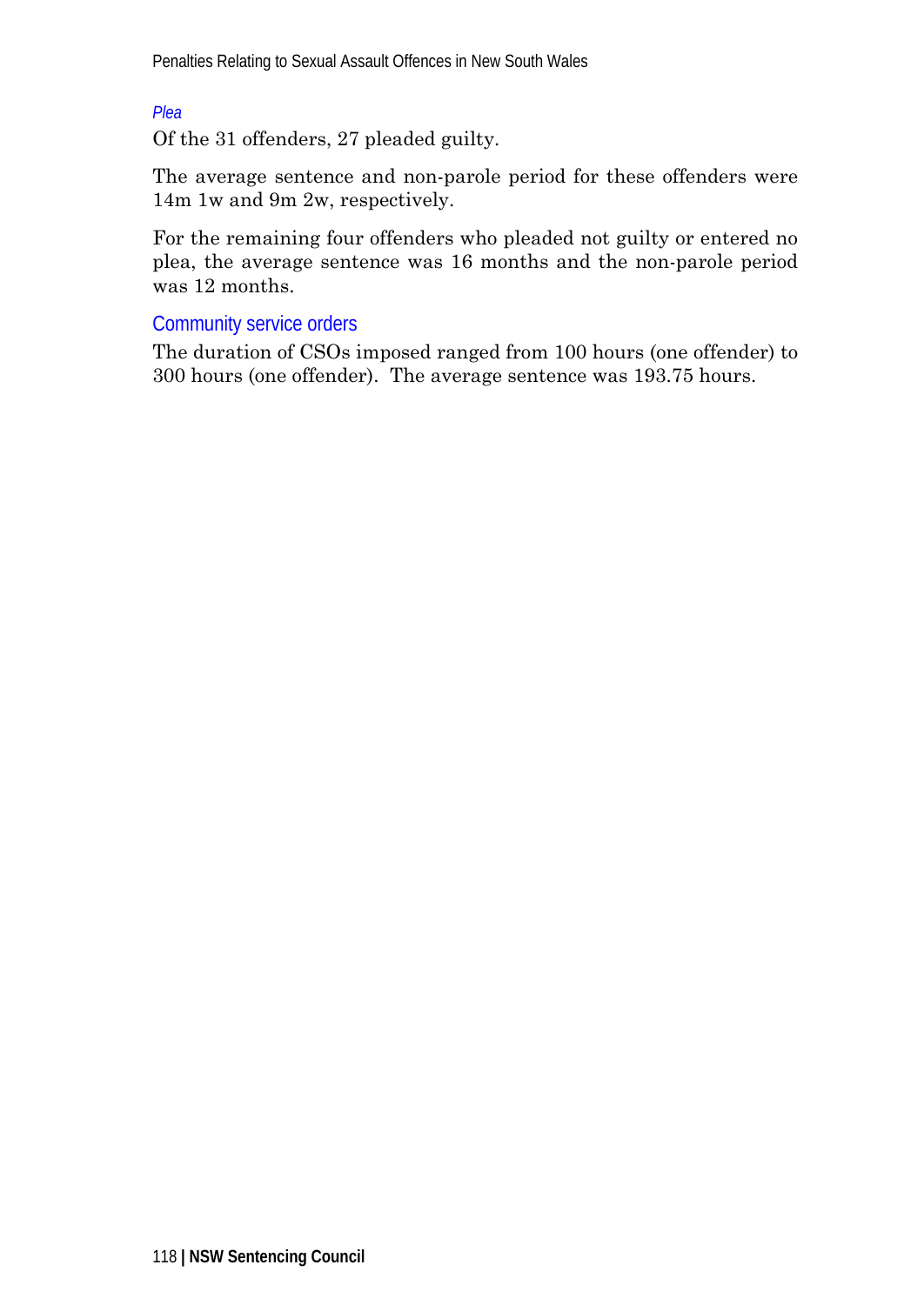#### *Plea*

Of the 31 offenders, 27 pleaded guilty.

The average sentence and non-parole period for these offenders were 14m 1w and 9m 2w, respectively.

For the remaining four offenders who pleaded not guilty or entered no plea, the average sentence was 16 months and the non-parole period was 12 months.

### Community service orders

The duration of CSOs imposed ranged from 100 hours (one offender) to 300 hours (one offender). The average sentence was 193.75 hours.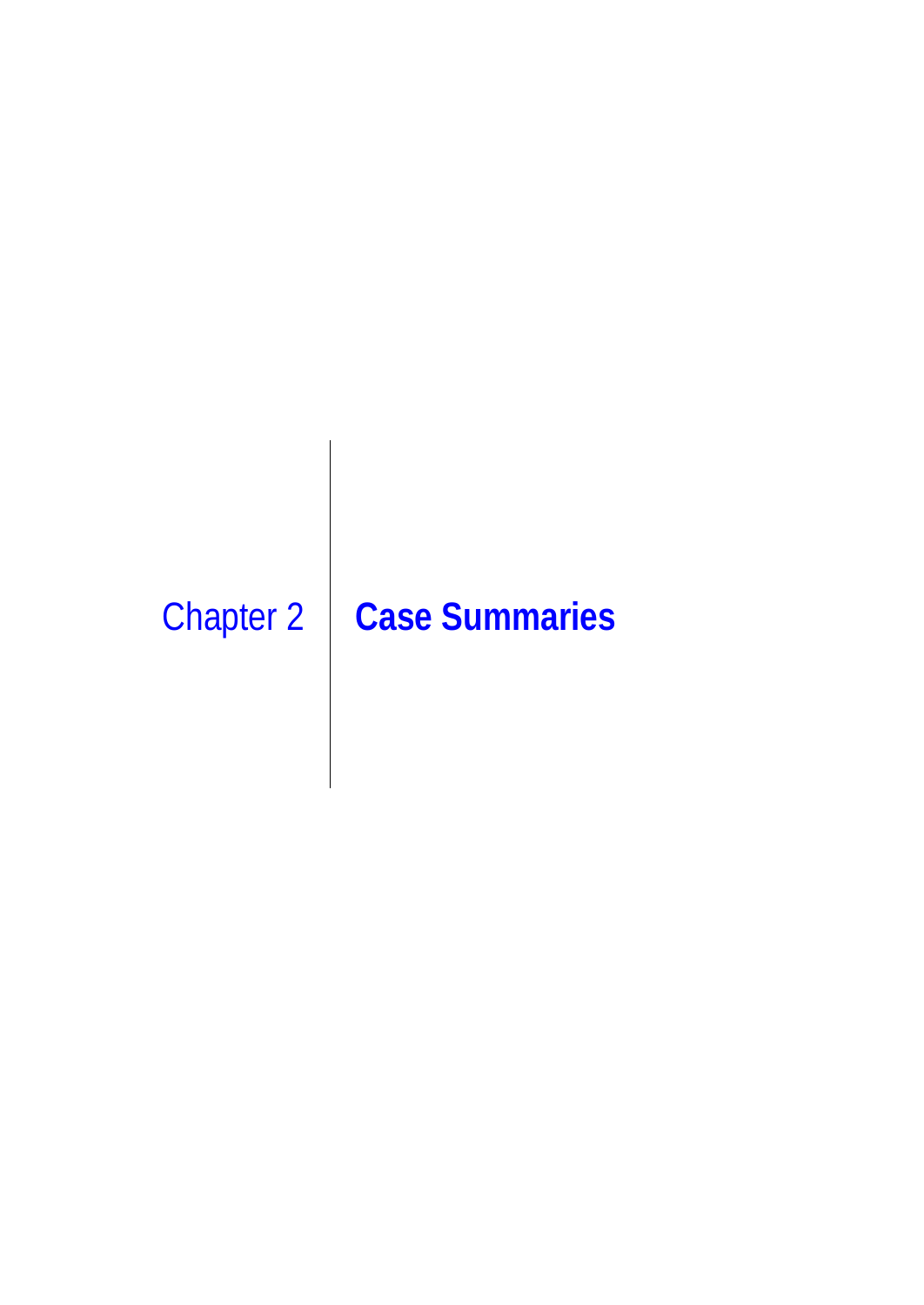# Chapter 2 Case Summaries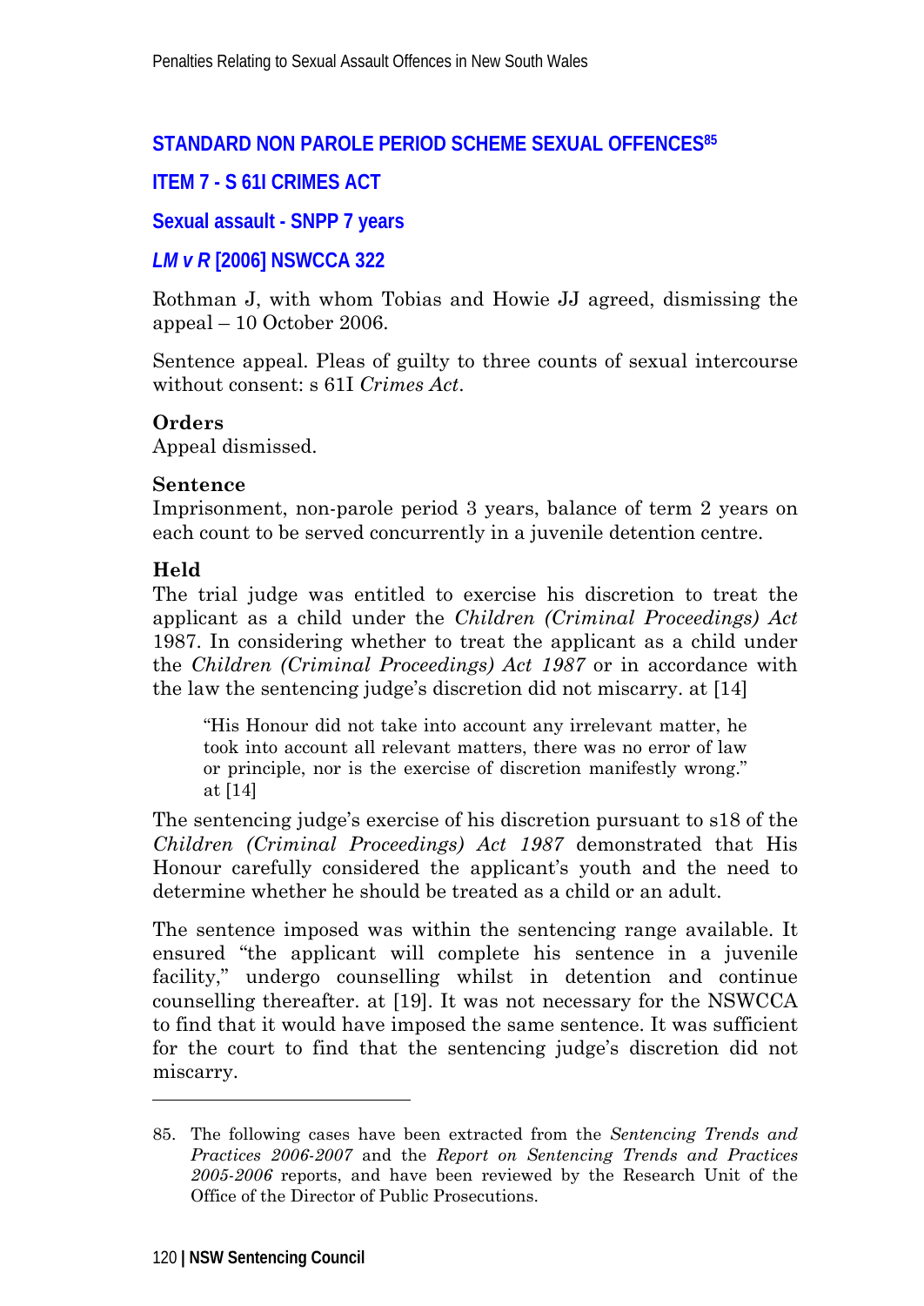## STANDARD NON PAROLE PERIOD SCHEME SEXUAL OFFENCES[85]

### ITEM 7 - S 61I CRIMES ACT

### Sexual assault - SNPP 7 years

### *LM v R* [2006] NSWCCA 322

Rothman J, with whom Tobias and Howie JJ agreed, dismissing the appeal – 10 October 2006.

Sentence appeal. Pleas of guilty to three counts of sexual intercourse without consent: s 61I *Crimes Act*.

**Orders**
Appeal dismissed.

**Sentence**
Imprisonment, non-parole period 3 years, balance of term 2 years on each count to be served concurrently in a juvenile detention centre.

**Held**
The trial judge was entitled to exercise his discretion to treat the applicant as a child under the *Children (Criminal Proceedings) Act* 1987. In considering whether to treat the applicant as a child under the *Children (Criminal Proceedings) Act 1987* or in accordance with the law the sentencing judge's discretion did not miscarry. at [14]

> "His Honour did not take into account any irrelevant matter, he took into account all relevant matters, there was no error of law or principle, nor is the exercise of discretion manifestly wrong." at [14]

The sentencing judge's exercise of his discretion pursuant to s18 of the *Children (Criminal Proceedings) Act 1987* demonstrated that His Honour carefully considered the applicant's youth and the need to determine whether he should be treated as a child or an adult.

The sentence imposed was within the sentencing range available. It ensured "the applicant will complete his sentence in a juvenile facility," undergo counselling whilst in detention and continue counselling thereafter. at [19]. It was not necessary for the NSWCCA to find that it would have imposed the same sentence. It was sufficient for the court to find that the sentencing judge's discretion did not miscarry.

---

85. The following cases have been extracted from the *Sentencing Trends and Practices 2006-2007* and the *Report on Sentencing Trends and Practices 2005-2006* reports, and have been reviewed by the Research Unit of the Office of the Director of Public Prosecutions.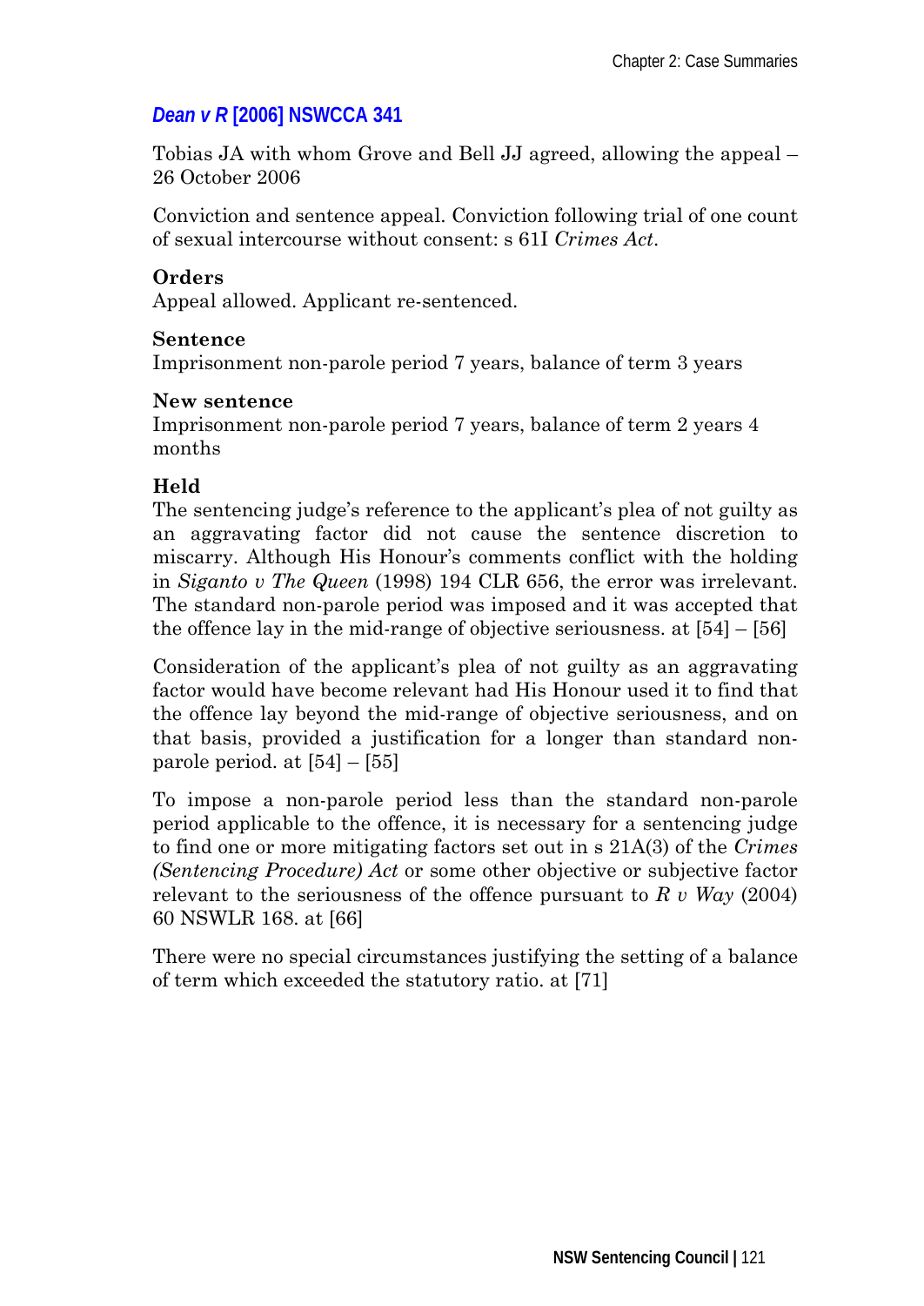### *Dean v R* [2006] NSWCCA 341

Tobias JA with whom Grove and Bell JJ agreed, allowing the appeal – 26 October 2006

Conviction and sentence appeal. Conviction following trial of one count of sexual intercourse without consent: s 61I *Crimes Act*.

**Orders**
Appeal allowed. Applicant re-sentenced.

**Sentence**
Imprisonment non-parole period 7 years, balance of term 3 years

**New sentence**
Imprisonment non-parole period 7 years, balance of term 2 years 4 months

**Held**
The sentencing judge's reference to the applicant's plea of not guilty as an aggravating factor did not cause the sentence discretion to miscarry. Although His Honour's comments conflict with the holding in *Siganto v The Queen* (1998) 194 CLR 656, the error was irrelevant. The standard non-parole period was imposed and it was accepted that the offence lay in the mid-range of objective seriousness. at [54] – [56]

Consideration of the applicant's plea of not guilty as an aggravating factor would have become relevant had His Honour used it to find that the offence lay beyond the mid-range of objective seriousness, and on that basis, provided a justification for a longer than standard non-parole period. at [54] – [55]

To impose a non-parole period less than the standard non-parole period applicable to the offence, it is necessary for a sentencing judge to find one or more mitigating factors set out in s 21A(3) of the *Crimes (Sentencing Procedure) Act* or some other objective or subjective factor relevant to the seriousness of the offence pursuant to *R v Way* (2004) 60 NSWLR 168. at [66]

There were no special circumstances justifying the setting of a balance of term which exceeded the statutory ratio. at [71]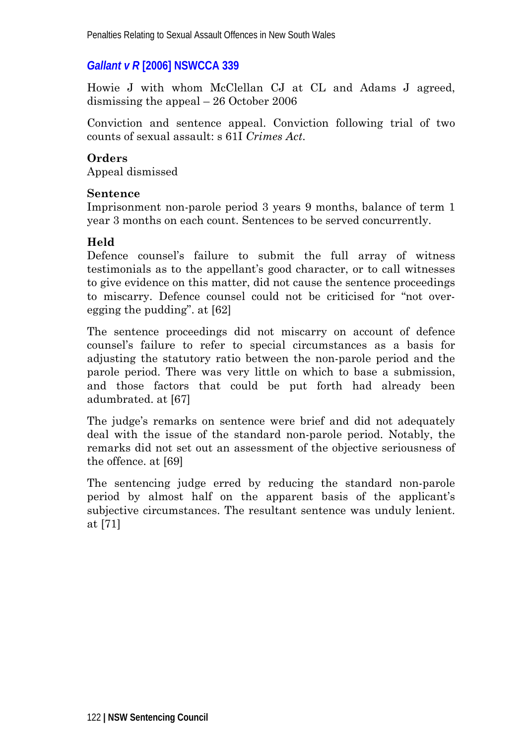### *Gallant v R* [2006] NSWCCA 339

Howie J with whom McClellan CJ at CL and Adams J agreed, dismissing the appeal – 26 October 2006

Conviction and sentence appeal. Conviction following trial of two counts of sexual assault: s 61I *Crimes Act*.

**Orders**
Appeal dismissed

**Sentence**
Imprisonment non-parole period 3 years 9 months, balance of term 1 year 3 months on each count. Sentences to be served concurrently.

**Held**
Defence counsel's failure to submit the full array of witness testimonials as to the appellant's good character, or to call witnesses to give evidence on this matter, did not cause the sentence proceedings to miscarry. Defence counsel could not be criticised for "not over-egging the pudding". at [62]

The sentence proceedings did not miscarry on account of defence counsel's failure to refer to special circumstances as a basis for adjusting the statutory ratio between the non-parole period and the parole period. There was very little on which to base a submission, and those factors that could be put forth had already been adumbrated. at [67]

The judge's remarks on sentence were brief and did not adequately deal with the issue of the standard non-parole period. Notably, the remarks did not set out an assessment of the objective seriousness of the offence. at [69]

The sentencing judge erred by reducing the standard non-parole period by almost half on the apparent basis of the applicant's subjective circumstances. The resultant sentence was unduly lenient. at [71]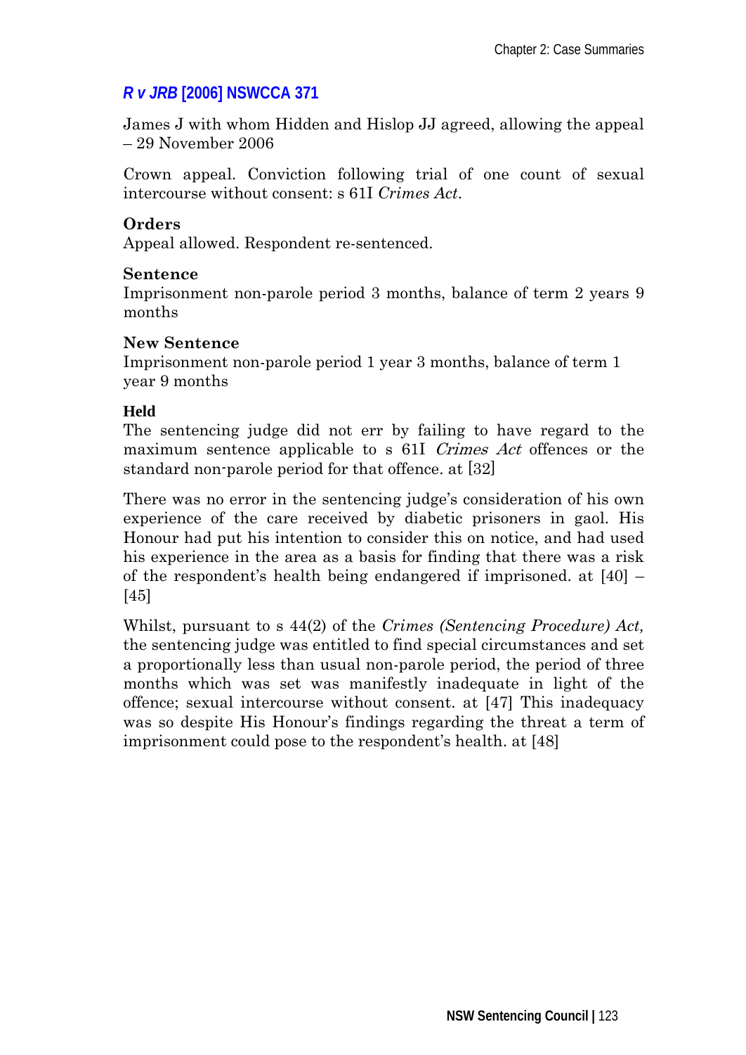### *R v JRB* [2006] NSWCCA 371

James J with whom Hidden and Hislop JJ agreed, allowing the appeal – 29 November 2006

Crown appeal. Conviction following trial of one count of sexual intercourse without consent: s 61I *Crimes Act*.

**Orders**
Appeal allowed. Respondent re-sentenced.

**Sentence**
Imprisonment non-parole period 3 months, balance of term 2 years 9 months

**New Sentence**
Imprisonment non-parole period 1 year 3 months, balance of term 1 year 9 months

**Held**
The sentencing judge did not err by failing to have regard to the maximum sentence applicable to s 61I *Crimes Act* offences or the standard non-parole period for that offence. at [32]

There was no error in the sentencing judge's consideration of his own experience of the care received by diabetic prisoners in gaol. His Honour had put his intention to consider this on notice, and had used his experience in the area as a basis for finding that there was a risk of the respondent's health being endangered if imprisoned. at [40] – [45]

Whilst, pursuant to s 44(2) of the *Crimes (Sentencing Procedure) Act,* the sentencing judge was entitled to find special circumstances and set a proportionally less than usual non-parole period, the period of three months which was set was manifestly inadequate in light of the offence; sexual intercourse without consent. at [47] This inadequacy was so despite His Honour's findings regarding the threat a term of imprisonment could pose to the respondent's health. at [48]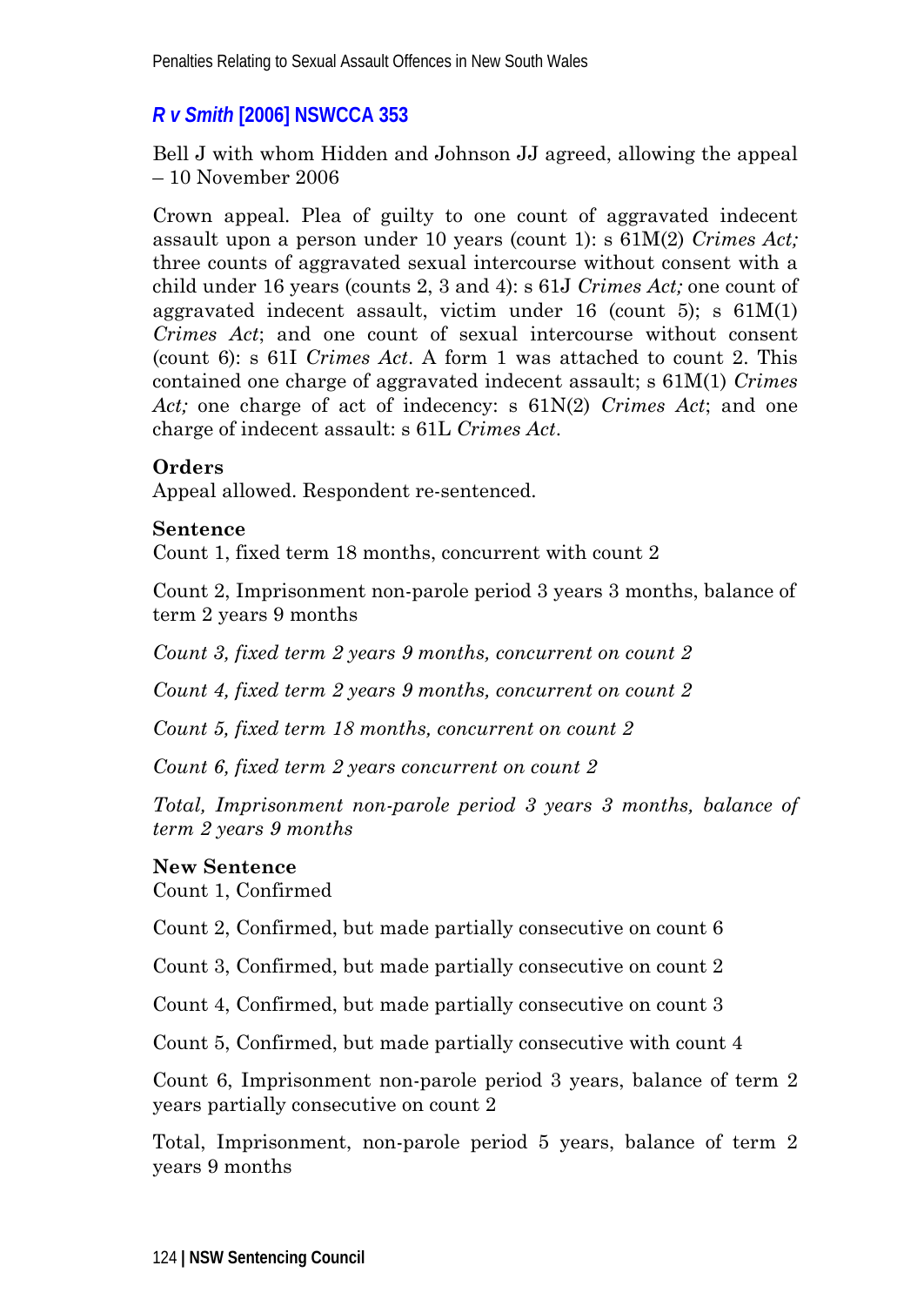### *R v Smith* [2006] NSWCCA 353

Bell J with whom Hidden and Johnson JJ agreed, allowing the appeal – 10 November 2006

Crown appeal. Plea of guilty to one count of aggravated indecent assault upon a person under 10 years (count 1): s 61M(2) *Crimes Act;* three counts of aggravated sexual intercourse without consent with a child under 16 years (counts 2, 3 and 4): s 61J *Crimes Act;* one count of aggravated indecent assault, victim under 16 (count 5); s 61M(1) *Crimes Act*; and one count of sexual intercourse without consent (count 6): s 61I *Crimes Act*. A form 1 was attached to count 2. This contained one charge of aggravated indecent assault; s 61M(1) *Crimes Act;* one charge of act of indecency: s 61N(2) *Crimes Act*; and one charge of indecent assault: s 61L *Crimes Act*.

**Orders**

Appeal allowed. Respondent re-sentenced.

**Sentence**

Count 1, fixed term 18 months, concurrent with count 2

Count 2, Imprisonment non-parole period 3 years 3 months, balance of term 2 years 9 months

*Count 3, fixed term 2 years 9 months, concurrent on count 2*

*Count 4, fixed term 2 years 9 months, concurrent on count 2*

*Count 5, fixed term 18 months, concurrent on count 2*

*Count 6, fixed term 2 years concurrent on count 2*

*Total, Imprisonment non-parole period 3 years 3 months, balance of term 2 years 9 months*

**New Sentence**

Count 1, Confirmed

Count 2, Confirmed, but made partially consecutive on count 6

Count 3, Confirmed, but made partially consecutive on count 2

Count 4, Confirmed, but made partially consecutive on count 3

Count 5, Confirmed, but made partially consecutive with count 4

Count 6, Imprisonment non-parole period 3 years, balance of term 2 years partially consecutive on count 2

Total, Imprisonment, non-parole period 5 years, balance of term 2 years 9 months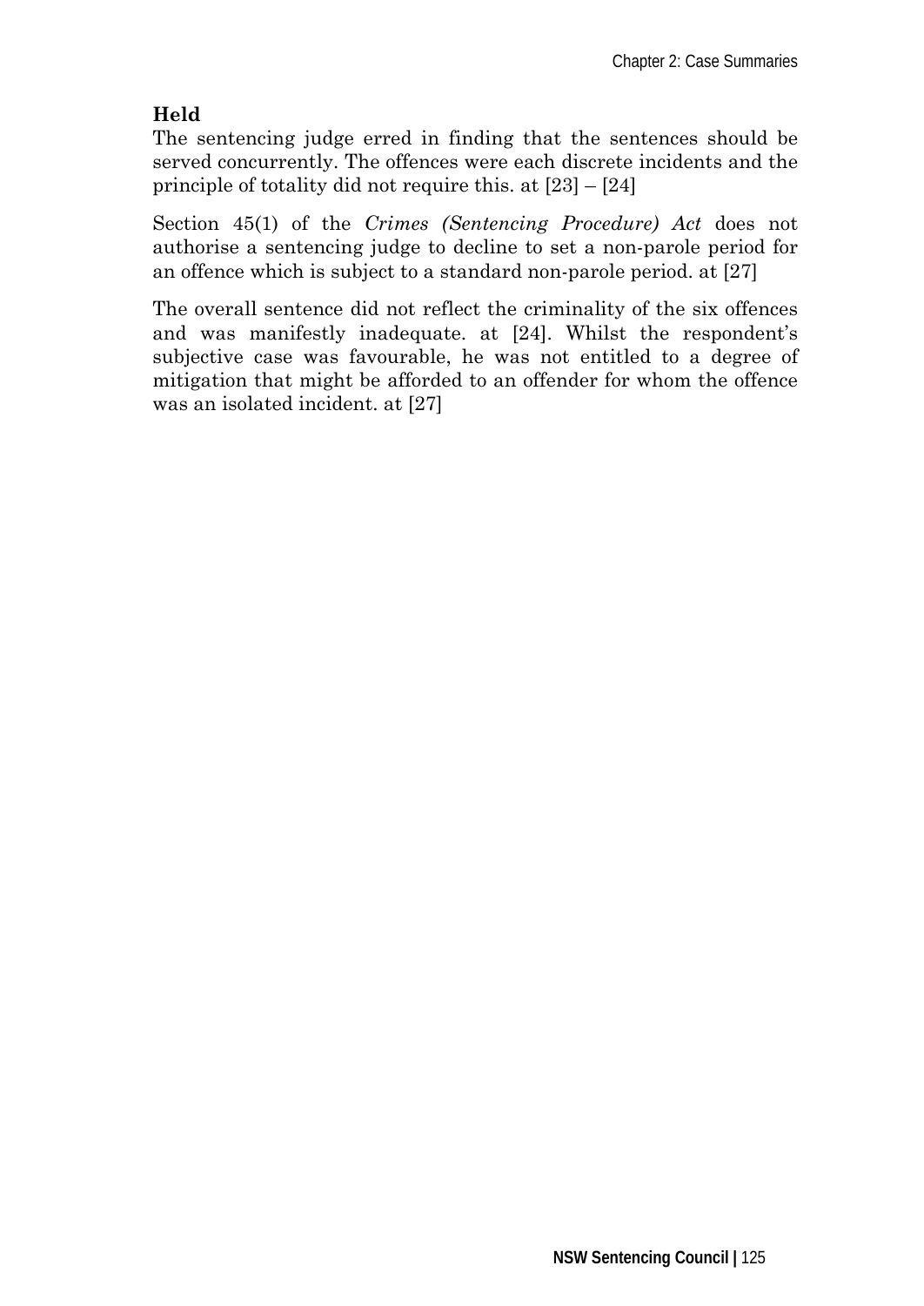**Held**

The sentencing judge erred in finding that the sentences should be served concurrently. The offences were each discrete incidents and the principle of totality did not require this. at [23] – [24]

Section 45(1) of the *Crimes (Sentencing Procedure) Act* does not authorise a sentencing judge to decline to set a non-parole period for an offence which is subject to a standard non-parole period. at [27]

The overall sentence did not reflect the criminality of the six offences and was manifestly inadequate. at [24]. Whilst the respondent's subjective case was favourable, he was not entitled to a degree of mitigation that might be afforded to an offender for whom the offence was an isolated incident. at [27]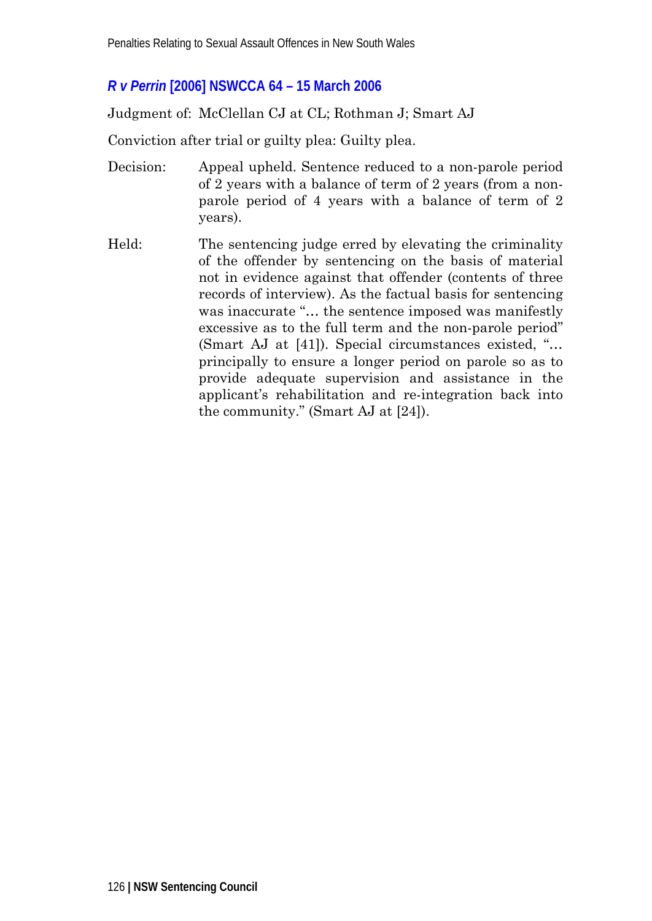### *R v Perrin* [2006] NSWCCA 64 – 15 March 2006

Judgment of: McClellan CJ at CL; Rothman J; Smart AJ

Conviction after trial or guilty plea: Guilty plea.

Decision: Appeal upheld. Sentence reduced to a non-parole period of 2 years with a balance of term of 2 years (from a non-parole period of 4 years with a balance of term of 2 years).

Held: The sentencing judge erred by elevating the criminality of the offender by sentencing on the basis of material not in evidence against that offender (contents of three records of interview). As the factual basis for sentencing was inaccurate "… the sentence imposed was manifestly excessive as to the full term and the non-parole period" (Smart AJ at [41]). Special circumstances existed, "… principally to ensure a longer period on parole so as to provide adequate supervision and assistance in the applicant's rehabilitation and re-integration back into the community." (Smart AJ at [24]).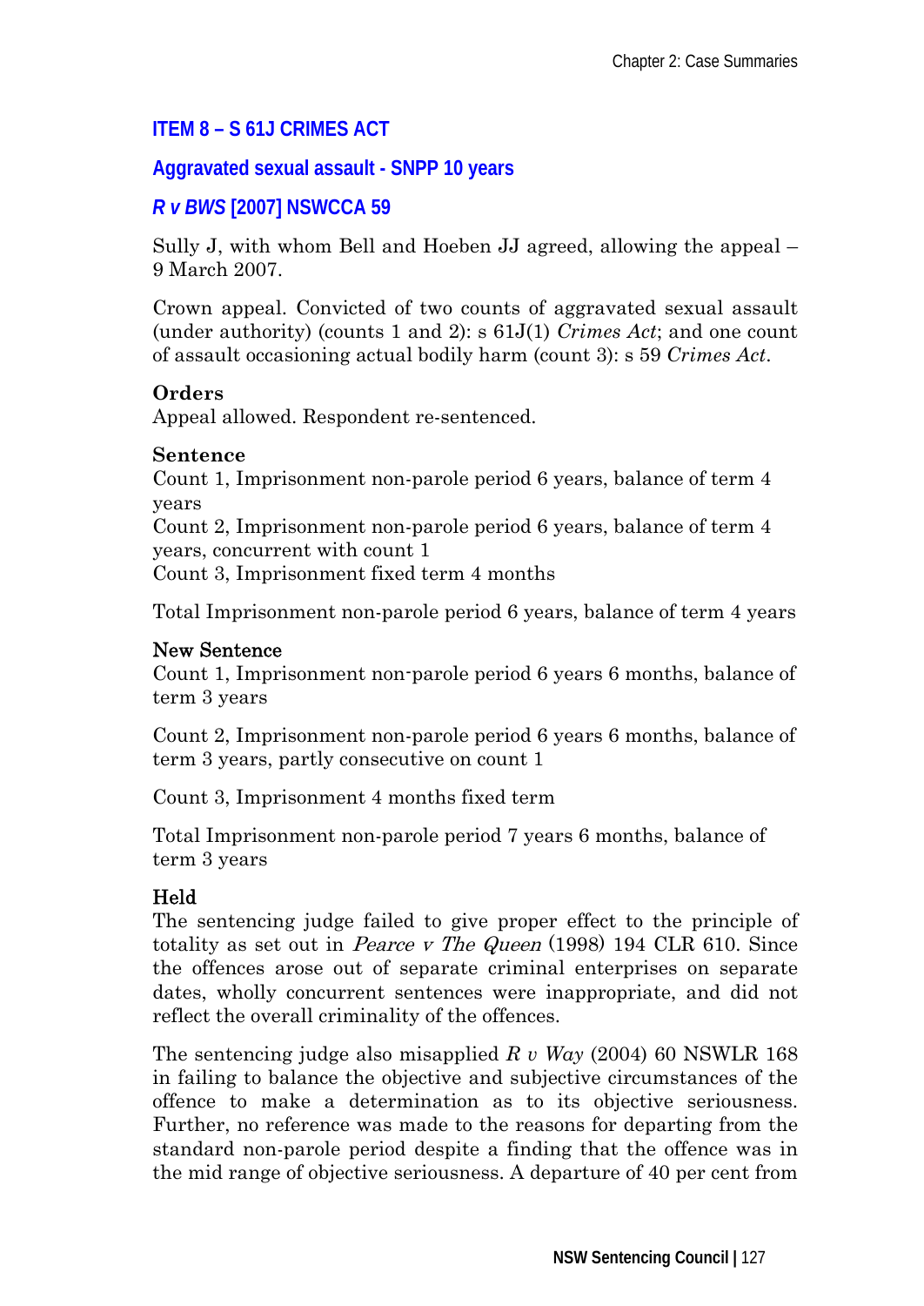### ITEM 8 – S 61J CRIMES ACT

### Aggravated sexual assault - SNPP 10 years

### *R v BWS* [2007] NSWCCA 59

Sully J, with whom Bell and Hoeben JJ agreed, allowing the appeal – 9 March 2007.

Crown appeal. Convicted of two counts of aggravated sexual assault (under authority) (counts 1 and 2): s 61J(1) *Crimes Act*; and one count of assault occasioning actual bodily harm (count 3): s 59 *Crimes Act*.

**Orders**
Appeal allowed. Respondent re-sentenced.

**Sentence**
Count 1, Imprisonment non-parole period 6 years, balance of term 4 years
Count 2, Imprisonment non-parole period 6 years, balance of term 4 years, concurrent with count 1
Count 3, Imprisonment fixed term 4 months

Total Imprisonment non-parole period 6 years, balance of term 4 years

**New Sentence**
Count 1, Imprisonment non-parole period 6 years 6 months, balance of term 3 years

Count 2, Imprisonment non-parole period 6 years 6 months, balance of term 3 years, partly consecutive on count 1

Count 3, Imprisonment 4 months fixed term

Total Imprisonment non-parole period 7 years 6 months, balance of term 3 years

**Held**
The sentencing judge failed to give proper effect to the principle of totality as set out in *Pearce v The Queen* (1998) 194 CLR 610. Since the offences arose out of separate criminal enterprises on separate dates, wholly concurrent sentences were inappropriate, and did not reflect the overall criminality of the offences.

The sentencing judge also misapplied *R v Way* (2004) 60 NSWLR 168 in failing to balance the objective and subjective circumstances of the offence to make a determination as to its objective seriousness. Further, no reference was made to the reasons for departing from the standard non-parole period despite a finding that the offence was in the mid range of objective seriousness. A departure of 40 per cent from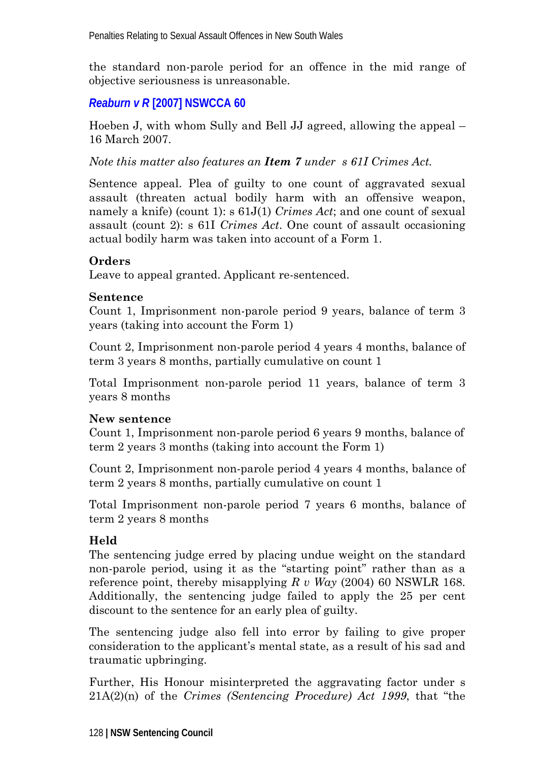the standard non-parole period for an offence in the mid range of objective seriousness is unreasonable.

### *Reaburn v R* [2007] NSWCCA 60

Hoeben J, with whom Sully and Bell JJ agreed, allowing the appeal – 16 March 2007.

*Note this matter also features an **Item 7** under s 61I Crimes Act.*

Sentence appeal. Plea of guilty to one count of aggravated sexual assault (threaten actual bodily harm with an offensive weapon, namely a knife) (count 1): s 61J(1) *Crimes Act*; and one count of sexual assault (count 2): s 61I *Crimes Act*. One count of assault occasioning actual bodily harm was taken into account of a Form 1.

**Orders**
Leave to appeal granted. Applicant re-sentenced.

**Sentence**
Count 1, Imprisonment non-parole period 9 years, balance of term 3 years (taking into account the Form 1)

Count 2, Imprisonment non-parole period 4 years 4 months, balance of term 3 years 8 months, partially cumulative on count 1

Total Imprisonment non-parole period 11 years, balance of term 3 years 8 months

**New sentence**
Count 1, Imprisonment non-parole period 6 years 9 months, balance of term 2 years 3 months (taking into account the Form 1)

Count 2, Imprisonment non-parole period 4 years 4 months, balance of term 2 years 8 months, partially cumulative on count 1

Total Imprisonment non-parole period 7 years 6 months, balance of term 2 years 8 months

**Held**
The sentencing judge erred by placing undue weight on the standard non-parole period, using it as the "starting point" rather than as a reference point, thereby misapplying *R v Way* (2004) 60 NSWLR 168. Additionally, the sentencing judge failed to apply the 25 per cent discount to the sentence for an early plea of guilty.

The sentencing judge also fell into error by failing to give proper consideration to the applicant's mental state, as a result of his sad and traumatic upbringing.

Further, His Honour misinterpreted the aggravating factor under s 21A(2)(n) of the *Crimes (Sentencing Procedure) Act 1999*, that "the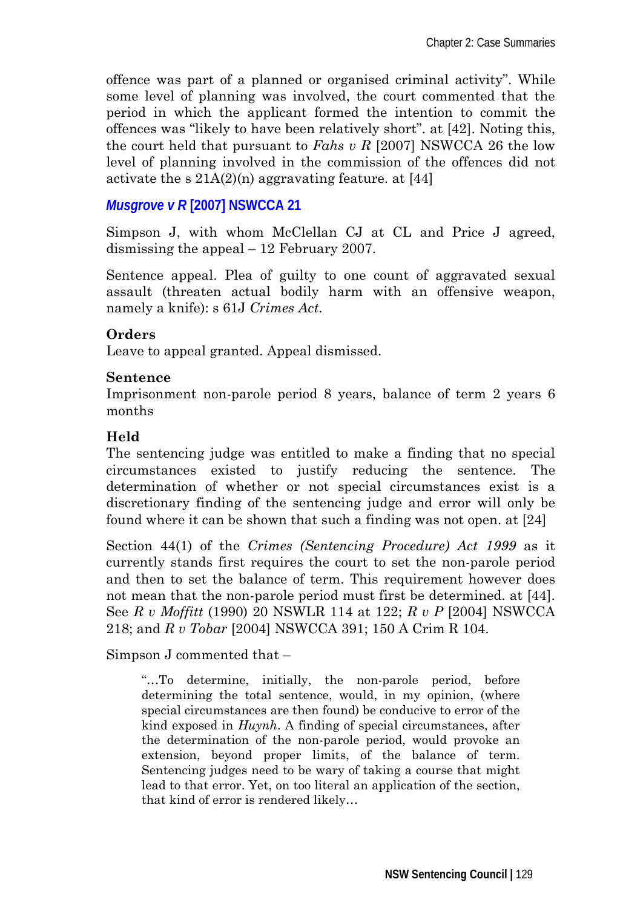offence was part of a planned or organised criminal activity". While some level of planning was involved, the court commented that the period in which the applicant formed the intention to commit the offences was "likely to have been relatively short". at [42]. Noting this, the court held that pursuant to *Fahs v R* [2007] NSWCCA 26 the low level of planning involved in the commission of the offences did not activate the s 21A(2)(n) aggravating feature. at [44]

### *Musgrove v R* [2007] NSWCCA 21

Simpson J, with whom McClellan CJ at CL and Price J agreed, dismissing the appeal – 12 February 2007.

Sentence appeal. Plea of guilty to one count of aggravated sexual assault (threaten actual bodily harm with an offensive weapon, namely a knife): s 61J *Crimes Act*.

**Orders**

Leave to appeal granted. Appeal dismissed.

**Sentence**

Imprisonment non-parole period 8 years, balance of term 2 years 6 months

**Held**

The sentencing judge was entitled to make a finding that no special circumstances existed to justify reducing the sentence. The determination of whether or not special circumstances exist is a discretionary finding of the sentencing judge and error will only be found where it can be shown that such a finding was not open. at [24]

Section 44(1) of the *Crimes (Sentencing Procedure) Act 1999* as it currently stands first requires the court to set the non-parole period and then to set the balance of term. This requirement however does not mean that the non-parole period must first be determined. at [44]. See *R v Moffitt* (1990) 20 NSWLR 114 at 122; *R v P* [2004] NSWCCA 218; and *R v Tobar* [2004] NSWCCA 391; 150 A Crim R 104.

Simpson J commented that –

> "…To determine, initially, the non-parole period, before determining the total sentence, would, in my opinion, (where special circumstances are then found) be conducive to error of the kind exposed in *Huynh*. A finding of special circumstances, after the determination of the non-parole period, would provoke an extension, beyond proper limits, of the balance of term. Sentencing judges need to be wary of taking a course that might lead to that error. Yet, on too literal an application of the section, that kind of error is rendered likely…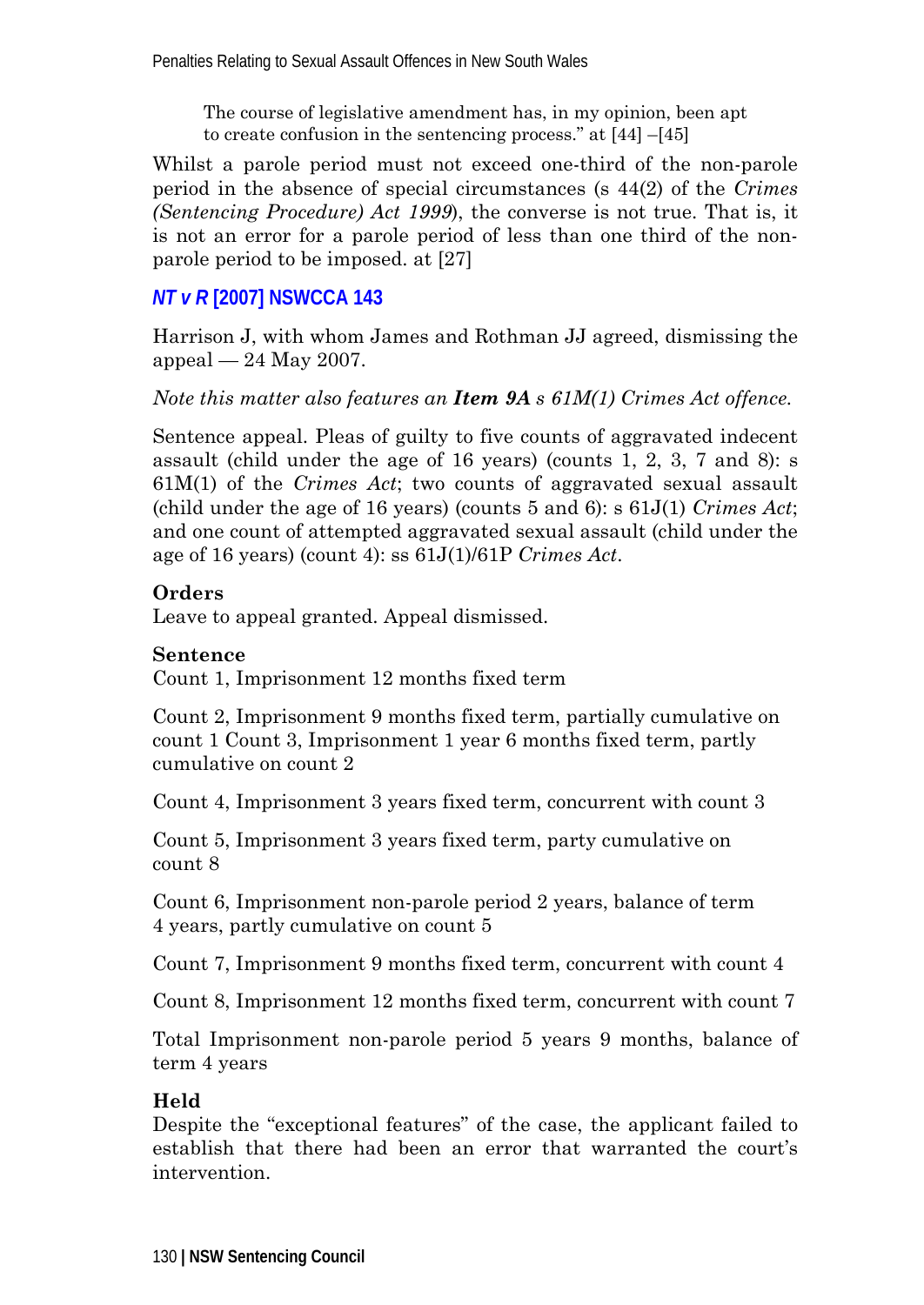> The course of legislative amendment has, in my opinion, been apt to create confusion in the sentencing process." at [44] –[45]

Whilst a parole period must not exceed one-third of the non-parole period in the absence of special circumstances (s 44(2) of the *Crimes (Sentencing Procedure) Act 1999*), the converse is not true. That is, it is not an error for a parole period of less than one third of the non-parole period to be imposed. at [27]

### *NT v R* [2007] NSWCCA 143

Harrison J, with whom James and Rothman JJ agreed, dismissing the appeal — 24 May 2007.

*Note this matter also features an **Item 9A** s 61M(1) Crimes Act offence.*

Sentence appeal. Pleas of guilty to five counts of aggravated indecent assault (child under the age of 16 years) (counts 1, 2, 3, 7 and 8): s 61M(1) of the *Crimes Act*; two counts of aggravated sexual assault (child under the age of 16 years) (counts 5 and 6): s 61J(1) *Crimes Act*; and one count of attempted aggravated sexual assault (child under the age of 16 years) (count 4): ss 61J(1)/61P *Crimes Act*.

**Orders**
Leave to appeal granted. Appeal dismissed.

**Sentence**
Count 1, Imprisonment 12 months fixed term

Count 2, Imprisonment 9 months fixed term, partially cumulative on count 1 Count 3, Imprisonment 1 year 6 months fixed term, partly cumulative on count 2

Count 4, Imprisonment 3 years fixed term, concurrent with count 3

Count 5, Imprisonment 3 years fixed term, party cumulative on count 8

Count 6, Imprisonment non-parole period 2 years, balance of term 4 years, partly cumulative on count 5

Count 7, Imprisonment 9 months fixed term, concurrent with count 4

Count 8, Imprisonment 12 months fixed term, concurrent with count 7

Total Imprisonment non-parole period 5 years 9 months, balance of term 4 years

**Held**
Despite the "exceptional features" of the case, the applicant failed to establish that there had been an error that warranted the court's intervention.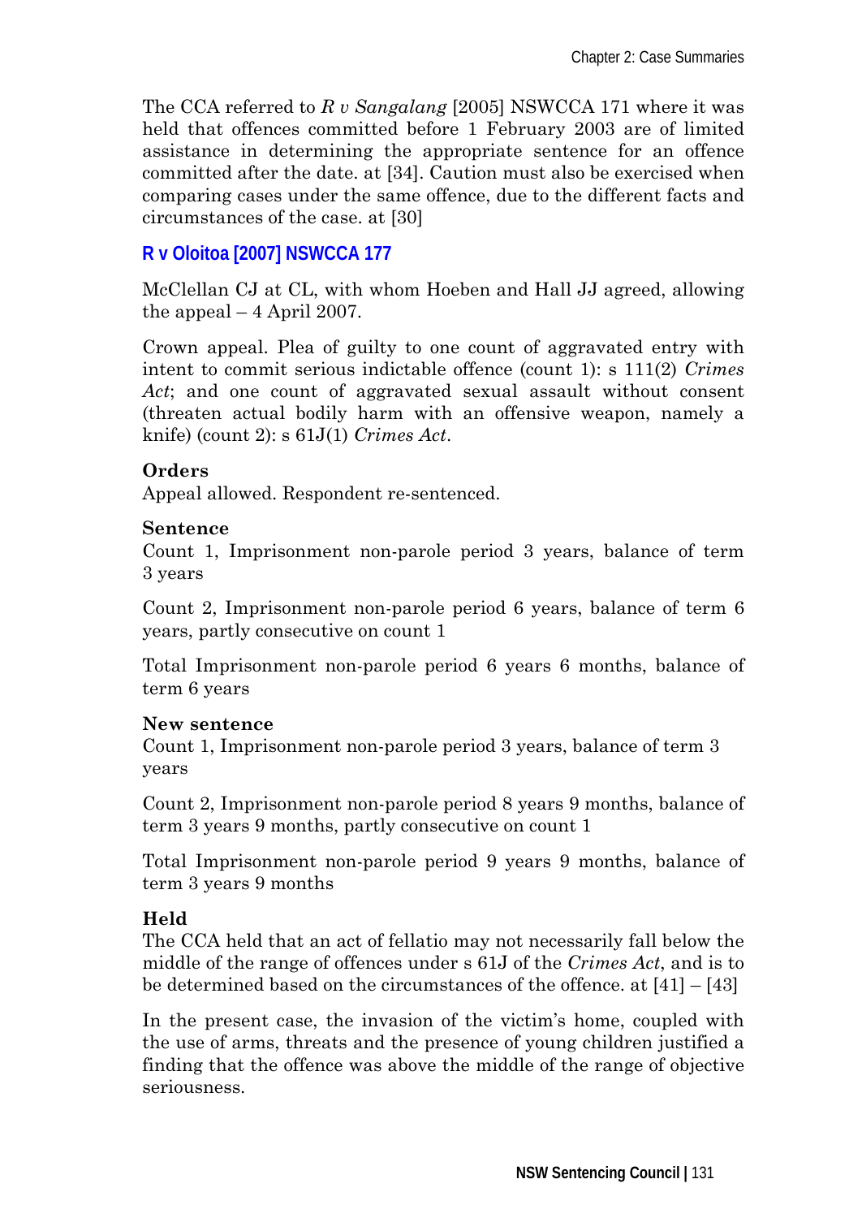The CCA referred to *R v Sangalang* [2005] NSWCCA 171 where it was held that offences committed before 1 February 2003 are of limited assistance in determining the appropriate sentence for an offence committed after the date. at [34]. Caution must also be exercised when comparing cases under the same offence, due to the different facts and circumstances of the case. at [30]

### R v Oloitoa [2007] NSWCCA 177

McClellan CJ at CL, with whom Hoeben and Hall JJ agreed, allowing the appeal – 4 April 2007.

Crown appeal. Plea of guilty to one count of aggravated entry with intent to commit serious indictable offence (count 1): s 111(2) *Crimes Act*; and one count of aggravated sexual assault without consent (threaten actual bodily harm with an offensive weapon, namely a knife) (count 2): s 61J(1) *Crimes Act*.

**Orders**
Appeal allowed. Respondent re-sentenced.

**Sentence**
Count 1, Imprisonment non-parole period 3 years, balance of term 3 years

Count 2, Imprisonment non-parole period 6 years, balance of term 6 years, partly consecutive on count 1

Total Imprisonment non-parole period 6 years 6 months, balance of term 6 years

**New sentence**
Count 1, Imprisonment non-parole period 3 years, balance of term 3 years

Count 2, Imprisonment non-parole period 8 years 9 months, balance of term 3 years 9 months, partly consecutive on count 1

Total Imprisonment non-parole period 9 years 9 months, balance of term 3 years 9 months

**Held**
The CCA held that an act of fellatio may not necessarily fall below the middle of the range of offences under s 61J of the *Crimes Act*, and is to be determined based on the circumstances of the offence. at [41] – [43]

In the present case, the invasion of the victim's home, coupled with the use of arms, threats and the presence of young children justified a finding that the offence was above the middle of the range of objective seriousness.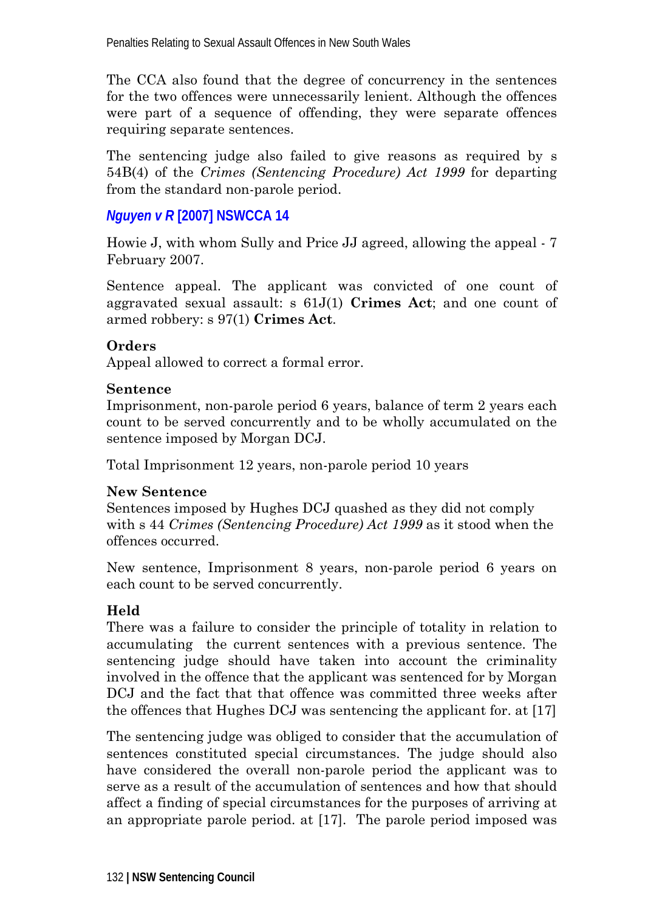The CCA also found that the degree of concurrency in the sentences for the two offences were unnecessarily lenient. Although the offences were part of a sequence of offending, they were separate offences requiring separate sentences.

The sentencing judge also failed to give reasons as required by s 54B(4) of the *Crimes (Sentencing Procedure) Act 1999* for departing from the standard non-parole period.

### *Nguyen v R* [2007] NSWCCA 14

Howie J, with whom Sully and Price JJ agreed, allowing the appeal - 7 February 2007.

Sentence appeal. The applicant was convicted of one count of aggravated sexual assault: s 61J(1) **Crimes Act**; and one count of armed robbery: s 97(1) **Crimes Act**.

**Orders**
Appeal allowed to correct a formal error.

**Sentence**
Imprisonment, non-parole period 6 years, balance of term 2 years each count to be served concurrently and to be wholly accumulated on the sentence imposed by Morgan DCJ.

Total Imprisonment 12 years, non-parole period 10 years

**New Sentence**
Sentences imposed by Hughes DCJ quashed as they did not comply with s 44 *Crimes (Sentencing Procedure) Act 1999* as it stood when the offences occurred.

New sentence, Imprisonment 8 years, non-parole period 6 years on each count to be served concurrently.

**Held**
There was a failure to consider the principle of totality in relation to accumulating the current sentences with a previous sentence. The sentencing judge should have taken into account the criminality involved in the offence that the applicant was sentenced for by Morgan DCJ and the fact that that offence was committed three weeks after the offences that Hughes DCJ was sentencing the applicant for. at [17]

The sentencing judge was obliged to consider that the accumulation of sentences constituted special circumstances. The judge should also have considered the overall non-parole period the applicant was to serve as a result of the accumulation of sentences and how that should affect a finding of special circumstances for the purposes of arriving at an appropriate parole period. at [17]. The parole period imposed was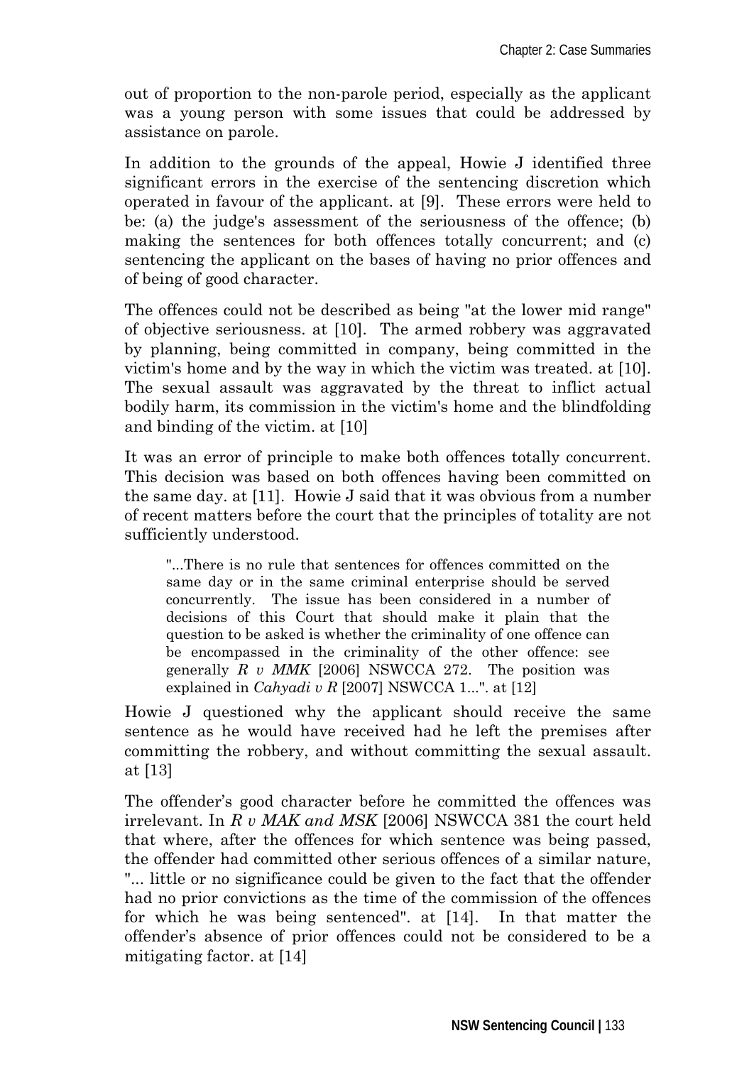out of proportion to the non-parole period, especially as the applicant was a young person with some issues that could be addressed by assistance on parole.

In addition to the grounds of the appeal, Howie J identified three significant errors in the exercise of the sentencing discretion which operated in favour of the applicant. at [9]. These errors were held to be: (a) the judge's assessment of the seriousness of the offence; (b) making the sentences for both offences totally concurrent; and (c) sentencing the applicant on the bases of having no prior offences and of being of good character.

The offences could not be described as being "at the lower mid range" of objective seriousness. at [10]. The armed robbery was aggravated by planning, being committed in company, being committed in the victim's home and by the way in which the victim was treated. at [10]. The sexual assault was aggravated by the threat to inflict actual bodily harm, its commission in the victim's home and the blindfolding and binding of the victim. at [10]

It was an error of principle to make both offences totally concurrent. This decision was based on both offences having been committed on the same day. at [11]. Howie J said that it was obvious from a number of recent matters before the court that the principles of totality are not sufficiently understood.

> "...There is no rule that sentences for offences committed on the same day or in the same criminal enterprise should be served concurrently. The issue has been considered in a number of decisions of this Court that should make it plain that the question to be asked is whether the criminality of one offence can be encompassed in the criminality of the other offence: see generally *R v MMK* [2006] NSWCCA 272. The position was explained in *Cahyadi v R* [2007] NSWCCA 1...". at [12]

Howie J questioned why the applicant should receive the same sentence as he would have received had he left the premises after committing the robbery, and without committing the sexual assault. at [13]

The offender's good character before he committed the offences was irrelevant. In *R v MAK and MSK* [2006] NSWCCA 381 the court held that where, after the offences for which sentence was being passed, the offender had committed other serious offences of a similar nature, "... little or no significance could be given to the fact that the offender had no prior convictions as the time of the commission of the offences for which he was being sentenced". at [14]. In that matter the offender's absence of prior offences could not be considered to be a mitigating factor. at [14]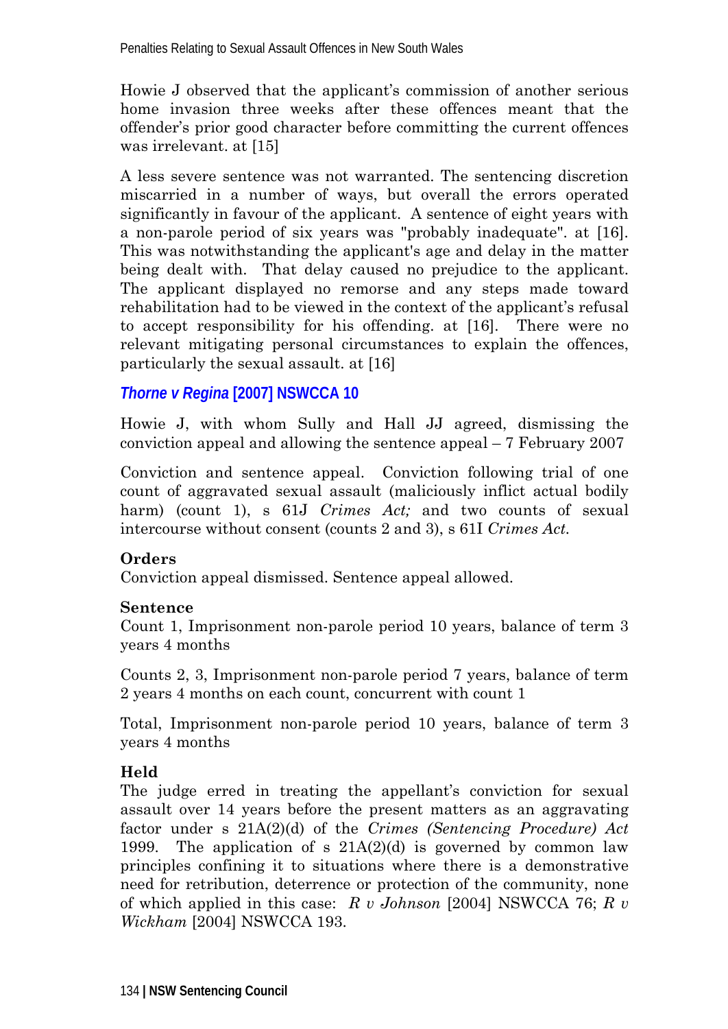Howie J observed that the applicant's commission of another serious home invasion three weeks after these offences meant that the offender's prior good character before committing the current offences was irrelevant. at [15]

A less severe sentence was not warranted. The sentencing discretion miscarried in a number of ways, but overall the errors operated significantly in favour of the applicant. A sentence of eight years with a non-parole period of six years was "probably inadequate". at [16]. This was notwithstanding the applicant's age and delay in the matter being dealt with. That delay caused no prejudice to the applicant. The applicant displayed no remorse and any steps made toward rehabilitation had to be viewed in the context of the applicant's refusal to accept responsibility for his offending. at [16]. There were no relevant mitigating personal circumstances to explain the offences, particularly the sexual assault. at [16]

### *Thorne v Regina* [2007] NSWCCA 10

Howie J, with whom Sully and Hall JJ agreed, dismissing the conviction appeal and allowing the sentence appeal – 7 February 2007

Conviction and sentence appeal. Conviction following trial of one count of aggravated sexual assault (maliciously inflict actual bodily harm) (count 1), s 61J *Crimes Act;* and two counts of sexual intercourse without consent (counts 2 and 3), s 61I *Crimes Act*.

**Orders**
Conviction appeal dismissed. Sentence appeal allowed.

**Sentence**
Count 1, Imprisonment non-parole period 10 years, balance of term 3 years 4 months

Counts 2, 3, Imprisonment non-parole period 7 years, balance of term 2 years 4 months on each count, concurrent with count 1

Total, Imprisonment non-parole period 10 years, balance of term 3 years 4 months

**Held**
The judge erred in treating the appellant's conviction for sexual assault over 14 years before the present matters as an aggravating factor under s 21A(2)(d) of the *Crimes (Sentencing Procedure) Act* 1999. The application of s 21A(2)(d) is governed by common law principles confining it to situations where there is a demonstrative need for retribution, deterrence or protection of the community, none of which applied in this case: *R v Johnson* [2004] NSWCCA 76; *R v Wickham* [2004] NSWCCA 193.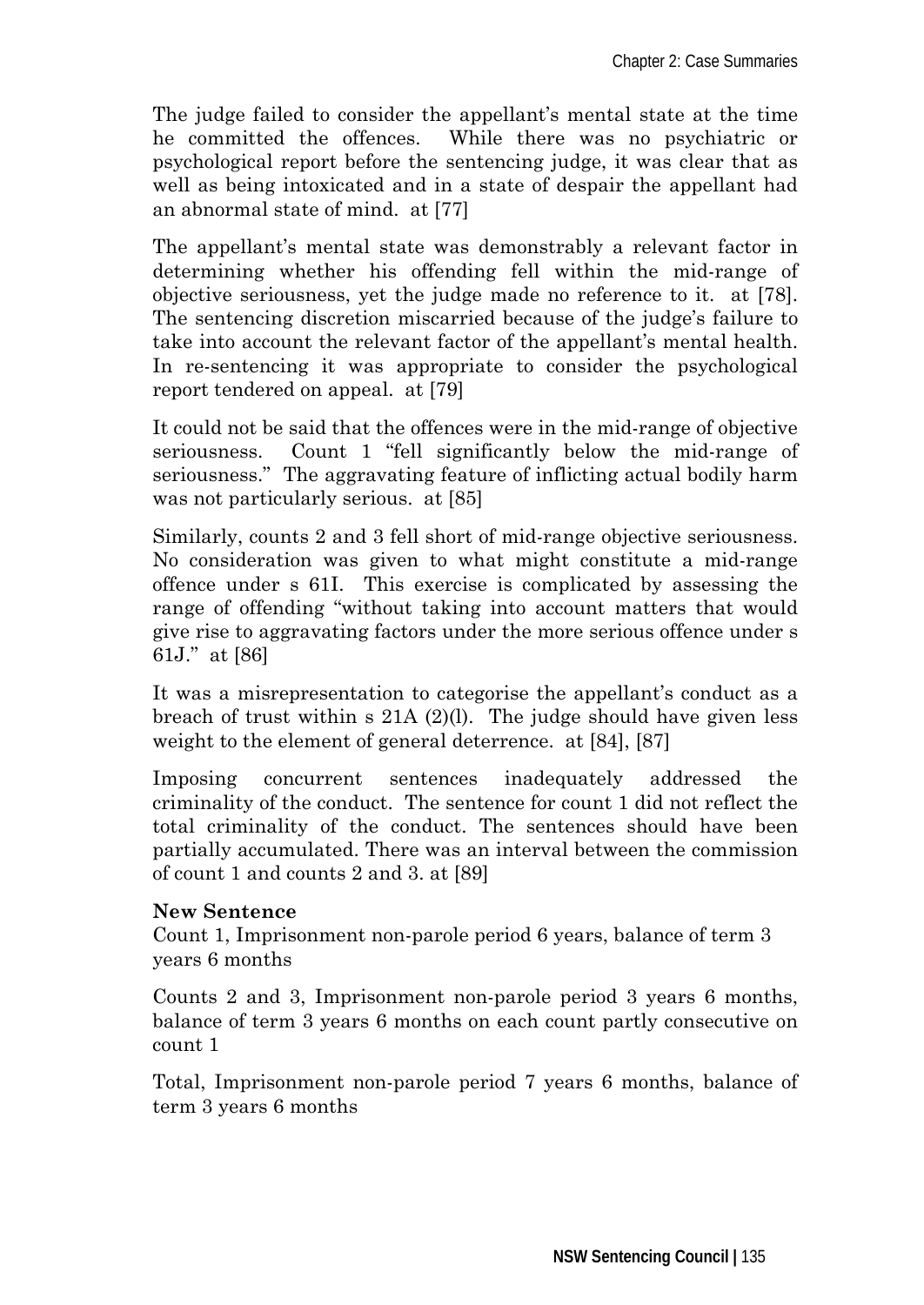The judge failed to consider the appellant's mental state at the time he committed the offences. While there was no psychiatric or psychological report before the sentencing judge, it was clear that as well as being intoxicated and in a state of despair the appellant had an abnormal state of mind. at [77]

The appellant's mental state was demonstrably a relevant factor in determining whether his offending fell within the mid-range of objective seriousness, yet the judge made no reference to it. at [78]. The sentencing discretion miscarried because of the judge's failure to take into account the relevant factor of the appellant's mental health. In re-sentencing it was appropriate to consider the psychological report tendered on appeal. at [79]

It could not be said that the offences were in the mid-range of objective seriousness. Count 1 "fell significantly below the mid-range of seriousness." The aggravating feature of inflicting actual bodily harm was not particularly serious. at [85]

Similarly, counts 2 and 3 fell short of mid-range objective seriousness. No consideration was given to what might constitute a mid-range offence under s 61I. This exercise is complicated by assessing the range of offending "without taking into account matters that would give rise to aggravating factors under the more serious offence under s 61J." at [86]

It was a misrepresentation to categorise the appellant's conduct as a breach of trust within s 21A (2)(l). The judge should have given less weight to the element of general deterrence. at [84], [87]

Imposing concurrent sentences inadequately addressed the criminality of the conduct. The sentence for count 1 did not reflect the total criminality of the conduct. The sentences should have been partially accumulated. There was an interval between the commission of count 1 and counts 2 and 3. at [89]

**New Sentence**

Count 1, Imprisonment non-parole period 6 years, balance of term 3 years 6 months

Counts 2 and 3, Imprisonment non-parole period 3 years 6 months, balance of term 3 years 6 months on each count partly consecutive on count 1

Total, Imprisonment non-parole period 7 years 6 months, balance of term 3 years 6 months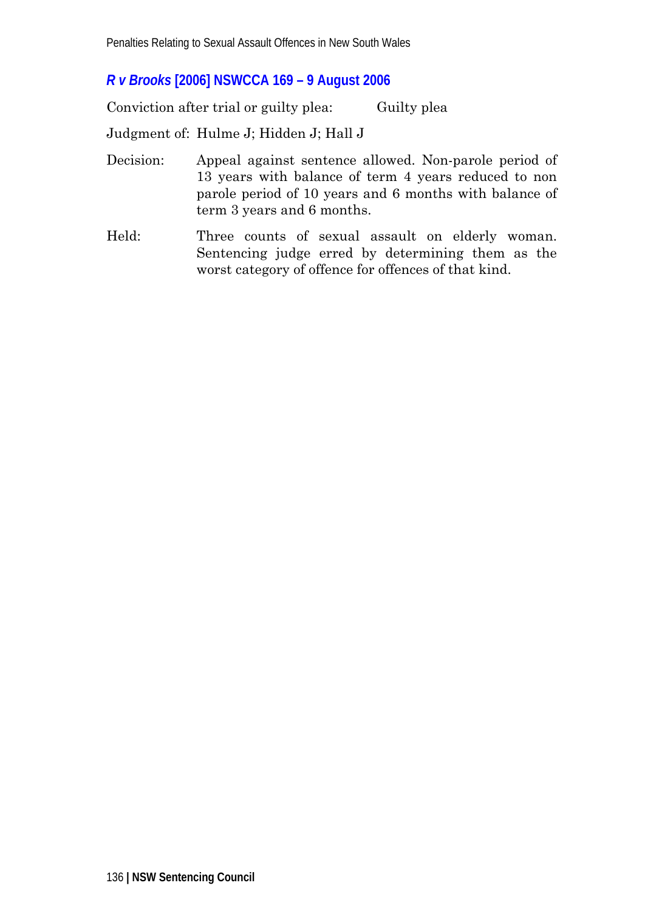### *R v Brooks* [2006] NSWCCA 169 – 9 August 2006

Conviction after trial or guilty plea: Guilty plea

Judgment of: Hulme J; Hidden J; Hall J

Decision: Appeal against sentence allowed. Non-parole period of 13 years with balance of term 4 years reduced to non parole period of 10 years and 6 months with balance of term 3 years and 6 months.

Held: Three counts of sexual assault on elderly woman. Sentencing judge erred by determining them as the worst category of offence for offences of that kind.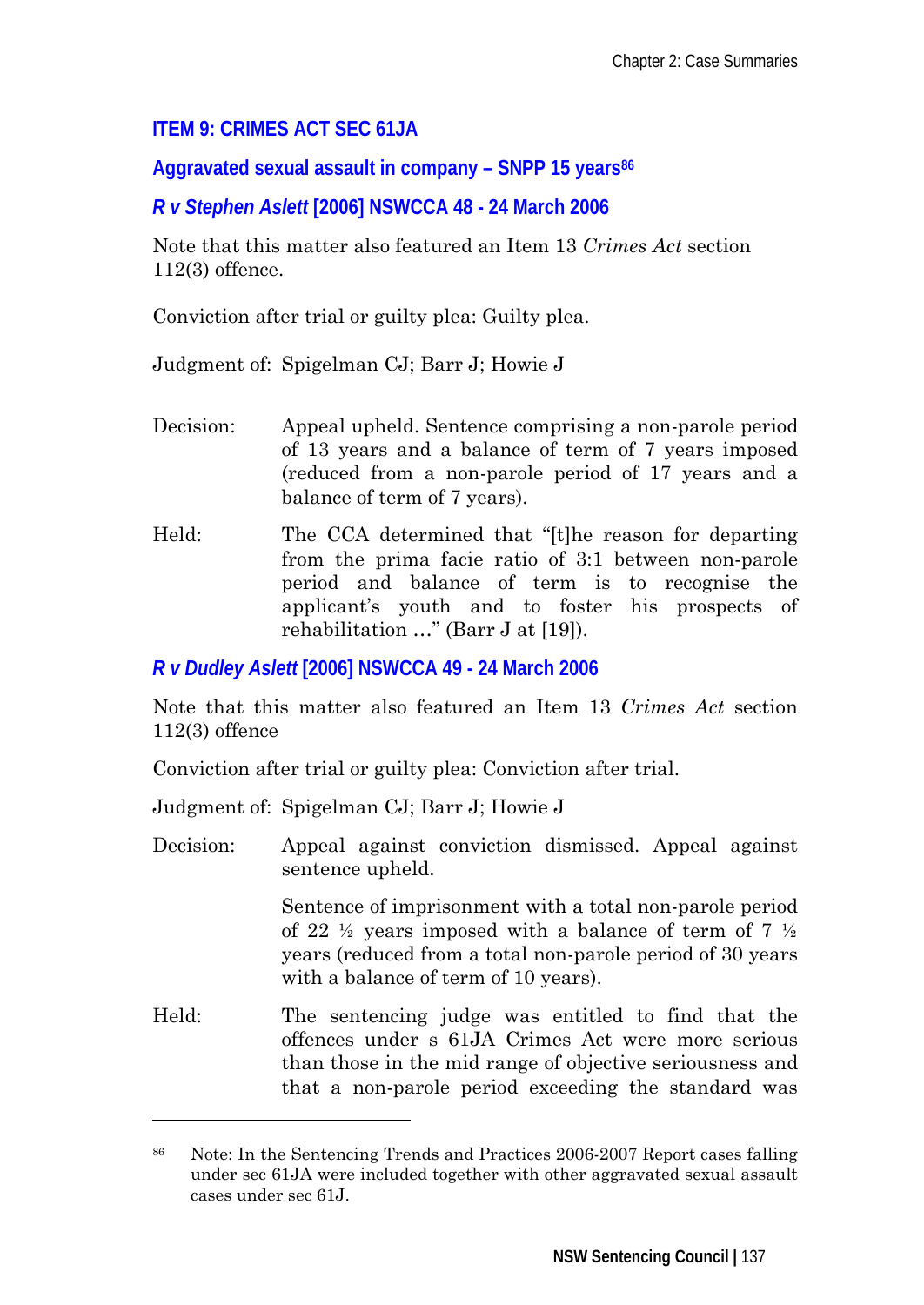## ITEM 9: CRIMES ACT SEC 61JA

### Aggravated sexual assault in company – SNPP 15 years[86]

### *R v Stephen Aslett* [2006] NSWCCA 48 - 24 March 2006

Note that this matter also featured an Item 13 *Crimes Act* section 112(3) offence.

Conviction after trial or guilty plea: Guilty plea.

Judgment of: Spigelman CJ; Barr J; Howie J

Decision: Appeal upheld. Sentence comprising a non-parole period of 13 years and a balance of term of 7 years imposed (reduced from a non-parole period of 17 years and a balance of term of 7 years).

Held: The CCA determined that "[t]he reason for departing from the prima facie ratio of 3:1 between non-parole period and balance of term is to recognise the applicant's youth and to foster his prospects of rehabilitation …" (Barr J at [19]).

### *R v Dudley Aslett* [2006] NSWCCA 49 - 24 March 2006

Note that this matter also featured an Item 13 *Crimes Act* section 112(3) offence

Conviction after trial or guilty plea: Conviction after trial.

Judgment of: Spigelman CJ; Barr J; Howie J

Decision: Appeal against conviction dismissed. Appeal against sentence upheld.

Sentence of imprisonment with a total non-parole period of 22 ½ years imposed with a balance of term of 7 ½ years (reduced from a total non-parole period of 30 years with a balance of term of 10 years).

Held: The sentencing judge was entitled to find that the offences under s 61JA Crimes Act were more serious than those in the mid range of objective seriousness and that a non-parole period exceeding the standard was

---

[86] Note: In the Sentencing Trends and Practices 2006-2007 Report cases falling under sec 61JA were included together with other aggravated sexual assault cases under sec 61J.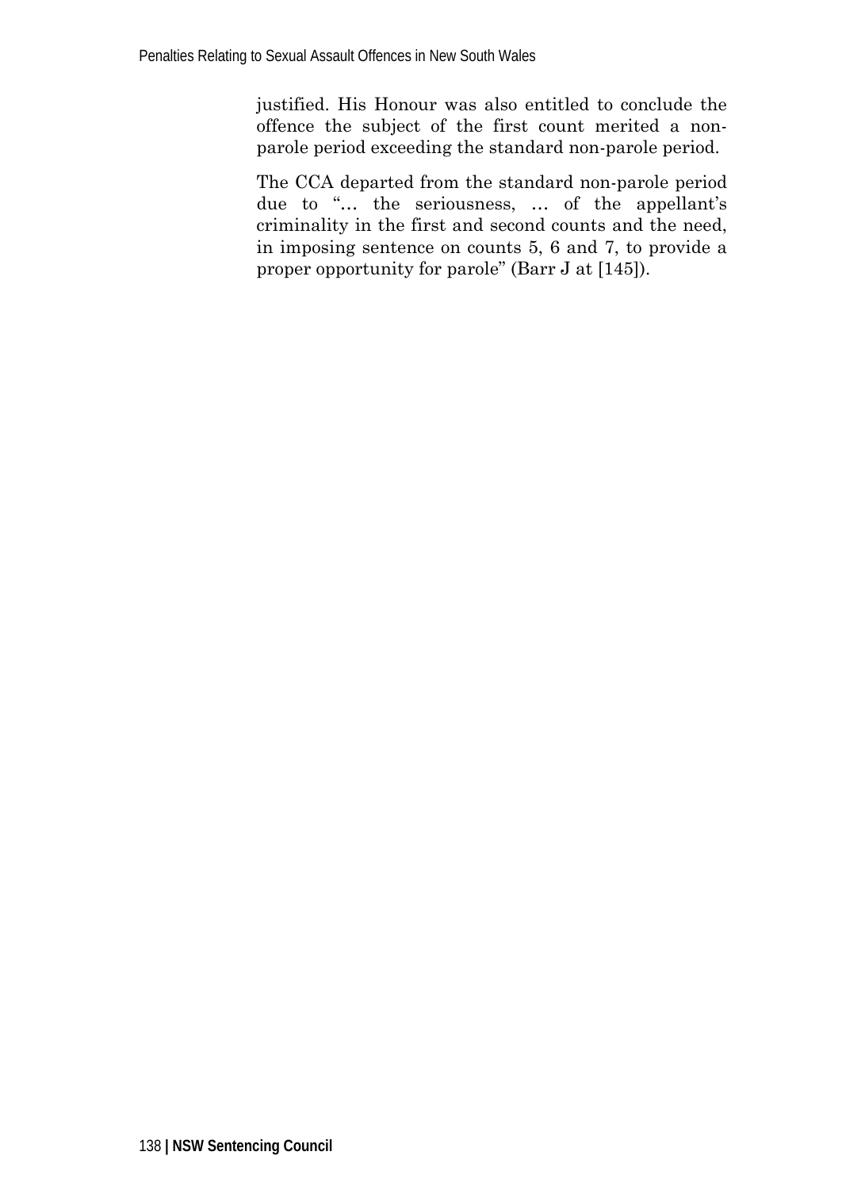justified. His Honour was also entitled to conclude the offence the subject of the first count merited a non-parole period exceeding the standard non-parole period.

The CCA departed from the standard non-parole period due to "… the seriousness, … of the appellant's criminality in the first and second counts and the need, in imposing sentence on counts 5, 6 and 7, to provide a proper opportunity for parole" (Barr J at [145]).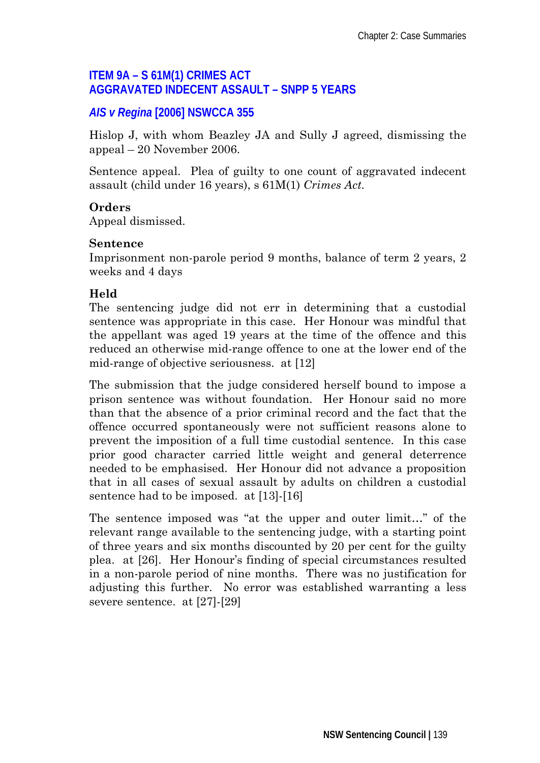## ITEM 9A – S 61M(1) CRIMES ACT
## AGGRAVATED INDECENT ASSAULT – SNPP 5 YEARS

### *AIS v Regina* [2006] NSWCCA 355

Hislop J, with whom Beazley JA and Sully J agreed, dismissing the appeal – 20 November 2006.

Sentence appeal. Plea of guilty to one count of aggravated indecent assault (child under 16 years), s 61M(1) *Crimes Act*.

**Orders**
Appeal dismissed.

**Sentence**
Imprisonment non-parole period 9 months, balance of term 2 years, 2 weeks and 4 days

**Held**
The sentencing judge did not err in determining that a custodial sentence was appropriate in this case. Her Honour was mindful that the appellant was aged 19 years at the time of the offence and this reduced an otherwise mid-range offence to one at the lower end of the mid-range of objective seriousness. at [12]

The submission that the judge considered herself bound to impose a prison sentence was without foundation. Her Honour said no more than that the absence of a prior criminal record and the fact that the offence occurred spontaneously were not sufficient reasons alone to prevent the imposition of a full time custodial sentence. In this case prior good character carried little weight and general deterrence needed to be emphasised. Her Honour did not advance a proposition that in all cases of sexual assault by adults on children a custodial sentence had to be imposed. at [13]-[16]

The sentence imposed was "at the upper and outer limit…" of the relevant range available to the sentencing judge, with a starting point of three years and six months discounted by 20 per cent for the guilty plea. at [26]. Her Honour's finding of special circumstances resulted in a non-parole period of nine months. There was no justification for adjusting this further. No error was established warranting a less severe sentence. at [27]-[29]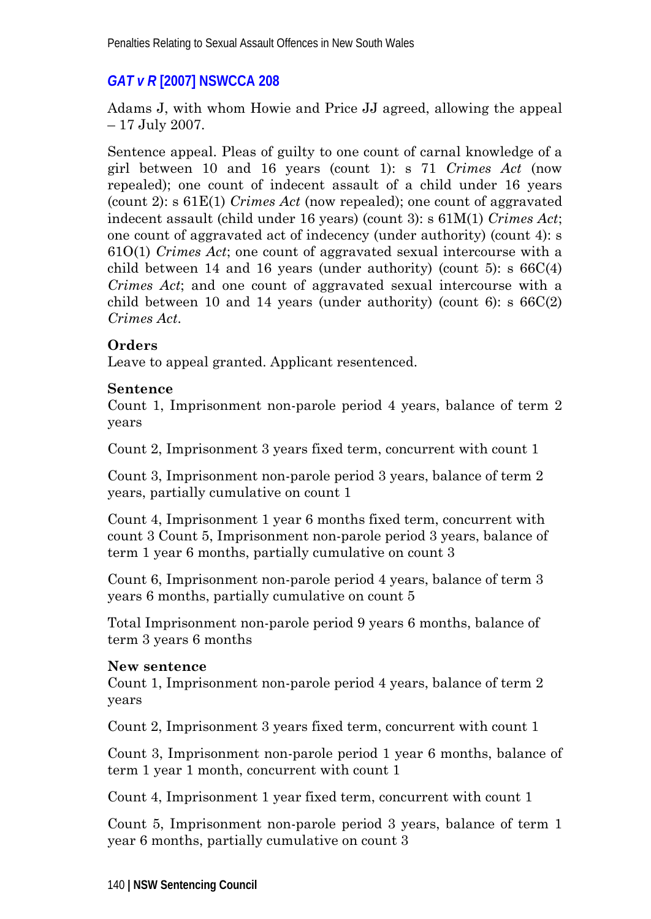## *GAT v R* [2007] NSWCCA 208

Adams J, with whom Howie and Price JJ agreed, allowing the appeal – 17 July 2007.

Sentence appeal. Pleas of guilty to one count of carnal knowledge of a girl between 10 and 16 years (count 1): s 71 *Crimes Act* (now repealed); one count of indecent assault of a child under 16 years (count 2): s 61E(1) *Crimes Act* (now repealed); one count of aggravated indecent assault (child under 16 years) (count 3): s 61M(1) *Crimes Act*; one count of aggravated act of indecency (under authority) (count 4): s 61O(1) *Crimes Act*; one count of aggravated sexual intercourse with a child between 14 and 16 years (under authority) (count 5): s 66C(4) *Crimes Act*; and one count of aggravated sexual intercourse with a child between 10 and 14 years (under authority) (count 6): s 66C(2) *Crimes Act*.

**Orders**
Leave to appeal granted. Applicant resentenced.

**Sentence**
Count 1, Imprisonment non-parole period 4 years, balance of term 2 years

Count 2, Imprisonment 3 years fixed term, concurrent with count 1

Count 3, Imprisonment non-parole period 3 years, balance of term 2 years, partially cumulative on count 1

Count 4, Imprisonment 1 year 6 months fixed term, concurrent with count 3 Count 5, Imprisonment non-parole period 3 years, balance of term 1 year 6 months, partially cumulative on count 3

Count 6, Imprisonment non-parole period 4 years, balance of term 3 years 6 months, partially cumulative on count 5

Total Imprisonment non-parole period 9 years 6 months, balance of term 3 years 6 months

**New sentence**
Count 1, Imprisonment non-parole period 4 years, balance of term 2 years

Count 2, Imprisonment 3 years fixed term, concurrent with count 1

Count 3, Imprisonment non-parole period 1 year 6 months, balance of term 1 year 1 month, concurrent with count 1

Count 4, Imprisonment 1 year fixed term, concurrent with count 1

Count 5, Imprisonment non-parole period 3 years, balance of term 1 year 6 months, partially cumulative on count 3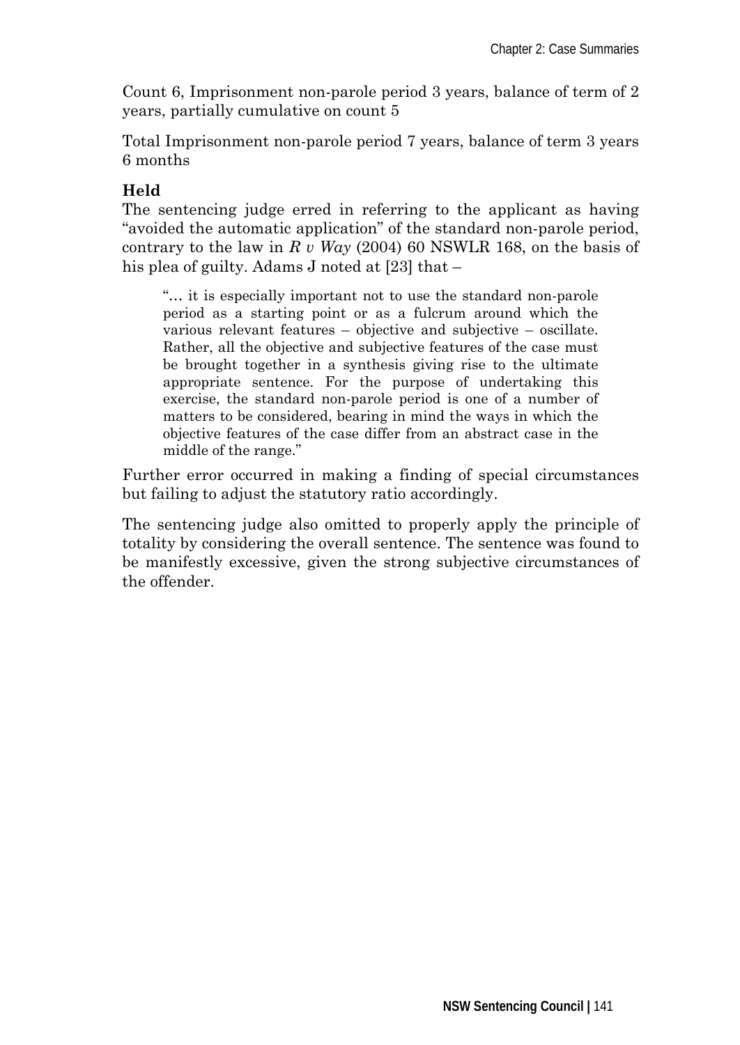Count 6, Imprisonment non-parole period 3 years, balance of term of 2 years, partially cumulative on count 5

Total Imprisonment non-parole period 7 years, balance of term 3 years 6 months

**Held**

The sentencing judge erred in referring to the applicant as having "avoided the automatic application" of the standard non-parole period, contrary to the law in *R v Way* (2004) 60 NSWLR 168, on the basis of his plea of guilty. Adams J noted at [23] that –

> "… it is especially important not to use the standard non-parole period as a starting point or as a fulcrum around which the various relevant features – objective and subjective – oscillate. Rather, all the objective and subjective features of the case must be brought together in a synthesis giving rise to the ultimate appropriate sentence. For the purpose of undertaking this exercise, the standard non-parole period is one of a number of matters to be considered, bearing in mind the ways in which the objective features of the case differ from an abstract case in the middle of the range."

Further error occurred in making a finding of special circumstances but failing to adjust the statutory ratio accordingly.

The sentencing judge also omitted to properly apply the principle of totality by considering the overall sentence. The sentence was found to be manifestly excessive, given the strong subjective circumstances of the offender.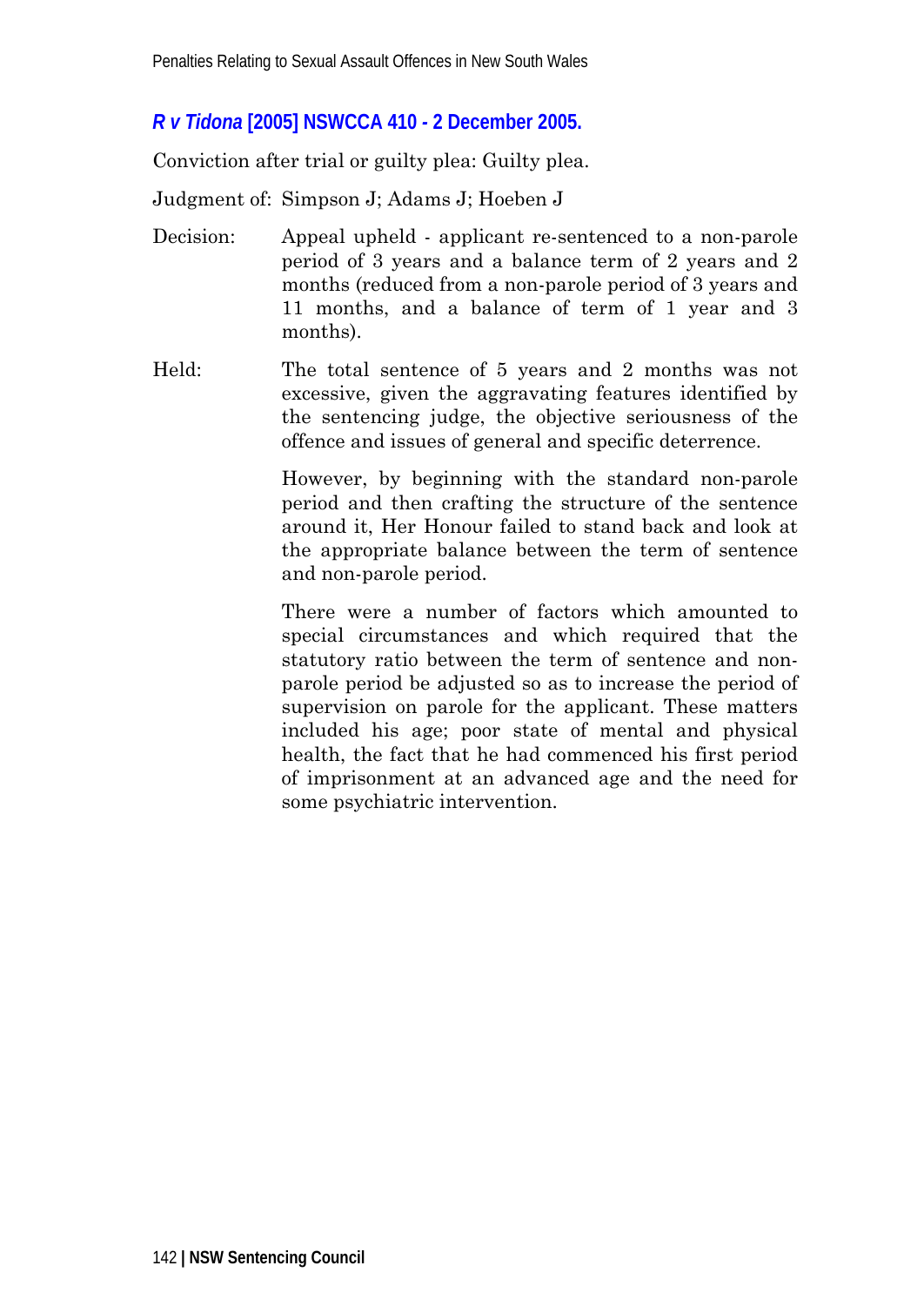### *R v Tidona* [2005] NSWCCA 410 - 2 December 2005.

Conviction after trial or guilty plea: Guilty plea.

Judgment of: Simpson J; Adams J; Hoeben J

Decision: Appeal upheld - applicant re-sentenced to a non-parole period of 3 years and a balance term of 2 years and 2 months (reduced from a non-parole period of 3 years and 11 months, and a balance of term of 1 year and 3 months).

Held: The total sentence of 5 years and 2 months was not excessive, given the aggravating features identified by the sentencing judge, the objective seriousness of the offence and issues of general and specific deterrence.

However, by beginning with the standard non-parole period and then crafting the structure of the sentence around it, Her Honour failed to stand back and look at the appropriate balance between the term of sentence and non-parole period.

There were a number of factors which amounted to special circumstances and which required that the statutory ratio between the term of sentence and non-parole period be adjusted so as to increase the period of supervision on parole for the applicant. These matters included his age; poor state of mental and physical health, the fact that he had commenced his first period of imprisonment at an advanced age and the need for some psychiatric intervention.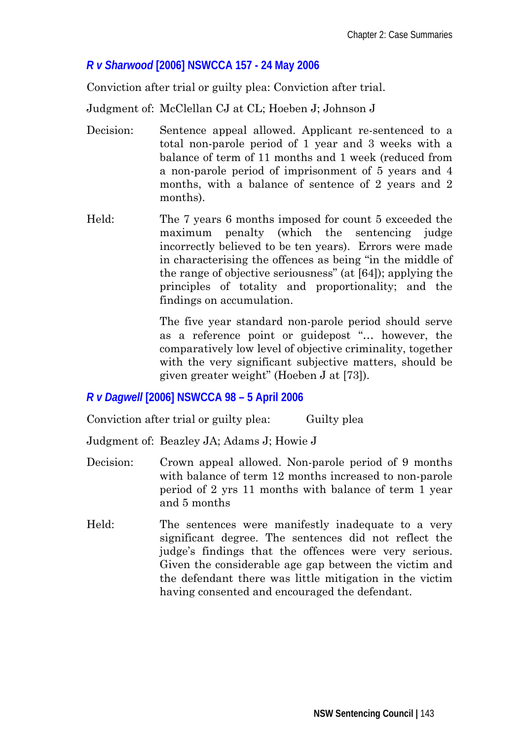### *R v Sharwood* [2006] NSWCCA 157 - 24 May 2006

Conviction after trial or guilty plea: Conviction after trial.

Judgment of: McClellan CJ at CL; Hoeben J; Johnson J

Decision: Sentence appeal allowed. Applicant re-sentenced to a total non-parole period of 1 year and 3 weeks with a balance of term of 11 months and 1 week (reduced from a non-parole period of imprisonment of 5 years and 4 months, with a balance of sentence of 2 years and 2 months).

Held: The 7 years 6 months imposed for count 5 exceeded the maximum penalty (which the sentencing judge incorrectly believed to be ten years). Errors were made in characterising the offences as being "in the middle of the range of objective seriousness" (at [64]); applying the principles of totality and proportionality; and the findings on accumulation.

The five year standard non-parole period should serve as a reference point or guidepost "… however, the comparatively low level of objective criminality, together with the very significant subjective matters, should be given greater weight" (Hoeben J at [73]).

### *R v Dagwell* [2006] NSWCCA 98 – 5 April 2006

Conviction after trial or guilty plea: Guilty plea

Judgment of: Beazley JA; Adams J; Howie J

Decision: Crown appeal allowed. Non-parole period of 9 months with balance of term 12 months increased to non-parole period of 2 yrs 11 months with balance of term 1 year and 5 months

Held: The sentences were manifestly inadequate to a very significant degree. The sentences did not reflect the judge's findings that the offences were very serious. Given the considerable age gap between the victim and the defendant there was little mitigation in the victim having consented and encouraged the defendant.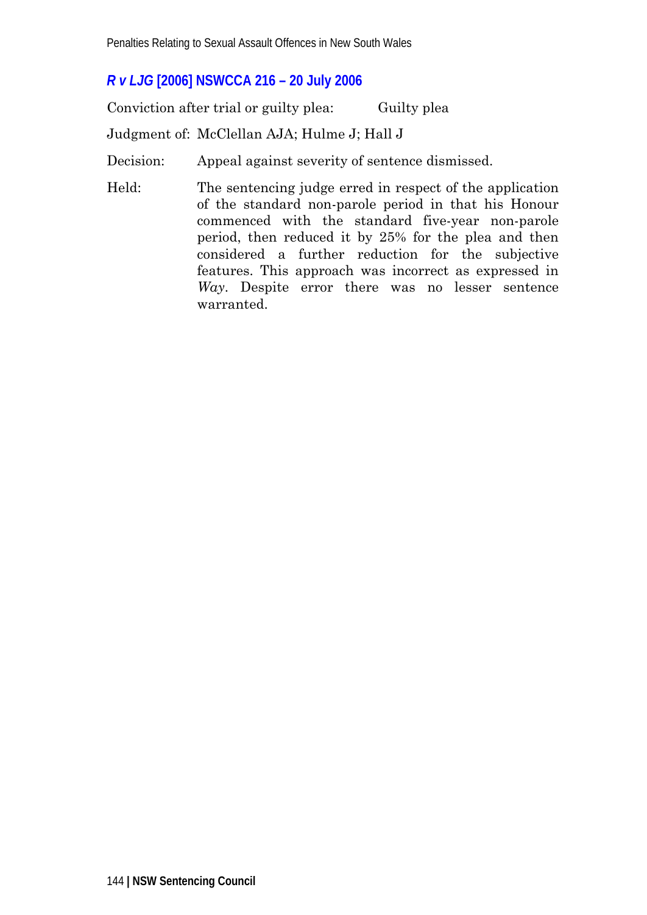### *R v LJG* [2006] NSWCCA 216 – 20 July 2006

Conviction after trial or guilty plea: Guilty plea

Judgment of: McClellan AJA; Hulme J; Hall J

Decision: Appeal against severity of sentence dismissed.

Held: The sentencing judge erred in respect of the application of the standard non-parole period in that his Honour commenced with the standard five-year non-parole period, then reduced it by 25% for the plea and then considered a further reduction for the subjective features. This approach was incorrect as expressed in *Way*. Despite error there was no lesser sentence warranted.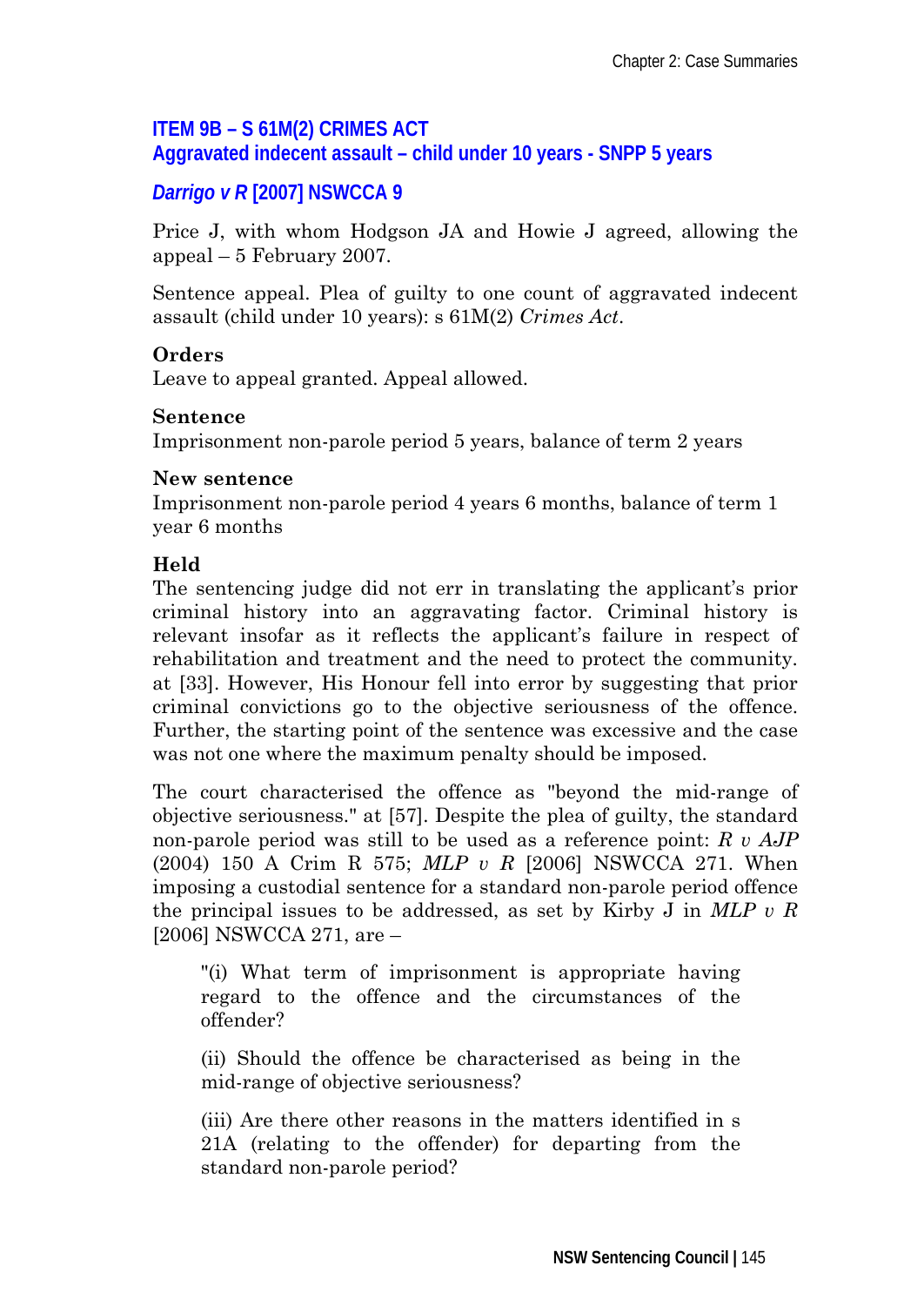### ITEM 9B – S 61M(2) CRIMES ACT
### Aggravated indecent assault – child under 10 years - SNPP 5 years

### *Darrigo v R* [2007] NSWCCA 9

Price J, with whom Hodgson JA and Howie J agreed, allowing the appeal – 5 February 2007.

Sentence appeal. Plea of guilty to one count of aggravated indecent assault (child under 10 years): s 61M(2) *Crimes Act*.

**Orders**
Leave to appeal granted. Appeal allowed.

**Sentence**
Imprisonment non-parole period 5 years, balance of term 2 years

**New sentence**
Imprisonment non-parole period 4 years 6 months, balance of term 1 year 6 months

**Held**
The sentencing judge did not err in translating the applicant's prior criminal history into an aggravating factor. Criminal history is relevant insofar as it reflects the applicant's failure in respect of rehabilitation and treatment and the need to protect the community. at [33]. However, His Honour fell into error by suggesting that prior criminal convictions go to the objective seriousness of the offence. Further, the starting point of the sentence was excessive and the case was not one where the maximum penalty should be imposed.

The court characterised the offence as "beyond the mid-range of objective seriousness." at [57]. Despite the plea of guilty, the standard non-parole period was still to be used as a reference point: *R v AJP* (2004) 150 A Crim R 575; *MLP v R* [2006] NSWCCA 271. When imposing a custodial sentence for a standard non-parole period offence the principal issues to be addressed, as set by Kirby J in *MLP v R* [2006] NSWCCA 271, are –

> "(i) What term of imprisonment is appropriate having regard to the offence and the circumstances of the offender?
>
> (ii) Should the offence be characterised as being in the mid-range of objective seriousness?
>
> (iii) Are there other reasons in the matters identified in s 21A (relating to the offender) for departing from the standard non-parole period?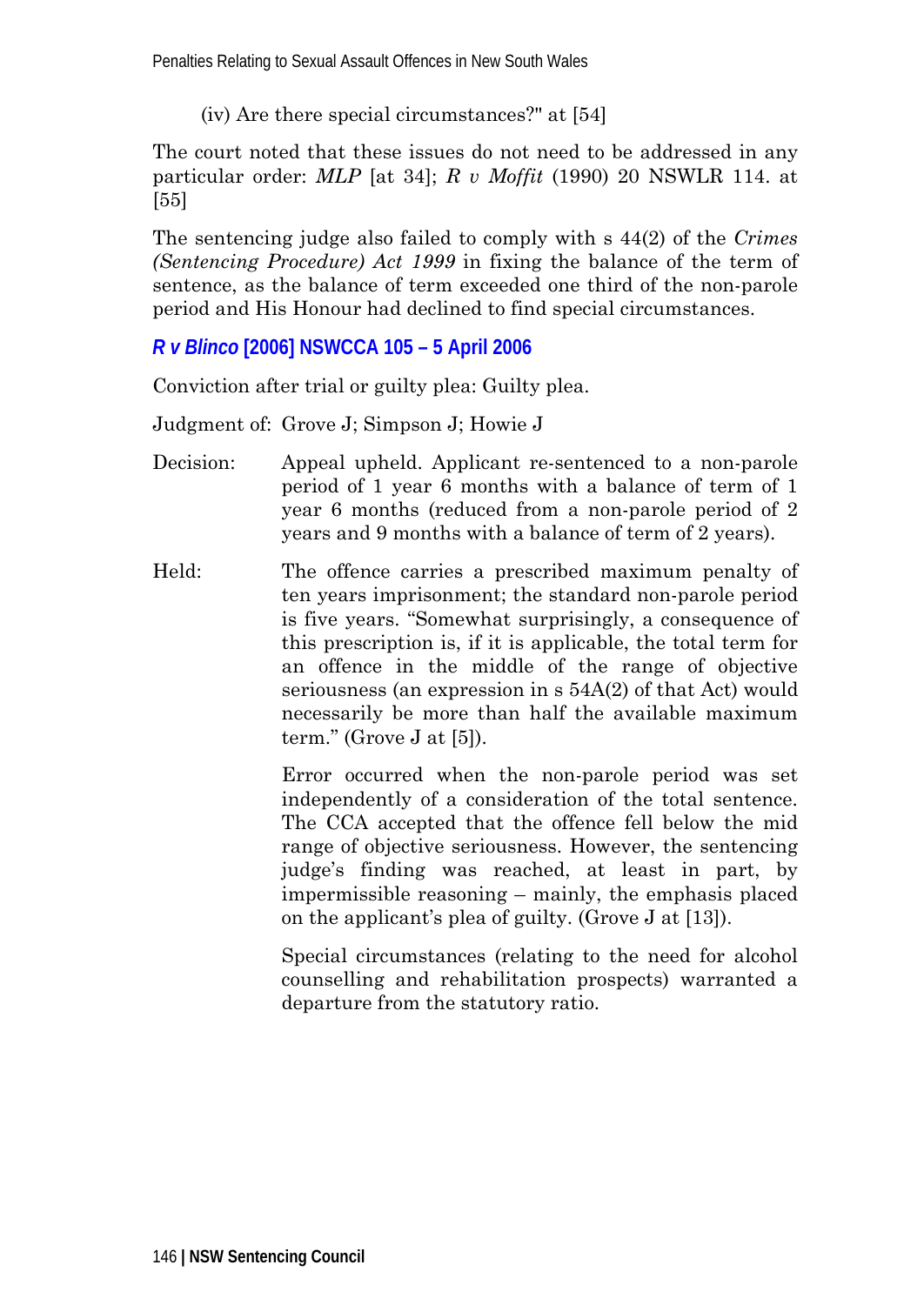(iv) Are there special circumstances?" at [54]

The court noted that these issues do not need to be addressed in any particular order: *MLP* [at 34]; *R v Moffit* (1990) 20 NSWLR 114. at [55]

The sentencing judge also failed to comply with s 44(2) of the *Crimes (Sentencing Procedure) Act 1999* in fixing the balance of the term of sentence, as the balance of term exceeded one third of the non-parole period and His Honour had declined to find special circumstances.

### *R v Blinco* [2006] NSWCCA 105 – 5 April 2006

Conviction after trial or guilty plea: Guilty plea.

Judgment of: Grove J; Simpson J; Howie J

Decision: Appeal upheld. Applicant re-sentenced to a non-parole period of 1 year 6 months with a balance of term of 1 year 6 months (reduced from a non-parole period of 2 years and 9 months with a balance of term of 2 years).

Held: The offence carries a prescribed maximum penalty of ten years imprisonment; the standard non-parole period is five years. "Somewhat surprisingly, a consequence of this prescription is, if it is applicable, the total term for an offence in the middle of the range of objective seriousness (an expression in s 54A(2) of that Act) would necessarily be more than half the available maximum term." (Grove J at [5]).

Error occurred when the non-parole period was set independently of a consideration of the total sentence. The CCA accepted that the offence fell below the mid range of objective seriousness. However, the sentencing judge's finding was reached, at least in part, by impermissible reasoning – mainly, the emphasis placed on the applicant's plea of guilty. (Grove J at [13]).

Special circumstances (relating to the need for alcohol counselling and rehabilitation prospects) warranted a departure from the statutory ratio.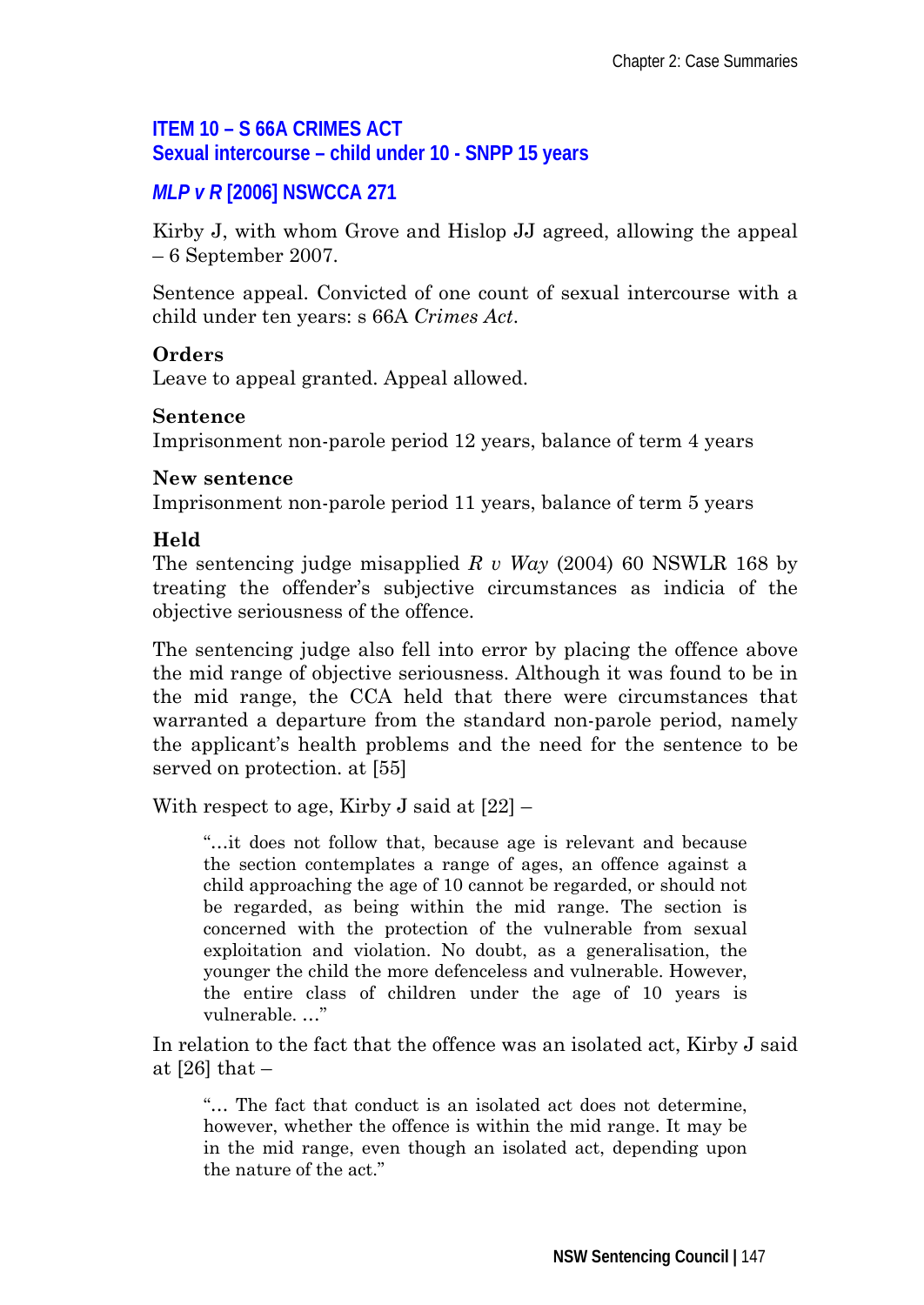### ITEM 10 – S 66A CRIMES ACT
### Sexual intercourse – child under 10 - SNPP 15 years

### *MLP v R* [2006] NSWCCA 271

Kirby J, with whom Grove and Hislop JJ agreed, allowing the appeal – 6 September 2007.

Sentence appeal. Convicted of one count of sexual intercourse with a child under ten years: s 66A *Crimes Act*.

**Orders**
Leave to appeal granted. Appeal allowed.

**Sentence**
Imprisonment non-parole period 12 years, balance of term 4 years

**New sentence**
Imprisonment non-parole period 11 years, balance of term 5 years

**Held**
The sentencing judge misapplied *R v Way* (2004) 60 NSWLR 168 by treating the offender's subjective circumstances as indicia of the objective seriousness of the offence.

The sentencing judge also fell into error by placing the offence above the mid range of objective seriousness. Although it was found to be in the mid range, the CCA held that there were circumstances that warranted a departure from the standard non-parole period, namely the applicant's health problems and the need for the sentence to be served on protection. at [55]

With respect to age, Kirby J said at [22] –

> "…it does not follow that, because age is relevant and because the section contemplates a range of ages, an offence against a child approaching the age of 10 cannot be regarded, or should not be regarded, as being within the mid range. The section is concerned with the protection of the vulnerable from sexual exploitation and violation. No doubt, as a generalisation, the younger the child the more defenceless and vulnerable. However, the entire class of children under the age of 10 years is vulnerable. …"

In relation to the fact that the offence was an isolated act, Kirby J said at [26] that –

> "… The fact that conduct is an isolated act does not determine, however, whether the offence is within the mid range. It may be in the mid range, even though an isolated act, depending upon the nature of the act."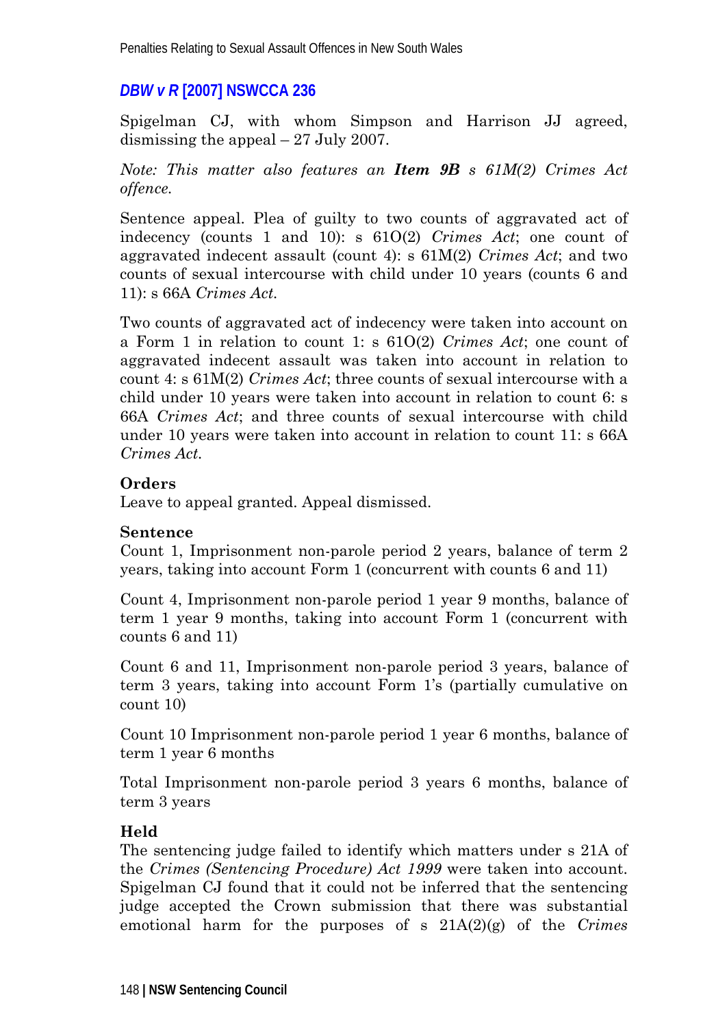### *DBW v R* [2007] NSWCCA 236

Spigelman CJ, with whom Simpson and Harrison JJ agreed, dismissing the appeal – 27 July 2007.

*Note: This matter also features an **Item 9B** s 61M(2) Crimes Act offence.*

Sentence appeal. Plea of guilty to two counts of aggravated act of indecency (counts 1 and 10): s 61O(2) *Crimes Act*; one count of aggravated indecent assault (count 4): s 61M(2) *Crimes Act*; and two counts of sexual intercourse with child under 10 years (counts 6 and 11): s 66A *Crimes Act*.

Two counts of aggravated act of indecency were taken into account on a Form 1 in relation to count 1: s 61O(2) *Crimes Act*; one count of aggravated indecent assault was taken into account in relation to count 4: s 61M(2) *Crimes Act*; three counts of sexual intercourse with a child under 10 years were taken into account in relation to count 6: s 66A *Crimes Act*; and three counts of sexual intercourse with child under 10 years were taken into account in relation to count 11: s 66A *Crimes Act*.

**Orders**
Leave to appeal granted. Appeal dismissed.

**Sentence**
Count 1, Imprisonment non-parole period 2 years, balance of term 2 years, taking into account Form 1 (concurrent with counts 6 and 11)

Count 4, Imprisonment non-parole period 1 year 9 months, balance of term 1 year 9 months, taking into account Form 1 (concurrent with counts 6 and 11)

Count 6 and 11, Imprisonment non-parole period 3 years, balance of term 3 years, taking into account Form 1's (partially cumulative on count 10)

Count 10 Imprisonment non-parole period 1 year 6 months, balance of term 1 year 6 months

Total Imprisonment non-parole period 3 years 6 months, balance of term 3 years

**Held**
The sentencing judge failed to identify which matters under s 21A of the *Crimes (Sentencing Procedure) Act 1999* were taken into account. Spigelman CJ found that it could not be inferred that the sentencing judge accepted the Crown submission that there was substantial emotional harm for the purposes of s 21A(2)(g) of the *Crimes*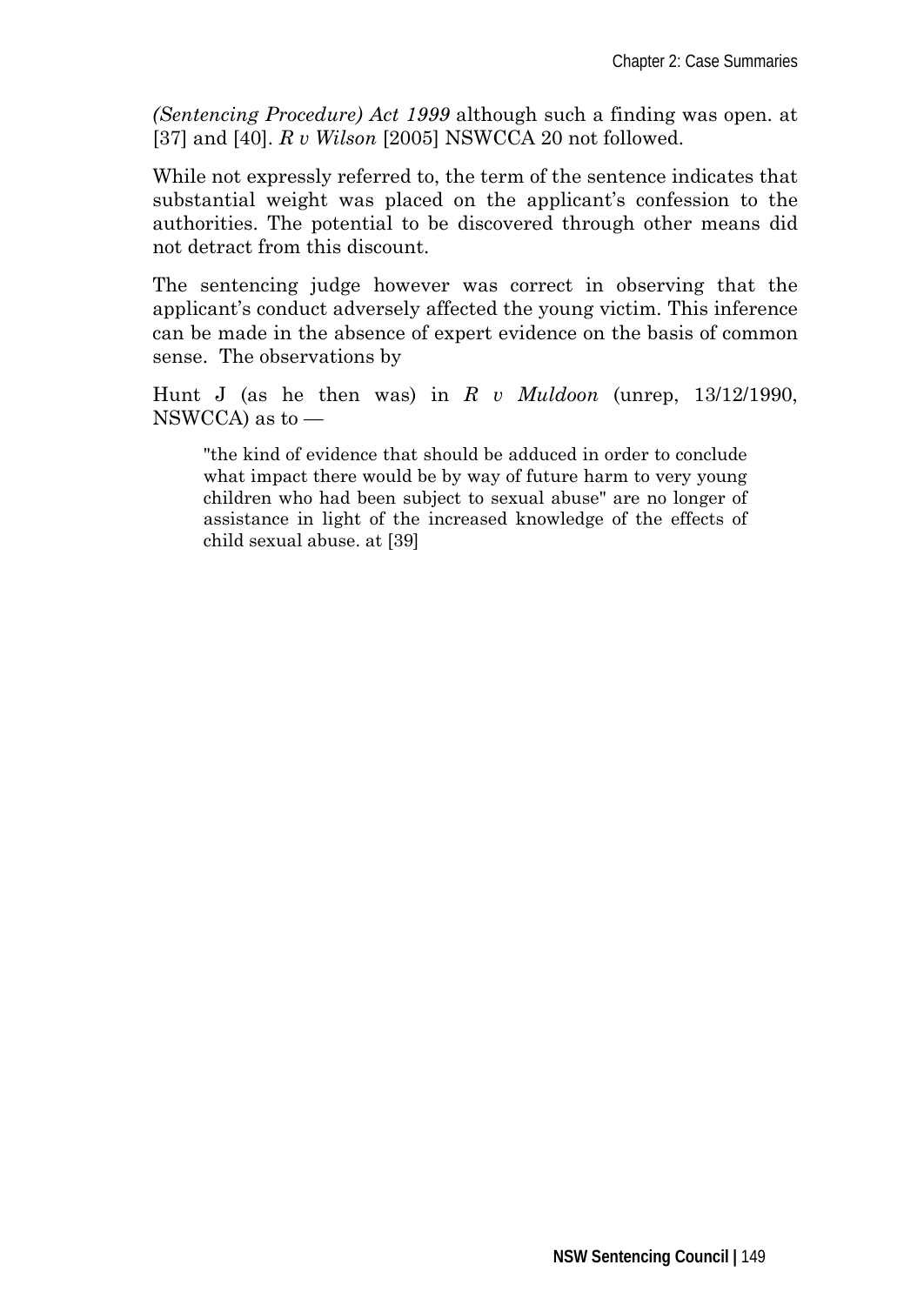*(Sentencing Procedure) Act 1999* although such a finding was open. at [37] and [40]. *R v Wilson* [2005] NSWCCA 20 not followed.

While not expressly referred to, the term of the sentence indicates that substantial weight was placed on the applicant's confession to the authorities. The potential to be discovered through other means did not detract from this discount.

The sentencing judge however was correct in observing that the applicant's conduct adversely affected the young victim. This inference can be made in the absence of expert evidence on the basis of common sense. The observations by

Hunt J (as he then was) in *R v Muldoon* (unrep, 13/12/1990, NSWCCA) as to —

> "the kind of evidence that should be adduced in order to conclude what impact there would be by way of future harm to very young children who had been subject to sexual abuse" are no longer of assistance in light of the increased knowledge of the effects of child sexual abuse. at [39]